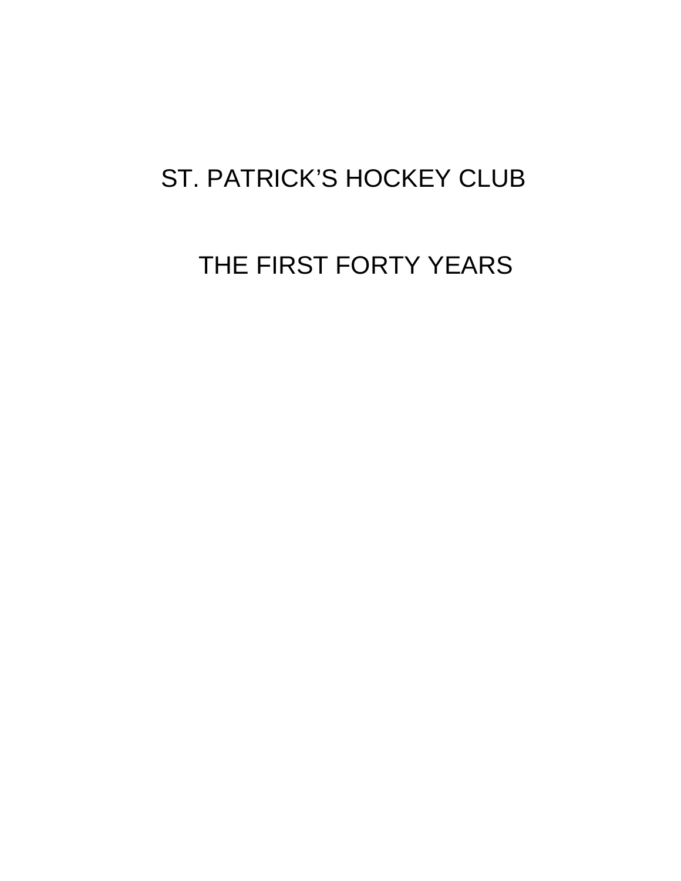# ST. PATRICK'S HOCKEY CLUB

## THE FIRST FORTY YEARS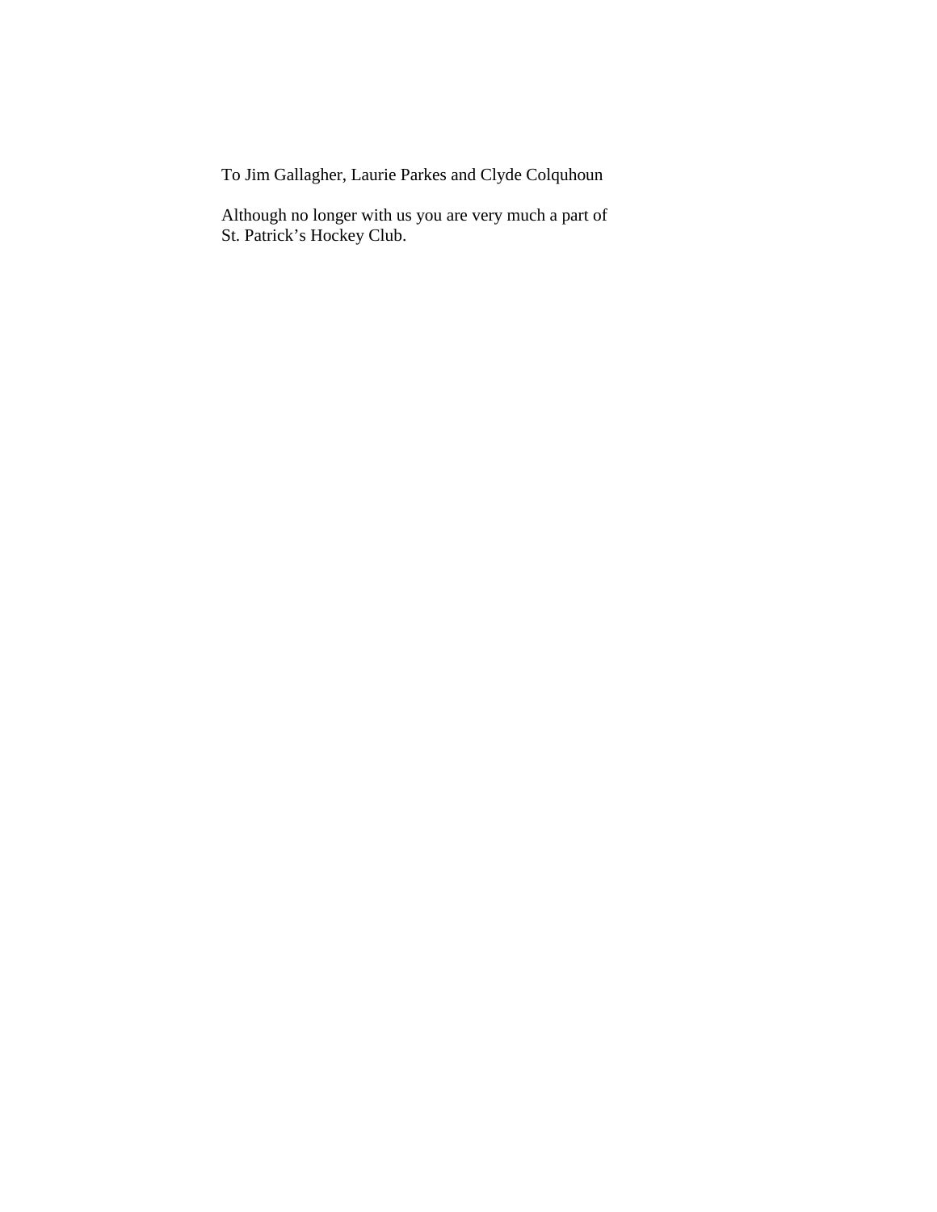To Jim Gallagher, Laurie Parkes and Clyde Colquhoun

Although no longer with us you are very much a part of St. Patrick's Hockey Club.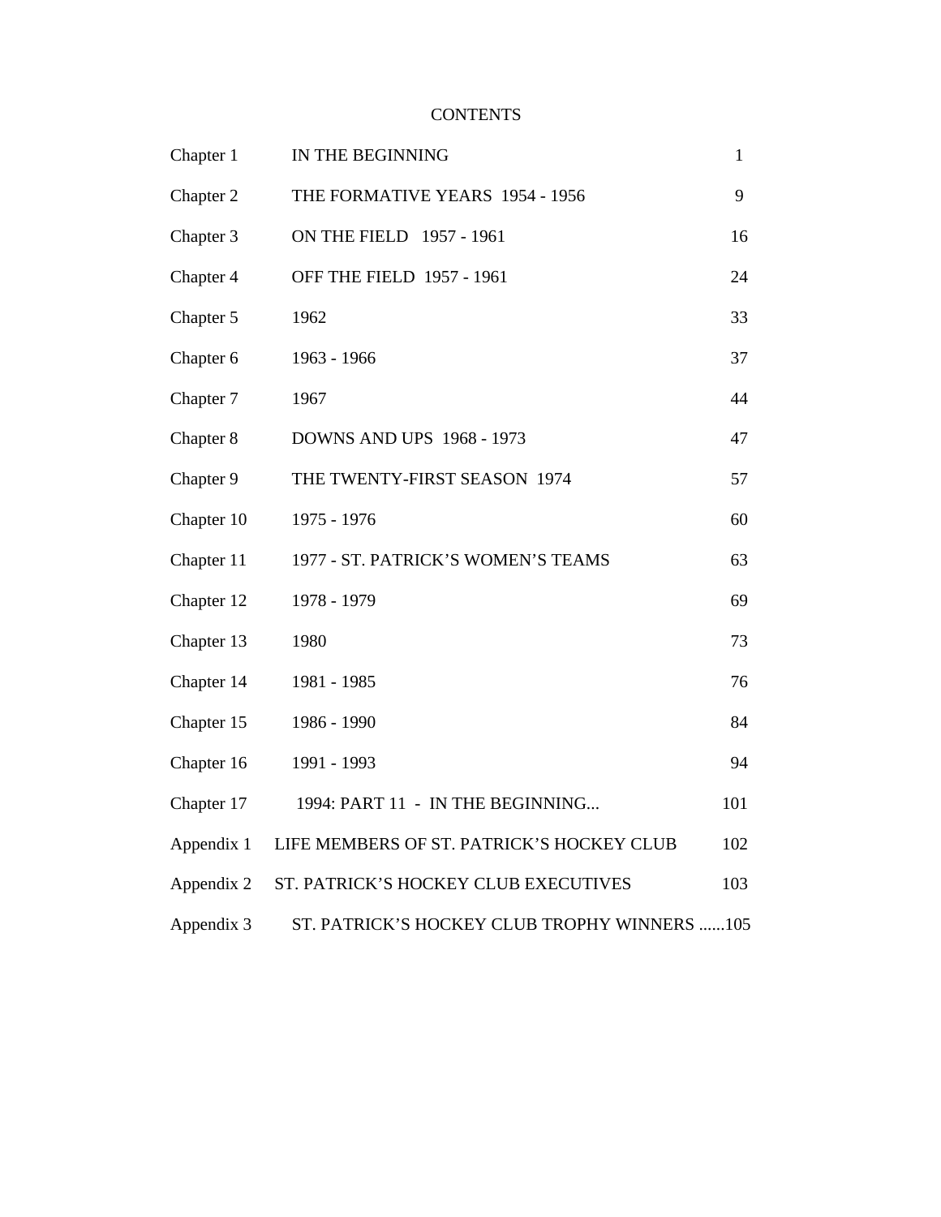# CONTENTS

| | | |
|---|---|---|
| Chapter 1 | IN THE BEGINNING | 1 |
| Chapter 2 | THE FORMATIVE YEARS 1954 - 1956 | 9 |
| Chapter 3 | ON THE FIELD 1957 - 1961 | 16 |
| Chapter 4 | OFF THE FIELD 1957 - 1961 | 24 |
| Chapter 5 | 1962 | 33 |
| Chapter 6 | 1963 - 1966 | 37 |
| Chapter 7 | 1967 | 44 |
| Chapter 8 | DOWNS AND UPS 1968 - 1973 | 47 |
| Chapter 9 | THE TWENTY-FIRST SEASON 1974 | 57 |
| Chapter 10 | 1975 - 1976 | 60 |
| Chapter 11 | 1977 - ST. PATRICK'S WOMEN'S TEAMS | 63 |
| Chapter 12 | 1978 - 1979 | 69 |
| Chapter 13 | 1980 | 73 |
| Chapter 14 | 1981 - 1985 | 76 |
| Chapter 15 | 1986 - 1990 | 84 |
| Chapter 16 | 1991 - 1993 | 94 |
| Chapter 17 | 1994: PART 11 - IN THE BEGINNING... | 101 |
| Appendix 1 | LIFE MEMBERS OF ST. PATRICK'S HOCKEY CLUB | 102 |
| Appendix 2 | ST. PATRICK'S HOCKEY CLUB EXECUTIVES | 103 |
| Appendix 3 | ST. PATRICK'S HOCKEY CLUB TROPHY WINNERS ...... | 105 |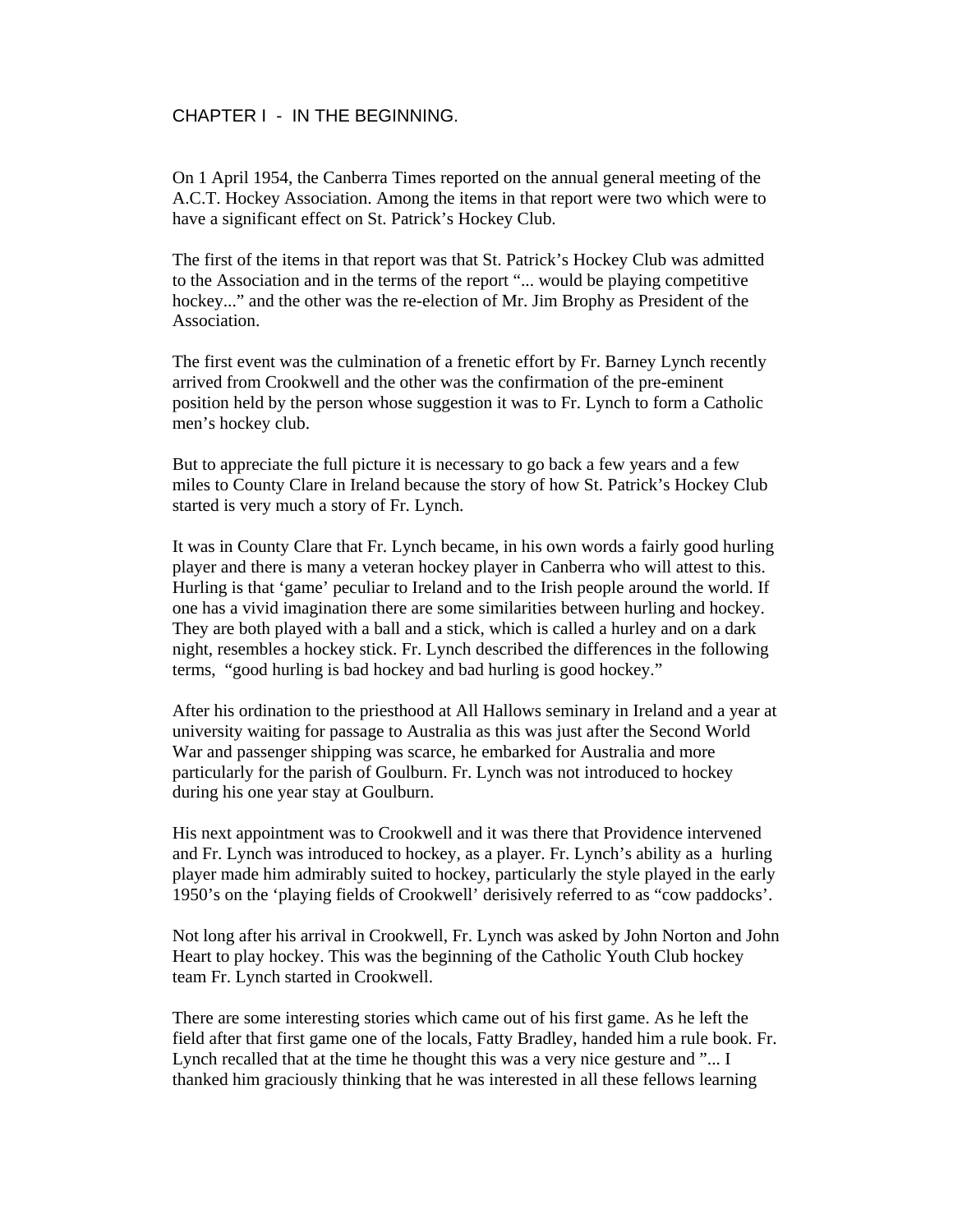# CHAPTER I - IN THE BEGINNING.

On 1 April 1954, the Canberra Times reported on the annual general meeting of the A.C.T. Hockey Association. Among the items in that report were two which were to have a significant effect on St. Patrick's Hockey Club.

The first of the items in that report was that St. Patrick's Hockey Club was admitted to the Association and in the terms of the report "... would be playing competitive hockey..." and the other was the re-election of Mr. Jim Brophy as President of the Association.

The first event was the culmination of a frenetic effort by Fr. Barney Lynch recently arrived from Crookwell and the other was the confirmation of the pre-eminent position held by the person whose suggestion it was to Fr. Lynch to form a Catholic men's hockey club.

But to appreciate the full picture it is necessary to go back a few years and a few miles to County Clare in Ireland because the story of how St. Patrick's Hockey Club started is very much a story of Fr. Lynch.

It was in County Clare that Fr. Lynch became, in his own words a fairly good hurling player and there is many a veteran hockey player in Canberra who will attest to this. Hurling is that 'game' peculiar to Ireland and to the Irish people around the world. If one has a vivid imagination there are some similarities between hurling and hockey. They are both played with a ball and a stick, which is called a hurley and on a dark night, resembles a hockey stick. Fr. Lynch described the differences in the following terms, "good hurling is bad hockey and bad hurling is good hockey."

After his ordination to the priesthood at All Hallows seminary in Ireland and a year at university waiting for passage to Australia as this was just after the Second World War and passenger shipping was scarce, he embarked for Australia and more particularly for the parish of Goulburn. Fr. Lynch was not introduced to hockey during his one year stay at Goulburn.

His next appointment was to Crookwell and it was there that Providence intervened and Fr. Lynch was introduced to hockey, as a player. Fr. Lynch's ability as a hurling player made him admirably suited to hockey, particularly the style played in the early 1950's on the 'playing fields of Crookwell' derisively referred to as "cow paddocks'.

Not long after his arrival in Crookwell, Fr. Lynch was asked by John Norton and John Heart to play hockey. This was the beginning of the Catholic Youth Club hockey team Fr. Lynch started in Crookwell.

There are some interesting stories which came out of his first game. As he left the field after that first game one of the locals, Fatty Bradley, handed him a rule book. Fr. Lynch recalled that at the time he thought this was a very nice gesture and "... I thanked him graciously thinking that he was interested in all these fellows learning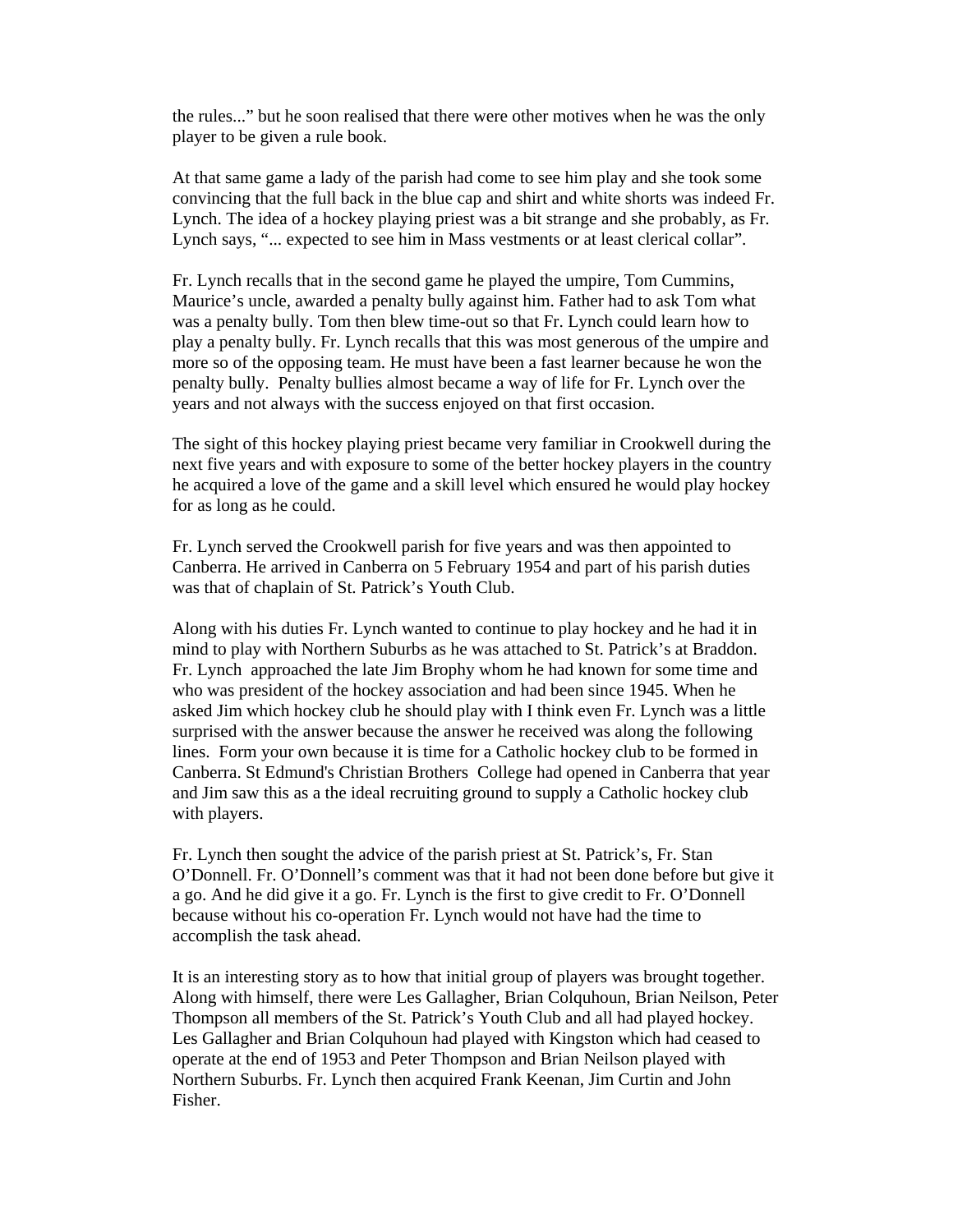the rules...” but he soon realised that there were other motives when he was the only player to be given a rule book.

At that same game a lady of the parish had come to see him play and she took some convincing that the full back in the blue cap and shirt and white shorts was indeed Fr. Lynch. The idea of a hockey playing priest was a bit strange and she probably, as Fr. Lynch says, “... expected to see him in Mass vestments or at least clerical collar”.

Fr. Lynch recalls that in the second game he played the umpire, Tom Cummins, Maurice’s uncle, awarded a penalty bully against him. Father had to ask Tom what was a penalty bully. Tom then blew time-out so that Fr. Lynch could learn how to play a penalty bully. Fr. Lynch recalls that this was most generous of the umpire and more so of the opposing team. He must have been a fast learner because he won the penalty bully. Penalty bullies almost became a way of life for Fr. Lynch over the years and not always with the success enjoyed on that first occasion.

The sight of this hockey playing priest became very familiar in Crookwell during the next five years and with exposure to some of the better hockey players in the country he acquired a love of the game and a skill level which ensured he would play hockey for as long as he could.

Fr. Lynch served the Crookwell parish for five years and was then appointed to Canberra. He arrived in Canberra on 5 February 1954 and part of his parish duties was that of chaplain of St. Patrick’s Youth Club.

Along with his duties Fr. Lynch wanted to continue to play hockey and he had it in mind to play with Northern Suburbs as he was attached to St. Patrick’s at Braddon. Fr. Lynch approached the late Jim Brophy whom he had known for some time and who was president of the hockey association and had been since 1945. When he asked Jim which hockey club he should play with I think even Fr. Lynch was a little surprised with the answer because the answer he received was along the following lines. Form your own because it is time for a Catholic hockey club to be formed in Canberra. St Edmund's Christian Brothers College had opened in Canberra that year and Jim saw this as a the ideal recruiting ground to supply a Catholic hockey club with players.

Fr. Lynch then sought the advice of the parish priest at St. Patrick’s, Fr. Stan O’Donnell. Fr. O’Donnell’s comment was that it had not been done before but give it a go. And he did give it a go. Fr. Lynch is the first to give credit to Fr. O’Donnell because without his co-operation Fr. Lynch would not have had the time to accomplish the task ahead.

It is an interesting story as to how that initial group of players was brought together. Along with himself, there were Les Gallagher, Brian Colquhoun, Brian Neilson, Peter Thompson all members of the St. Patrick’s Youth Club and all had played hockey. Les Gallagher and Brian Colquhoun had played with Kingston which had ceased to operate at the end of 1953 and Peter Thompson and Brian Neilson played with Northern Suburbs. Fr. Lynch then acquired Frank Keenan, Jim Curtin and John Fisher.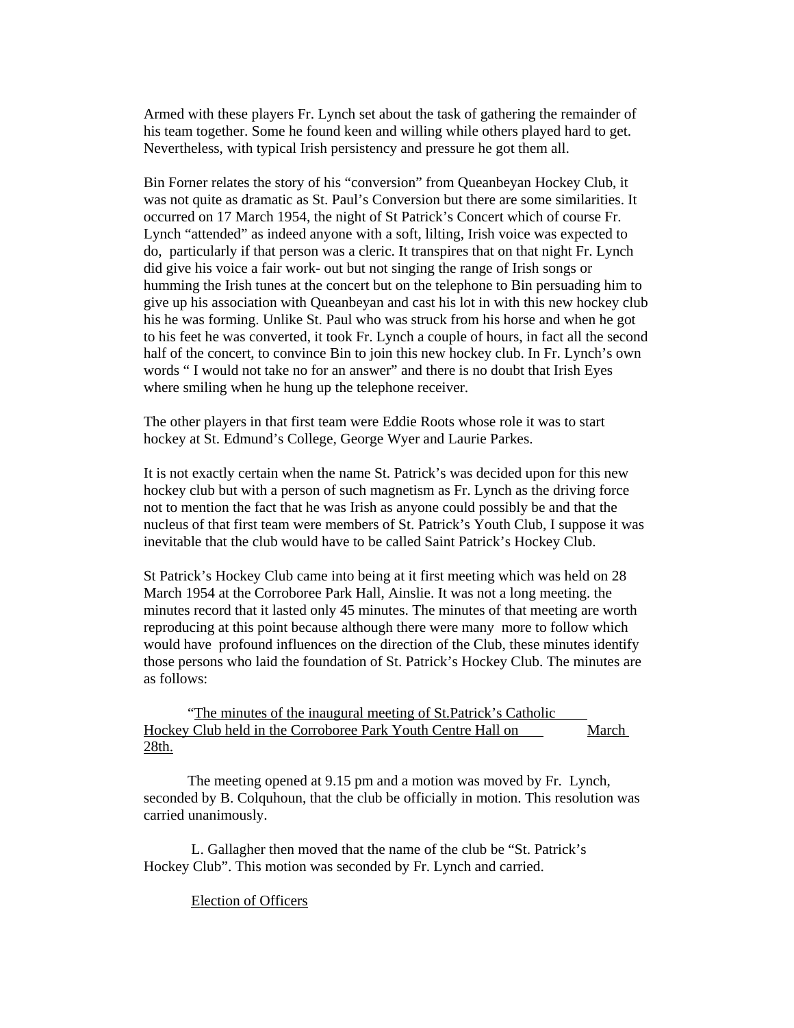Armed with these players Fr. Lynch set about the task of gathering the remainder of his team together. Some he found keen and willing while others played hard to get. Nevertheless, with typical Irish persistency and pressure he got them all.

Bin Forner relates the story of his "conversion" from Queanbeyan Hockey Club, it was not quite as dramatic as St. Paul's Conversion but there are some similarities. It occurred on 17 March 1954, the night of St Patrick's Concert which of course Fr. Lynch "attended" as indeed anyone with a soft, lilting, Irish voice was expected to do, particularly if that person was a cleric. It transpires that on that night Fr. Lynch did give his voice a fair work- out but not singing the range of Irish songs or humming the Irish tunes at the concert but on the telephone to Bin persuading him to give up his association with Queanbeyan and cast his lot in with this new hockey club his he was forming. Unlike St. Paul who was struck from his horse and when he got to his feet he was converted, it took Fr. Lynch a couple of hours, in fact all the second half of the concert, to convince Bin to join this new hockey club. In Fr. Lynch's own words " I would not take no for an answer" and there is no doubt that Irish Eyes where smiling when he hung up the telephone receiver.

The other players in that first team were Eddie Roots whose role it was to start hockey at St. Edmund's College, George Wyer and Laurie Parkes.

It is not exactly certain when the name St. Patrick's was decided upon for this new hockey club but with a person of such magnetism as Fr. Lynch as the driving force not to mention the fact that he was Irish as anyone could possibly be and that the nucleus of that first team were members of St. Patrick's Youth Club, I suppose it was inevitable that the club would have to be called Saint Patrick's Hockey Club.

St Patrick's Hockey Club came into being at it first meeting which was held on 28 March 1954 at the Corroboree Park Hall, Ainslie. It was not a long meeting. the minutes record that it lasted only 45 minutes. The minutes of that meeting are worth reproducing at this point because although there were many more to follow which would have profound influences on the direction of the Club, these minutes identify those persons who laid the foundation of St. Patrick's Hockey Club. The minutes are as follows:

"<u>The minutes of the inaugural meeting of St.Patrick's Catholic Hockey Club held in the Corroboree Park Youth Centre Hall on March 28th.</u>

The meeting opened at 9.15 pm and a motion was moved by Fr. Lynch, seconded by B. Colquhoun, that the club be officially in motion. This resolution was carried unanimously.

L. Gallagher then moved that the name of the club be "St. Patrick's Hockey Club". This motion was seconded by Fr. Lynch and carried.

<u>Election of Officers</u>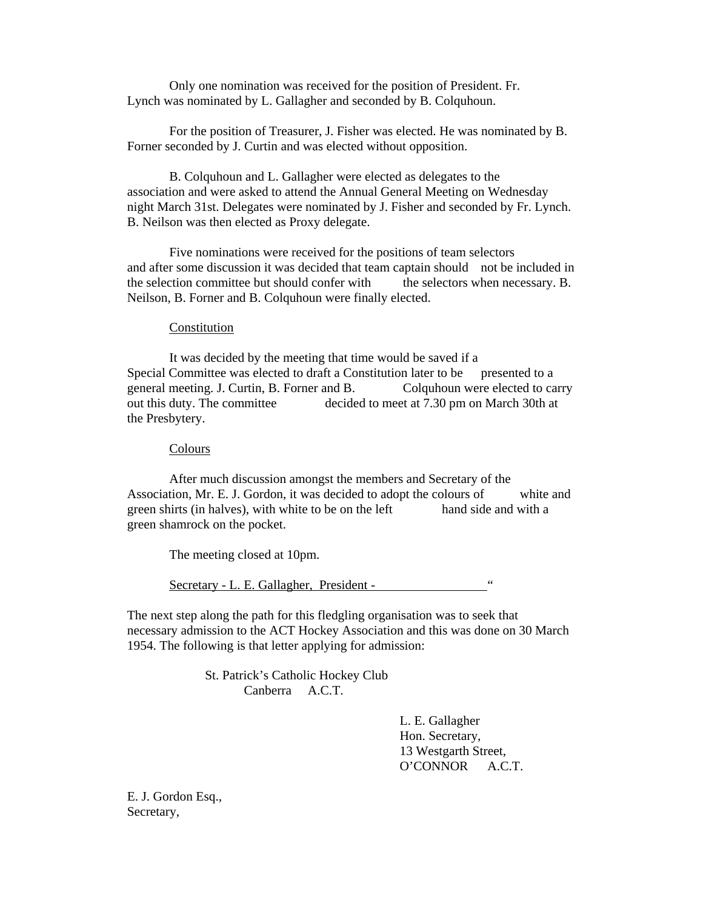Only one nomination was received for the position of President. Fr. Lynch was nominated by L. Gallagher and seconded by B. Colquhoun.

For the position of Treasurer, J. Fisher was elected. He was nominated by B. Forner seconded by J. Curtin and was elected without opposition.

B. Colquhoun and L. Gallagher were elected as delegates to the association and were asked to attend the Annual General Meeting on Wednesday night March 31st. Delegates were nominated by J. Fisher and seconded by Fr. Lynch. B. Neilson was then elected as Proxy delegate.

Five nominations were received for the positions of team selectors and after some discussion it was decided that team captain should not be included in the selection committee but should confer with the selectors when necessary. B. Neilson, B. Forner and B. Colquhoun were finally elected.

<u>Constitution</u>

It was decided by the meeting that time would be saved if a Special Committee was elected to draft a Constitution later to be presented to a general meeting. J. Curtin, B. Forner and B. Colquhoun were elected to carry out this duty. The committee decided to meet at 7.30 pm on March 30th at the Presbytery.

<u>Colours</u>

After much discussion amongst the members and Secretary of the Association, Mr. E. J. Gordon, it was decided to adopt the colours of white and green shirts (in halves), with white to be on the left hand side and with a green shamrock on the pocket.

The meeting closed at 10pm.

<u>Secretary - L. E. Gallagher, President - &nbsp;&nbsp;&nbsp;&nbsp;&nbsp;&nbsp;&nbsp;&nbsp;&nbsp;&nbsp;&nbsp;&nbsp;&nbsp;&nbsp;&nbsp;&nbsp;</u>"

The next step along the path for this fledgling organisation was to seek that necessary admission to the ACT Hockey Association and this was done on 30 March 1954. The following is that letter applying for admission:

St. Patrick's Catholic Hockey Club
Canberra A.C.T.

L. E. Gallagher
Hon. Secretary,
13 Westgarth Street,
O'CONNOR A.C.T.

E. J. Gordon Esq.,
Secretary,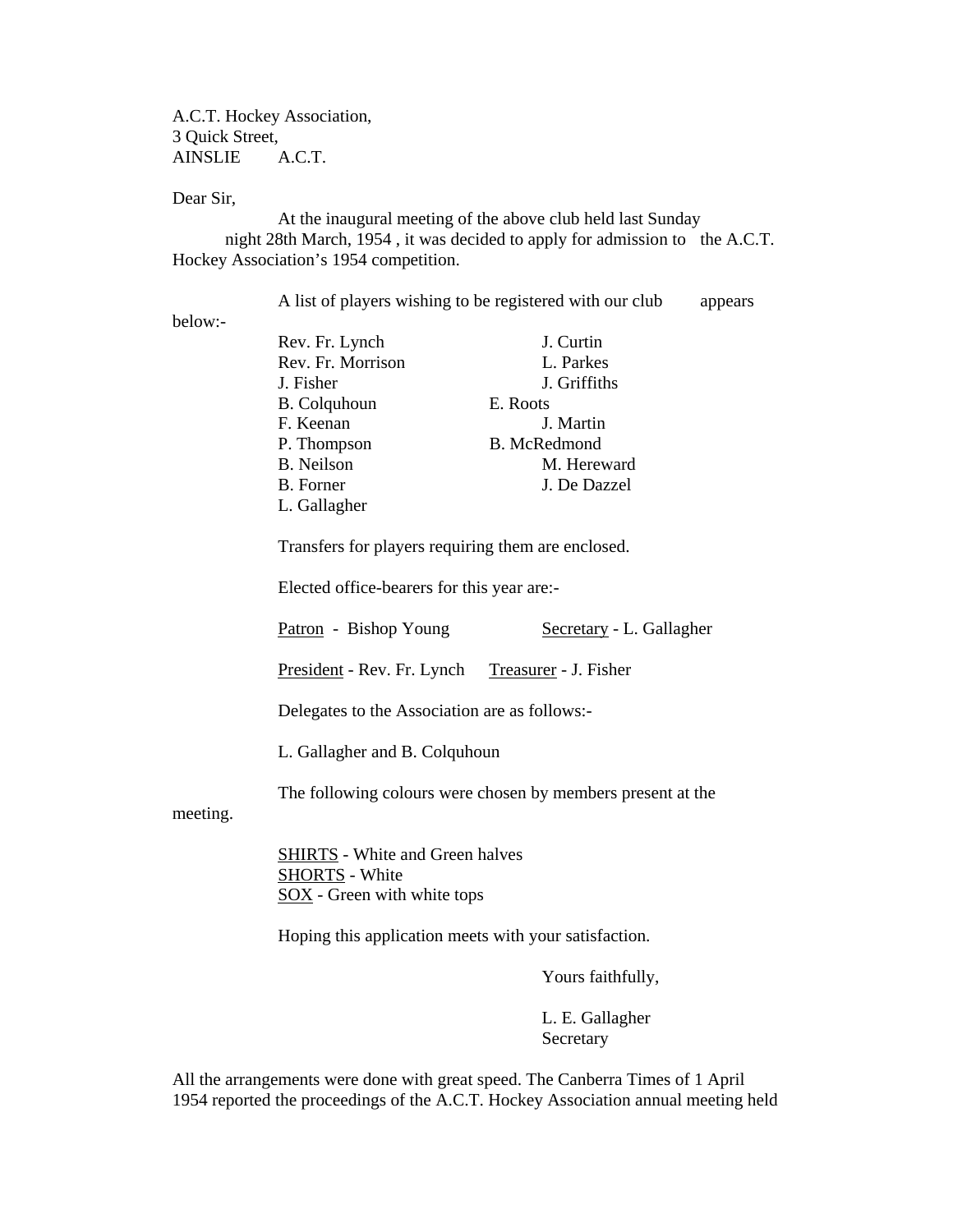A.C.T. Hockey Association,
3 Quick Street,
AINSLIE A.C.T.

Dear Sir,

At the inaugural meeting of the above club held last Sunday night 28th March, 1954 , it was decided to apply for admission to the A.C.T. Hockey Association's 1954 competition.

A list of players wishing to be registered with our club appears below:-

| | |
|---|---|
| Rev. Fr. Lynch | J. Curtin |
| Rev. Fr. Morrison | L. Parkes |
| J. Fisher | J. Griffiths |
| B. Colquhoun | E. Roots |
| F. Keenan | J. Martin |
| P. Thompson | B. McRedmond |
| B. Neilson | M. Hereward |
| B. Forner | J. De Dazzel |
| L. Gallagher | |

Transfers for players requiring them are enclosed.

Elected office-bearers for this year are:-

<u>Patron</u> - Bishop Young &nbsp;&nbsp;&nbsp;&nbsp; <u>Secretary</u> - L. Gallagher

<u>President</u> - Rev. Fr. Lynch &nbsp;&nbsp;&nbsp;&nbsp; <u>Treasurer</u> - J. Fisher

Delegates to the Association are as follows:-

L. Gallagher and B. Colquhoun

The following colours were chosen by members present at the meeting.

<u>SHIRTS</u> - White and Green halves
<u>SHORTS</u> - White
<u>SOX</u> - Green with white tops

Hoping this application meets with your satisfaction.

Yours faithfully,

L. E. Gallagher
Secretary

All the arrangements were done with great speed. The Canberra Times of 1 April 1954 reported the proceedings of the A.C.T. Hockey Association annual meeting held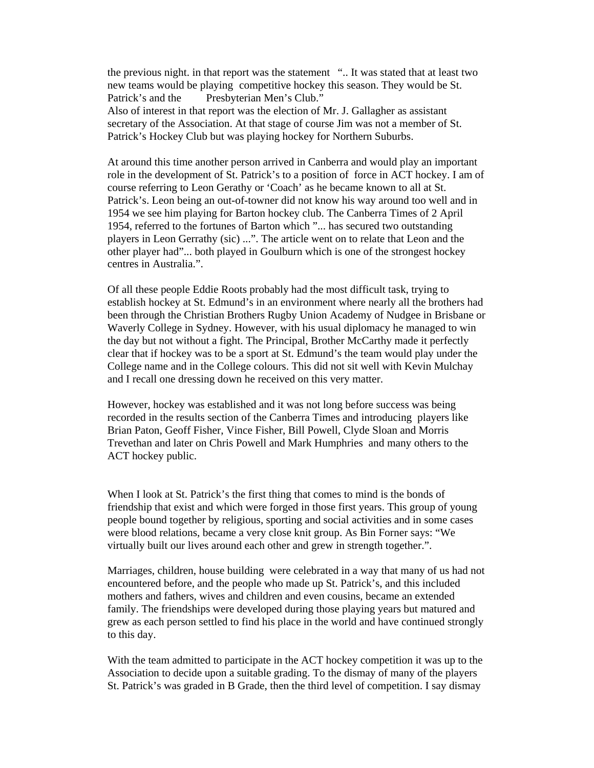the previous night. in that report was the statement "‥ It was stated that at least two new teams would be playing competitive hockey this season. They would be St. Patrick's and the Presbyterian Men's Club."

Also of interest in that report was the election of Mr. J. Gallagher as assistant secretary of the Association. At that stage of course Jim was not a member of St. Patrick's Hockey Club but was playing hockey for Northern Suburbs.

At around this time another person arrived in Canberra and would play an important role in the development of St. Patrick's to a position of force in ACT hockey. I am of course referring to Leon Gerathy or 'Coach' as he became known to all at St. Patrick's. Leon being an out-of-towner did not know his way around too well and in 1954 we see him playing for Barton hockey club. The Canberra Times of 2 April 1954, referred to the fortunes of Barton which "... has secured two outstanding players in Leon Gerrathy (sic) ...". The article went on to relate that Leon and the other player had"... both played in Goulburn which is one of the strongest hockey centres in Australia.".

Of all these people Eddie Roots probably had the most difficult task, trying to establish hockey at St. Edmund's in an environment where nearly all the brothers had been through the Christian Brothers Rugby Union Academy of Nudgee in Brisbane or Waverly College in Sydney. However, with his usual diplomacy he managed to win the day but not without a fight. The Principal, Brother McCarthy made it perfectly clear that if hockey was to be a sport at St. Edmund's the team would play under the College name and in the College colours. This did not sit well with Kevin Mulchay and I recall one dressing down he received on this very matter.

However, hockey was established and it was not long before success was being recorded in the results section of the Canberra Times and introducing players like Brian Paton, Geoff Fisher, Vince Fisher, Bill Powell, Clyde Sloan and Morris Trevethan and later on Chris Powell and Mark Humphries and many others to the ACT hockey public.

When I look at St. Patrick's the first thing that comes to mind is the bonds of friendship that exist and which were forged in those first years. This group of young people bound together by religious, sporting and social activities and in some cases were blood relations, became a very close knit group. As Bin Forner says: "We virtually built our lives around each other and grew in strength together.".

Marriages, children, house building were celebrated in a way that many of us had not encountered before, and the people who made up St. Patrick's, and this included mothers and fathers, wives and children and even cousins, became an extended family. The friendships were developed during those playing years but matured and grew as each person settled to find his place in the world and have continued strongly to this day.

With the team admitted to participate in the ACT hockey competition it was up to the Association to decide upon a suitable grading. To the dismay of many of the players St. Patrick's was graded in B Grade, then the third level of competition. I say dismay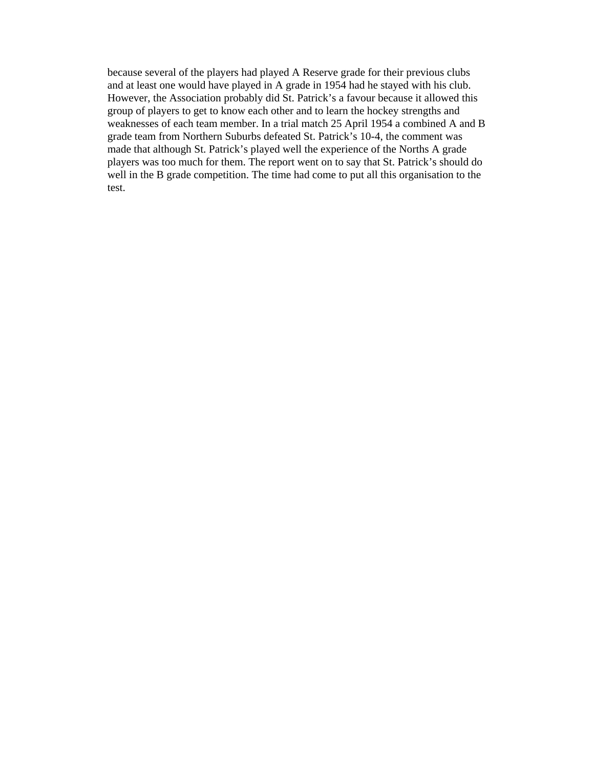because several of the players had played A Reserve grade for their previous clubs and at least one would have played in A grade in 1954 had he stayed with his club. However, the Association probably did St. Patrick's a favour because it allowed this group of players to get to know each other and to learn the hockey strengths and weaknesses of each team member. In a trial match 25 April 1954 a combined A and B grade team from Northern Suburbs defeated St. Patrick's 10-4, the comment was made that although St. Patrick's played well the experience of the Norths A grade players was too much for them. The report went on to say that St. Patrick's should do well in the B grade competition. The time had come to put all this organisation to the test.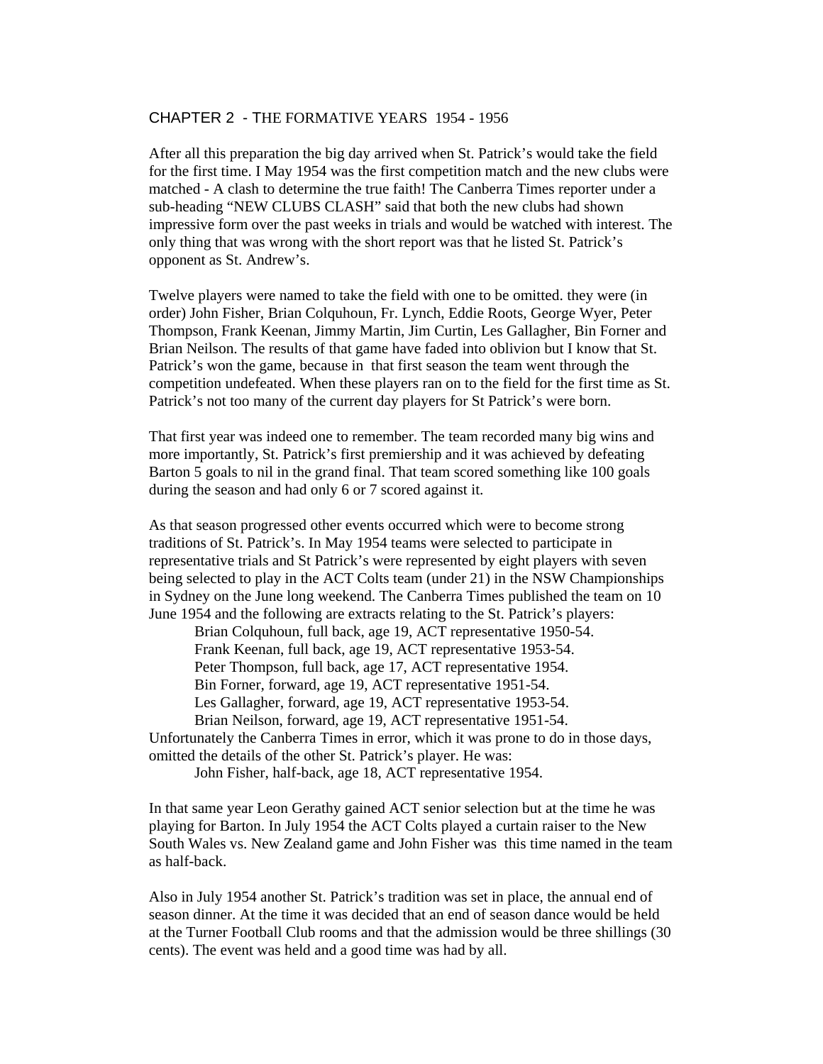# CHAPTER 2 - THE FORMATIVE YEARS 1954 - 1956

After all this preparation the big day arrived when St. Patrick's would take the field for the first time. I May 1954 was the first competition match and the new clubs were matched - A clash to determine the true faith! The Canberra Times reporter under a sub-heading "NEW CLUBS CLASH" said that both the new clubs had shown impressive form over the past weeks in trials and would be watched with interest. The only thing that was wrong with the short report was that he listed St. Patrick's opponent as St. Andrew's.

Twelve players were named to take the field with one to be omitted. they were (in order) John Fisher, Brian Colquhoun, Fr. Lynch, Eddie Roots, George Wyer, Peter Thompson, Frank Keenan, Jimmy Martin, Jim Curtin, Les Gallagher, Bin Forner and Brian Neilson. The results of that game have faded into oblivion but I know that St. Patrick's won the game, because in that first season the team went through the competition undefeated. When these players ran on to the field for the first time as St. Patrick's not too many of the current day players for St Patrick's were born.

That first year was indeed one to remember. The team recorded many big wins and more importantly, St. Patrick's first premiership and it was achieved by defeating Barton 5 goals to nil in the grand final. That team scored something like 100 goals during the season and had only 6 or 7 scored against it.

As that season progressed other events occurred which were to become strong traditions of St. Patrick's. In May 1954 teams were selected to participate in representative trials and St Patrick's were represented by eight players with seven being selected to play in the ACT Colts team (under 21) in the NSW Championships in Sydney on the June long weekend. The Canberra Times published the team on 10 June 1954 and the following are extracts relating to the St. Patrick's players:

> Brian Colquhoun, full back, age 19, ACT representative 1950-54.
> Frank Keenan, full back, age 19, ACT representative 1953-54.
> Peter Thompson, full back, age 17, ACT representative 1954.
> Bin Forner, forward, age 19, ACT representative 1951-54.
> Les Gallagher, forward, age 19, ACT representative 1953-54.
> Brian Neilson, forward, age 19, ACT representative 1951-54.

Unfortunately the Canberra Times in error, which it was prone to do in those days, omitted the details of the other St. Patrick's player. He was:

> John Fisher, half-back, age 18, ACT representative 1954.

In that same year Leon Gerathy gained ACT senior selection but at the time he was playing for Barton. In July 1954 the ACT Colts played a curtain raiser to the New South Wales vs. New Zealand game and John Fisher was this time named in the team as half-back.

Also in July 1954 another St. Patrick's tradition was set in place, the annual end of season dinner. At the time it was decided that an end of season dance would be held at the Turner Football Club rooms and that the admission would be three shillings (30 cents). The event was held and a good time was had by all.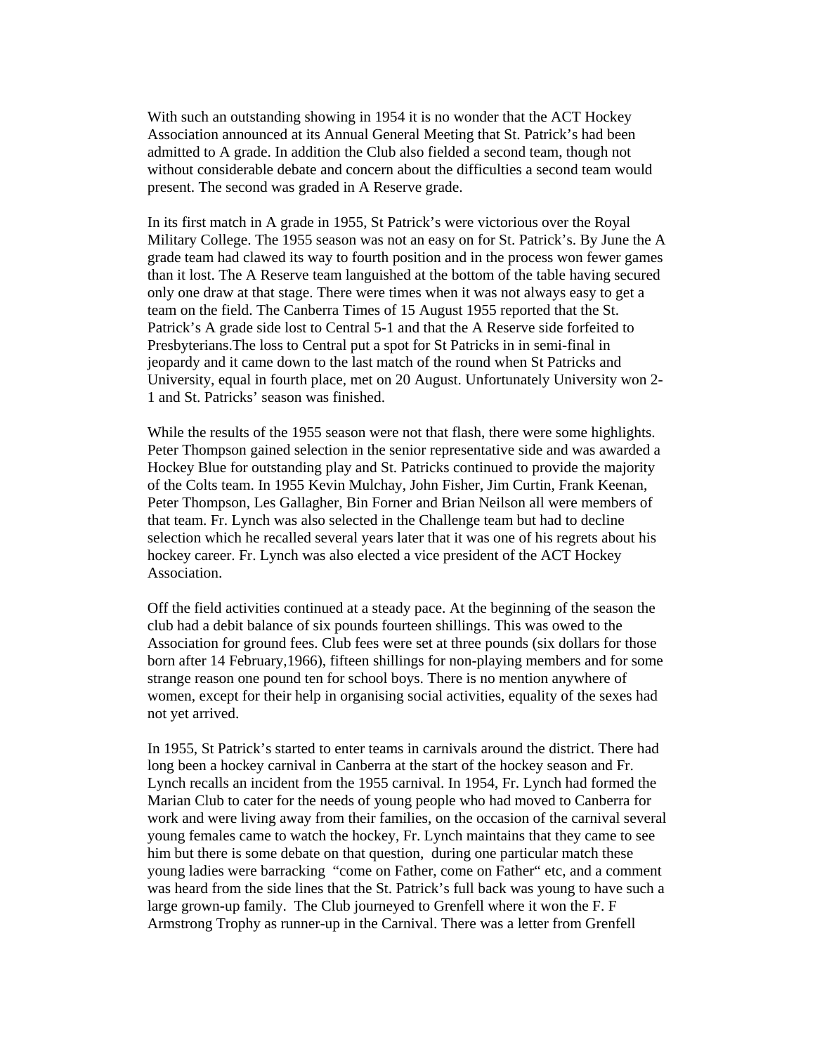With such an outstanding showing in 1954 it is no wonder that the ACT Hockey Association announced at its Annual General Meeting that St. Patrick's had been admitted to A grade. In addition the Club also fielded a second team, though not without considerable debate and concern about the difficulties a second team would present. The second was graded in A Reserve grade.

In its first match in A grade in 1955, St Patrick's were victorious over the Royal Military College. The 1955 season was not an easy on for St. Patrick's. By June the A grade team had clawed its way to fourth position and in the process won fewer games than it lost. The A Reserve team languished at the bottom of the table having secured only one draw at that stage. There were times when it was not always easy to get a team on the field. The Canberra Times of 15 August 1955 reported that the St. Patrick's A grade side lost to Central 5-1 and that the A Reserve side forfeited to Presbyterians.The loss to Central put a spot for St Patricks in in semi-final in jeopardy and it came down to the last match of the round when St Patricks and University, equal in fourth place, met on 20 August. Unfortunately University won 2-1 and St. Patricks' season was finished.

While the results of the 1955 season were not that flash, there were some highlights. Peter Thompson gained selection in the senior representative side and was awarded a Hockey Blue for outstanding play and St. Patricks continued to provide the majority of the Colts team. In 1955 Kevin Mulchay, John Fisher, Jim Curtin, Frank Keenan, Peter Thompson, Les Gallagher, Bin Forner and Brian Neilson all were members of that team. Fr. Lynch was also selected in the Challenge team but had to decline selection which he recalled several years later that it was one of his regrets about his hockey career. Fr. Lynch was also elected a vice president of the ACT Hockey Association.

Off the field activities continued at a steady pace. At the beginning of the season the club had a debit balance of six pounds fourteen shillings. This was owed to the Association for ground fees. Club fees were set at three pounds (six dollars for those born after 14 February,1966), fifteen shillings for non-playing members and for some strange reason one pound ten for school boys. There is no mention anywhere of women, except for their help in organising social activities, equality of the sexes had not yet arrived.

In 1955, St Patrick's started to enter teams in carnivals around the district. There had long been a hockey carnival in Canberra at the start of the hockey season and Fr. Lynch recalls an incident from the 1955 carnival. In 1954, Fr. Lynch had formed the Marian Club to cater for the needs of young people who had moved to Canberra for work and were living away from their families, on the occasion of the carnival several young females came to watch the hockey, Fr. Lynch maintains that they came to see him but there is some debate on that question, during one particular match these young ladies were barracking "come on Father, come on Father" etc, and a comment was heard from the side lines that the St. Patrick's full back was young to have such a large grown-up family. The Club journeyed to Grenfell where it won the F. F Armstrong Trophy as runner-up in the Carnival. There was a letter from Grenfell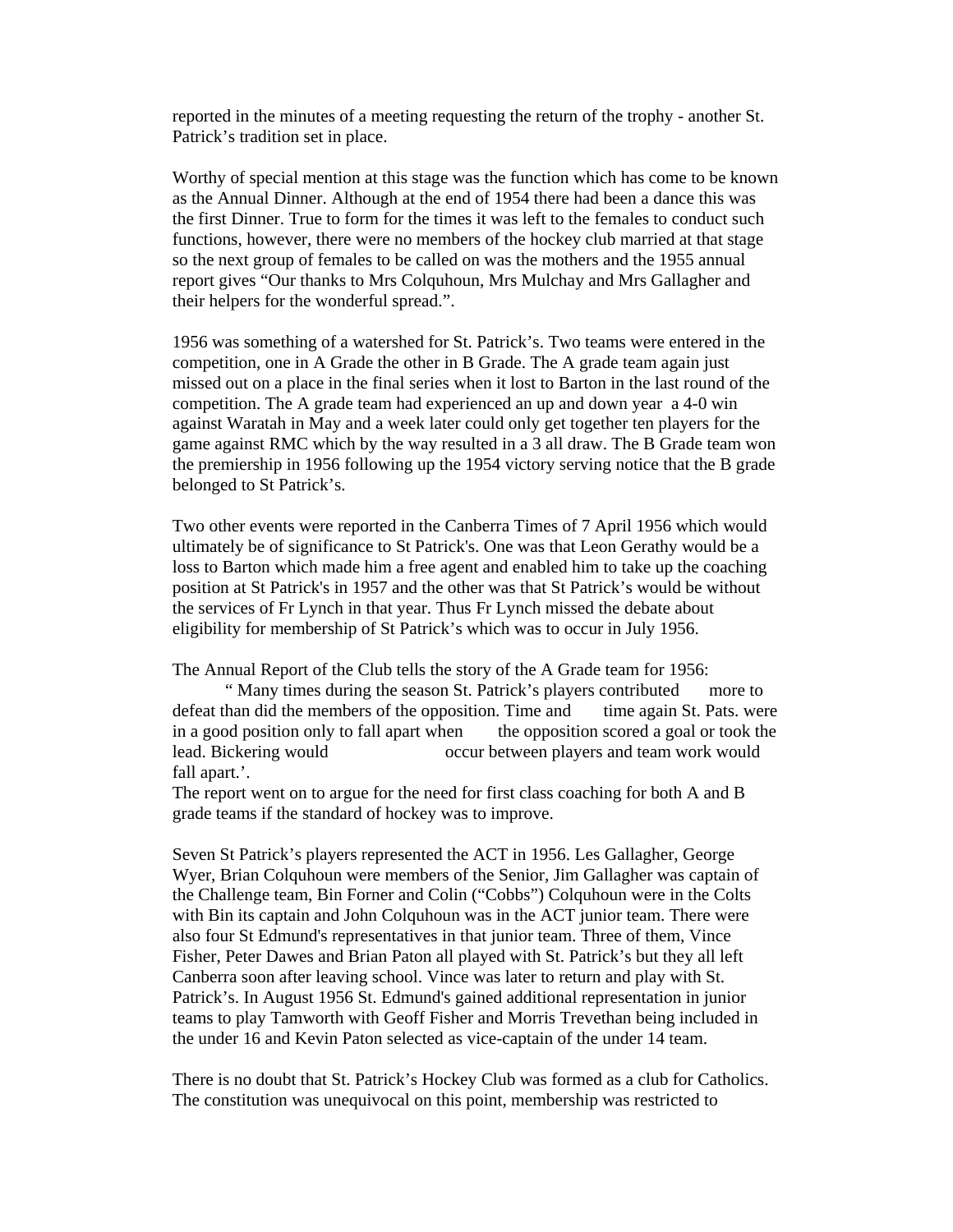reported in the minutes of a meeting requesting the return of the trophy - another St. Patrick's tradition set in place.

Worthy of special mention at this stage was the function which has come to be known as the Annual Dinner. Although at the end of 1954 there had been a dance this was the first Dinner. True to form for the times it was left to the females to conduct such functions, however, there were no members of the hockey club married at that stage so the next group of females to be called on was the mothers and the 1955 annual report gives "Our thanks to Mrs Colquhoun, Mrs Mulchay and Mrs Gallagher and their helpers for the wonderful spread.".

1956 was something of a watershed for St. Patrick's. Two teams were entered in the competition, one in A Grade the other in B Grade. The A grade team again just missed out on a place in the final series when it lost to Barton in the last round of the competition. The A grade team had experienced an up and down year a 4-0 win against Waratah in May and a week later could only get together ten players for the game against RMC which by the way resulted in a 3 all draw. The B Grade team won the premiership in 1956 following up the 1954 victory serving notice that the B grade belonged to St Patrick's.

Two other events were reported in the Canberra Times of 7 April 1956 which would ultimately be of significance to St Patrick's. One was that Leon Gerathy would be a loss to Barton which made him a free agent and enabled him to take up the coaching position at St Patrick's in 1957 and the other was that St Patrick's would be without the services of Fr Lynch in that year. Thus Fr Lynch missed the debate about eligibility for membership of St Patrick's which was to occur in July 1956.

The Annual Report of the Club tells the story of the A Grade team for 1956:

> " Many times during the season St. Patrick's players contributed more to defeat than did the members of the opposition. Time and time again St. Pats. were in a good position only to fall apart when the opposition scored a goal or took the lead. Bickering would occur between players and team work would fall apart.'.

The report went on to argue for the need for first class coaching for both A and B grade teams if the standard of hockey was to improve.

Seven St Patrick's players represented the ACT in 1956. Les Gallagher, George Wyer, Brian Colquhoun were members of the Senior, Jim Gallagher was captain of the Challenge team, Bin Forner and Colin ("Cobbs") Colquhoun were in the Colts with Bin its captain and John Colquhoun was in the ACT junior team. There were also four St Edmund's representatives in that junior team. Three of them, Vince Fisher, Peter Dawes and Brian Paton all played with St. Patrick's but they all left Canberra soon after leaving school. Vince was later to return and play with St. Patrick's. In August 1956 St. Edmund's gained additional representation in junior teams to play Tamworth with Geoff Fisher and Morris Trevethan being included in the under 16 and Kevin Paton selected as vice-captain of the under 14 team.

There is no doubt that St. Patrick's Hockey Club was formed as a club for Catholics. The constitution was unequivocal on this point, membership was restricted to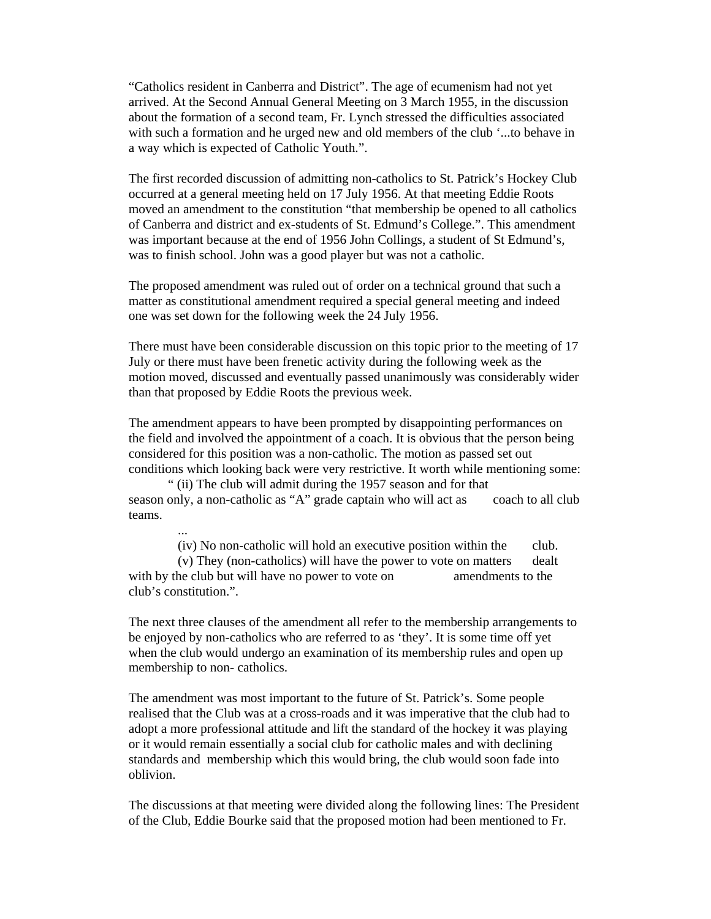"Catholics resident in Canberra and District". The age of ecumenism had not yet arrived. At the Second Annual General Meeting on 3 March 1955, in the discussion about the formation of a second team, Fr. Lynch stressed the difficulties associated with such a formation and he urged new and old members of the club '...to behave in a way which is expected of Catholic Youth.".

The first recorded discussion of admitting non-catholics to St. Patrick's Hockey Club occurred at a general meeting held on 17 July 1956. At that meeting Eddie Roots moved an amendment to the constitution "that membership be opened to all catholics of Canberra and district and ex-students of St. Edmund's College.". This amendment was important because at the end of 1956 John Collings, a student of St Edmund's, was to finish school. John was a good player but was not a catholic.

The proposed amendment was ruled out of order on a technical ground that such a matter as constitutional amendment required a special general meeting and indeed one was set down for the following week the 24 July 1956.

There must have been considerable discussion on this topic prior to the meeting of 17 July or there must have been frenetic activity during the following week as the motion moved, discussed and eventually passed unanimously was considerably wider than that proposed by Eddie Roots the previous week.

The amendment appears to have been prompted by disappointing performances on the field and involved the appointment of a coach. It is obvious that the person being considered for this position was a non-catholic. The motion as passed set out conditions which looking back were very restrictive. It worth while mentioning some:

> " (ii) The club will admit during the 1957 season and for that season only, a non-catholic as "A" grade captain who will act as coach to all club teams.
>
> ...
>
> (iv) No non-catholic will hold an executive position within the club.
>
> (v) They (non-catholics) will have the power to vote on matters dealt with by the club but will have no power to vote on amendments to the club's constitution.".

The next three clauses of the amendment all refer to the membership arrangements to be enjoyed by non-catholics who are referred to as 'they'. It is some time off yet when the club would undergo an examination of its membership rules and open up membership to non- catholics.

The amendment was most important to the future of St. Patrick's. Some people realised that the Club was at a cross-roads and it was imperative that the club had to adopt a more professional attitude and lift the standard of the hockey it was playing or it would remain essentially a social club for catholic males and with declining standards and membership which this would bring, the club would soon fade into oblivion.

The discussions at that meeting were divided along the following lines: The President of the Club, Eddie Bourke said that the proposed motion had been mentioned to Fr.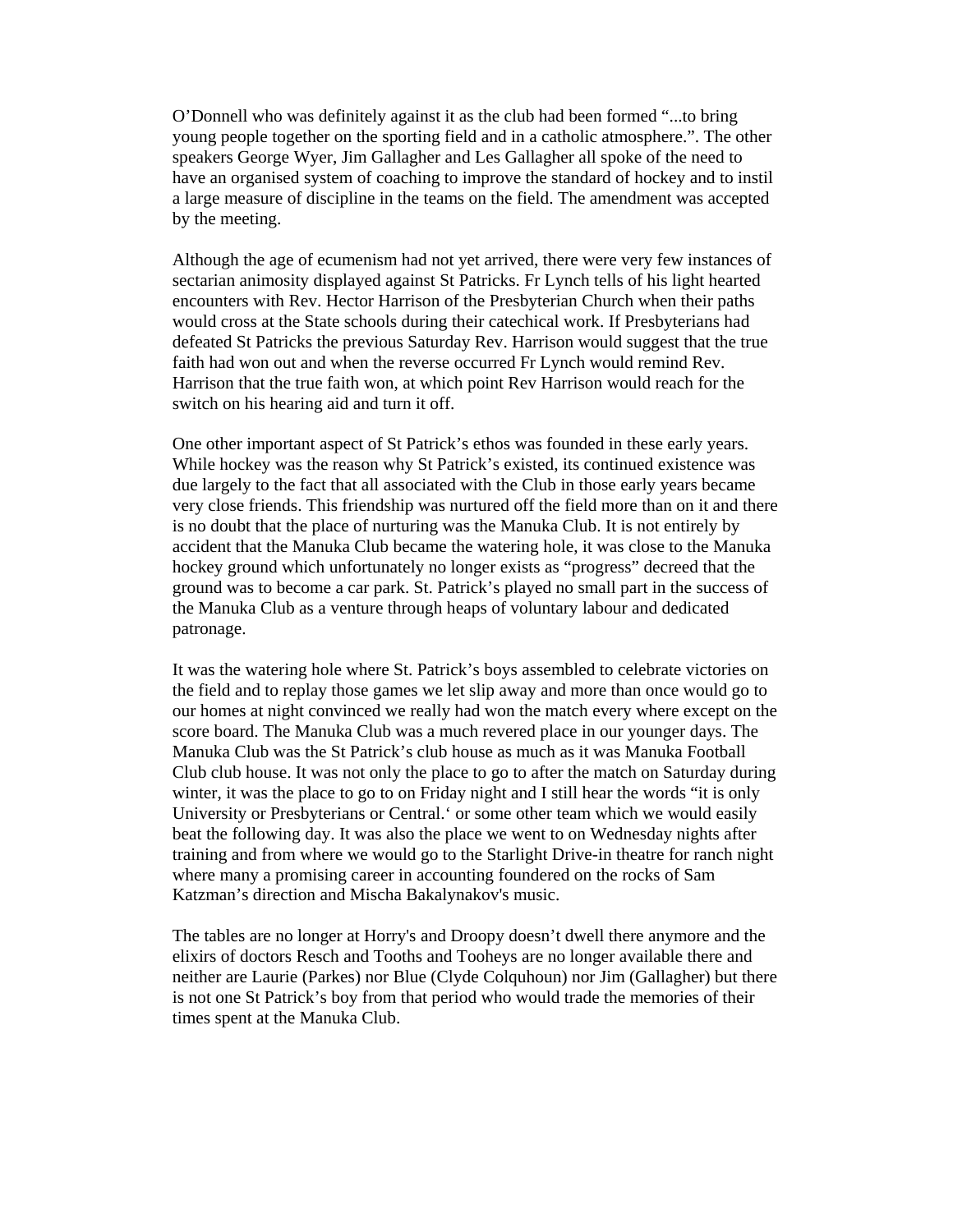O'Donnell who was definitely against it as the club had been formed "...to bring young people together on the sporting field and in a catholic atmosphere.". The other speakers George Wyer, Jim Gallagher and Les Gallagher all spoke of the need to have an organised system of coaching to improve the standard of hockey and to instil a large measure of discipline in the teams on the field. The amendment was accepted by the meeting.

Although the age of ecumenism had not yet arrived, there were very few instances of sectarian animosity displayed against St Patricks. Fr Lynch tells of his light hearted encounters with Rev. Hector Harrison of the Presbyterian Church when their paths would cross at the State schools during their catechical work. If Presbyterians had defeated St Patricks the previous Saturday Rev. Harrison would suggest that the true faith had won out and when the reverse occurred Fr Lynch would remind Rev. Harrison that the true faith won, at which point Rev Harrison would reach for the switch on his hearing aid and turn it off.

One other important aspect of St Patrick's ethos was founded in these early years. While hockey was the reason why St Patrick's existed, its continued existence was due largely to the fact that all associated with the Club in those early years became very close friends. This friendship was nurtured off the field more than on it and there is no doubt that the place of nurturing was the Manuka Club. It is not entirely by accident that the Manuka Club became the watering hole, it was close to the Manuka hockey ground which unfortunately no longer exists as "progress" decreed that the ground was to become a car park. St. Patrick's played no small part in the success of the Manuka Club as a venture through heaps of voluntary labour and dedicated patronage.

It was the watering hole where St. Patrick's boys assembled to celebrate victories on the field and to replay those games we let slip away and more than once would go to our homes at night convinced we really had won the match every where except on the score board. The Manuka Club was a much revered place in our younger days. The Manuka Club was the St Patrick's club house as much as it was Manuka Football Club club house. It was not only the place to go to after the match on Saturday during winter, it was the place to go to on Friday night and I still hear the words "it is only University or Presbyterians or Central.' or some other team which we would easily beat the following day. It was also the place we went to on Wednesday nights after training and from where we would go to the Starlight Drive-in theatre for ranch night where many a promising career in accounting foundered on the rocks of Sam Katzman's direction and Mischa Bakalynakov's music.

The tables are no longer at Horry's and Droopy doesn't dwell there anymore and the elixirs of doctors Resch and Tooths and Tooheys are no longer available there and neither are Laurie (Parkes) nor Blue (Clyde Colquhoun) nor Jim (Gallagher) but there is not one St Patrick's boy from that period who would trade the memories of their times spent at the Manuka Club.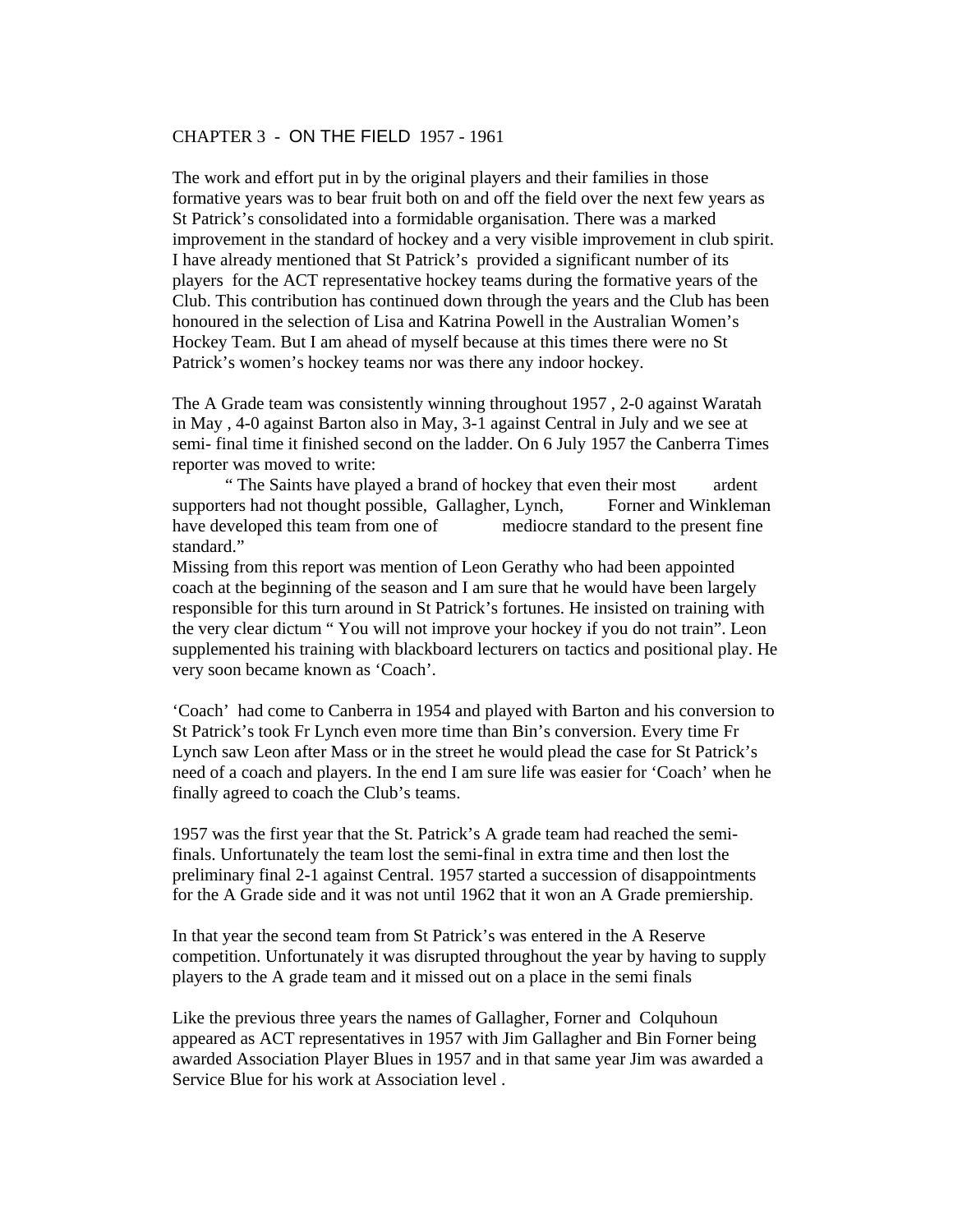## CHAPTER 3 - ON THE FIELD 1957 - 1961

The work and effort put in by the original players and their families in those formative years was to bear fruit both on and off the field over the next few years as St Patrick's consolidated into a formidable organisation. There was a marked improvement in the standard of hockey and a very visible improvement in club spirit. I have already mentioned that St Patrick's provided a significant number of its players for the ACT representative hockey teams during the formative years of the Club. This contribution has continued down through the years and the Club has been honoured in the selection of Lisa and Katrina Powell in the Australian Women's Hockey Team. But I am ahead of myself because at this times there were no St Patrick's women's hockey teams nor was there any indoor hockey.

The A Grade team was consistently winning throughout 1957 , 2-0 against Waratah in May , 4-0 against Barton also in May, 3-1 against Central in July and we see at semi- final time it finished second on the ladder. On 6 July 1957 the Canberra Times reporter was moved to write:

> " The Saints have played a brand of hockey that even their most ardent supporters had not thought possible, Gallagher, Lynch, Forner and Winkleman have developed this team from one of mediocre standard to the present fine standard."

Missing from this report was mention of Leon Gerathy who had been appointed coach at the beginning of the season and I am sure that he would have been largely responsible for this turn around in St Patrick's fortunes. He insisted on training with the very clear dictum " You will not improve your hockey if you do not train". Leon supplemented his training with blackboard lecturers on tactics and positional play. He very soon became known as 'Coach'.

'Coach' had come to Canberra in 1954 and played with Barton and his conversion to St Patrick's took Fr Lynch even more time than Bin's conversion. Every time Fr Lynch saw Leon after Mass or in the street he would plead the case for St Patrick's need of a coach and players. In the end I am sure life was easier for 'Coach' when he finally agreed to coach the Club's teams.

1957 was the first year that the St. Patrick's A grade team had reached the semi-finals. Unfortunately the team lost the semi-final in extra time and then lost the preliminary final 2-1 against Central. 1957 started a succession of disappointments for the A Grade side and it was not until 1962 that it won an A Grade premiership.

In that year the second team from St Patrick's was entered in the A Reserve competition. Unfortunately it was disrupted throughout the year by having to supply players to the A grade team and it missed out on a place in the semi finals

Like the previous three years the names of Gallagher, Forner and Colquhoun appeared as ACT representatives in 1957 with Jim Gallagher and Bin Forner being awarded Association Player Blues in 1957 and in that same year Jim was awarded a Service Blue for his work at Association level .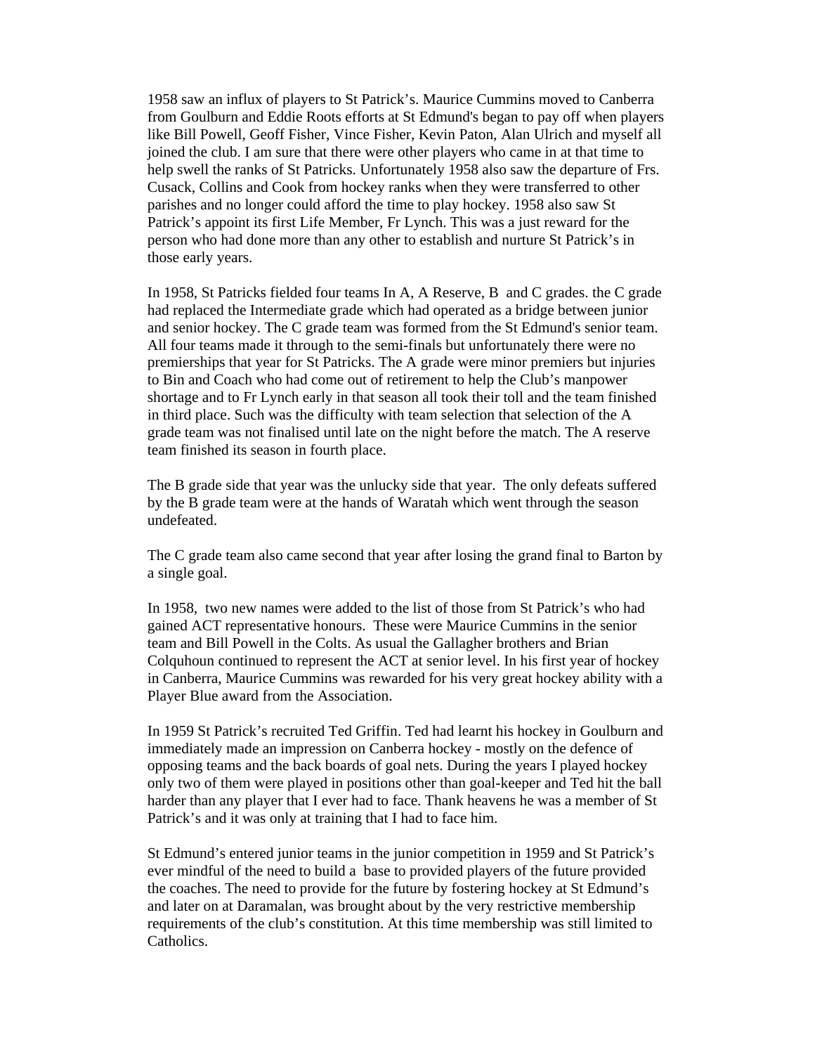1958 saw an influx of players to St Patrick's. Maurice Cummins moved to Canberra from Goulburn and Eddie Roots efforts at St Edmund's began to pay off when players like Bill Powell, Geoff Fisher, Vince Fisher, Kevin Paton, Alan Ulrich and myself all joined the club. I am sure that there were other players who came in at that time to help swell the ranks of St Patricks. Unfortunately 1958 also saw the departure of Frs. Cusack, Collins and Cook from hockey ranks when they were transferred to other parishes and no longer could afford the time to play hockey. 1958 also saw St Patrick's appoint its first Life Member, Fr Lynch. This was a just reward for the person who had done more than any other to establish and nurture St Patrick's in those early years.

In 1958, St Patricks fielded four teams In A, A Reserve, B  and C grades. the C grade had replaced the Intermediate grade which had operated as a bridge between junior and senior hockey. The C grade team was formed from the St Edmund's senior team. All four teams made it through to the semi-finals but unfortunately there were no premierships that year for St Patricks. The A grade were minor premiers but injuries to Bin and Coach who had come out of retirement to help the Club's manpower shortage and to Fr Lynch early in that season all took their toll and the team finished in third place. Such was the difficulty with team selection that selection of the A grade team was not finalised until late on the night before the match. The A reserve team finished its season in fourth place.

The B grade side that year was the unlucky side that year.  The only defeats suffered by the B grade team were at the hands of Waratah which went through the season undefeated.

The C grade team also came second that year after losing the grand final to Barton by a single goal.

In 1958,  two new names were added to the list of those from St Patrick's who had gained ACT representative honours.  These were Maurice Cummins in the senior team and Bill Powell in the Colts. As usual the Gallagher brothers and Brian Colquhoun continued to represent the ACT at senior level. In his first year of hockey in Canberra, Maurice Cummins was rewarded for his very great hockey ability with a Player Blue award from the Association.

In 1959 St Patrick's recruited Ted Griffin. Ted had learnt his hockey in Goulburn and immediately made an impression on Canberra hockey - mostly on the defence of opposing teams and the back boards of goal nets. During the years I played hockey only two of them were played in positions other than goal-keeper and Ted hit the ball harder than any player that I ever had to face. Thank heavens he was a member of St Patrick's and it was only at training that I had to face him.

St Edmund's entered junior teams in the junior competition in 1959 and St Patrick's ever mindful of the need to build a  base to provided players of the future provided the coaches. The need to provide for the future by fostering hockey at St Edmund's and later on at Daramalan, was brought about by the very restrictive membership requirements of the club's constitution. At this time membership was still limited to Catholics.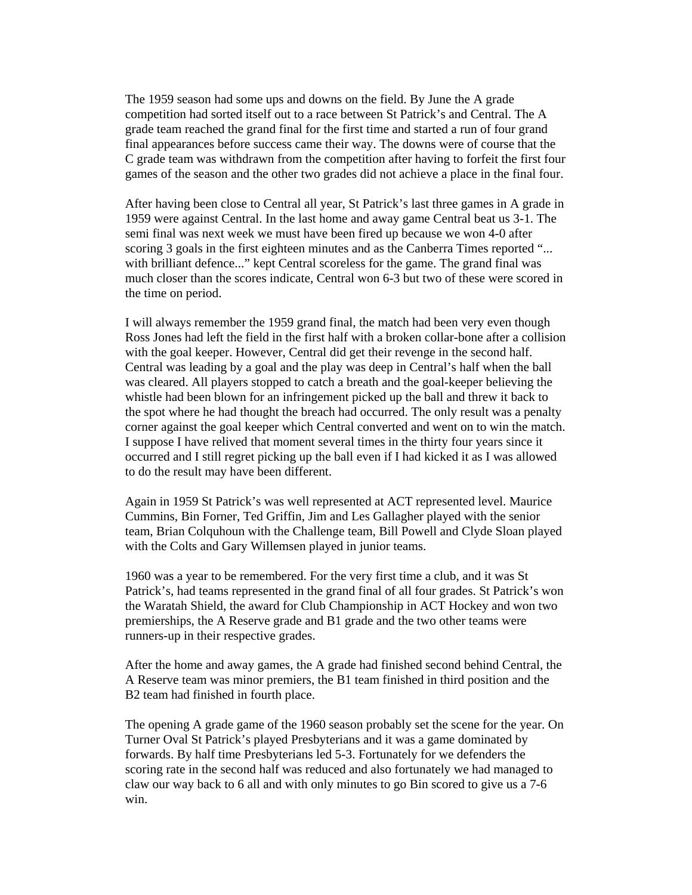The 1959 season had some ups and downs on the field. By June the A grade competition had sorted itself out to a race between St Patrick's and Central. The A grade team reached the grand final for the first time and started a run of four grand final appearances before success came their way. The downs were of course that the C grade team was withdrawn from the competition after having to forfeit the first four games of the season and the other two grades did not achieve a place in the final four.

After having been close to Central all year, St Patrick's last three games in A grade in 1959 were against Central. In the last home and away game Central beat us 3-1. The semi final was next week we must have been fired up because we won 4-0 after scoring 3 goals in the first eighteen minutes and as the Canberra Times reported "... with brilliant defence..." kept Central scoreless for the game. The grand final was much closer than the scores indicate, Central won 6-3 but two of these were scored in the time on period.

I will always remember the 1959 grand final, the match had been very even though Ross Jones had left the field in the first half with a broken collar-bone after a collision with the goal keeper. However, Central did get their revenge in the second half. Central was leading by a goal and the play was deep in Central's half when the ball was cleared. All players stopped to catch a breath and the goal-keeper believing the whistle had been blown for an infringement picked up the ball and threw it back to the spot where he had thought the breach had occurred. The only result was a penalty corner against the goal keeper which Central converted and went on to win the match. I suppose I have relived that moment several times in the thirty four years since it occurred and I still regret picking up the ball even if I had kicked it as I was allowed to do the result may have been different.

Again in 1959 St Patrick's was well represented at ACT represented level. Maurice Cummins, Bin Forner, Ted Griffin, Jim and Les Gallagher played with the senior team, Brian Colquhoun with the Challenge team, Bill Powell and Clyde Sloan played with the Colts and Gary Willemsen played in junior teams.

1960 was a year to be remembered. For the very first time a club, and it was St Patrick's, had teams represented in the grand final of all four grades. St Patrick's won the Waratah Shield, the award for Club Championship in ACT Hockey and won two premierships, the A Reserve grade and B1 grade and the two other teams were runners-up in their respective grades.

After the home and away games, the A grade had finished second behind Central, the A Reserve team was minor premiers, the B1 team finished in third position and the B2 team had finished in fourth place.

The opening A grade game of the 1960 season probably set the scene for the year. On Turner Oval St Patrick's played Presbyterians and it was a game dominated by forwards. By half time Presbyterians led 5-3. Fortunately for we defenders the scoring rate in the second half was reduced and also fortunately we had managed to claw our way back to 6 all and with only minutes to go Bin scored to give us a 7-6 win.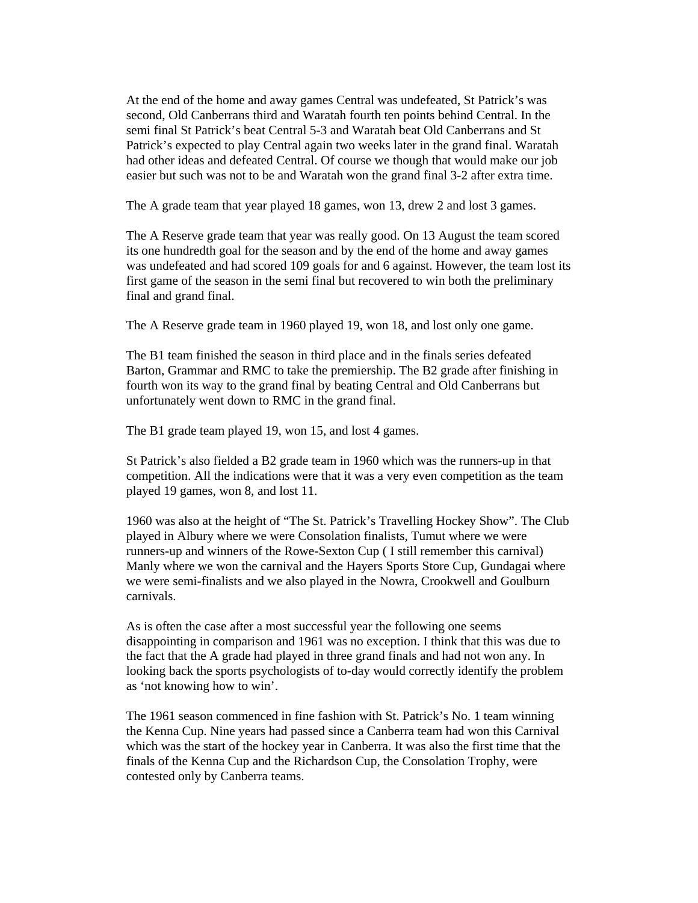At the end of the home and away games Central was undefeated, St Patrick's was second, Old Canberrans third and Waratah fourth ten points behind Central. In the semi final St Patrick's beat Central 5-3 and Waratah beat Old Canberrans and St Patrick's expected to play Central again two weeks later in the grand final. Waratah had other ideas and defeated Central. Of course we though that would make our job easier but such was not to be and Waratah won the grand final 3-2 after extra time.

The A grade team that year played 18 games, won 13, drew 2 and lost 3 games.

The A Reserve grade team that year was really good. On 13 August the team scored its one hundredth goal for the season and by the end of the home and away games was undefeated and had scored 109 goals for and 6 against. However, the team lost its first game of the season in the semi final but recovered to win both the preliminary final and grand final.

The A Reserve grade team in 1960 played 19, won 18, and lost only one game.

The B1 team finished the season in third place and in the finals series defeated Barton, Grammar and RMC to take the premiership. The B2 grade after finishing in fourth won its way to the grand final by beating Central and Old Canberrans but unfortunately went down to RMC in the grand final.

The B1 grade team played 19, won 15, and lost 4 games.

St Patrick's also fielded a B2 grade team in 1960 which was the runners-up in that competition. All the indications were that it was a very even competition as the team played 19 games, won 8, and lost 11.

1960 was also at the height of "The St. Patrick's Travelling Hockey Show". The Club played in Albury where we were Consolation finalists, Tumut where we were runners-up and winners of the Rowe-Sexton Cup ( I still remember this carnival) Manly where we won the carnival and the Hayers Sports Store Cup, Gundagai where we were semi-finalists and we also played in the Nowra, Crookwell and Goulburn carnivals.

As is often the case after a most successful year the following one seems disappointing in comparison and 1961 was no exception. I think that this was due to the fact that the A grade had played in three grand finals and had not won any. In looking back the sports psychologists of to-day would correctly identify the problem as 'not knowing how to win'.

The 1961 season commenced in fine fashion with St. Patrick's No. 1 team winning the Kenna Cup. Nine years had passed since a Canberra team had won this Carnival which was the start of the hockey year in Canberra. It was also the first time that the finals of the Kenna Cup and the Richardson Cup, the Consolation Trophy, were contested only by Canberra teams.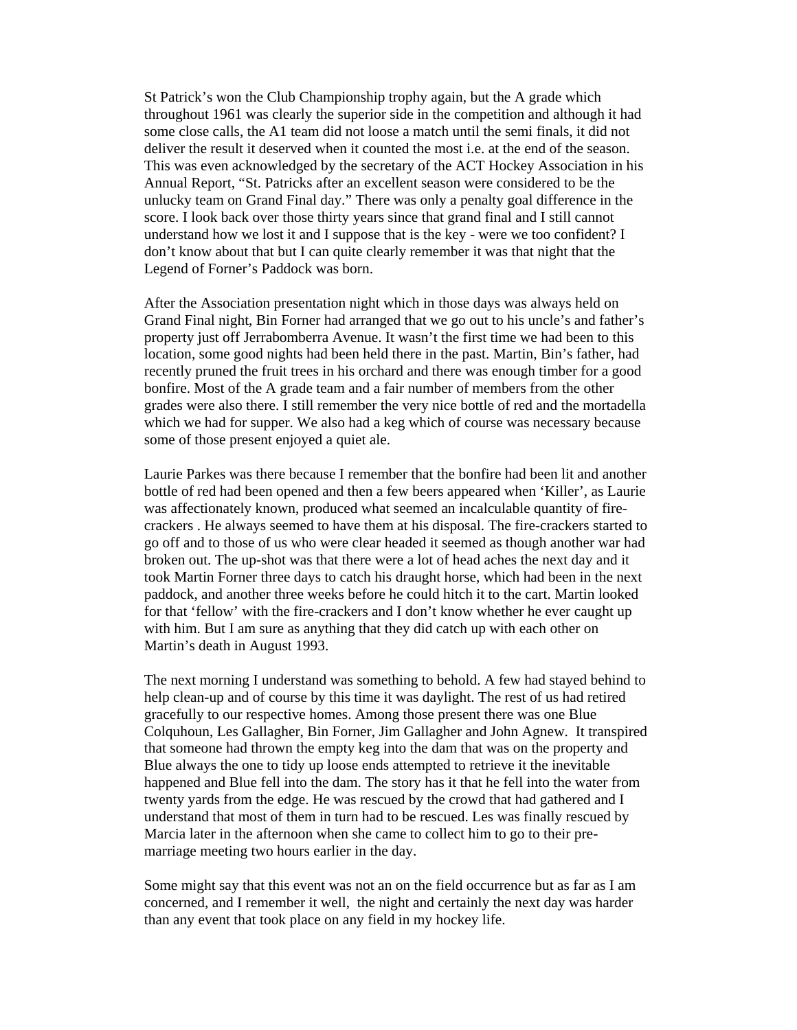St Patrick's won the Club Championship trophy again, but the A grade which throughout 1961 was clearly the superior side in the competition and although it had some close calls, the A1 team did not loose a match until the semi finals, it did not deliver the result it deserved when it counted the most i.e. at the end of the season. This was even acknowledged by the secretary of the ACT Hockey Association in his Annual Report, "St. Patricks after an excellent season were considered to be the unlucky team on Grand Final day." There was only a penalty goal difference in the score. I look back over those thirty years since that grand final and I still cannot understand how we lost it and I suppose that is the key - were we too confident? I don't know about that but I can quite clearly remember it was that night that the Legend of Forner's Paddock was born.

After the Association presentation night which in those days was always held on Grand Final night, Bin Forner had arranged that we go out to his uncle's and father's property just off Jerrabomberra Avenue. It wasn't the first time we had been to this location, some good nights had been held there in the past. Martin, Bin's father, had recently pruned the fruit trees in his orchard and there was enough timber for a good bonfire. Most of the A grade team and a fair number of members from the other grades were also there. I still remember the very nice bottle of red and the mortadella which we had for supper. We also had a keg which of course was necessary because some of those present enjoyed a quiet ale.

Laurie Parkes was there because I remember that the bonfire had been lit and another bottle of red had been opened and then a few beers appeared when 'Killer', as Laurie was affectionately known, produced what seemed an incalculable quantity of fire-crackers . He always seemed to have them at his disposal. The fire-crackers started to go off and to those of us who were clear headed it seemed as though another war had broken out. The up-shot was that there were a lot of head aches the next day and it took Martin Forner three days to catch his draught horse, which had been in the next paddock, and another three weeks before he could hitch it to the cart. Martin looked for that 'fellow' with the fire-crackers and I don't know whether he ever caught up with him. But I am sure as anything that they did catch up with each other on Martin's death in August 1993.

The next morning I understand was something to behold. A few had stayed behind to help clean-up and of course by this time it was daylight. The rest of us had retired gracefully to our respective homes. Among those present there was one Blue Colquhoun, Les Gallagher, Bin Forner, Jim Gallagher and John Agnew. It transpired that someone had thrown the empty keg into the dam that was on the property and Blue always the one to tidy up loose ends attempted to retrieve it the inevitable happened and Blue fell into the dam. The story has it that he fell into the water from twenty yards from the edge. He was rescued by the crowd that had gathered and I understand that most of them in turn had to be rescued. Les was finally rescued by Marcia later in the afternoon when she came to collect him to go to their pre-marriage meeting two hours earlier in the day.

Some might say that this event was not an on the field occurrence but as far as I am concerned, and I remember it well, the night and certainly the next day was harder than any event that took place on any field in my hockey life.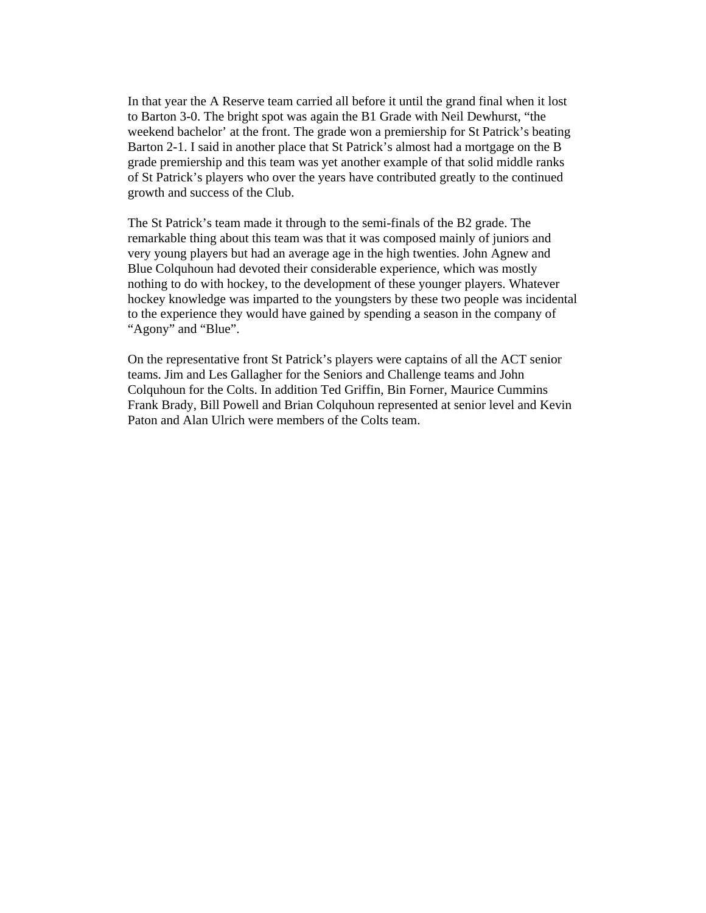In that year the A Reserve team carried all before it until the grand final when it lost to Barton 3-0. The bright spot was again the B1 Grade with Neil Dewhurst, “the weekend bachelor’ at the front. The grade won a premiership for St Patrick’s beating Barton 2-1. I said in another place that St Patrick’s almost had a mortgage on the B grade premiership and this team was yet another example of that solid middle ranks of St Patrick’s players who over the years have contributed greatly to the continued growth and success of the Club.

The St Patrick’s team made it through to the semi-finals of the B2 grade. The remarkable thing about this team was that it was composed mainly of juniors and very young players but had an average age in the high twenties. John Agnew and Blue Colquhoun had devoted their considerable experience, which was mostly nothing to do with hockey, to the development of these younger players. Whatever hockey knowledge was imparted to the youngsters by these two people was incidental to the experience they would have gained by spending a season in the company of “Agony” and “Blue”.

On the representative front St Patrick’s players were captains of all the ACT senior teams. Jim and Les Gallagher for the Seniors and Challenge teams and John Colquhoun for the Colts. In addition Ted Griffin, Bin Forner, Maurice Cummins Frank Brady, Bill Powell and Brian Colquhoun represented at senior level and Kevin Paton and Alan Ulrich were members of the Colts team.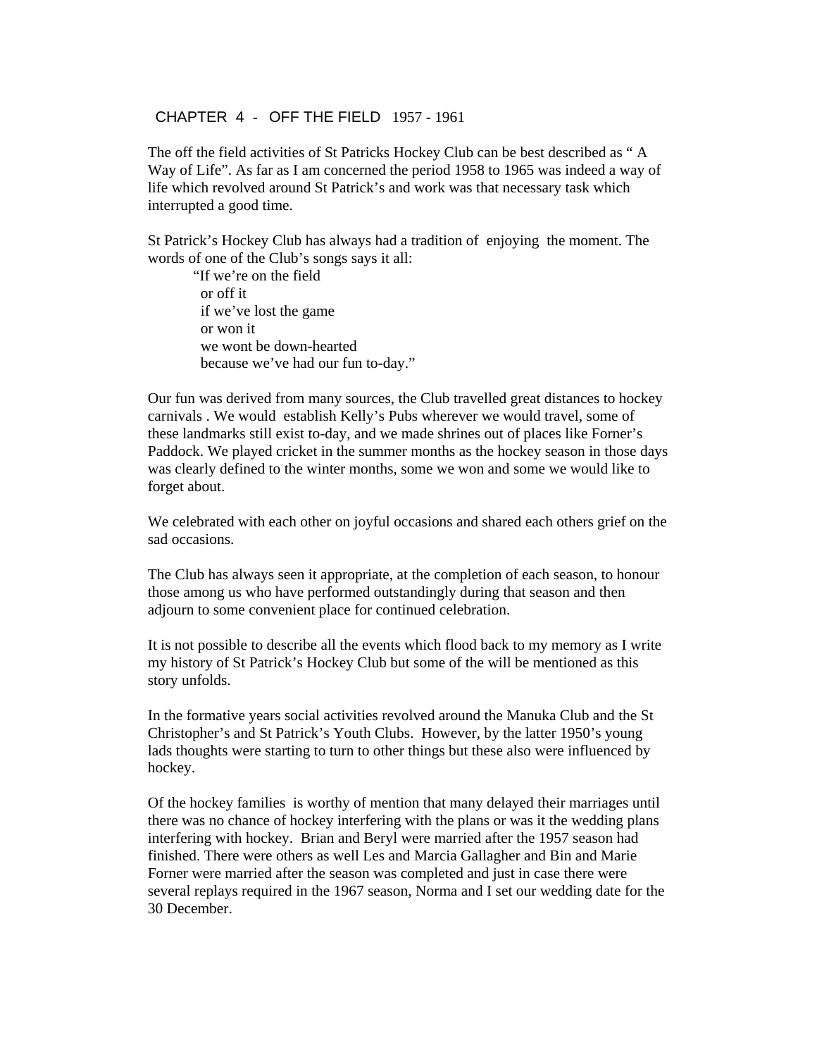## CHAPTER 4 - OFF THE FIELD 1957 - 1961

The off the field activities of St Patricks Hockey Club can be best described as " A Way of Life". As far as I am concerned the period 1958 to 1965 was indeed a way of life which revolved around St Patrick's and work was that necessary task which interrupted a good time.

St Patrick's Hockey Club has always had a tradition of enjoying the moment. The words of one of the Club's songs says it all:

> "If we're on the field
> or off it
> if we've lost the game
> or won it
> we wont be down-hearted
> because we've had our fun to-day."

Our fun was derived from many sources, the Club travelled great distances to hockey carnivals . We would establish Kelly's Pubs wherever we would travel, some of these landmarks still exist to-day, and we made shrines out of places like Forner's Paddock. We played cricket in the summer months as the hockey season in those days was clearly defined to the winter months, some we won and some we would like to forget about.

We celebrated with each other on joyful occasions and shared each others grief on the sad occasions.

The Club has always seen it appropriate, at the completion of each season, to honour those among us who have performed outstandingly during that season and then adjourn to some convenient place for continued celebration.

It is not possible to describe all the events which flood back to my memory as I write my history of St Patrick's Hockey Club but some of the will be mentioned as this story unfolds.

In the formative years social activities revolved around the Manuka Club and the St Christopher's and St Patrick's Youth Clubs. However, by the latter 1950's young lads thoughts were starting to turn to other things but these also were influenced by hockey.

Of the hockey families is worthy of mention that many delayed their marriages until there was no chance of hockey interfering with the plans or was it the wedding plans interfering with hockey. Brian and Beryl were married after the 1957 season had finished. There were others as well Les and Marcia Gallagher and Bin and Marie Forner were married after the season was completed and just in case there were several replays required in the 1967 season, Norma and I set our wedding date for the 30 December.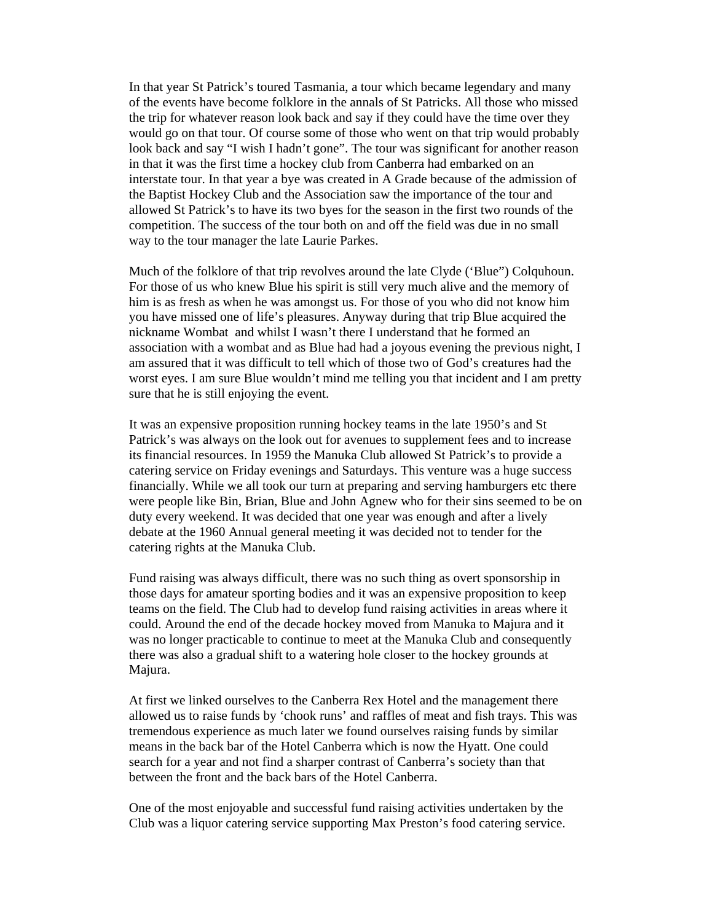In that year St Patrick's toured Tasmania, a tour which became legendary and many of the events have become folklore in the annals of St Patricks. All those who missed the trip for whatever reason look back and say if they could have the time over they would go on that tour. Of course some of those who went on that trip would probably look back and say "I wish I hadn't gone". The tour was significant for another reason in that it was the first time a hockey club from Canberra had embarked on an interstate tour. In that year a bye was created in A Grade because of the admission of the Baptist Hockey Club and the Association saw the importance of the tour and allowed St Patrick's to have its two byes for the season in the first two rounds of the competition. The success of the tour both on and off the field was due in no small way to the tour manager the late Laurie Parkes.

Much of the folklore of that trip revolves around the late Clyde ('Blue") Colquhoun. For those of us who knew Blue his spirit is still very much alive and the memory of him is as fresh as when he was amongst us. For those of you who did not know him you have missed one of life's pleasures. Anyway during that trip Blue acquired the nickname Wombat and whilst I wasn't there I understand that he formed an association with a wombat and as Blue had had a joyous evening the previous night, I am assured that it was difficult to tell which of those two of God's creatures had the worst eyes. I am sure Blue wouldn't mind me telling you that incident and I am pretty sure that he is still enjoying the event.

It was an expensive proposition running hockey teams in the late 1950's and St Patrick's was always on the look out for avenues to supplement fees and to increase its financial resources. In 1959 the Manuka Club allowed St Patrick's to provide a catering service on Friday evenings and Saturdays. This venture was a huge success financially. While we all took our turn at preparing and serving hamburgers etc there were people like Bin, Brian, Blue and John Agnew who for their sins seemed to be on duty every weekend. It was decided that one year was enough and after a lively debate at the 1960 Annual general meeting it was decided not to tender for the catering rights at the Manuka Club.

Fund raising was always difficult, there was no such thing as overt sponsorship in those days for amateur sporting bodies and it was an expensive proposition to keep teams on the field. The Club had to develop fund raising activities in areas where it could. Around the end of the decade hockey moved from Manuka to Majura and it was no longer practicable to continue to meet at the Manuka Club and consequently there was also a gradual shift to a watering hole closer to the hockey grounds at Majura.

At first we linked ourselves to the Canberra Rex Hotel and the management there allowed us to raise funds by 'chook runs' and raffles of meat and fish trays. This was tremendous experience as much later we found ourselves raising funds by similar means in the back bar of the Hotel Canberra which is now the Hyatt. One could search for a year and not find a sharper contrast of Canberra's society than that between the front and the back bars of the Hotel Canberra.

One of the most enjoyable and successful fund raising activities undertaken by the Club was a liquor catering service supporting Max Preston's food catering service.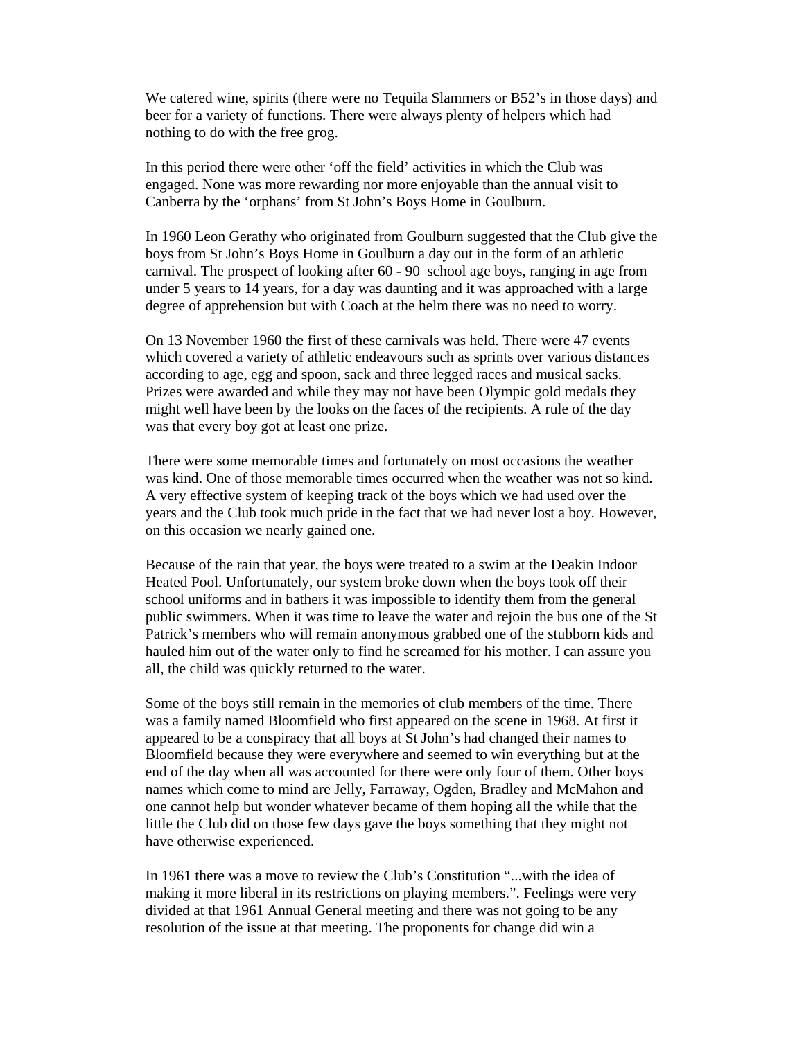We catered wine, spirits (there were no Tequila Slammers or B52's in those days) and beer for a variety of functions. There were always plenty of helpers which had nothing to do with the free grog.

In this period there were other 'off the field' activities in which the Club was engaged. None was more rewarding nor more enjoyable than the annual visit to Canberra by the 'orphans' from St John's Boys Home in Goulburn.

In 1960 Leon Gerathy who originated from Goulburn suggested that the Club give the boys from St John's Boys Home in Goulburn a day out in the form of an athletic carnival. The prospect of looking after 60 - 90 school age boys, ranging in age from under 5 years to 14 years, for a day was daunting and it was approached with a large degree of apprehension but with Coach at the helm there was no need to worry.

On 13 November 1960 the first of these carnivals was held. There were 47 events which covered a variety of athletic endeavours such as sprints over various distances according to age, egg and spoon, sack and three legged races and musical sacks. Prizes were awarded and while they may not have been Olympic gold medals they might well have been by the looks on the faces of the recipients. A rule of the day was that every boy got at least one prize.

There were some memorable times and fortunately on most occasions the weather was kind. One of those memorable times occurred when the weather was not so kind. A very effective system of keeping track of the boys which we had used over the years and the Club took much pride in the fact that we had never lost a boy. However, on this occasion we nearly gained one.

Because of the rain that year, the boys were treated to a swim at the Deakin Indoor Heated Pool. Unfortunately, our system broke down when the boys took off their school uniforms and in bathers it was impossible to identify them from the general public swimmers. When it was time to leave the water and rejoin the bus one of the St Patrick's members who will remain anonymous grabbed one of the stubborn kids and hauled him out of the water only to find he screamed for his mother. I can assure you all, the child was quickly returned to the water.

Some of the boys still remain in the memories of club members of the time. There was a family named Bloomfield who first appeared on the scene in 1968. At first it appeared to be a conspiracy that all boys at St John's had changed their names to Bloomfield because they were everywhere and seemed to win everything but at the end of the day when all was accounted for there were only four of them. Other boys names which come to mind are Jelly, Farraway, Ogden, Bradley and McMahon and one cannot help but wonder whatever became of them hoping all the while that the little the Club did on those few days gave the boys something that they might not have otherwise experienced.

In 1961 there was a move to review the Club's Constitution "...with the idea of making it more liberal in its restrictions on playing members.". Feelings were very divided at that 1961 Annual General meeting and there was not going to be any resolution of the issue at that meeting. The proponents for change did win a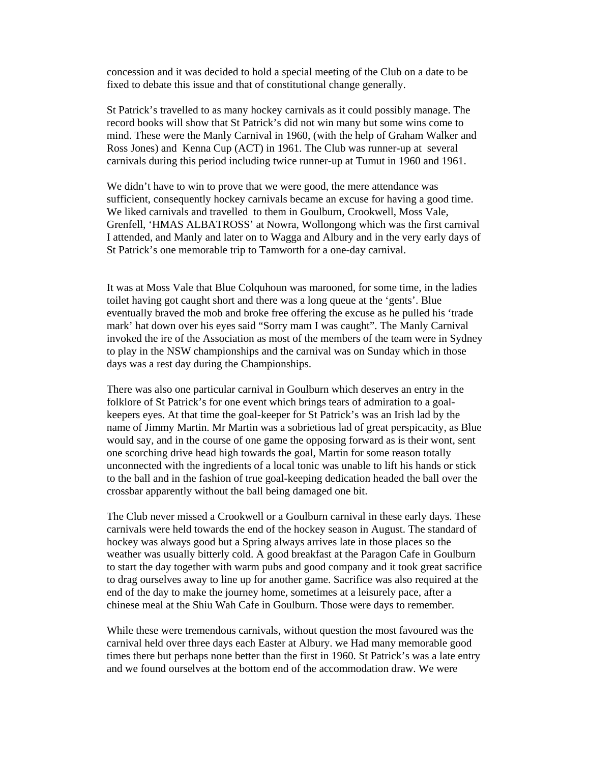concession and it was decided to hold a special meeting of the Club on a date to be fixed to debate this issue and that of constitutional change generally.

St Patrick's travelled to as many hockey carnivals as it could possibly manage. The record books will show that St Patrick's did not win many but some wins come to mind. These were the Manly Carnival in 1960, (with the help of Graham Walker and Ross Jones) and Kenna Cup (ACT) in 1961. The Club was runner-up at several carnivals during this period including twice runner-up at Tumut in 1960 and 1961.

We didn't have to win to prove that we were good, the mere attendance was sufficient, consequently hockey carnivals became an excuse for having a good time. We liked carnivals and travelled to them in Goulburn, Crookwell, Moss Vale, Grenfell, 'HMAS ALBATROSS' at Nowra, Wollongong which was the first carnival I attended, and Manly and later on to Wagga and Albury and in the very early days of St Patrick's one memorable trip to Tamworth for a one-day carnival.

It was at Moss Vale that Blue Colquhoun was marooned, for some time, in the ladies toilet having got caught short and there was a long queue at the 'gents'. Blue eventually braved the mob and broke free offering the excuse as he pulled his 'trade mark' hat down over his eyes said "Sorry mam I was caught". The Manly Carnival invoked the ire of the Association as most of the members of the team were in Sydney to play in the NSW championships and the carnival was on Sunday which in those days was a rest day during the Championships.

There was also one particular carnival in Goulburn which deserves an entry in the folklore of St Patrick's for one event which brings tears of admiration to a goal-keepers eyes. At that time the goal-keeper for St Patrick's was an Irish lad by the name of Jimmy Martin. Mr Martin was a sobrietious lad of great perspicacity, as Blue would say, and in the course of one game the opposing forward as is their wont, sent one scorching drive head high towards the goal, Martin for some reason totally unconnected with the ingredients of a local tonic was unable to lift his hands or stick to the ball and in the fashion of true goal-keeping dedication headed the ball over the crossbar apparently without the ball being damaged one bit.

The Club never missed a Crookwell or a Goulburn carnival in these early days. These carnivals were held towards the end of the hockey season in August. The standard of hockey was always good but a Spring always arrives late in those places so the weather was usually bitterly cold. A good breakfast at the Paragon Cafe in Goulburn to start the day together with warm pubs and good company and it took great sacrifice to drag ourselves away to line up for another game. Sacrifice was also required at the end of the day to make the journey home, sometimes at a leisurely pace, after a chinese meal at the Shiu Wah Cafe in Goulburn. Those were days to remember.

While these were tremendous carnivals, without question the most favoured was the carnival held over three days each Easter at Albury. we Had many memorable good times there but perhaps none better than the first in 1960. St Patrick's was a late entry and we found ourselves at the bottom end of the accommodation draw. We were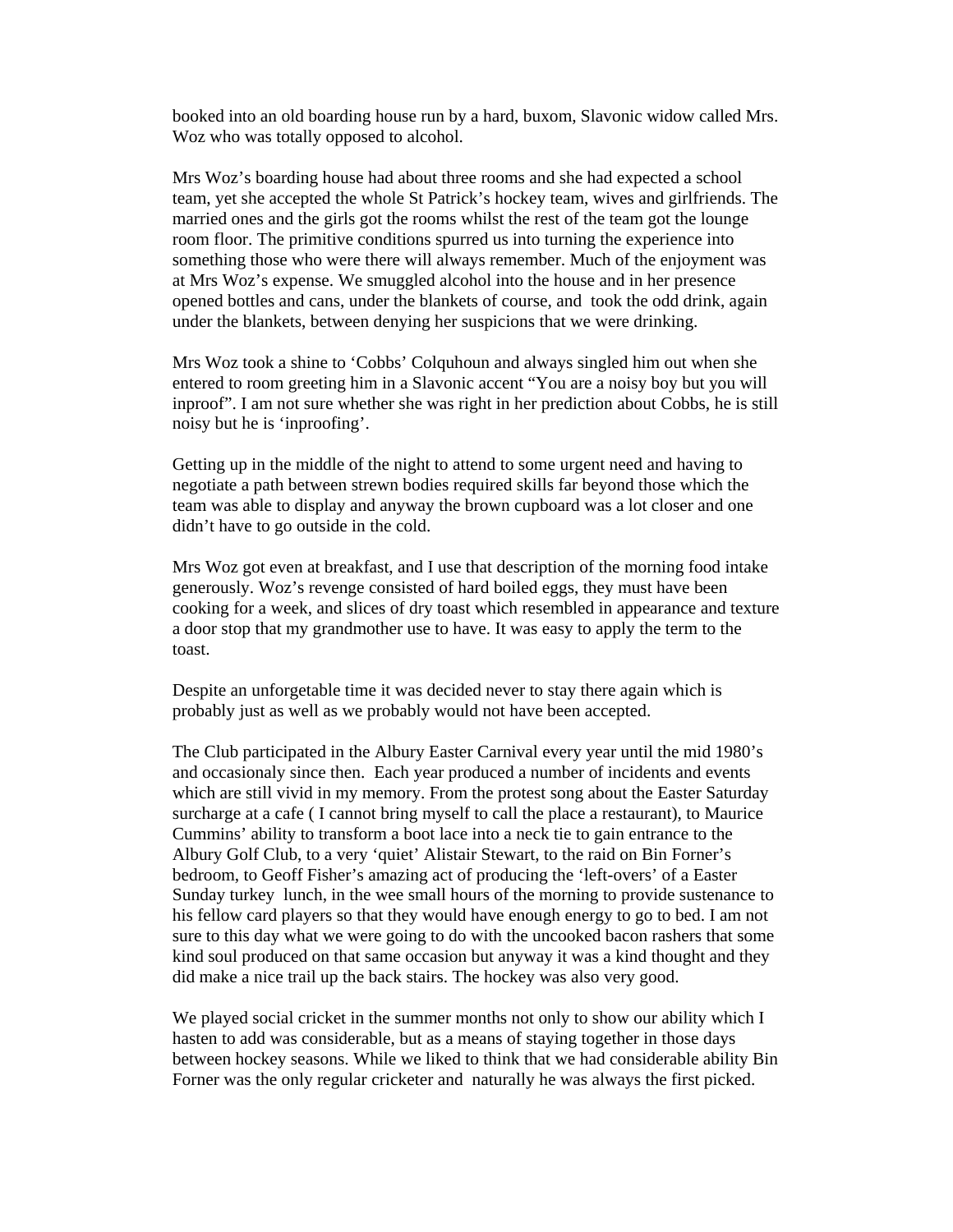booked into an old boarding house run by a hard, buxom, Slavonic widow called Mrs. Woz who was totally opposed to alcohol.

Mrs Woz's boarding house had about three rooms and she had expected a school team, yet she accepted the whole St Patrick's hockey team, wives and girlfriends. The married ones and the girls got the rooms whilst the rest of the team got the lounge room floor. The primitive conditions spurred us into turning the experience into something those who were there will always remember. Much of the enjoyment was at Mrs Woz's expense. We smuggled alcohol into the house and in her presence opened bottles and cans, under the blankets of course, and took the odd drink, again under the blankets, between denying her suspicions that we were drinking.

Mrs Woz took a shine to 'Cobbs' Colquhoun and always singled him out when she entered to room greeting him in a Slavonic accent "You are a noisy boy but you will inproof". I am not sure whether she was right in her prediction about Cobbs, he is still noisy but he is 'inproofing'.

Getting up in the middle of the night to attend to some urgent need and having to negotiate a path between strewn bodies required skills far beyond those which the team was able to display and anyway the brown cupboard was a lot closer and one didn't have to go outside in the cold.

Mrs Woz got even at breakfast, and I use that description of the morning food intake generously. Woz's revenge consisted of hard boiled eggs, they must have been cooking for a week, and slices of dry toast which resembled in appearance and texture a door stop that my grandmother use to have. It was easy to apply the term to the toast.

Despite an unforgetable time it was decided never to stay there again which is probably just as well as we probably would not have been accepted.

The Club participated in the Albury Easter Carnival every year until the mid 1980's and occasionaly since then. Each year produced a number of incidents and events which are still vivid in my memory. From the protest song about the Easter Saturday surcharge at a cafe ( I cannot bring myself to call the place a restaurant), to Maurice Cummins' ability to transform a boot lace into a neck tie to gain entrance to the Albury Golf Club, to a very 'quiet' Alistair Stewart, to the raid on Bin Forner's bedroom, to Geoff Fisher's amazing act of producing the 'left-overs' of a Easter Sunday turkey lunch, in the wee small hours of the morning to provide sustenance to his fellow card players so that they would have enough energy to go to bed. I am not sure to this day what we were going to do with the uncooked bacon rashers that some kind soul produced on that same occasion but anyway it was a kind thought and they did make a nice trail up the back stairs. The hockey was also very good.

We played social cricket in the summer months not only to show our ability which I hasten to add was considerable, but as a means of staying together in those days between hockey seasons. While we liked to think that we had considerable ability Bin Forner was the only regular cricketer and naturally he was always the first picked.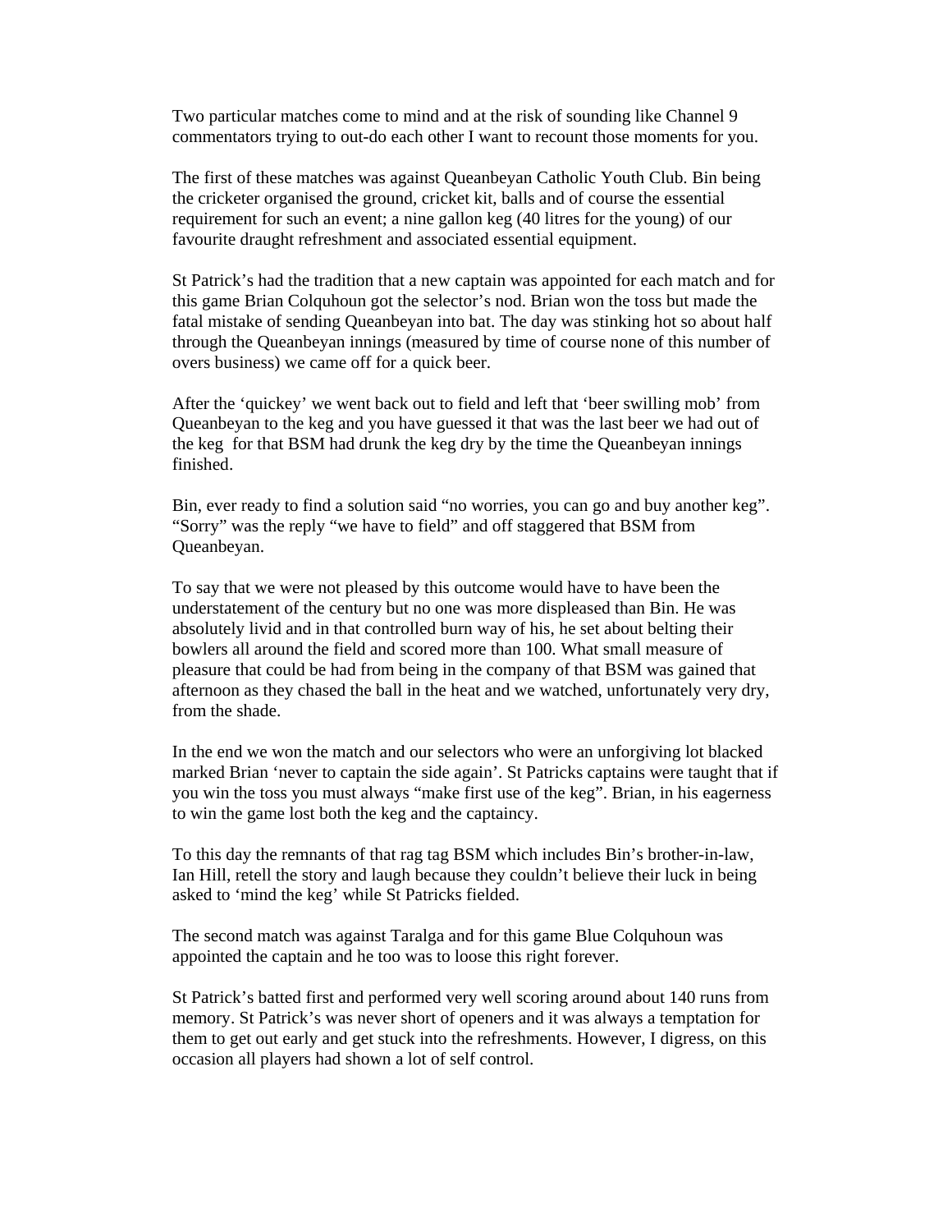Two particular matches come to mind and at the risk of sounding like Channel 9 commentators trying to out-do each other I want to recount those moments for you.

The first of these matches was against Queanbeyan Catholic Youth Club. Bin being the cricketer organised the ground, cricket kit, balls and of course the essential requirement for such an event; a nine gallon keg (40 litres for the young) of our favourite draught refreshment and associated essential equipment.

St Patrick's had the tradition that a new captain was appointed for each match and for this game Brian Colquhoun got the selector's nod. Brian won the toss but made the fatal mistake of sending Queanbeyan into bat. The day was stinking hot so about half through the Queanbeyan innings (measured by time of course none of this number of overs business) we came off for a quick beer.

After the 'quickey' we went back out to field and left that 'beer swilling mob' from Queanbeyan to the keg and you have guessed it that was the last beer we had out of the keg for that BSM had drunk the keg dry by the time the Queanbeyan innings finished.

Bin, ever ready to find a solution said "no worries, you can go and buy another keg". "Sorry" was the reply "we have to field" and off staggered that BSM from Queanbeyan.

To say that we were not pleased by this outcome would have to have been the understatement of the century but no one was more displeased than Bin. He was absolutely livid and in that controlled burn way of his, he set about belting their bowlers all around the field and scored more than 100. What small measure of pleasure that could be had from being in the company of that BSM was gained that afternoon as they chased the ball in the heat and we watched, unfortunately very dry, from the shade.

In the end we won the match and our selectors who were an unforgiving lot blacked marked Brian 'never to captain the side again'. St Patricks captains were taught that if you win the toss you must always "make first use of the keg". Brian, in his eagerness to win the game lost both the keg and the captaincy.

To this day the remnants of that rag tag BSM which includes Bin's brother-in-law, Ian Hill, retell the story and laugh because they couldn't believe their luck in being asked to 'mind the keg' while St Patricks fielded.

The second match was against Taralga and for this game Blue Colquhoun was appointed the captain and he too was to loose this right forever.

St Patrick's batted first and performed very well scoring around about 140 runs from memory. St Patrick's was never short of openers and it was always a temptation for them to get out early and get stuck into the refreshments. However, I digress, on this occasion all players had shown a lot of self control.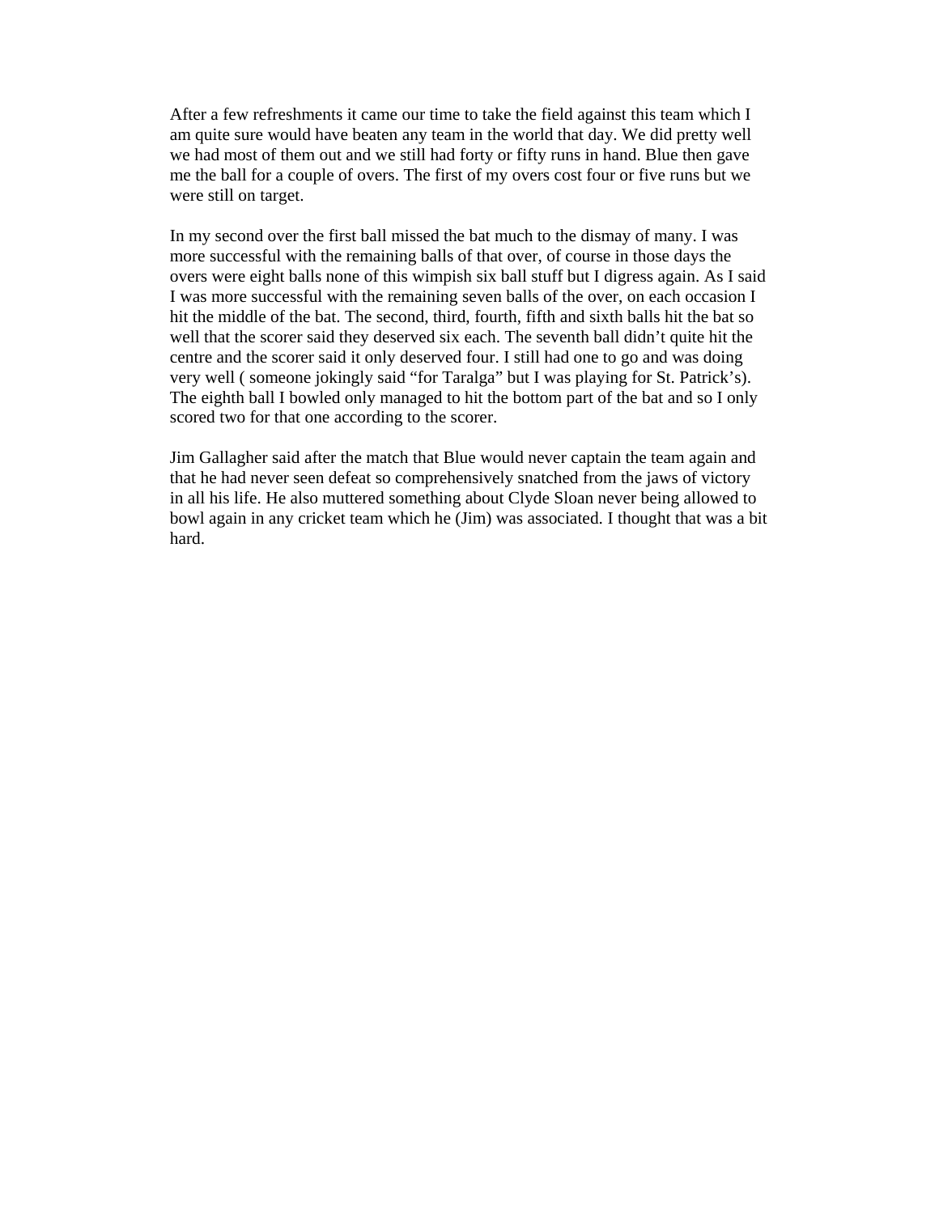After a few refreshments it came our time to take the field against this team which I am quite sure would have beaten any team in the world that day. We did pretty well we had most of them out and we still had forty or fifty runs in hand. Blue then gave me the ball for a couple of overs. The first of my overs cost four or five runs but we were still on target.

In my second over the first ball missed the bat much to the dismay of many. I was more successful with the remaining balls of that over, of course in those days the overs were eight balls none of this wimpish six ball stuff but I digress again. As I said I was more successful with the remaining seven balls of the over, on each occasion I hit the middle of the bat. The second, third, fourth, fifth and sixth balls hit the bat so well that the scorer said they deserved six each. The seventh ball didn't quite hit the centre and the scorer said it only deserved four. I still had one to go and was doing very well ( someone jokingly said "for Taralga" but I was playing for St. Patrick's). The eighth ball I bowled only managed to hit the bottom part of the bat and so I only scored two for that one according to the scorer.

Jim Gallagher said after the match that Blue would never captain the team again and that he had never seen defeat so comprehensively snatched from the jaws of victory in all his life. He also muttered something about Clyde Sloan never being allowed to bowl again in any cricket team which he (Jim) was associated. I thought that was a bit hard.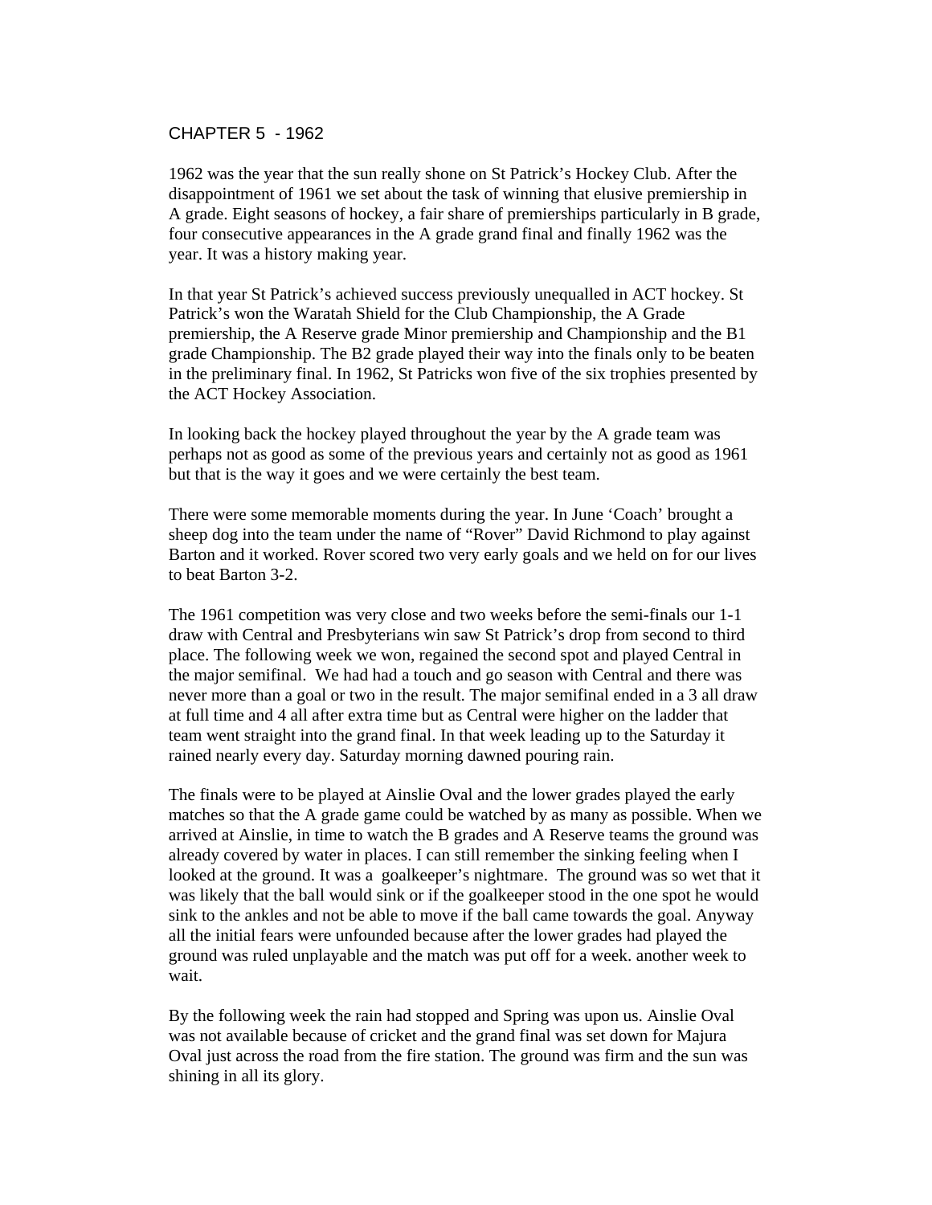# CHAPTER 5 - 1962

1962 was the year that the sun really shone on St Patrick's Hockey Club. After the disappointment of 1961 we set about the task of winning that elusive premiership in A grade. Eight seasons of hockey, a fair share of premierships particularly in B grade, four consecutive appearances in the A grade grand final and finally 1962 was the year. It was a history making year.

In that year St Patrick's achieved success previously unequalled in ACT hockey. St Patrick's won the Waratah Shield for the Club Championship, the A Grade premiership, the A Reserve grade Minor premiership and Championship and the B1 grade Championship. The B2 grade played their way into the finals only to be beaten in the preliminary final. In 1962, St Patricks won five of the six trophies presented by the ACT Hockey Association.

In looking back the hockey played throughout the year by the A grade team was perhaps not as good as some of the previous years and certainly not as good as 1961 but that is the way it goes and we were certainly the best team.

There were some memorable moments during the year. In June 'Coach' brought a sheep dog into the team under the name of "Rover" David Richmond to play against Barton and it worked. Rover scored two very early goals and we held on for our lives to beat Barton 3-2.

The 1961 competition was very close and two weeks before the semi-finals our 1-1 draw with Central and Presbyterians win saw St Patrick's drop from second to third place. The following week we won, regained the second spot and played Central in the major semifinal. We had had a touch and go season with Central and there was never more than a goal or two in the result. The major semifinal ended in a 3 all draw at full time and 4 all after extra time but as Central were higher on the ladder that team went straight into the grand final. In that week leading up to the Saturday it rained nearly every day. Saturday morning dawned pouring rain.

The finals were to be played at Ainslie Oval and the lower grades played the early matches so that the A grade game could be watched by as many as possible. When we arrived at Ainslie, in time to watch the B grades and A Reserve teams the ground was already covered by water in places. I can still remember the sinking feeling when I looked at the ground. It was a goalkeeper's nightmare. The ground was so wet that it was likely that the ball would sink or if the goalkeeper stood in the one spot he would sink to the ankles and not be able to move if the ball came towards the goal. Anyway all the initial fears were unfounded because after the lower grades had played the ground was ruled unplayable and the match was put off for a week. another week to wait.

By the following week the rain had stopped and Spring was upon us. Ainslie Oval was not available because of cricket and the grand final was set down for Majura Oval just across the road from the fire station. The ground was firm and the sun was shining in all its glory.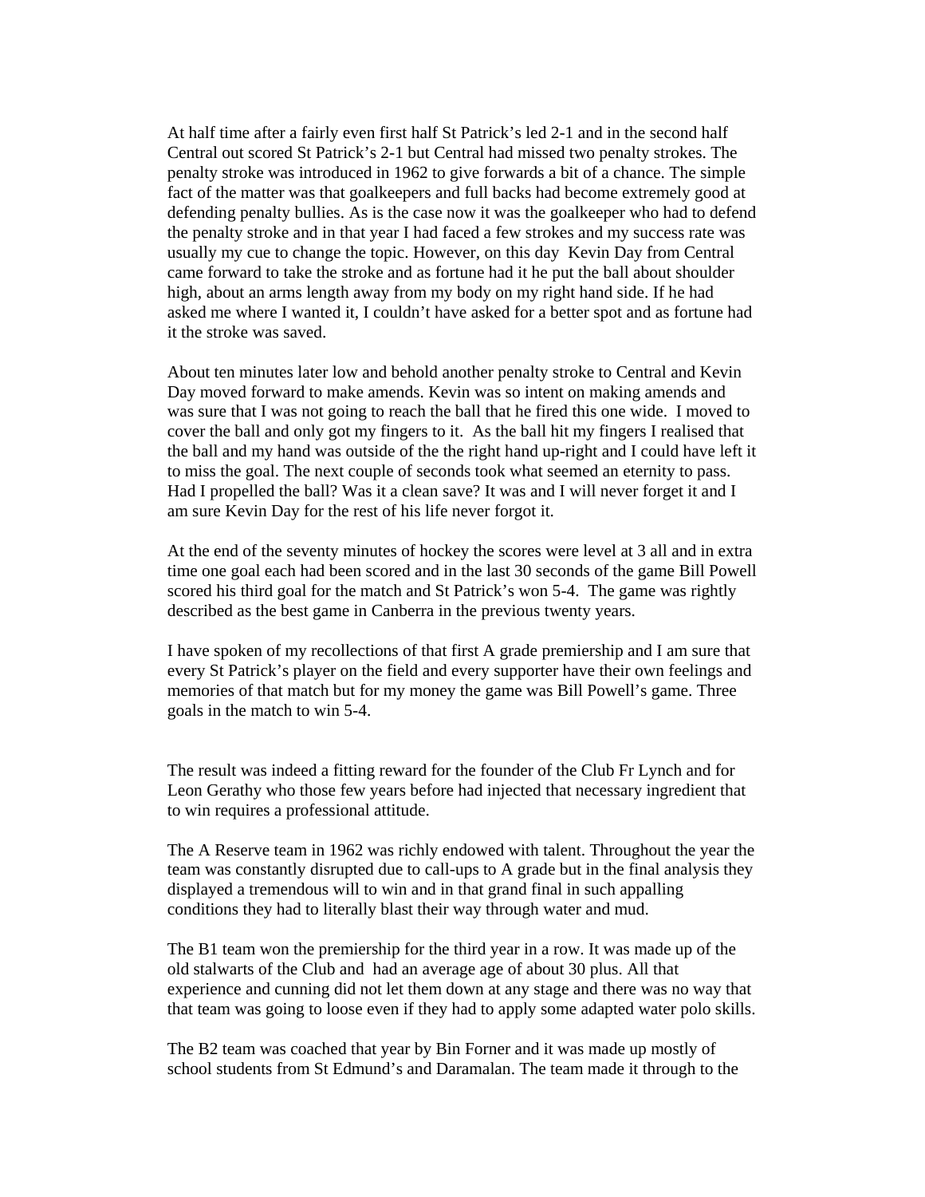At half time after a fairly even first half St Patrick's led 2-1 and in the second half Central out scored St Patrick's 2-1 but Central had missed two penalty strokes. The penalty stroke was introduced in 1962 to give forwards a bit of a chance. The simple fact of the matter was that goalkeepers and full backs had become extremely good at defending penalty bullies. As is the case now it was the goalkeeper who had to defend the penalty stroke and in that year I had faced a few strokes and my success rate was usually my cue to change the topic. However, on this day Kevin Day from Central came forward to take the stroke and as fortune had it he put the ball about shoulder high, about an arms length away from my body on my right hand side. If he had asked me where I wanted it, I couldn't have asked for a better spot and as fortune had it the stroke was saved.

About ten minutes later low and behold another penalty stroke to Central and Kevin Day moved forward to make amends. Kevin was so intent on making amends and was sure that I was not going to reach the ball that he fired this one wide. I moved to cover the ball and only got my fingers to it. As the ball hit my fingers I realised that the ball and my hand was outside of the the right hand up-right and I could have left it to miss the goal. The next couple of seconds took what seemed an eternity to pass. Had I propelled the ball? Was it a clean save? It was and I will never forget it and I am sure Kevin Day for the rest of his life never forgot it.

At the end of the seventy minutes of hockey the scores were level at 3 all and in extra time one goal each had been scored and in the last 30 seconds of the game Bill Powell scored his third goal for the match and St Patrick's won 5-4. The game was rightly described as the best game in Canberra in the previous twenty years.

I have spoken of my recollections of that first A grade premiership and I am sure that every St Patrick's player on the field and every supporter have their own feelings and memories of that match but for my money the game was Bill Powell's game. Three goals in the match to win 5-4.

The result was indeed a fitting reward for the founder of the Club Fr Lynch and for Leon Gerathy who those few years before had injected that necessary ingredient that to win requires a professional attitude.

The A Reserve team in 1962 was richly endowed with talent. Throughout the year the team was constantly disrupted due to call-ups to A grade but in the final analysis they displayed a tremendous will to win and in that grand final in such appalling conditions they had to literally blast their way through water and mud.

The B1 team won the premiership for the third year in a row. It was made up of the old stalwarts of the Club and had an average age of about 30 plus. All that experience and cunning did not let them down at any stage and there was no way that that team was going to loose even if they had to apply some adapted water polo skills.

The B2 team was coached that year by Bin Forner and it was made up mostly of school students from St Edmund's and Daramalan. The team made it through to the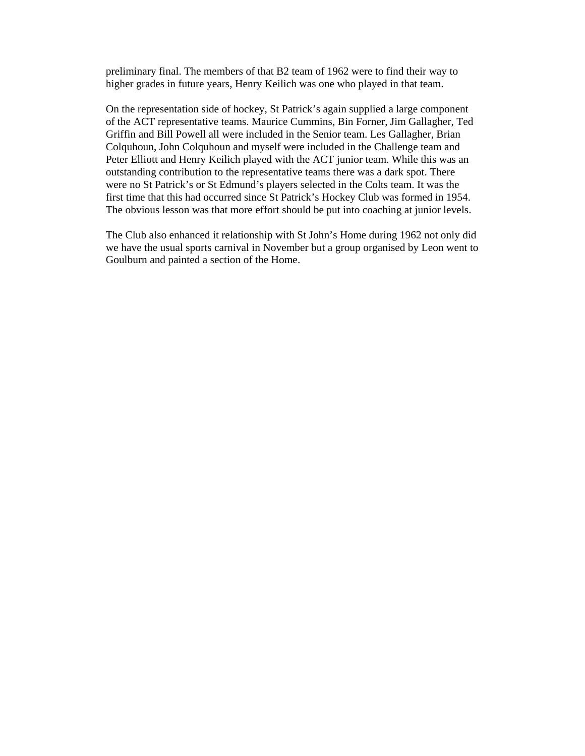preliminary final. The members of that B2 team of 1962 were to find their way to higher grades in future years, Henry Keilich was one who played in that team.

On the representation side of hockey, St Patrick's again supplied a large component of the ACT representative teams. Maurice Cummins, Bin Forner, Jim Gallagher, Ted Griffin and Bill Powell all were included in the Senior team. Les Gallagher, Brian Colquhoun, John Colquhoun and myself were included in the Challenge team and Peter Elliott and Henry Keilich played with the ACT junior team. While this was an outstanding contribution to the representative teams there was a dark spot. There were no St Patrick's or St Edmund's players selected in the Colts team. It was the first time that this had occurred since St Patrick's Hockey Club was formed in 1954. The obvious lesson was that more effort should be put into coaching at junior levels.

The Club also enhanced it relationship with St John's Home during 1962 not only did we have the usual sports carnival in November but a group organised by Leon went to Goulburn and painted a section of the Home.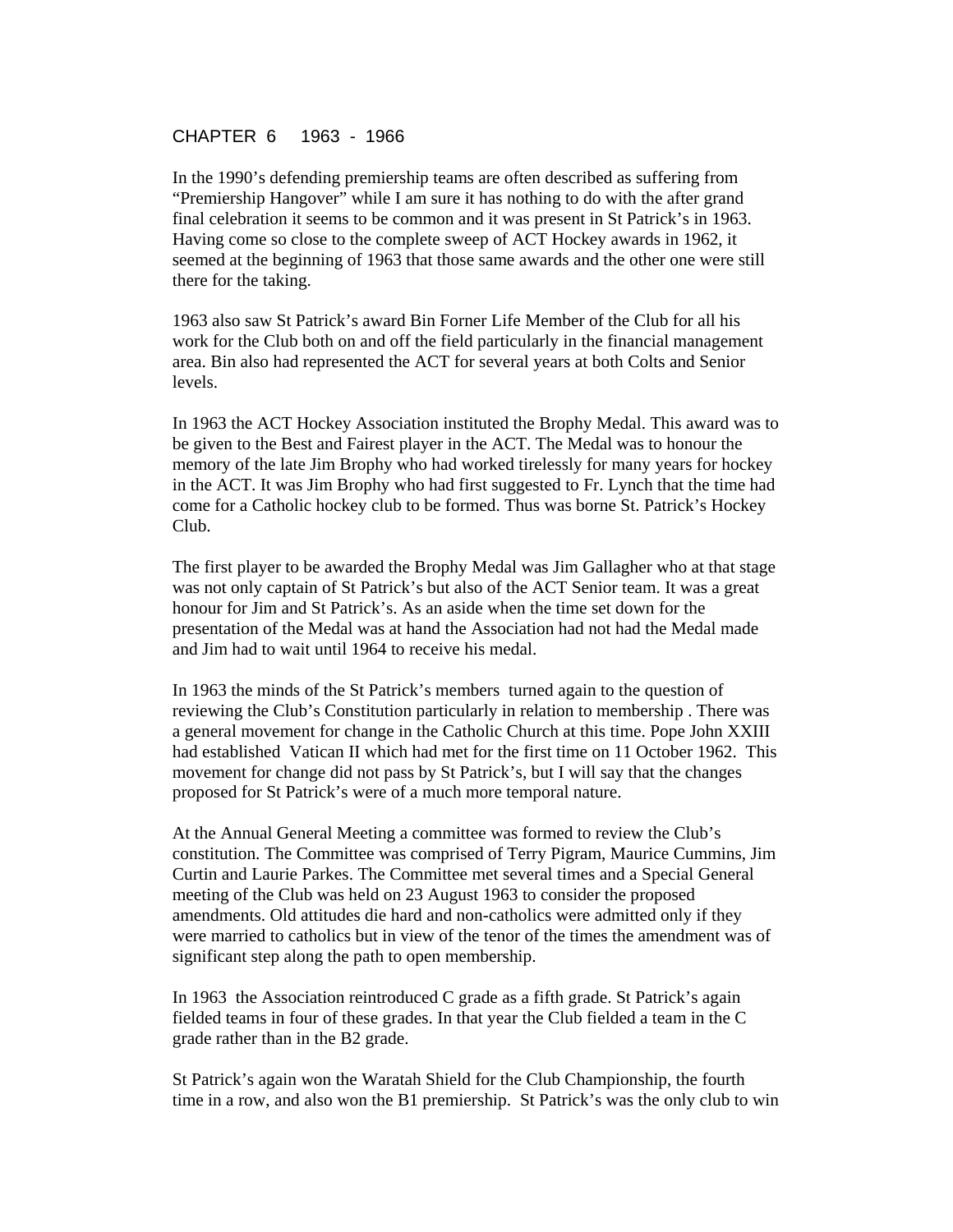# CHAPTER 6 1963 - 1966

In the 1990's defending premiership teams are often described as suffering from "Premiership Hangover" while I am sure it has nothing to do with the after grand final celebration it seems to be common and it was present in St Patrick's in 1963. Having come so close to the complete sweep of ACT Hockey awards in 1962, it seemed at the beginning of 1963 that those same awards and the other one were still there for the taking.

1963 also saw St Patrick's award Bin Forner Life Member of the Club for all his work for the Club both on and off the field particularly in the financial management area. Bin also had represented the ACT for several years at both Colts and Senior levels.

In 1963 the ACT Hockey Association instituted the Brophy Medal. This award was to be given to the Best and Fairest player in the ACT. The Medal was to honour the memory of the late Jim Brophy who had worked tirelessly for many years for hockey in the ACT. It was Jim Brophy who had first suggested to Fr. Lynch that the time had come for a Catholic hockey club to be formed. Thus was borne St. Patrick's Hockey Club.

The first player to be awarded the Brophy Medal was Jim Gallagher who at that stage was not only captain of St Patrick's but also of the ACT Senior team. It was a great honour for Jim and St Patrick's. As an aside when the time set down for the presentation of the Medal was at hand the Association had not had the Medal made and Jim had to wait until 1964 to receive his medal.

In 1963 the minds of the St Patrick's members turned again to the question of reviewing the Club's Constitution particularly in relation to membership . There was a general movement for change in the Catholic Church at this time. Pope John XXIII had established Vatican II which had met for the first time on 11 October 1962. This movement for change did not pass by St Patrick's, but I will say that the changes proposed for St Patrick's were of a much more temporal nature.

At the Annual General Meeting a committee was formed to review the Club's constitution. The Committee was comprised of Terry Pigram, Maurice Cummins, Jim Curtin and Laurie Parkes. The Committee met several times and a Special General meeting of the Club was held on 23 August 1963 to consider the proposed amendments. Old attitudes die hard and non-catholics were admitted only if they were married to catholics but in view of the tenor of the times the amendment was of significant step along the path to open membership.

In 1963 the Association reintroduced C grade as a fifth grade. St Patrick's again fielded teams in four of these grades. In that year the Club fielded a team in the C grade rather than in the B2 grade.

St Patrick's again won the Waratah Shield for the Club Championship, the fourth time in a row, and also won the B1 premiership. St Patrick's was the only club to win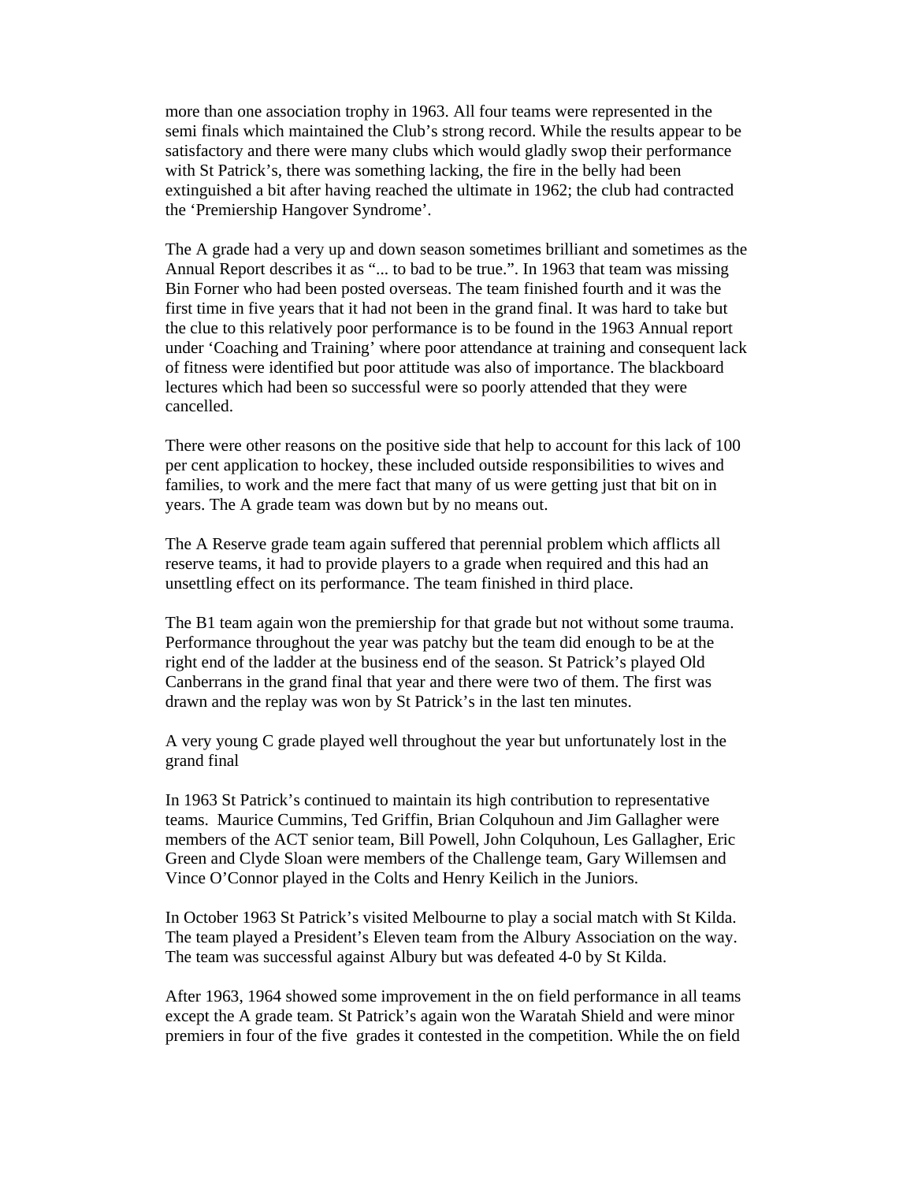more than one association trophy in 1963. All four teams were represented in the semi finals which maintained the Club's strong record. While the results appear to be satisfactory and there were many clubs which would gladly swop their performance with St Patrick's, there was something lacking, the fire in the belly had been extinguished a bit after having reached the ultimate in 1962; the club had contracted the 'Premiership Hangover Syndrome'.

The A grade had a very up and down season sometimes brilliant and sometimes as the Annual Report describes it as "... to bad to be true.". In 1963 that team was missing Bin Forner who had been posted overseas. The team finished fourth and it was the first time in five years that it had not been in the grand final. It was hard to take but the clue to this relatively poor performance is to be found in the 1963 Annual report under 'Coaching and Training' where poor attendance at training and consequent lack of fitness were identified but poor attitude was also of importance. The blackboard lectures which had been so successful were so poorly attended that they were cancelled.

There were other reasons on the positive side that help to account for this lack of 100 per cent application to hockey, these included outside responsibilities to wives and families, to work and the mere fact that many of us were getting just that bit on in years. The A grade team was down but by no means out.

The A Reserve grade team again suffered that perennial problem which afflicts all reserve teams, it had to provide players to a grade when required and this had an unsettling effect on its performance. The team finished in third place.

The B1 team again won the premiership for that grade but not without some trauma. Performance throughout the year was patchy but the team did enough to be at the right end of the ladder at the business end of the season. St Patrick's played Old Canberrans in the grand final that year and there were two of them. The first was drawn and the replay was won by St Patrick's in the last ten minutes.

A very young C grade played well throughout the year but unfortunately lost in the grand final

In 1963 St Patrick's continued to maintain its high contribution to representative teams. Maurice Cummins, Ted Griffin, Brian Colquhoun and Jim Gallagher were members of the ACT senior team, Bill Powell, John Colquhoun, Les Gallagher, Eric Green and Clyde Sloan were members of the Challenge team, Gary Willemsen and Vince O'Connor played in the Colts and Henry Keilich in the Juniors.

In October 1963 St Patrick's visited Melbourne to play a social match with St Kilda. The team played a President's Eleven team from the Albury Association on the way. The team was successful against Albury but was defeated 4-0 by St Kilda.

After 1963, 1964 showed some improvement in the on field performance in all teams except the A grade team. St Patrick's again won the Waratah Shield and were minor premiers in four of the five grades it contested in the competition. While the on field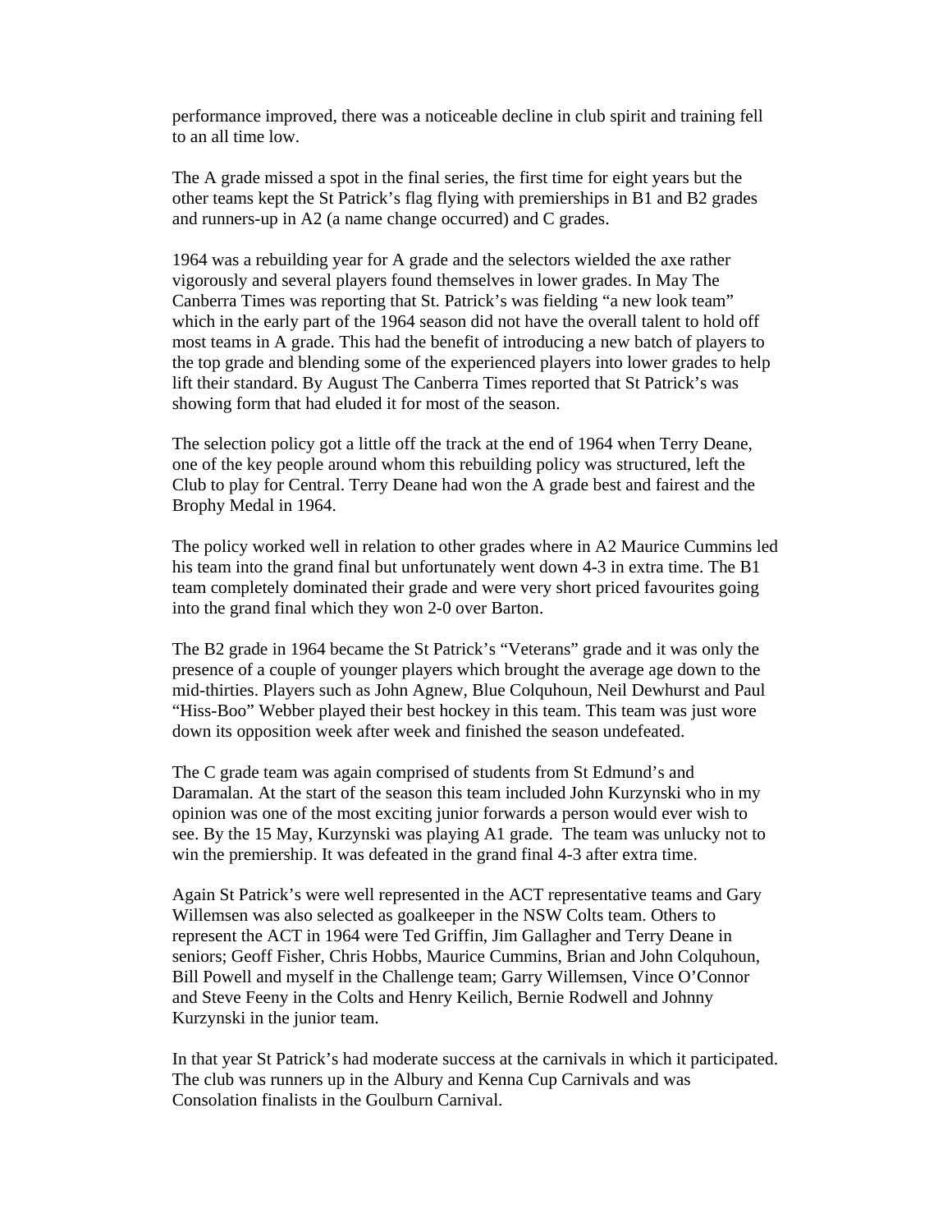performance improved, there was a noticeable decline in club spirit and training fell to an all time low.

The A grade missed a spot in the final series, the first time for eight years but the other teams kept the St Patrick's flag flying with premierships in B1 and B2 grades and runners-up in A2 (a name change occurred) and C grades.

1964 was a rebuilding year for A grade and the selectors wielded the axe rather vigorously and several players found themselves in lower grades. In May The Canberra Times was reporting that St. Patrick's was fielding "a new look team" which in the early part of the 1964 season did not have the overall talent to hold off most teams in A grade. This had the benefit of introducing a new batch of players to the top grade and blending some of the experienced players into lower grades to help lift their standard. By August The Canberra Times reported that St Patrick's was showing form that had eluded it for most of the season.

The selection policy got a little off the track at the end of 1964 when Terry Deane, one of the key people around whom this rebuilding policy was structured, left the Club to play for Central. Terry Deane had won the A grade best and fairest and the Brophy Medal in 1964.

The policy worked well in relation to other grades where in A2 Maurice Cummins led his team into the grand final but unfortunately went down 4-3 in extra time. The B1 team completely dominated their grade and were very short priced favourites going into the grand final which they won 2-0 over Barton.

The B2 grade in 1964 became the St Patrick's "Veterans" grade and it was only the presence of a couple of younger players which brought the average age down to the mid-thirties. Players such as John Agnew, Blue Colquhoun, Neil Dewhurst and Paul "Hiss-Boo" Webber played their best hockey in this team. This team was just wore down its opposition week after week and finished the season undefeated.

The C grade team was again comprised of students from St Edmund's and Daramalan. At the start of the season this team included John Kurzynski who in my opinion was one of the most exciting junior forwards a person would ever wish to see. By the 15 May, Kurzynski was playing A1 grade. The team was unlucky not to win the premiership. It was defeated in the grand final 4-3 after extra time.

Again St Patrick's were well represented in the ACT representative teams and Gary Willemsen was also selected as goalkeeper in the NSW Colts team. Others to represent the ACT in 1964 were Ted Griffin, Jim Gallagher and Terry Deane in seniors; Geoff Fisher, Chris Hobbs, Maurice Cummins, Brian and John Colquhoun, Bill Powell and myself in the Challenge team; Garry Willemsen, Vince O'Connor and Steve Feeny in the Colts and Henry Keilich, Bernie Rodwell and Johnny Kurzynski in the junior team.

In that year St Patrick's had moderate success at the carnivals in which it participated. The club was runners up in the Albury and Kenna Cup Carnivals and was Consolation finalists in the Goulburn Carnival.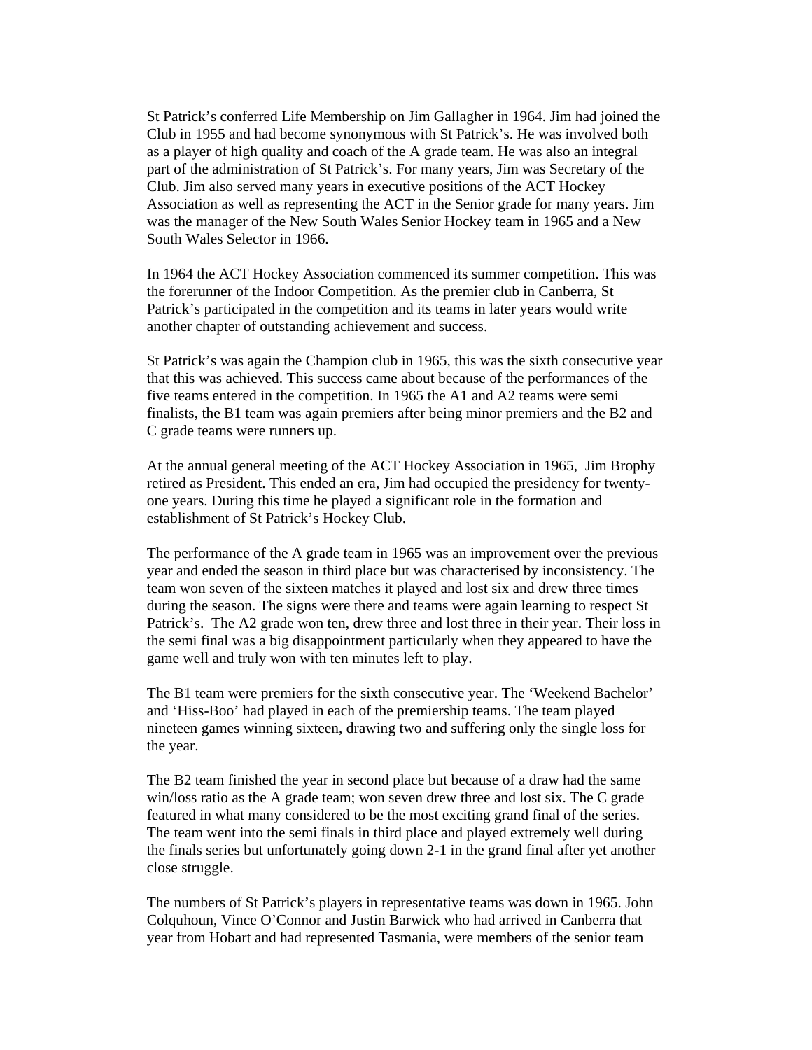St Patrick's conferred Life Membership on Jim Gallagher in 1964. Jim had joined the Club in 1955 and had become synonymous with St Patrick's. He was involved both as a player of high quality and coach of the A grade team. He was also an integral part of the administration of St Patrick's. For many years, Jim was Secretary of the Club. Jim also served many years in executive positions of the ACT Hockey Association as well as representing the ACT in the Senior grade for many years. Jim was the manager of the New South Wales Senior Hockey team in 1965 and a New South Wales Selector in 1966.

In 1964 the ACT Hockey Association commenced its summer competition. This was the forerunner of the Indoor Competition. As the premier club in Canberra, St Patrick's participated in the competition and its teams in later years would write another chapter of outstanding achievement and success.

St Patrick's was again the Champion club in 1965, this was the sixth consecutive year that this was achieved. This success came about because of the performances of the five teams entered in the competition. In 1965 the A1 and A2 teams were semi finalists, the B1 team was again premiers after being minor premiers and the B2 and C grade teams were runners up.

At the annual general meeting of the ACT Hockey Association in 1965, Jim Brophy retired as President. This ended an era, Jim had occupied the presidency for twenty-one years. During this time he played a significant role in the formation and establishment of St Patrick's Hockey Club.

The performance of the A grade team in 1965 was an improvement over the previous year and ended the season in third place but was characterised by inconsistency. The team won seven of the sixteen matches it played and lost six and drew three times during the season. The signs were there and teams were again learning to respect St Patrick's. The A2 grade won ten, drew three and lost three in their year. Their loss in the semi final was a big disappointment particularly when they appeared to have the game well and truly won with ten minutes left to play.

The B1 team were premiers for the sixth consecutive year. The 'Weekend Bachelor' and 'Hiss-Boo' had played in each of the premiership teams. The team played nineteen games winning sixteen, drawing two and suffering only the single loss for the year.

The B2 team finished the year in second place but because of a draw had the same win/loss ratio as the A grade team; won seven drew three and lost six. The C grade featured in what many considered to be the most exciting grand final of the series. The team went into the semi finals in third place and played extremely well during the finals series but unfortunately going down 2-1 in the grand final after yet another close struggle.

The numbers of St Patrick's players in representative teams was down in 1965. John Colquhoun, Vince O'Connor and Justin Barwick who had arrived in Canberra that year from Hobart and had represented Tasmania, were members of the senior team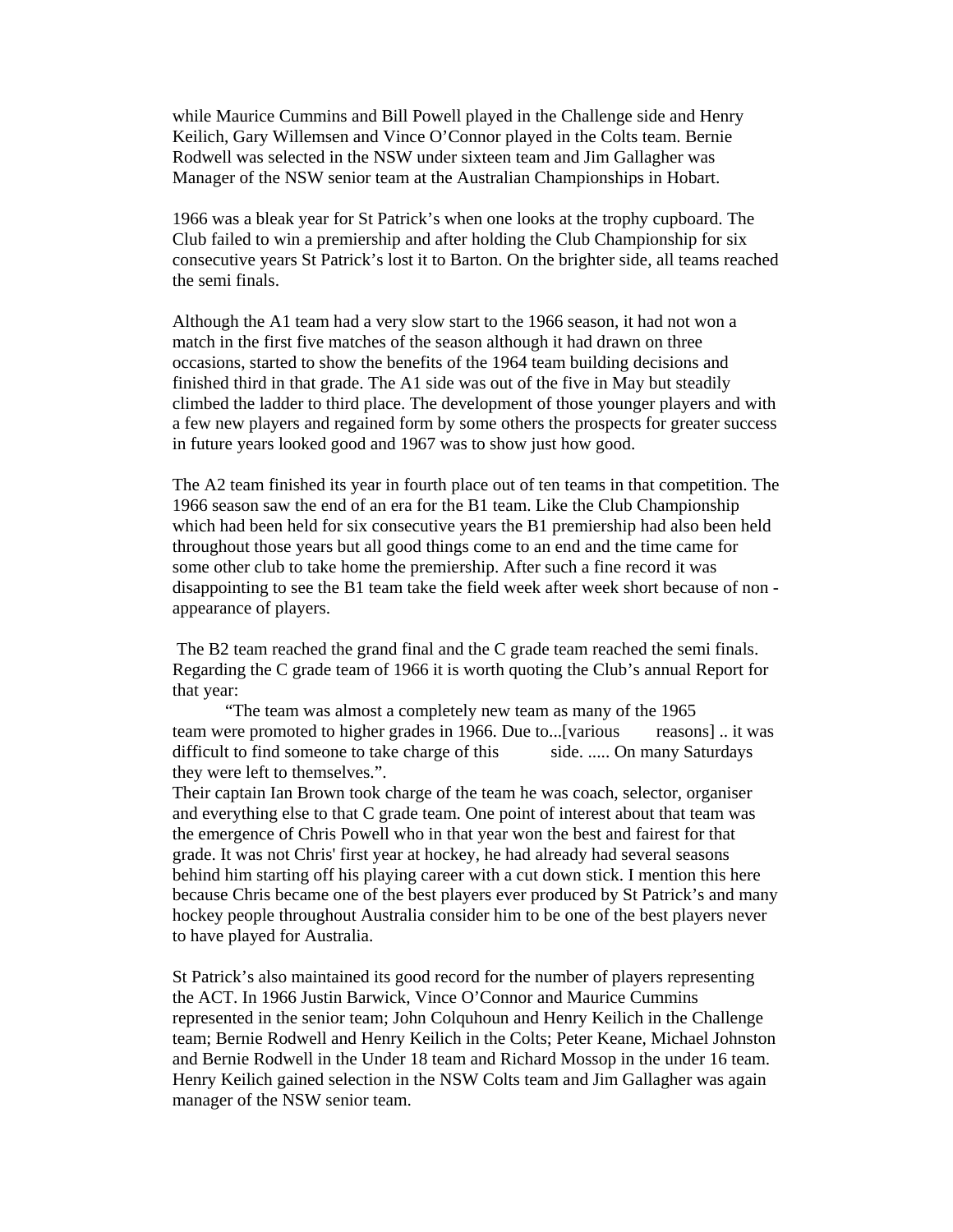while Maurice Cummins and Bill Powell played in the Challenge side and Henry Keilich, Gary Willemsen and Vince O'Connor played in the Colts team. Bernie Rodwell was selected in the NSW under sixteen team and Jim Gallagher was Manager of the NSW senior team at the Australian Championships in Hobart.

1966 was a bleak year for St Patrick's when one looks at the trophy cupboard. The Club failed to win a premiership and after holding the Club Championship for six consecutive years St Patrick's lost it to Barton. On the brighter side, all teams reached the semi finals.

Although the A1 team had a very slow start to the 1966 season, it had not won a match in the first five matches of the season although it had drawn on three occasions, started to show the benefits of the 1964 team building decisions and finished third in that grade. The A1 side was out of the five in May but steadily climbed the ladder to third place. The development of those younger players and with a few new players and regained form by some others the prospects for greater success in future years looked good and 1967 was to show just how good.

The A2 team finished its year in fourth place out of ten teams in that competition. The 1966 season saw the end of an era for the B1 team. Like the Club Championship which had been held for six consecutive years the B1 premiership had also been held throughout those years but all good things come to an end and the time came for some other club to take home the premiership. After such a fine record it was disappointing to see the B1 team take the field week after week short because of non - appearance of players.

The B2 team reached the grand final and the C grade team reached the semi finals. Regarding the C grade team of 1966 it is worth quoting the Club's annual Report for that year:

> "The team was almost a completely new team as many of the 1965 team were promoted to higher grades in 1966. Due to...[various reasons] .. it was difficult to find someone to take charge of this side. ..... On many Saturdays they were left to themselves.".

Their captain Ian Brown took charge of the team he was coach, selector, organiser and everything else to that C grade team. One point of interest about that team was the emergence of Chris Powell who in that year won the best and fairest for that grade. It was not Chris' first year at hockey, he had already had several seasons behind him starting off his playing career with a cut down stick. I mention this here because Chris became one of the best players ever produced by St Patrick's and many hockey people throughout Australia consider him to be one of the best players never to have played for Australia.

St Patrick's also maintained its good record for the number of players representing the ACT. In 1966 Justin Barwick, Vince O'Connor and Maurice Cummins represented in the senior team; John Colquhoun and Henry Keilich in the Challenge team; Bernie Rodwell and Henry Keilich in the Colts; Peter Keane, Michael Johnston and Bernie Rodwell in the Under 18 team and Richard Mossop in the under 16 team. Henry Keilich gained selection in the NSW Colts team and Jim Gallagher was again manager of the NSW senior team.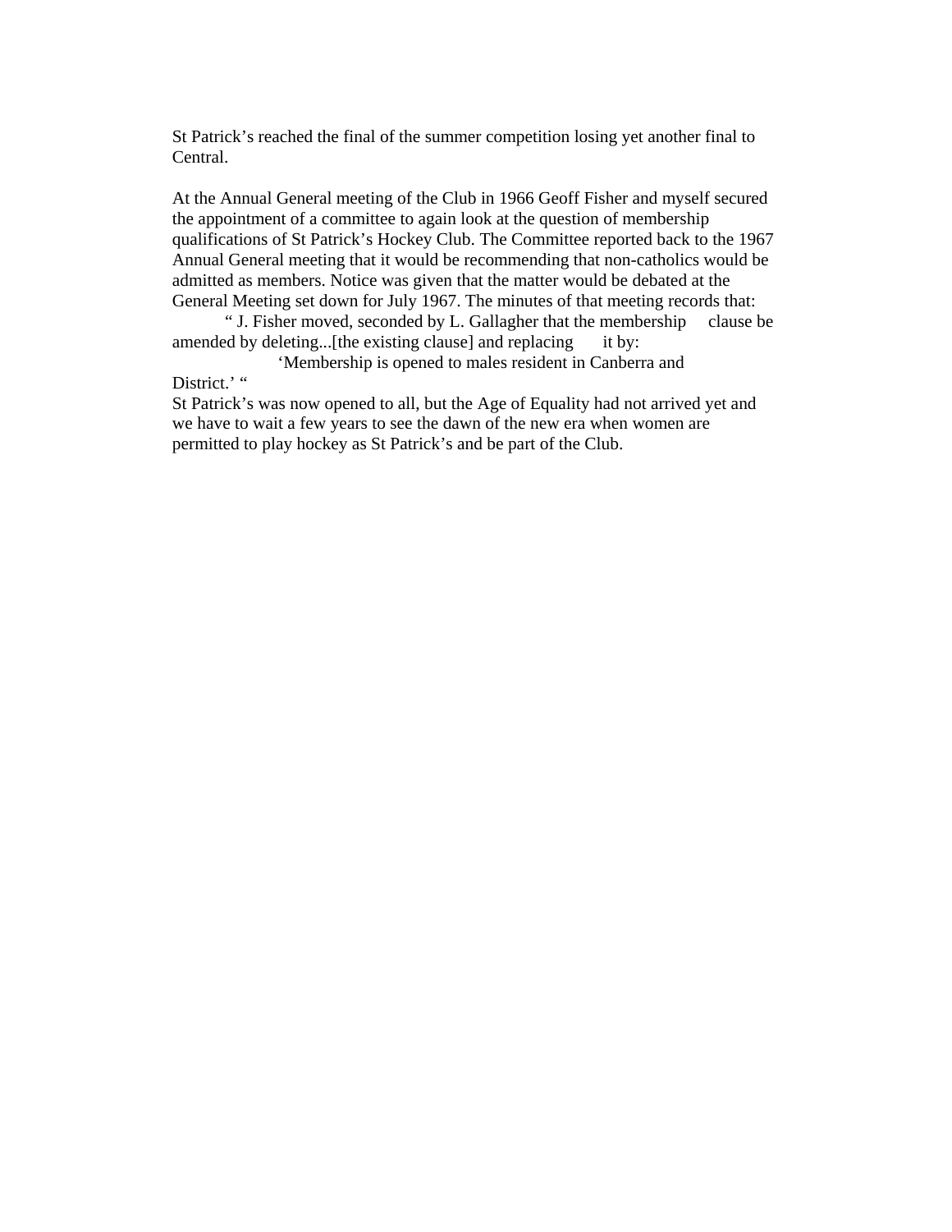St Patrick's reached the final of the summer competition losing yet another final to Central.

At the Annual General meeting of the Club in 1966 Geoff Fisher and myself secured the appointment of a committee to again look at the question of membership qualifications of St Patrick's Hockey Club. The Committee reported back to the 1967 Annual General meeting that it would be recommending that non-catholics would be admitted as members. Notice was given that the matter would be debated at the General Meeting set down for July 1967. The minutes of that meeting records that:

> " J. Fisher moved, seconded by L. Gallagher that the membership clause be amended by deleting...[the existing clause] and replacing it by:
>
> 'Membership is opened to males resident in Canberra and District.' "

St Patrick's was now opened to all, but the Age of Equality had not arrived yet and we have to wait a few years to see the dawn of the new era when women are permitted to play hockey as St Patrick's and be part of the Club.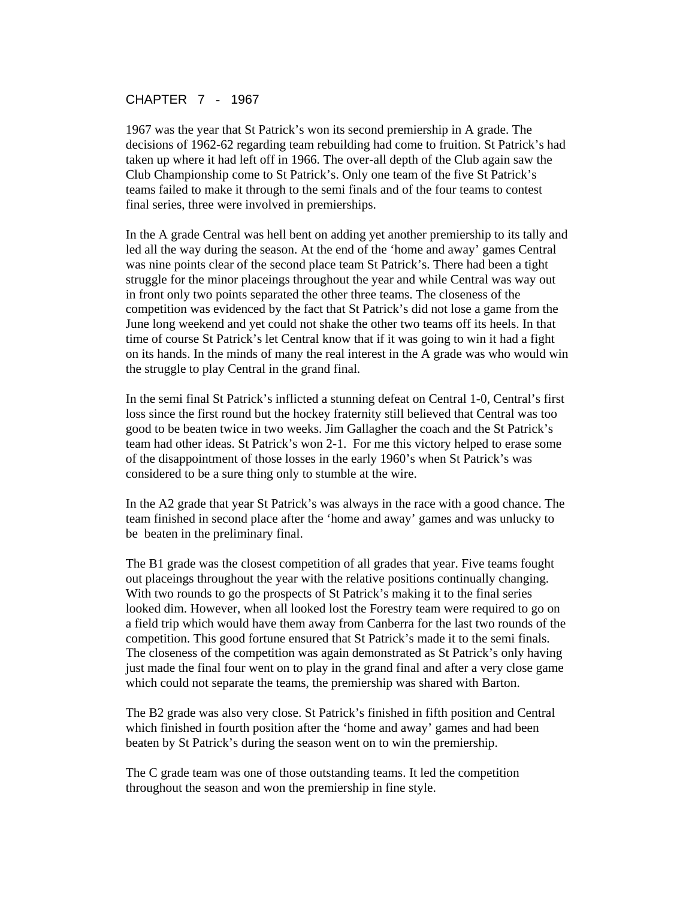# CHAPTER 7 - 1967

1967 was the year that St Patrick's won its second premiership in A grade. The decisions of 1962-62 regarding team rebuilding had come to fruition. St Patrick's had taken up where it had left off in 1966. The over-all depth of the Club again saw the Club Championship come to St Patrick's. Only one team of the five St Patrick's teams failed to make it through to the semi finals and of the four teams to contest final series, three were involved in premierships.

In the A grade Central was hell bent on adding yet another premiership to its tally and led all the way during the season. At the end of the 'home and away' games Central was nine points clear of the second place team St Patrick's. There had been a tight struggle for the minor placeings throughout the year and while Central was way out in front only two points separated the other three teams. The closeness of the competition was evidenced by the fact that St Patrick's did not lose a game from the June long weekend and yet could not shake the other two teams off its heels. In that time of course St Patrick's let Central know that if it was going to win it had a fight on its hands. In the minds of many the real interest in the A grade was who would win the struggle to play Central in the grand final.

In the semi final St Patrick's inflicted a stunning defeat on Central 1-0, Central's first loss since the first round but the hockey fraternity still believed that Central was too good to be beaten twice in two weeks. Jim Gallagher the coach and the St Patrick's team had other ideas. St Patrick's won 2-1. For me this victory helped to erase some of the disappointment of those losses in the early 1960's when St Patrick's was considered to be a sure thing only to stumble at the wire.

In the A2 grade that year St Patrick's was always in the race with a good chance. The team finished in second place after the 'home and away' games and was unlucky to be beaten in the preliminary final.

The B1 grade was the closest competition of all grades that year. Five teams fought out placeings throughout the year with the relative positions continually changing. With two rounds to go the prospects of St Patrick's making it to the final series looked dim. However, when all looked lost the Forestry team were required to go on a field trip which would have them away from Canberra for the last two rounds of the competition. This good fortune ensured that St Patrick's made it to the semi finals. The closeness of the competition was again demonstrated as St Patrick's only having just made the final four went on to play in the grand final and after a very close game which could not separate the teams, the premiership was shared with Barton.

The B2 grade was also very close. St Patrick's finished in fifth position and Central which finished in fourth position after the 'home and away' games and had been beaten by St Patrick's during the season went on to win the premiership.

The C grade team was one of those outstanding teams. It led the competition throughout the season and won the premiership in fine style.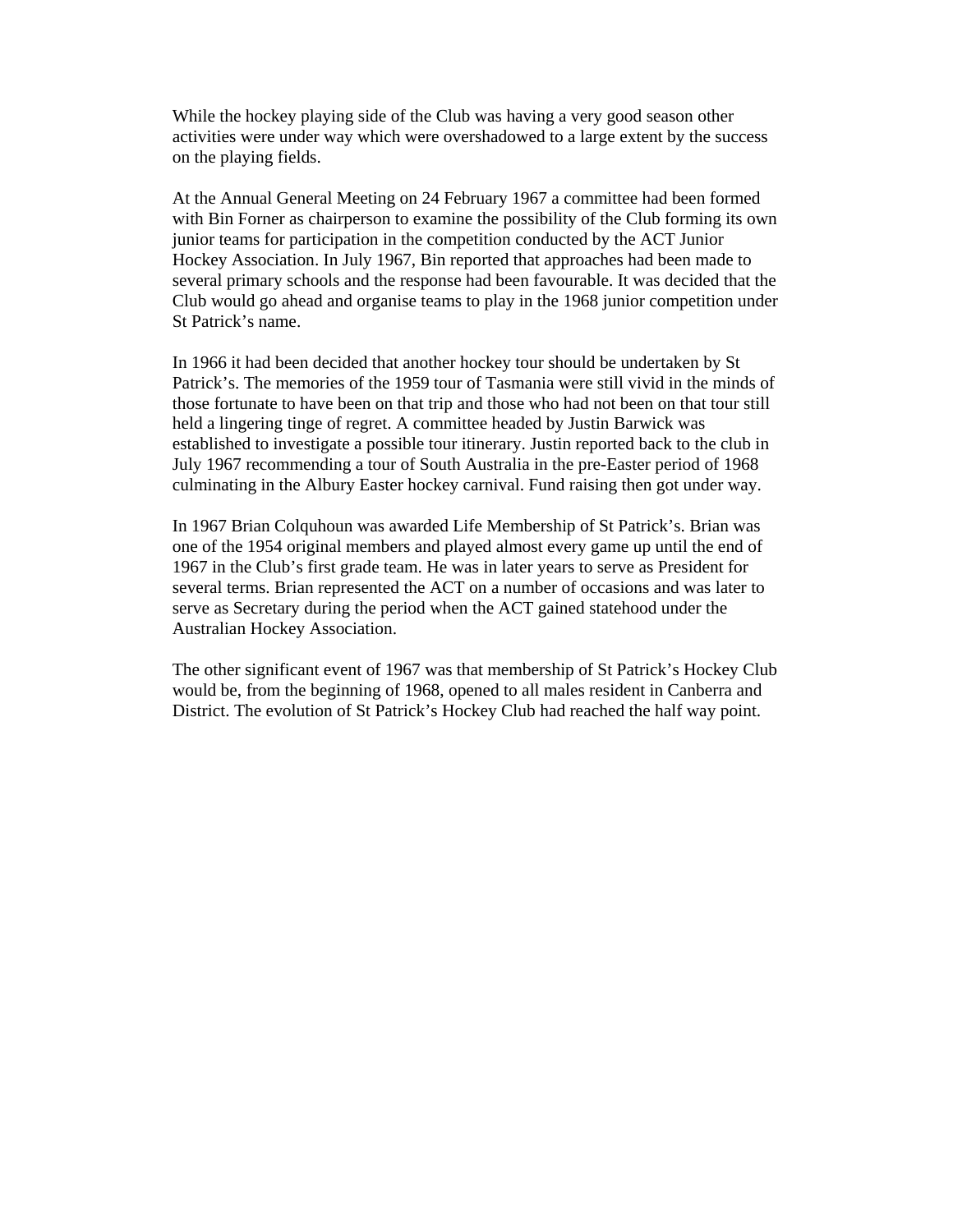While the hockey playing side of the Club was having a very good season other activities were under way which were overshadowed to a large extent by the success on the playing fields.

At the Annual General Meeting on 24 February 1967 a committee had been formed with Bin Forner as chairperson to examine the possibility of the Club forming its own junior teams for participation in the competition conducted by the ACT Junior Hockey Association. In July 1967, Bin reported that approaches had been made to several primary schools and the response had been favourable. It was decided that the Club would go ahead and organise teams to play in the 1968 junior competition under St Patrick's name.

In 1966 it had been decided that another hockey tour should be undertaken by St Patrick's. The memories of the 1959 tour of Tasmania were still vivid in the minds of those fortunate to have been on that trip and those who had not been on that tour still held a lingering tinge of regret. A committee headed by Justin Barwick was established to investigate a possible tour itinerary. Justin reported back to the club in July 1967 recommending a tour of South Australia in the pre-Easter period of 1968 culminating in the Albury Easter hockey carnival. Fund raising then got under way.

In 1967 Brian Colquhoun was awarded Life Membership of St Patrick's. Brian was one of the 1954 original members and played almost every game up until the end of 1967 in the Club's first grade team. He was in later years to serve as President for several terms. Brian represented the ACT on a number of occasions and was later to serve as Secretary during the period when the ACT gained statehood under the Australian Hockey Association.

The other significant event of 1967 was that membership of St Patrick's Hockey Club would be, from the beginning of 1968, opened to all males resident in Canberra and District. The evolution of St Patrick's Hockey Club had reached the half way point.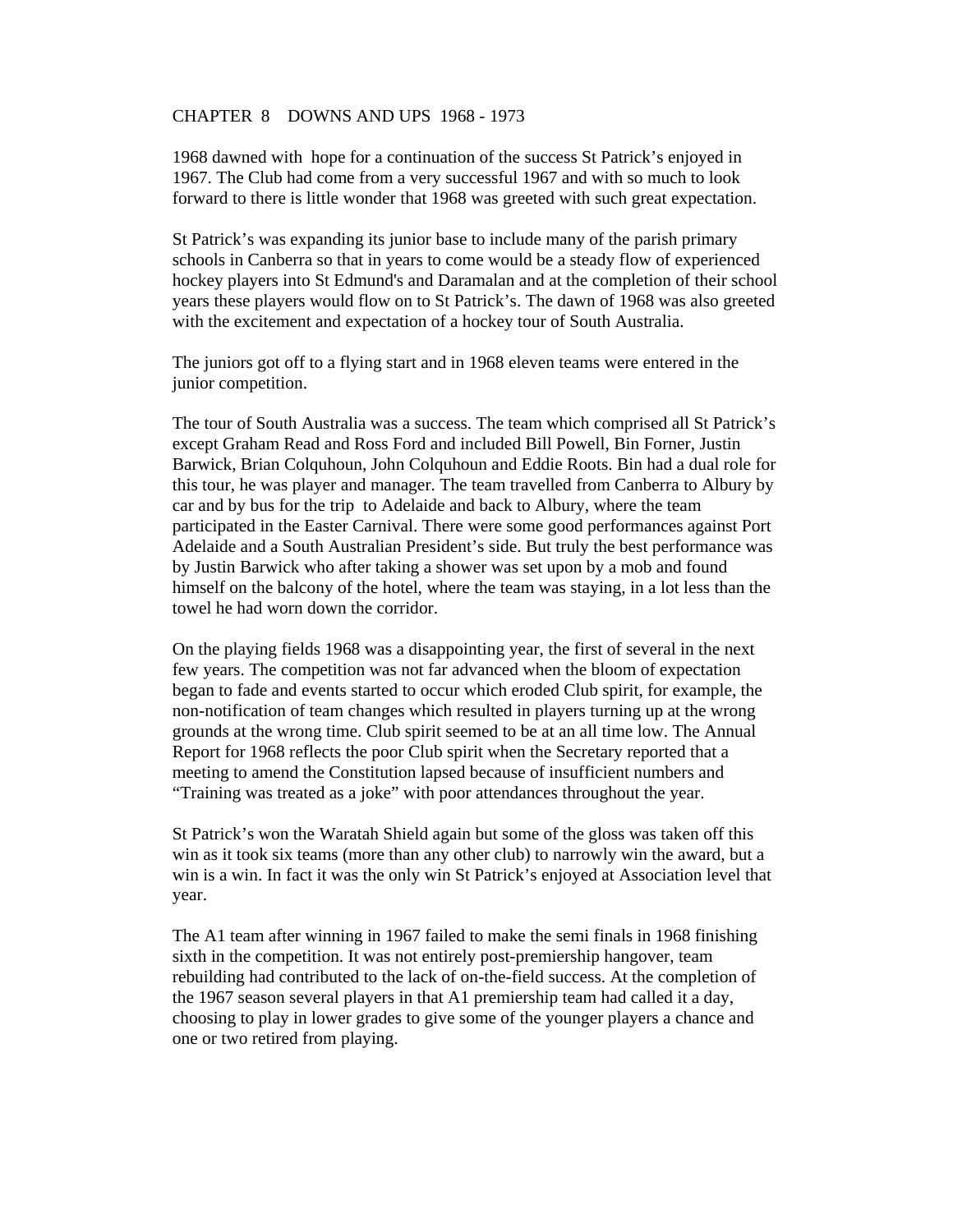# CHAPTER 8 DOWNS AND UPS 1968 - 1973

1968 dawned with hope for a continuation of the success St Patrick's enjoyed in 1967. The Club had come from a very successful 1967 and with so much to look forward to there is little wonder that 1968 was greeted with such great expectation.

St Patrick's was expanding its junior base to include many of the parish primary schools in Canberra so that in years to come would be a steady flow of experienced hockey players into St Edmund's and Daramalan and at the completion of their school years these players would flow on to St Patrick's. The dawn of 1968 was also greeted with the excitement and expectation of a hockey tour of South Australia.

The juniors got off to a flying start and in 1968 eleven teams were entered in the junior competition.

The tour of South Australia was a success. The team which comprised all St Patrick's except Graham Read and Ross Ford and included Bill Powell, Bin Forner, Justin Barwick, Brian Colquhoun, John Colquhoun and Eddie Roots. Bin had a dual role for this tour, he was player and manager. The team travelled from Canberra to Albury by car and by bus for the trip to Adelaide and back to Albury, where the team participated in the Easter Carnival. There were some good performances against Port Adelaide and a South Australian President's side. But truly the best performance was by Justin Barwick who after taking a shower was set upon by a mob and found himself on the balcony of the hotel, where the team was staying, in a lot less than the towel he had worn down the corridor.

On the playing fields 1968 was a disappointing year, the first of several in the next few years. The competition was not far advanced when the bloom of expectation began to fade and events started to occur which eroded Club spirit, for example, the non-notification of team changes which resulted in players turning up at the wrong grounds at the wrong time. Club spirit seemed to be at an all time low. The Annual Report for 1968 reflects the poor Club spirit when the Secretary reported that a meeting to amend the Constitution lapsed because of insufficient numbers and "Training was treated as a joke" with poor attendances throughout the year.

St Patrick's won the Waratah Shield again but some of the gloss was taken off this win as it took six teams (more than any other club) to narrowly win the award, but a win is a win. In fact it was the only win St Patrick's enjoyed at Association level that year.

The A1 team after winning in 1967 failed to make the semi finals in 1968 finishing sixth in the competition. It was not entirely post-premiership hangover, team rebuilding had contributed to the lack of on-the-field success. At the completion of the 1967 season several players in that A1 premiership team had called it a day, choosing to play in lower grades to give some of the younger players a chance and one or two retired from playing.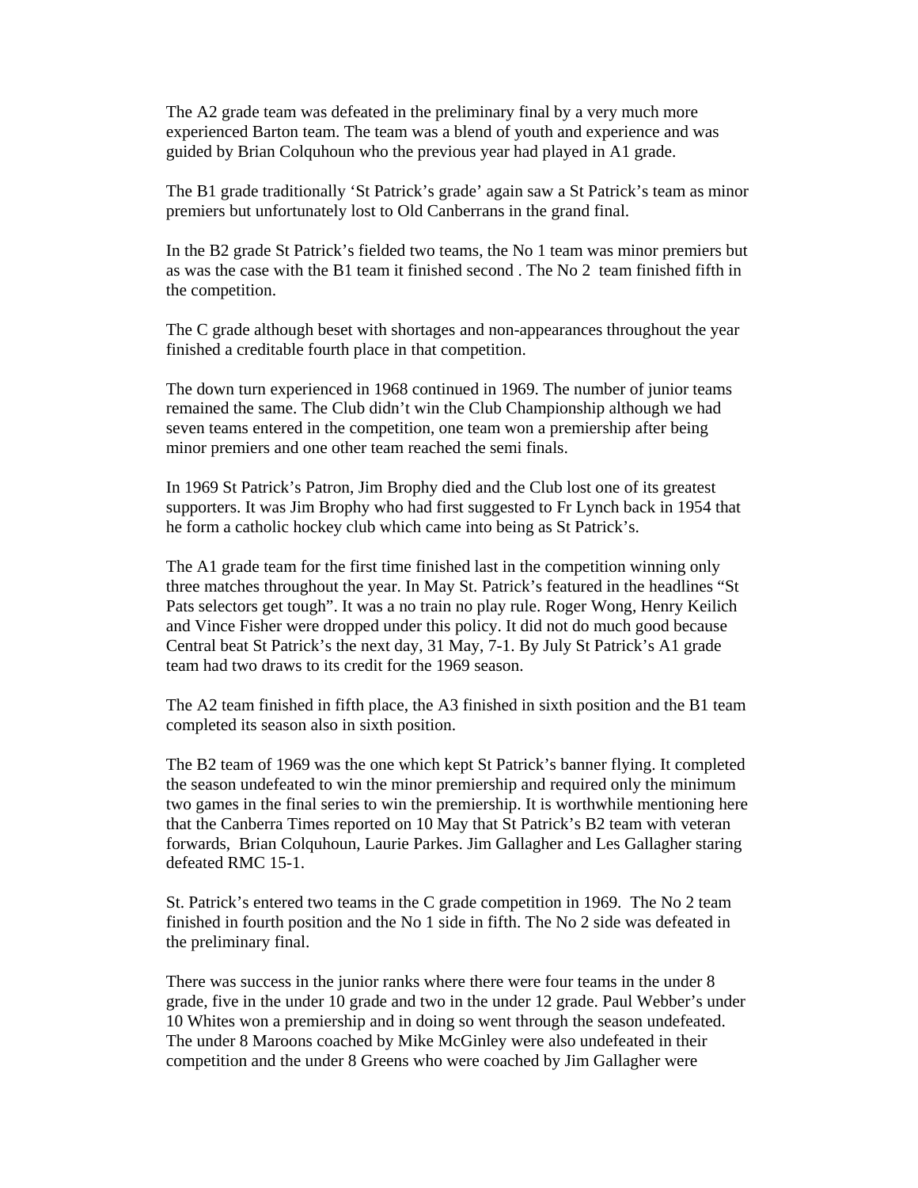The A2 grade team was defeated in the preliminary final by a very much more experienced Barton team. The team was a blend of youth and experience and was guided by Brian Colquhoun who the previous year had played in A1 grade.

The B1 grade traditionally 'St Patrick's grade' again saw a St Patrick's team as minor premiers but unfortunately lost to Old Canberrans in the grand final.

In the B2 grade St Patrick's fielded two teams, the No 1 team was minor premiers but as was the case with the B1 team it finished second . The No 2 team finished fifth in the competition.

The C grade although beset with shortages and non-appearances throughout the year finished a creditable fourth place in that competition.

The down turn experienced in 1968 continued in 1969. The number of junior teams remained the same. The Club didn't win the Club Championship although we had seven teams entered in the competition, one team won a premiership after being minor premiers and one other team reached the semi finals.

In 1969 St Patrick's Patron, Jim Brophy died and the Club lost one of its greatest supporters. It was Jim Brophy who had first suggested to Fr Lynch back in 1954 that he form a catholic hockey club which came into being as St Patrick's.

The A1 grade team for the first time finished last in the competition winning only three matches throughout the year. In May St. Patrick's featured in the headlines "St Pats selectors get tough". It was a no train no play rule. Roger Wong, Henry Keilich and Vince Fisher were dropped under this policy. It did not do much good because Central beat St Patrick's the next day, 31 May, 7-1. By July St Patrick's A1 grade team had two draws to its credit for the 1969 season.

The A2 team finished in fifth place, the A3 finished in sixth position and the B1 team completed its season also in sixth position.

The B2 team of 1969 was the one which kept St Patrick's banner flying. It completed the season undefeated to win the minor premiership and required only the minimum two games in the final series to win the premiership. It is worthwhile mentioning here that the Canberra Times reported on 10 May that St Patrick's B2 team with veteran forwards, Brian Colquhoun, Laurie Parkes. Jim Gallagher and Les Gallagher staring defeated RMC 15-1.

St. Patrick's entered two teams in the C grade competition in 1969. The No 2 team finished in fourth position and the No 1 side in fifth. The No 2 side was defeated in the preliminary final.

There was success in the junior ranks where there were four teams in the under 8 grade, five in the under 10 grade and two in the under 12 grade. Paul Webber's under 10 Whites won a premiership and in doing so went through the season undefeated. The under 8 Maroons coached by Mike McGinley were also undefeated in their competition and the under 8 Greens who were coached by Jim Gallagher were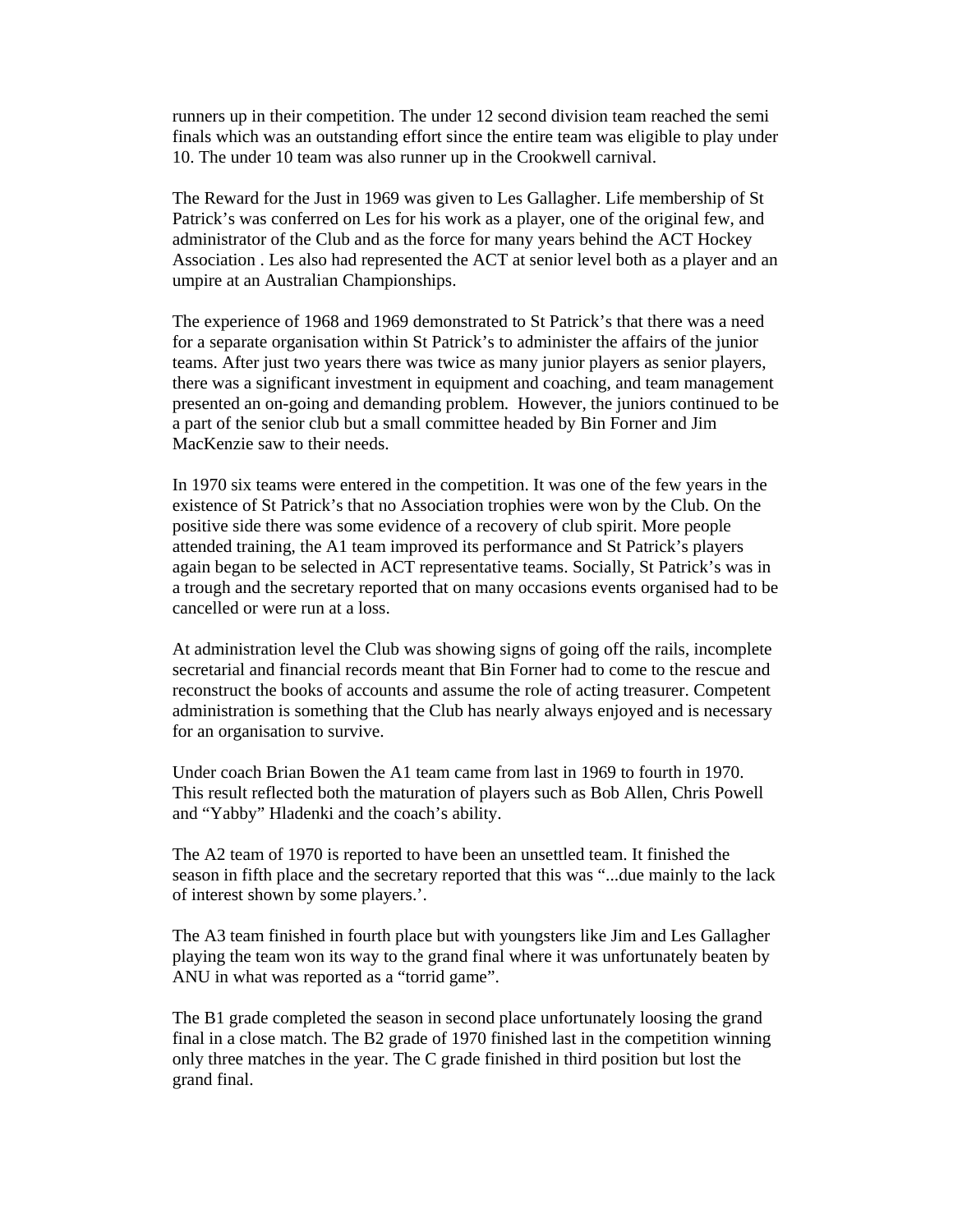runners up in their competition. The under 12 second division team reached the semi finals which was an outstanding effort since the entire team was eligible to play under 10. The under 10 team was also runner up in the Crookwell carnival.

The Reward for the Just in 1969 was given to Les Gallagher. Life membership of St Patrick's was conferred on Les for his work as a player, one of the original few, and administrator of the Club and as the force for many years behind the ACT Hockey Association . Les also had represented the ACT at senior level both as a player and an umpire at an Australian Championships.

The experience of 1968 and 1969 demonstrated to St Patrick's that there was a need for a separate organisation within St Patrick's to administer the affairs of the junior teams. After just two years there was twice as many junior players as senior players, there was a significant investment in equipment and coaching, and team management presented an on-going and demanding problem. However, the juniors continued to be a part of the senior club but a small committee headed by Bin Forner and Jim MacKenzie saw to their needs.

In 1970 six teams were entered in the competition. It was one of the few years in the existence of St Patrick's that no Association trophies were won by the Club. On the positive side there was some evidence of a recovery of club spirit. More people attended training, the A1 team improved its performance and St Patrick's players again began to be selected in ACT representative teams. Socially, St Patrick's was in a trough and the secretary reported that on many occasions events organised had to be cancelled or were run at a loss.

At administration level the Club was showing signs of going off the rails, incomplete secretarial and financial records meant that Bin Forner had to come to the rescue and reconstruct the books of accounts and assume the role of acting treasurer. Competent administration is something that the Club has nearly always enjoyed and is necessary for an organisation to survive.

Under coach Brian Bowen the A1 team came from last in 1969 to fourth in 1970. This result reflected both the maturation of players such as Bob Allen, Chris Powell and "Yabby" Hladenki and the coach's ability.

The A2 team of 1970 is reported to have been an unsettled team. It finished the season in fifth place and the secretary reported that this was "...due mainly to the lack of interest shown by some players.'.

The A3 team finished in fourth place but with youngsters like Jim and Les Gallagher playing the team won its way to the grand final where it was unfortunately beaten by ANU in what was reported as a "torrid game".

The B1 grade completed the season in second place unfortunately loosing the grand final in a close match. The B2 grade of 1970 finished last in the competition winning only three matches in the year. The C grade finished in third position but lost the grand final.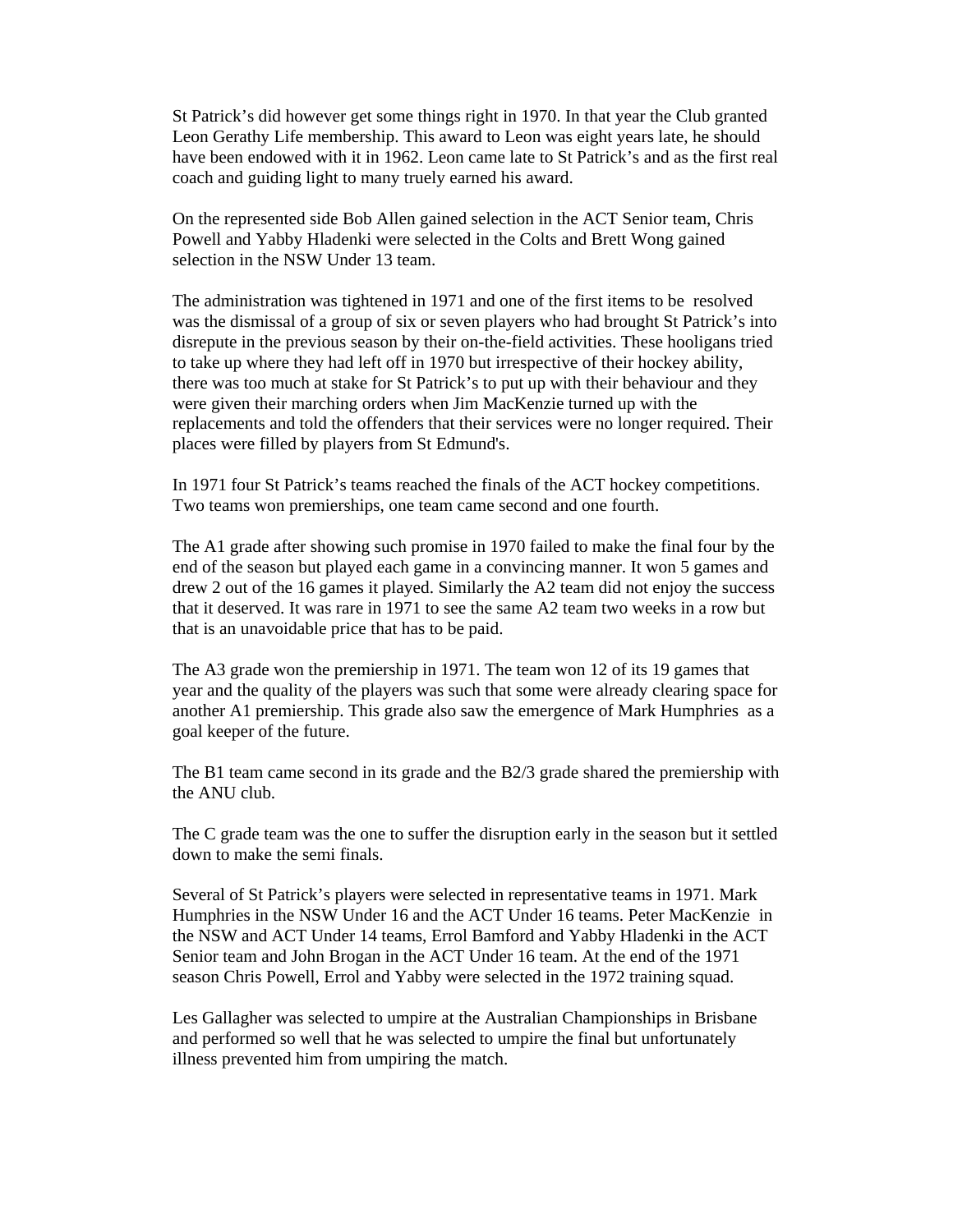St Patrick's did however get some things right in 1970. In that year the Club granted Leon Gerathy Life membership. This award to Leon was eight years late, he should have been endowed with it in 1962. Leon came late to St Patrick's and as the first real coach and guiding light to many truely earned his award.

On the represented side Bob Allen gained selection in the ACT Senior team, Chris Powell and Yabby Hladenki were selected in the Colts and Brett Wong gained selection in the NSW Under 13 team.

The administration was tightened in 1971 and one of the first items to be resolved was the dismissal of a group of six or seven players who had brought St Patrick's into disrepute in the previous season by their on-the-field activities. These hooligans tried to take up where they had left off in 1970 but irrespective of their hockey ability, there was too much at stake for St Patrick's to put up with their behaviour and they were given their marching orders when Jim MacKenzie turned up with the replacements and told the offenders that their services were no longer required. Their places were filled by players from St Edmund's.

In 1971 four St Patrick's teams reached the finals of the ACT hockey competitions. Two teams won premierships, one team came second and one fourth.

The A1 grade after showing such promise in 1970 failed to make the final four by the end of the season but played each game in a convincing manner. It won 5 games and drew 2 out of the 16 games it played. Similarly the A2 team did not enjoy the success that it deserved. It was rare in 1971 to see the same A2 team two weeks in a row but that is an unavoidable price that has to be paid.

The A3 grade won the premiership in 1971. The team won 12 of its 19 games that year and the quality of the players was such that some were already clearing space for another A1 premiership. This grade also saw the emergence of Mark Humphries as a goal keeper of the future.

The B1 team came second in its grade and the B2/3 grade shared the premiership with the ANU club.

The C grade team was the one to suffer the disruption early in the season but it settled down to make the semi finals.

Several of St Patrick's players were selected in representative teams in 1971. Mark Humphries in the NSW Under 16 and the ACT Under 16 teams. Peter MacKenzie in the NSW and ACT Under 14 teams, Errol Bamford and Yabby Hladenki in the ACT Senior team and John Brogan in the ACT Under 16 team. At the end of the 1971 season Chris Powell, Errol and Yabby were selected in the 1972 training squad.

Les Gallagher was selected to umpire at the Australian Championships in Brisbane and performed so well that he was selected to umpire the final but unfortunately illness prevented him from umpiring the match.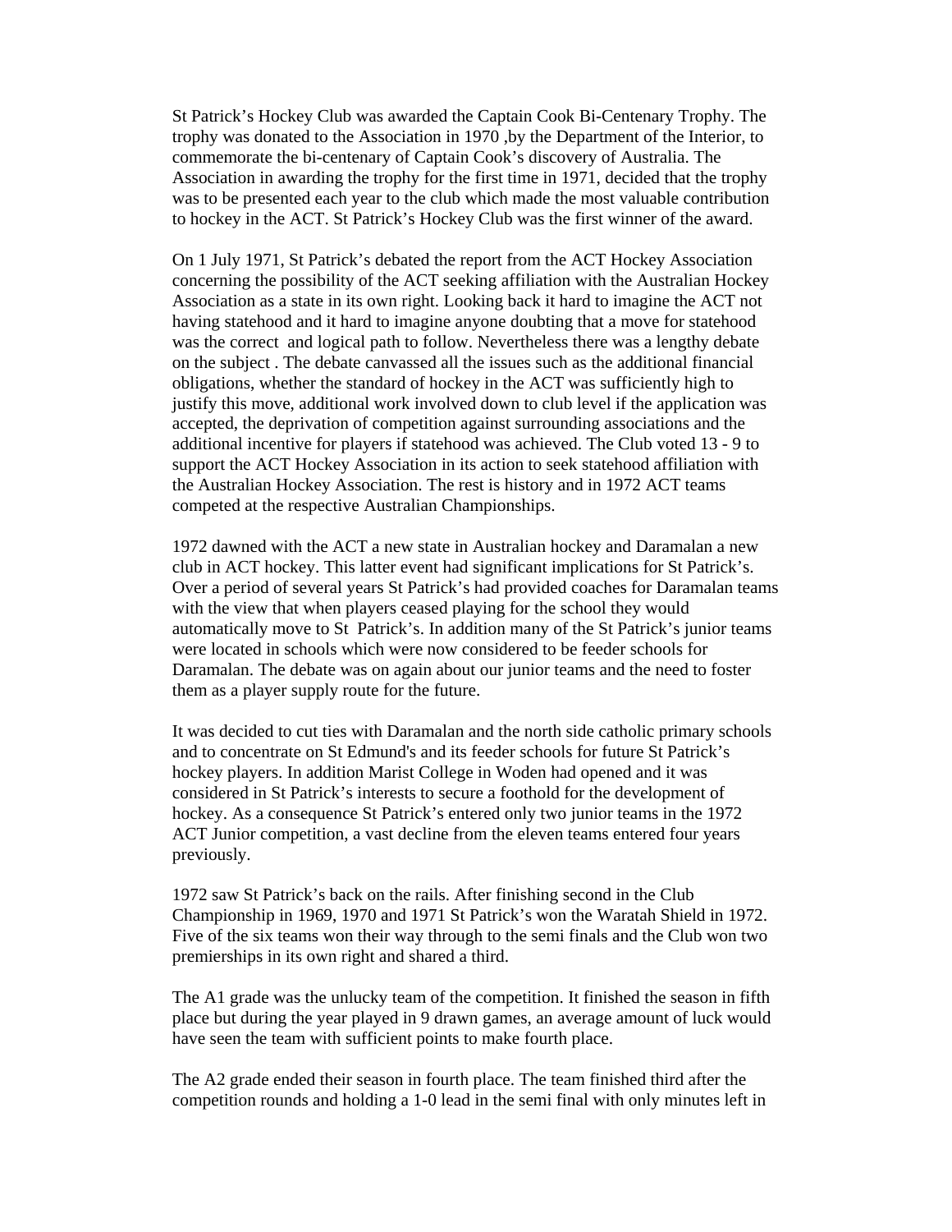St Patrick's Hockey Club was awarded the Captain Cook Bi-Centenary Trophy. The trophy was donated to the Association in 1970 ,by the Department of the Interior, to commemorate the bi-centenary of Captain Cook's discovery of Australia. The Association in awarding the trophy for the first time in 1971, decided that the trophy was to be presented each year to the club which made the most valuable contribution to hockey in the ACT. St Patrick's Hockey Club was the first winner of the award.

On 1 July 1971, St Patrick's debated the report from the ACT Hockey Association concerning the possibility of the ACT seeking affiliation with the Australian Hockey Association as a state in its own right. Looking back it hard to imagine the ACT not having statehood and it hard to imagine anyone doubting that a move for statehood was the correct and logical path to follow. Nevertheless there was a lengthy debate on the subject . The debate canvassed all the issues such as the additional financial obligations, whether the standard of hockey in the ACT was sufficiently high to justify this move, additional work involved down to club level if the application was accepted, the deprivation of competition against surrounding associations and the additional incentive for players if statehood was achieved. The Club voted 13 - 9 to support the ACT Hockey Association in its action to seek statehood affiliation with the Australian Hockey Association. The rest is history and in 1972 ACT teams competed at the respective Australian Championships.

1972 dawned with the ACT a new state in Australian hockey and Daramalan a new club in ACT hockey. This latter event had significant implications for St Patrick's. Over a period of several years St Patrick's had provided coaches for Daramalan teams with the view that when players ceased playing for the school they would automatically move to St Patrick's. In addition many of the St Patrick's junior teams were located in schools which were now considered to be feeder schools for Daramalan. The debate was on again about our junior teams and the need to foster them as a player supply route for the future.

It was decided to cut ties with Daramalan and the north side catholic primary schools and to concentrate on St Edmund's and its feeder schools for future St Patrick's hockey players. In addition Marist College in Woden had opened and it was considered in St Patrick's interests to secure a foothold for the development of hockey. As a consequence St Patrick's entered only two junior teams in the 1972 ACT Junior competition, a vast decline from the eleven teams entered four years previously.

1972 saw St Patrick's back on the rails. After finishing second in the Club Championship in 1969, 1970 and 1971 St Patrick's won the Waratah Shield in 1972. Five of the six teams won their way through to the semi finals and the Club won two premierships in its own right and shared a third.

The A1 grade was the unlucky team of the competition. It finished the season in fifth place but during the year played in 9 drawn games, an average amount of luck would have seen the team with sufficient points to make fourth place.

The A2 grade ended their season in fourth place. The team finished third after the competition rounds and holding a 1-0 lead in the semi final with only minutes left in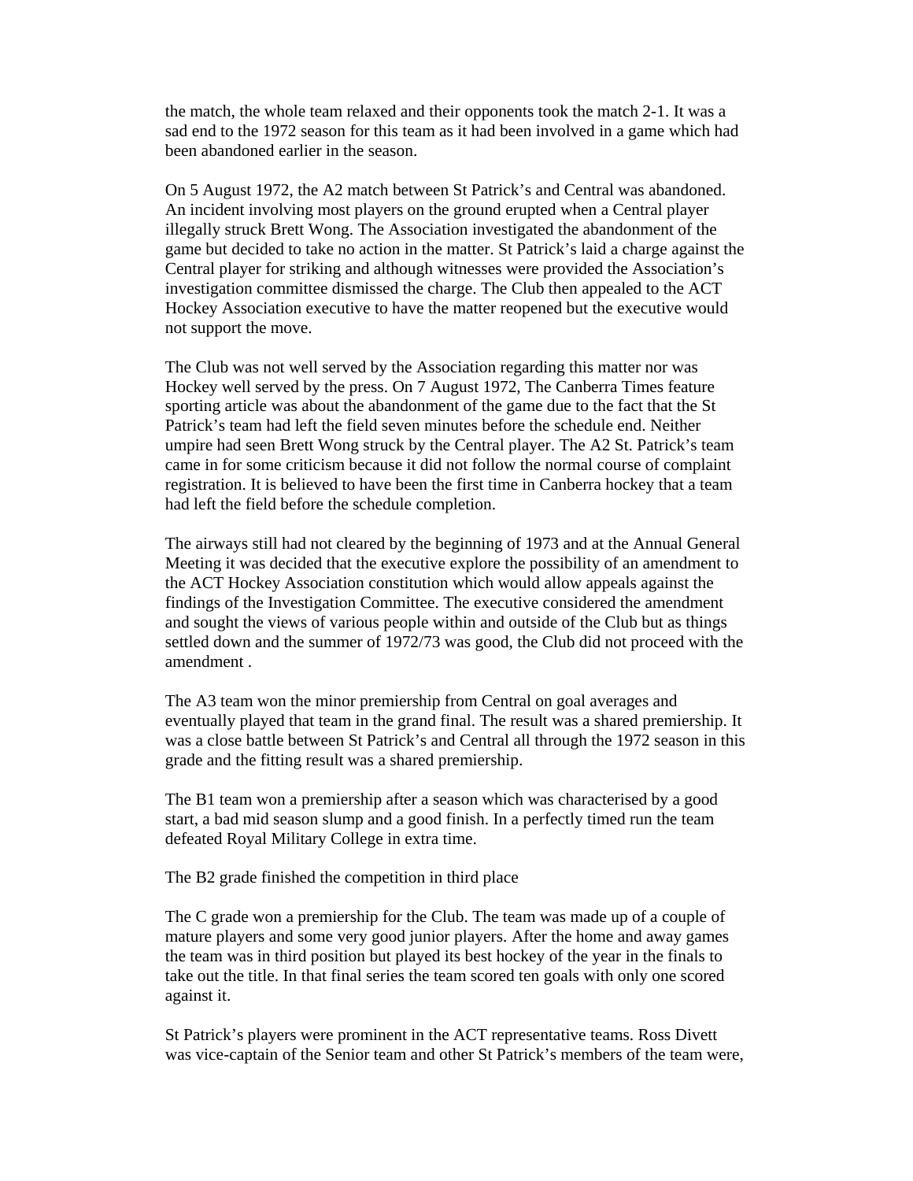the match, the whole team relaxed and their opponents took the match 2-1. It was a sad end to the 1972 season for this team as it had been involved in a game which had been abandoned earlier in the season.

On 5 August 1972, the A2 match between St Patrick's and Central was abandoned. An incident involving most players on the ground erupted when a Central player illegally struck Brett Wong. The Association investigated the abandonment of the game but decided to take no action in the matter. St Patrick's laid a charge against the Central player for striking and although witnesses were provided the Association's investigation committee dismissed the charge. The Club then appealed to the ACT Hockey Association executive to have the matter reopened but the executive would not support the move.

The Club was not well served by the Association regarding this matter nor was Hockey well served by the press. On 7 August 1972, The Canberra Times feature sporting article was about the abandonment of the game due to the fact that the St Patrick's team had left the field seven minutes before the schedule end. Neither umpire had seen Brett Wong struck by the Central player. The A2 St. Patrick's team came in for some criticism because it did not follow the normal course of complaint registration. It is believed to have been the first time in Canberra hockey that a team had left the field before the schedule completion.

The airways still had not cleared by the beginning of 1973 and at the Annual General Meeting it was decided that the executive explore the possibility of an amendment to the ACT Hockey Association constitution which would allow appeals against the findings of the Investigation Committee. The executive considered the amendment and sought the views of various people within and outside of the Club but as things settled down and the summer of 1972/73 was good, the Club did not proceed with the amendment .

The A3 team won the minor premiership from Central on goal averages and eventually played that team in the grand final. The result was a shared premiership. It was a close battle between St Patrick's and Central all through the 1972 season in this grade and the fitting result was a shared premiership.

The B1 team won a premiership after a season which was characterised by a good start, a bad mid season slump and a good finish. In a perfectly timed run the team defeated Royal Military College in extra time.

The B2 grade finished the competition in third place

The C grade won a premiership for the Club. The team was made up of a couple of mature players and some very good junior players. After the home and away games the team was in third position but played its best hockey of the year in the finals to take out the title. In that final series the team scored ten goals with only one scored against it.

St Patrick's players were prominent in the ACT representative teams. Ross Divett was vice-captain of the Senior team and other St Patrick's members of the team were,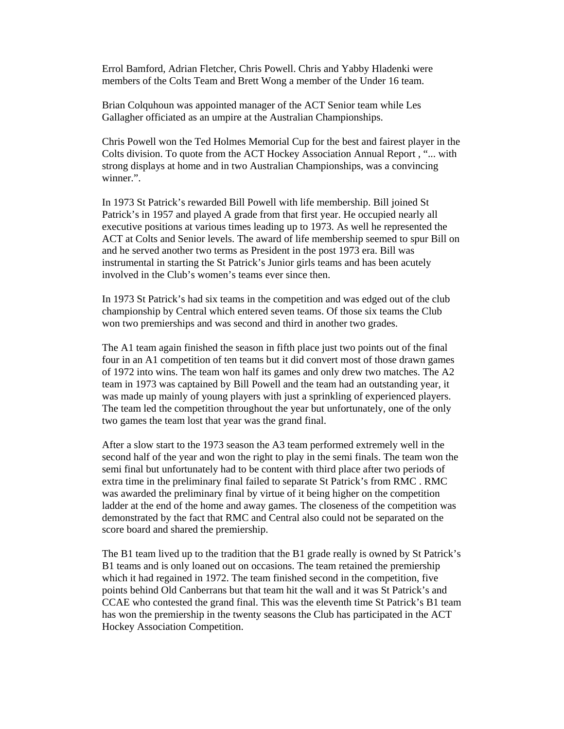Errol Bamford, Adrian Fletcher, Chris Powell. Chris and Yabby Hladenki were members of the Colts Team and Brett Wong a member of the Under 16 team.

Brian Colquhoun was appointed manager of the ACT Senior team while Les Gallagher officiated as an umpire at the Australian Championships.

Chris Powell won the Ted Holmes Memorial Cup for the best and fairest player in the Colts division. To quote from the ACT Hockey Association Annual Report , "... with strong displays at home and in two Australian Championships, was a convincing winner.".

In 1973 St Patrick's rewarded Bill Powell with life membership. Bill joined St Patrick's in 1957 and played A grade from that first year. He occupied nearly all executive positions at various times leading up to 1973. As well he represented the ACT at Colts and Senior levels. The award of life membership seemed to spur Bill on and he served another two terms as President in the post 1973 era. Bill was instrumental in starting the St Patrick's Junior girls teams and has been acutely involved in the Club's women's teams ever since then.

In 1973 St Patrick's had six teams in the competition and was edged out of the club championship by Central which entered seven teams. Of those six teams the Club won two premierships and was second and third in another two grades.

The A1 team again finished the season in fifth place just two points out of the final four in an A1 competition of ten teams but it did convert most of those drawn games of 1972 into wins. The team won half its games and only drew two matches. The A2 team in 1973 was captained by Bill Powell and the team had an outstanding year, it was made up mainly of young players with just a sprinkling of experienced players. The team led the competition throughout the year but unfortunately, one of the only two games the team lost that year was the grand final.

After a slow start to the 1973 season the A3 team performed extremely well in the second half of the year and won the right to play in the semi finals. The team won the semi final but unfortunately had to be content with third place after two periods of extra time in the preliminary final failed to separate St Patrick's from RMC . RMC was awarded the preliminary final by virtue of it being higher on the competition ladder at the end of the home and away games. The closeness of the competition was demonstrated by the fact that RMC and Central also could not be separated on the score board and shared the premiership.

The B1 team lived up to the tradition that the B1 grade really is owned by St Patrick's B1 teams and is only loaned out on occasions. The team retained the premiership which it had regained in 1972. The team finished second in the competition, five points behind Old Canberrans but that team hit the wall and it was St Patrick's and CCAE who contested the grand final. This was the eleventh time St Patrick's B1 team has won the premiership in the twenty seasons the Club has participated in the ACT Hockey Association Competition.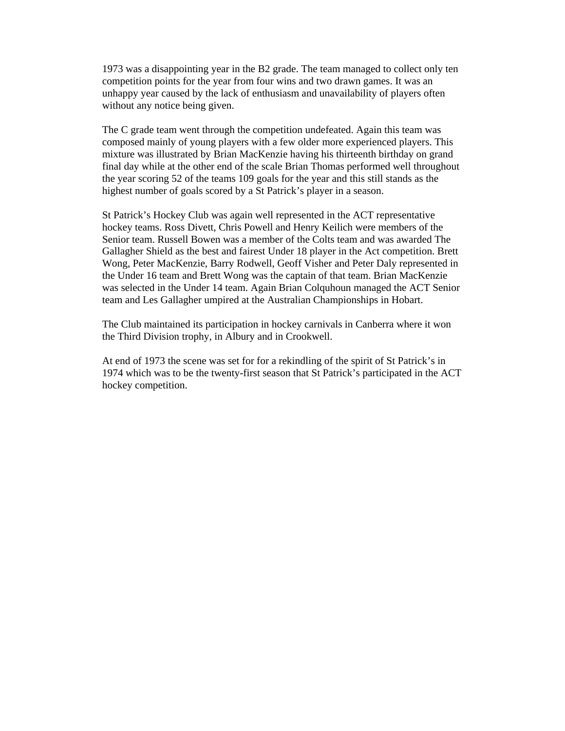1973 was a disappointing year in the B2 grade. The team managed to collect only ten competition points for the year from four wins and two drawn games. It was an unhappy year caused by the lack of enthusiasm and unavailability of players often without any notice being given.

The C grade team went through the competition undefeated. Again this team was composed mainly of young players with a few older more experienced players. This mixture was illustrated by Brian MacKenzie having his thirteenth birthday on grand final day while at the other end of the scale Brian Thomas performed well throughout the year scoring 52 of the teams 109 goals for the year and this still stands as the highest number of goals scored by a St Patrick's player in a season.

St Patrick's Hockey Club was again well represented in the ACT representative hockey teams. Ross Divett, Chris Powell and Henry Keilich were members of the Senior team. Russell Bowen was a member of the Colts team and was awarded The Gallagher Shield as the best and fairest Under 18 player in the Act competition. Brett Wong, Peter MacKenzie, Barry Rodwell, Geoff Visher and Peter Daly represented in the Under 16 team and Brett Wong was the captain of that team. Brian MacKenzie was selected in the Under 14 team. Again Brian Colquhoun managed the ACT Senior team and Les Gallagher umpired at the Australian Championships in Hobart.

The Club maintained its participation in hockey carnivals in Canberra where it won the Third Division trophy, in Albury and in Crookwell.

At end of 1973 the scene was set for for a rekindling of the spirit of St Patrick's in 1974 which was to be the twenty-first season that St Patrick's participated in the ACT hockey competition.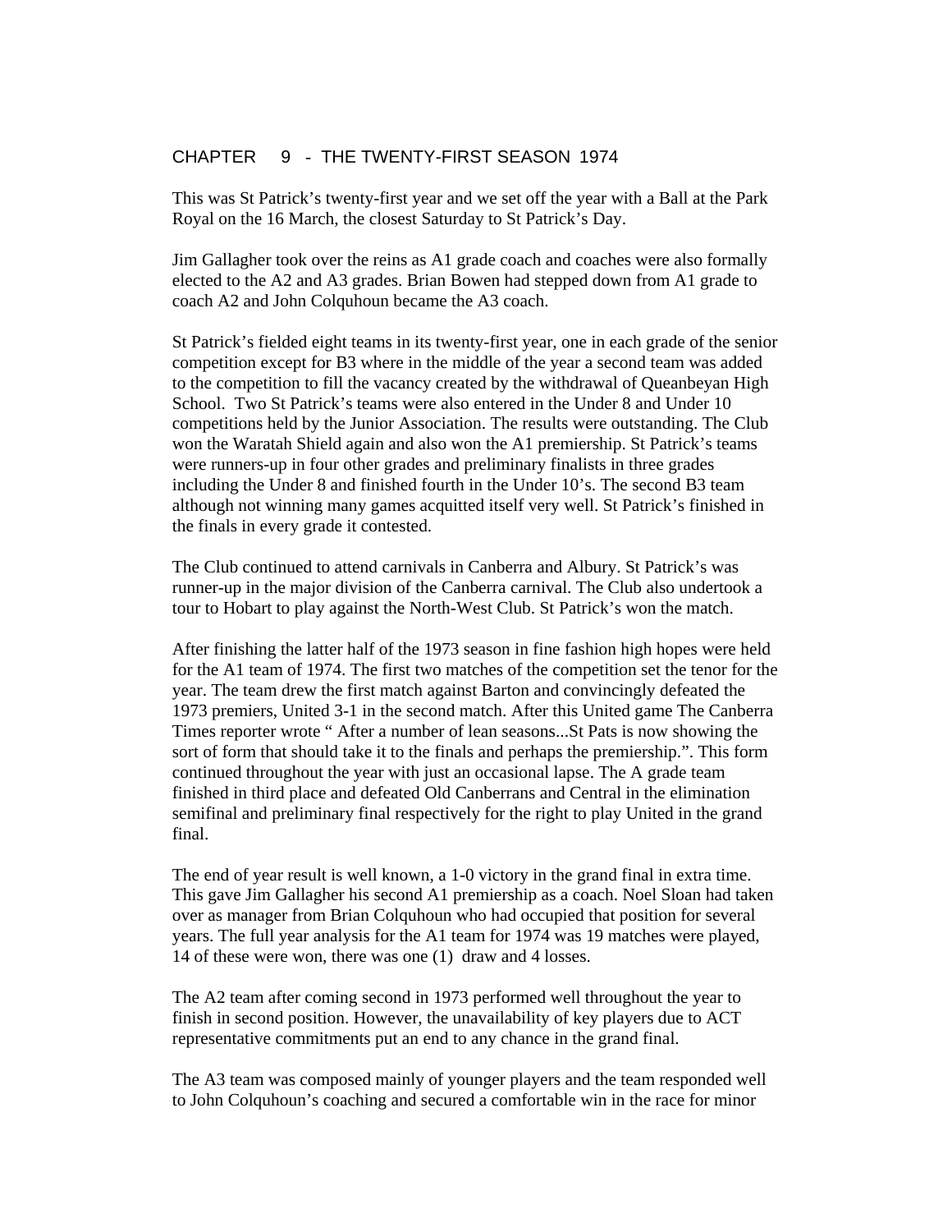# CHAPTER 9 - THE TWENTY-FIRST SEASON 1974

This was St Patrick's twenty-first year and we set off the year with a Ball at the Park Royal on the 16 March, the closest Saturday to St Patrick's Day.

Jim Gallagher took over the reins as A1 grade coach and coaches were also formally elected to the A2 and A3 grades. Brian Bowen had stepped down from A1 grade to coach A2 and John Colquhoun became the A3 coach.

St Patrick's fielded eight teams in its twenty-first year, one in each grade of the senior competition except for B3 where in the middle of the year a second team was added to the competition to fill the vacancy created by the withdrawal of Queanbeyan High School. Two St Patrick's teams were also entered in the Under 8 and Under 10 competitions held by the Junior Association. The results were outstanding. The Club won the Waratah Shield again and also won the A1 premiership. St Patrick's teams were runners-up in four other grades and preliminary finalists in three grades including the Under 8 and finished fourth in the Under 10's. The second B3 team although not winning many games acquitted itself very well. St Patrick's finished in the finals in every grade it contested.

The Club continued to attend carnivals in Canberra and Albury. St Patrick's was runner-up in the major division of the Canberra carnival. The Club also undertook a tour to Hobart to play against the North-West Club. St Patrick's won the match.

After finishing the latter half of the 1973 season in fine fashion high hopes were held for the A1 team of 1974. The first two matches of the competition set the tenor for the year. The team drew the first match against Barton and convincingly defeated the 1973 premiers, United 3-1 in the second match. After this United game The Canberra Times reporter wrote " After a number of lean seasons...St Pats is now showing the sort of form that should take it to the finals and perhaps the premiership.". This form continued throughout the year with just an occasional lapse. The A grade team finished in third place and defeated Old Canberrans and Central in the elimination semifinal and preliminary final respectively for the right to play United in the grand final.

The end of year result is well known, a 1-0 victory in the grand final in extra time. This gave Jim Gallagher his second A1 premiership as a coach. Noel Sloan had taken over as manager from Brian Colquhoun who had occupied that position for several years. The full year analysis for the A1 team for 1974 was 19 matches were played, 14 of these were won, there was one (1) draw and 4 losses.

The A2 team after coming second in 1973 performed well throughout the year to finish in second position. However, the unavailability of key players due to ACT representative commitments put an end to any chance in the grand final.

The A3 team was composed mainly of younger players and the team responded well to John Colquhoun's coaching and secured a comfortable win in the race for minor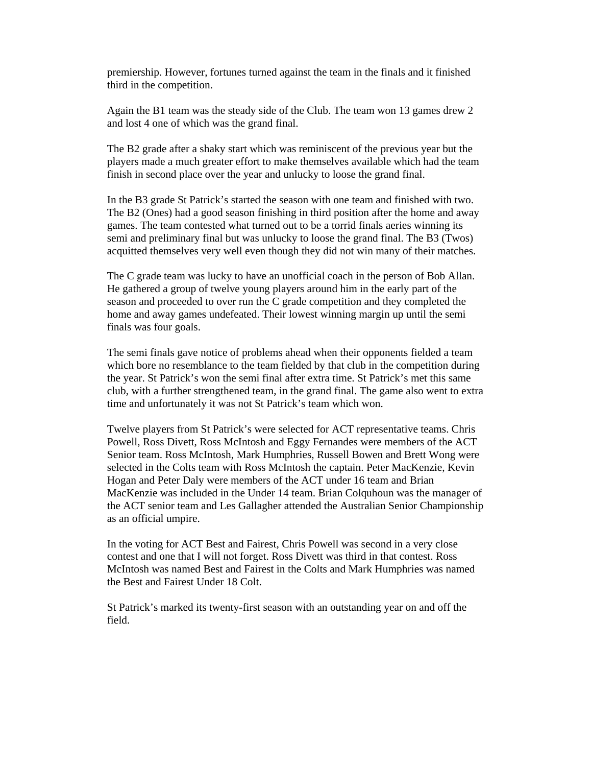premiership. However, fortunes turned against the team in the finals and it finished third in the competition.

Again the B1 team was the steady side of the Club. The team won 13 games drew 2 and lost 4 one of which was the grand final.

The B2 grade after a shaky start which was reminiscent of the previous year but the players made a much greater effort to make themselves available which had the team finish in second place over the year and unlucky to loose the grand final.

In the B3 grade St Patrick's started the season with one team and finished with two. The B2 (Ones) had a good season finishing in third position after the home and away games. The team contested what turned out to be a torrid finals aeries winning its semi and preliminary final but was unlucky to loose the grand final. The B3 (Twos) acquitted themselves very well even though they did not win many of their matches.

The C grade team was lucky to have an unofficial coach in the person of Bob Allan. He gathered a group of twelve young players around him in the early part of the season and proceeded to over run the C grade competition and they completed the home and away games undefeated. Their lowest winning margin up until the semi finals was four goals.

The semi finals gave notice of problems ahead when their opponents fielded a team which bore no resemblance to the team fielded by that club in the competition during the year. St Patrick's won the semi final after extra time. St Patrick's met this same club, with a further strengthened team, in the grand final. The game also went to extra time and unfortunately it was not St Patrick's team which won.

Twelve players from St Patrick's were selected for ACT representative teams. Chris Powell, Ross Divett, Ross McIntosh and Eggy Fernandes were members of the ACT Senior team. Ross McIntosh, Mark Humphries, Russell Bowen and Brett Wong were selected in the Colts team with Ross McIntosh the captain. Peter MacKenzie, Kevin Hogan and Peter Daly were members of the ACT under 16 team and Brian MacKenzie was included in the Under 14 team. Brian Colquhoun was the manager of the ACT senior team and Les Gallagher attended the Australian Senior Championship as an official umpire.

In the voting for ACT Best and Fairest, Chris Powell was second in a very close contest and one that I will not forget. Ross Divett was third in that contest. Ross McIntosh was named Best and Fairest in the Colts and Mark Humphries was named the Best and Fairest Under 18 Colt.

St Patrick's marked its twenty-first season with an outstanding year on and off the field.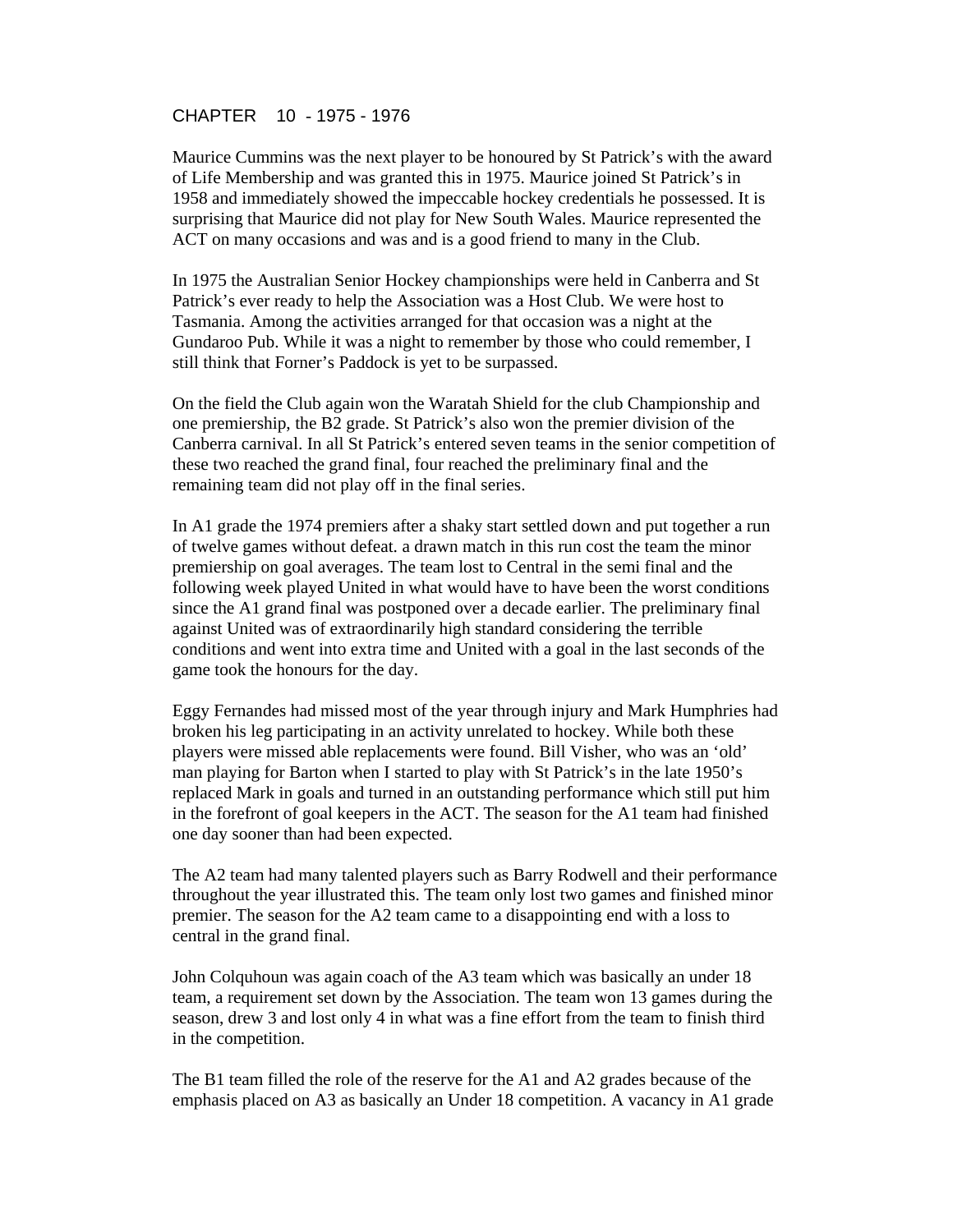# CHAPTER 10 - 1975 - 1976

Maurice Cummins was the next player to be honoured by St Patrick's with the award of Life Membership and was granted this in 1975. Maurice joined St Patrick's in 1958 and immediately showed the impeccable hockey credentials he possessed. It is surprising that Maurice did not play for New South Wales. Maurice represented the ACT on many occasions and was and is a good friend to many in the Club.

In 1975 the Australian Senior Hockey championships were held in Canberra and St Patrick's ever ready to help the Association was a Host Club. We were host to Tasmania. Among the activities arranged for that occasion was a night at the Gundaroo Pub. While it was a night to remember by those who could remember, I still think that Forner's Paddock is yet to be surpassed.

On the field the Club again won the Waratah Shield for the club Championship and one premiership, the B2 grade. St Patrick's also won the premier division of the Canberra carnival. In all St Patrick's entered seven teams in the senior competition of these two reached the grand final, four reached the preliminary final and the remaining team did not play off in the final series.

In A1 grade the 1974 premiers after a shaky start settled down and put together a run of twelve games without defeat. a drawn match in this run cost the team the minor premiership on goal averages. The team lost to Central in the semi final and the following week played United in what would have to have been the worst conditions since the A1 grand final was postponed over a decade earlier. The preliminary final against United was of extraordinarily high standard considering the terrible conditions and went into extra time and United with a goal in the last seconds of the game took the honours for the day.

Eggy Fernandes had missed most of the year through injury and Mark Humphries had broken his leg participating in an activity unrelated to hockey. While both these players were missed able replacements were found. Bill Visher, who was an 'old' man playing for Barton when I started to play with St Patrick's in the late 1950's replaced Mark in goals and turned in an outstanding performance which still put him in the forefront of goal keepers in the ACT. The season for the A1 team had finished one day sooner than had been expected.

The A2 team had many talented players such as Barry Rodwell and their performance throughout the year illustrated this. The team only lost two games and finished minor premier. The season for the A2 team came to a disappointing end with a loss to central in the grand final.

John Colquhoun was again coach of the A3 team which was basically an under 18 team, a requirement set down by the Association. The team won 13 games during the season, drew 3 and lost only 4 in what was a fine effort from the team to finish third in the competition.

The B1 team filled the role of the reserve for the A1 and A2 grades because of the emphasis placed on A3 as basically an Under 18 competition. A vacancy in A1 grade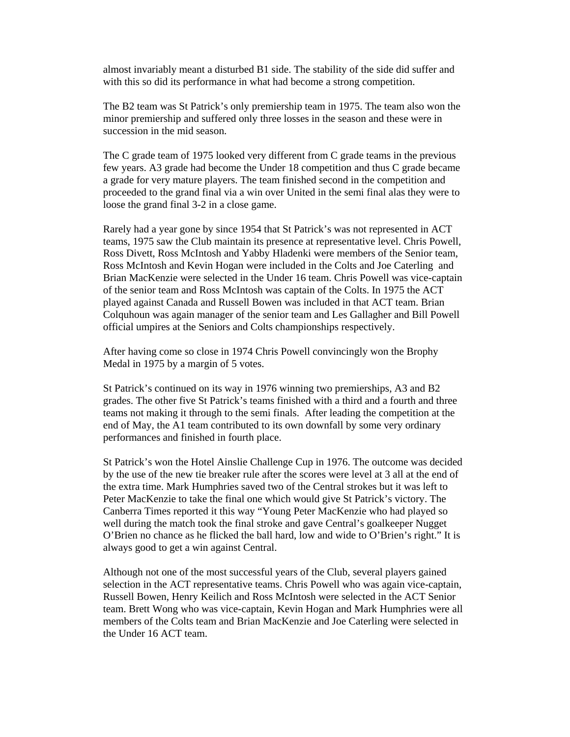almost invariably meant a disturbed B1 side. The stability of the side did suffer and with this so did its performance in what had become a strong competition.

The B2 team was St Patrick's only premiership team in 1975. The team also won the minor premiership and suffered only three losses in the season and these were in succession in the mid season.

The C grade team of 1975 looked very different from C grade teams in the previous few years. A3 grade had become the Under 18 competition and thus C grade became a grade for very mature players. The team finished second in the competition and proceeded to the grand final via a win over United in the semi final alas they were to loose the grand final 3-2 in a close game.

Rarely had a year gone by since 1954 that St Patrick's was not represented in ACT teams, 1975 saw the Club maintain its presence at representative level. Chris Powell, Ross Divett, Ross McIntosh and Yabby Hladenki were members of the Senior team, Ross McIntosh and Kevin Hogan were included in the Colts and Joe Caterling and Brian MacKenzie were selected in the Under 16 team. Chris Powell was vice-captain of the senior team and Ross McIntosh was captain of the Colts. In 1975 the ACT played against Canada and Russell Bowen was included in that ACT team. Brian Colquhoun was again manager of the senior team and Les Gallagher and Bill Powell official umpires at the Seniors and Colts championships respectively.

After having come so close in 1974 Chris Powell convincingly won the Brophy Medal in 1975 by a margin of 5 votes.

St Patrick's continued on its way in 1976 winning two premierships, A3 and B2 grades. The other five St Patrick's teams finished with a third and a fourth and three teams not making it through to the semi finals. After leading the competition at the end of May, the A1 team contributed to its own downfall by some very ordinary performances and finished in fourth place.

St Patrick's won the Hotel Ainslie Challenge Cup in 1976. The outcome was decided by the use of the new tie breaker rule after the scores were level at 3 all at the end of the extra time. Mark Humphries saved two of the Central strokes but it was left to Peter MacKenzie to take the final one which would give St Patrick's victory. The Canberra Times reported it this way "Young Peter MacKenzie who had played so well during the match took the final stroke and gave Central's goalkeeper Nugget O'Brien no chance as he flicked the ball hard, low and wide to O'Brien's right." It is always good to get a win against Central.

Although not one of the most successful years of the Club, several players gained selection in the ACT representative teams. Chris Powell who was again vice-captain, Russell Bowen, Henry Keilich and Ross McIntosh were selected in the ACT Senior team. Brett Wong who was vice-captain, Kevin Hogan and Mark Humphries were all members of the Colts team and Brian MacKenzie and Joe Caterling were selected in the Under 16 ACT team.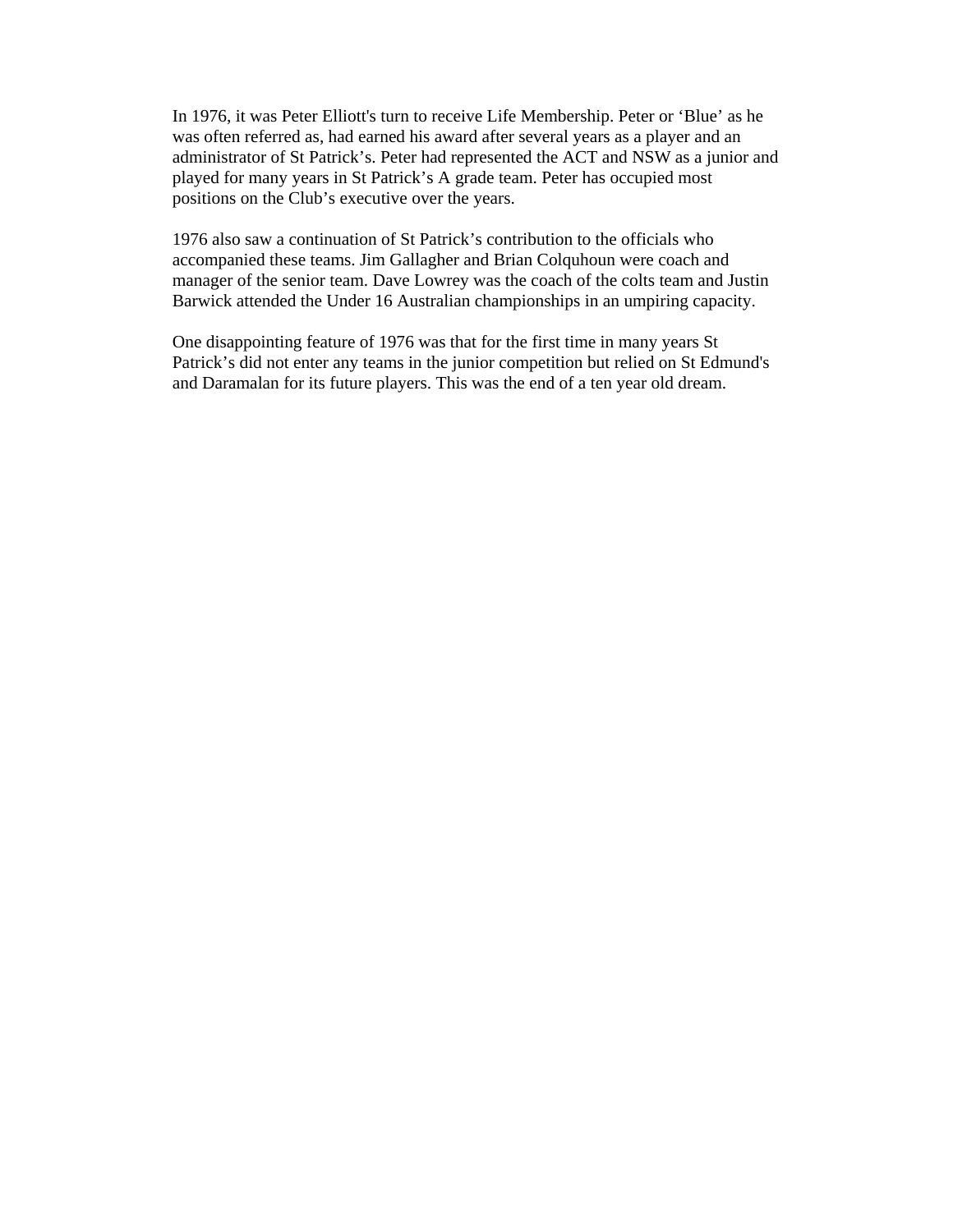In 1976, it was Peter Elliott's turn to receive Life Membership. Peter or ‘Blue’ as he was often referred as, had earned his award after several years as a player and an administrator of St Patrick’s. Peter had represented the ACT and NSW as a junior and played for many years in St Patrick’s A grade team. Peter has occupied most positions on the Club’s executive over the years.

1976 also saw a continuation of St Patrick’s contribution to the officials who accompanied these teams. Jim Gallagher and Brian Colquhoun were coach and manager of the senior team. Dave Lowrey was the coach of the colts team and Justin Barwick attended the Under 16 Australian championships in an umpiring capacity.

One disappointing feature of 1976 was that for the first time in many years St Patrick’s did not enter any teams in the junior competition but relied on St Edmund's and Daramalan for its future players. This was the end of a ten year old dream.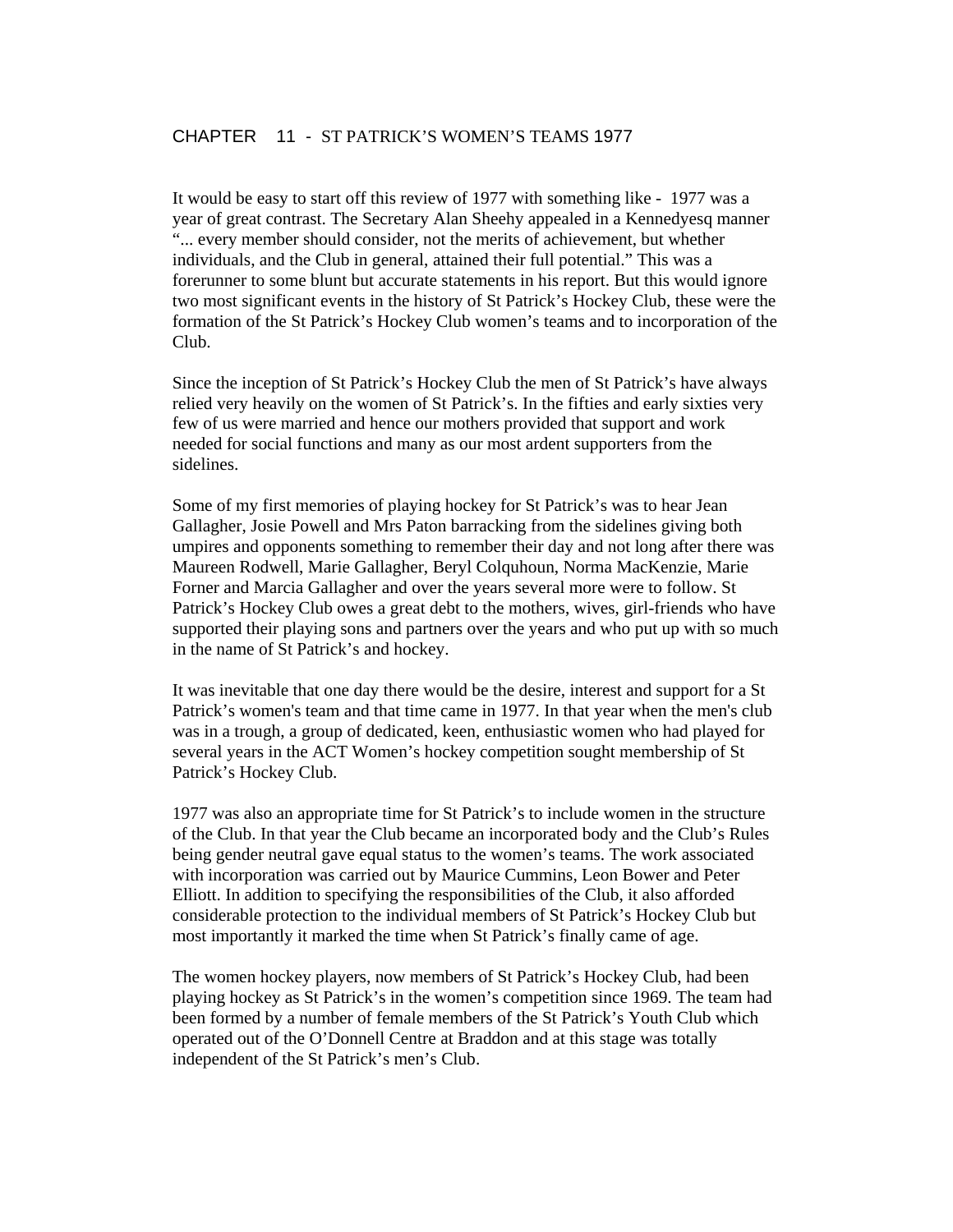# CHAPTER 11 - ST PATRICK'S WOMEN'S TEAMS 1977

It would be easy to start off this review of 1977 with something like - 1977 was a year of great contrast. The Secretary Alan Sheehy appealed in a Kennedyesq manner "... every member should consider, not the merits of achievement, but whether individuals, and the Club in general, attained their full potential." This was a forerunner to some blunt but accurate statements in his report. But this would ignore two most significant events in the history of St Patrick's Hockey Club, these were the formation of the St Patrick's Hockey Club women's teams and to incorporation of the Club.

Since the inception of St Patrick's Hockey Club the men of St Patrick's have always relied very heavily on the women of St Patrick's. In the fifties and early sixties very few of us were married and hence our mothers provided that support and work needed for social functions and many as our most ardent supporters from the sidelines.

Some of my first memories of playing hockey for St Patrick's was to hear Jean Gallagher, Josie Powell and Mrs Paton barracking from the sidelines giving both umpires and opponents something to remember their day and not long after there was Maureen Rodwell, Marie Gallagher, Beryl Colquhoun, Norma MacKenzie, Marie Forner and Marcia Gallagher and over the years several more were to follow. St Patrick's Hockey Club owes a great debt to the mothers, wives, girl-friends who have supported their playing sons and partners over the years and who put up with so much in the name of St Patrick's and hockey.

It was inevitable that one day there would be the desire, interest and support for a St Patrick's women's team and that time came in 1977. In that year when the men's club was in a trough, a group of dedicated, keen, enthusiastic women who had played for several years in the ACT Women's hockey competition sought membership of St Patrick's Hockey Club.

1977 was also an appropriate time for St Patrick's to include women in the structure of the Club. In that year the Club became an incorporated body and the Club's Rules being gender neutral gave equal status to the women's teams. The work associated with incorporation was carried out by Maurice Cummins, Leon Bower and Peter Elliott. In addition to specifying the responsibilities of the Club, it also afforded considerable protection to the individual members of St Patrick's Hockey Club but most importantly it marked the time when St Patrick's finally came of age.

The women hockey players, now members of St Patrick's Hockey Club, had been playing hockey as St Patrick's in the women's competition since 1969. The team had been formed by a number of female members of the St Patrick's Youth Club which operated out of the O'Donnell Centre at Braddon and at this stage was totally independent of the St Patrick's men's Club.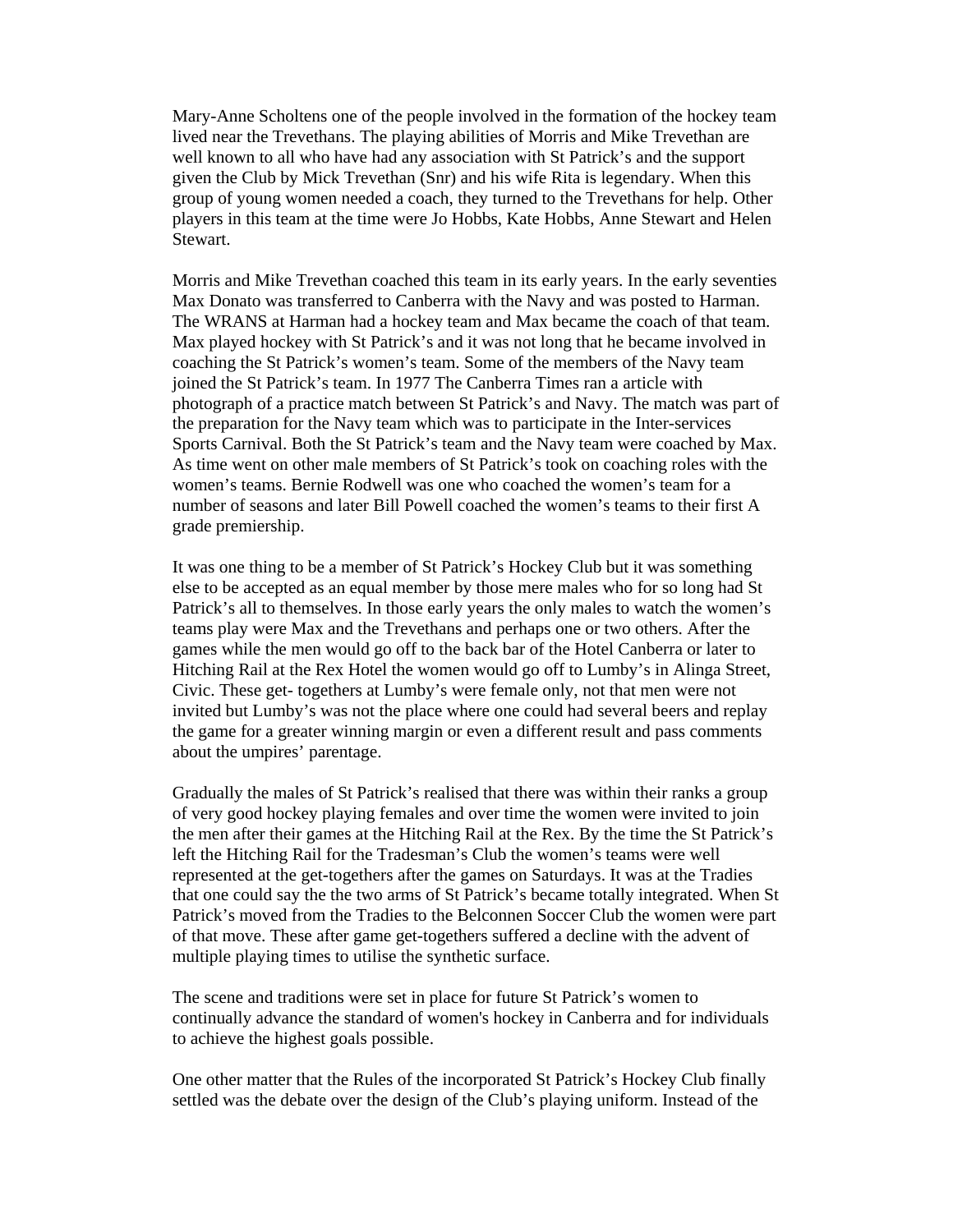Mary-Anne Scholtens one of the people involved in the formation of the hockey team lived near the Trevethans. The playing abilities of Morris and Mike Trevethan are well known to all who have had any association with St Patrick's and the support given the Club by Mick Trevethan (Snr) and his wife Rita is legendary. When this group of young women needed a coach, they turned to the Trevethans for help. Other players in this team at the time were Jo Hobbs, Kate Hobbs, Anne Stewart and Helen Stewart.

Morris and Mike Trevethan coached this team in its early years. In the early seventies Max Donato was transferred to Canberra with the Navy and was posted to Harman. The WRANS at Harman had a hockey team and Max became the coach of that team. Max played hockey with St Patrick's and it was not long that he became involved in coaching the St Patrick's women's team. Some of the members of the Navy team joined the St Patrick's team. In 1977 The Canberra Times ran a article with photograph of a practice match between St Patrick's and Navy. The match was part of the preparation for the Navy team which was to participate in the Inter-services Sports Carnival. Both the St Patrick's team and the Navy team were coached by Max. As time went on other male members of St Patrick's took on coaching roles with the women's teams. Bernie Rodwell was one who coached the women's team for a number of seasons and later Bill Powell coached the women's teams to their first A grade premiership.

It was one thing to be a member of St Patrick's Hockey Club but it was something else to be accepted as an equal member by those mere males who for so long had St Patrick's all to themselves. In those early years the only males to watch the women's teams play were Max and the Trevethans and perhaps one or two others. After the games while the men would go off to the back bar of the Hotel Canberra or later to Hitching Rail at the Rex Hotel the women would go off to Lumby's in Alinga Street, Civic. These get- togethers at Lumby's were female only, not that men were not invited but Lumby's was not the place where one could had several beers and replay the game for a greater winning margin or even a different result and pass comments about the umpires' parentage.

Gradually the males of St Patrick's realised that there was within their ranks a group of very good hockey playing females and over time the women were invited to join the men after their games at the Hitching Rail at the Rex. By the time the St Patrick's left the Hitching Rail for the Tradesman's Club the women's teams were well represented at the get-togethers after the games on Saturdays. It was at the Tradies that one could say the the two arms of St Patrick's became totally integrated. When St Patrick's moved from the Tradies to the Belconnen Soccer Club the women were part of that move. These after game get-togethers suffered a decline with the advent of multiple playing times to utilise the synthetic surface.

The scene and traditions were set in place for future St Patrick's women to continually advance the standard of women's hockey in Canberra and for individuals to achieve the highest goals possible.

One other matter that the Rules of the incorporated St Patrick's Hockey Club finally settled was the debate over the design of the Club's playing uniform. Instead of the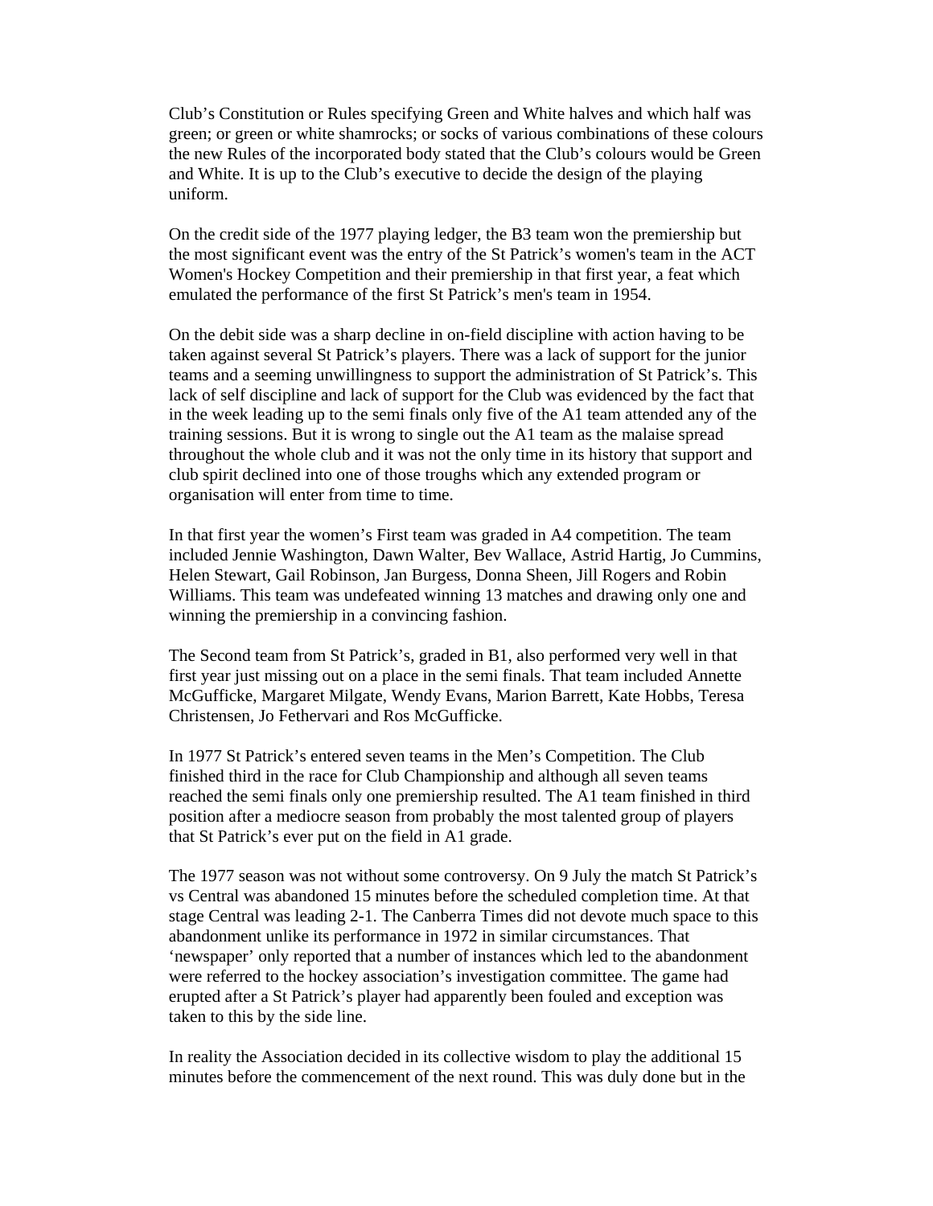Club's Constitution or Rules specifying Green and White halves and which half was green; or green or white shamrocks; or socks of various combinations of these colours the new Rules of the incorporated body stated that the Club's colours would be Green and White. It is up to the Club's executive to decide the design of the playing uniform.

On the credit side of the 1977 playing ledger, the B3 team won the premiership but the most significant event was the entry of the St Patrick's women's team in the ACT Women's Hockey Competition and their premiership in that first year, a feat which emulated the performance of the first St Patrick's men's team in 1954.

On the debit side was a sharp decline in on-field discipline with action having to be taken against several St Patrick's players. There was a lack of support for the junior teams and a seeming unwillingness to support the administration of St Patrick's. This lack of self discipline and lack of support for the Club was evidenced by the fact that in the week leading up to the semi finals only five of the A1 team attended any of the training sessions. But it is wrong to single out the A1 team as the malaise spread throughout the whole club and it was not the only time in its history that support and club spirit declined into one of those troughs which any extended program or organisation will enter from time to time.

In that first year the women's First team was graded in A4 competition. The team included Jennie Washington, Dawn Walter, Bev Wallace, Astrid Hartig, Jo Cummins, Helen Stewart, Gail Robinson, Jan Burgess, Donna Sheen, Jill Rogers and Robin Williams. This team was undefeated winning 13 matches and drawing only one and winning the premiership in a convincing fashion.

The Second team from St Patrick's, graded in B1, also performed very well in that first year just missing out on a place in the semi finals. That team included Annette McGufficke, Margaret Milgate, Wendy Evans, Marion Barrett, Kate Hobbs, Teresa Christensen, Jo Fethervari and Ros McGufficke.

In 1977 St Patrick's entered seven teams in the Men's Competition. The Club finished third in the race for Club Championship and although all seven teams reached the semi finals only one premiership resulted. The A1 team finished in third position after a mediocre season from probably the most talented group of players that St Patrick's ever put on the field in A1 grade.

The 1977 season was not without some controversy. On 9 July the match St Patrick's vs Central was abandoned 15 minutes before the scheduled completion time. At that stage Central was leading 2-1. The Canberra Times did not devote much space to this abandonment unlike its performance in 1972 in similar circumstances. That 'newspaper' only reported that a number of instances which led to the abandonment were referred to the hockey association's investigation committee. The game had erupted after a St Patrick's player had apparently been fouled and exception was taken to this by the side line.

In reality the Association decided in its collective wisdom to play the additional 15 minutes before the commencement of the next round. This was duly done but in the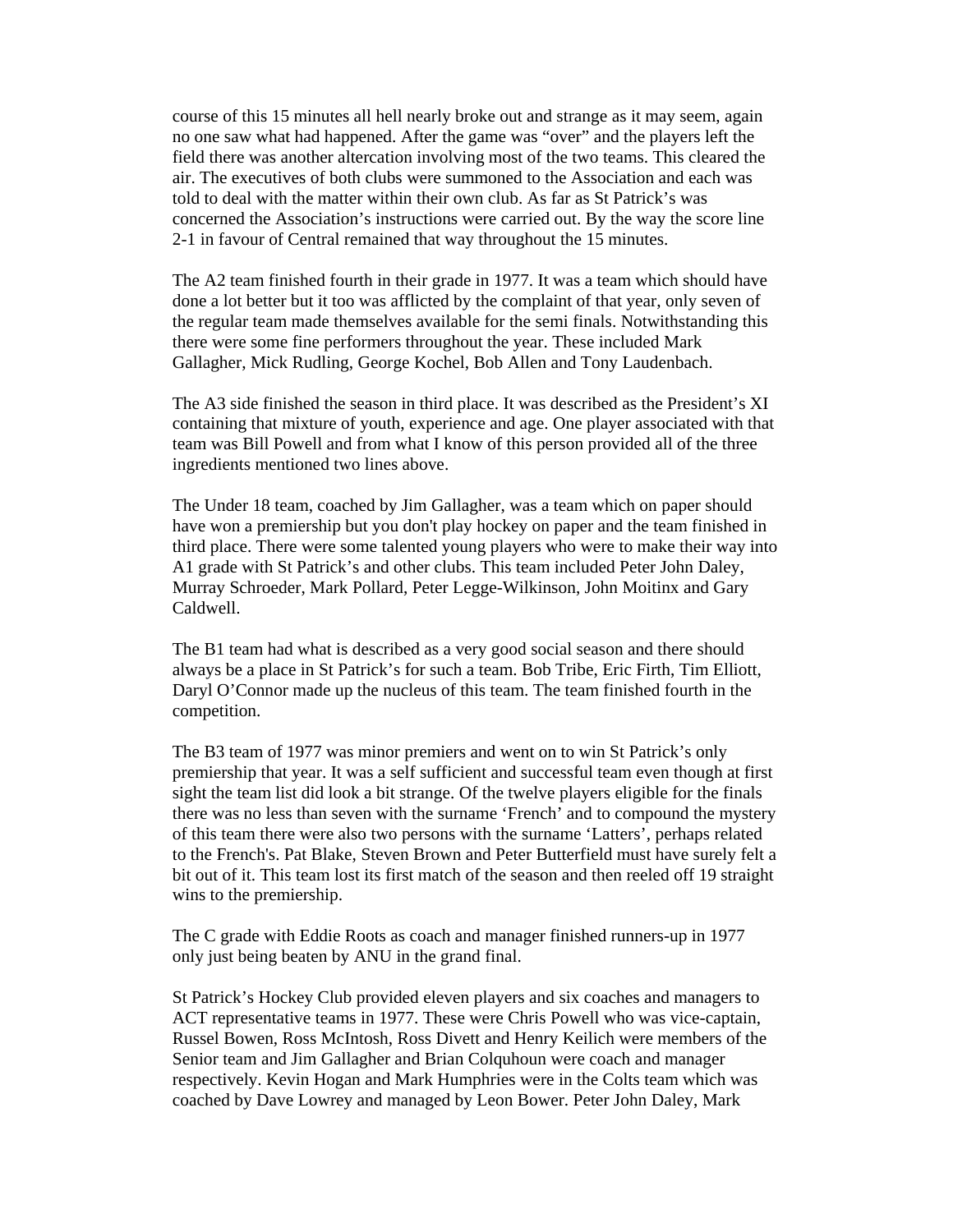course of this 15 minutes all hell nearly broke out and strange as it may seem, again no one saw what had happened. After the game was "over" and the players left the field there was another altercation involving most of the two teams. This cleared the air. The executives of both clubs were summoned to the Association and each was told to deal with the matter within their own club. As far as St Patrick's was concerned the Association's instructions were carried out. By the way the score line 2-1 in favour of Central remained that way throughout the 15 minutes.

The A2 team finished fourth in their grade in 1977. It was a team which should have done a lot better but it too was afflicted by the complaint of that year, only seven of the regular team made themselves available for the semi finals. Notwithstanding this there were some fine performers throughout the year. These included Mark Gallagher, Mick Rudling, George Kochel, Bob Allen and Tony Laudenbach.

The A3 side finished the season in third place. It was described as the President's XI containing that mixture of youth, experience and age. One player associated with that team was Bill Powell and from what I know of this person provided all of the three ingredients mentioned two lines above.

The Under 18 team, coached by Jim Gallagher, was a team which on paper should have won a premiership but you don't play hockey on paper and the team finished in third place. There were some talented young players who were to make their way into A1 grade with St Patrick's and other clubs. This team included Peter John Daley, Murray Schroeder, Mark Pollard, Peter Legge-Wilkinson, John Moitinx and Gary Caldwell.

The B1 team had what is described as a very good social season and there should always be a place in St Patrick's for such a team. Bob Tribe, Eric Firth, Tim Elliott, Daryl O'Connor made up the nucleus of this team. The team finished fourth in the competition.

The B3 team of 1977 was minor premiers and went on to win St Patrick's only premiership that year. It was a self sufficient and successful team even though at first sight the team list did look a bit strange. Of the twelve players eligible for the finals there was no less than seven with the surname 'French' and to compound the mystery of this team there were also two persons with the surname 'Latters', perhaps related to the French's. Pat Blake, Steven Brown and Peter Butterfield must have surely felt a bit out of it. This team lost its first match of the season and then reeled off 19 straight wins to the premiership.

The C grade with Eddie Roots as coach and manager finished runners-up in 1977 only just being beaten by ANU in the grand final.

St Patrick's Hockey Club provided eleven players and six coaches and managers to ACT representative teams in 1977. These were Chris Powell who was vice-captain, Russel Bowen, Ross McIntosh, Ross Divett and Henry Keilich were members of the Senior team and Jim Gallagher and Brian Colquhoun were coach and manager respectively. Kevin Hogan and Mark Humphries were in the Colts team which was coached by Dave Lowrey and managed by Leon Bower. Peter John Daley, Mark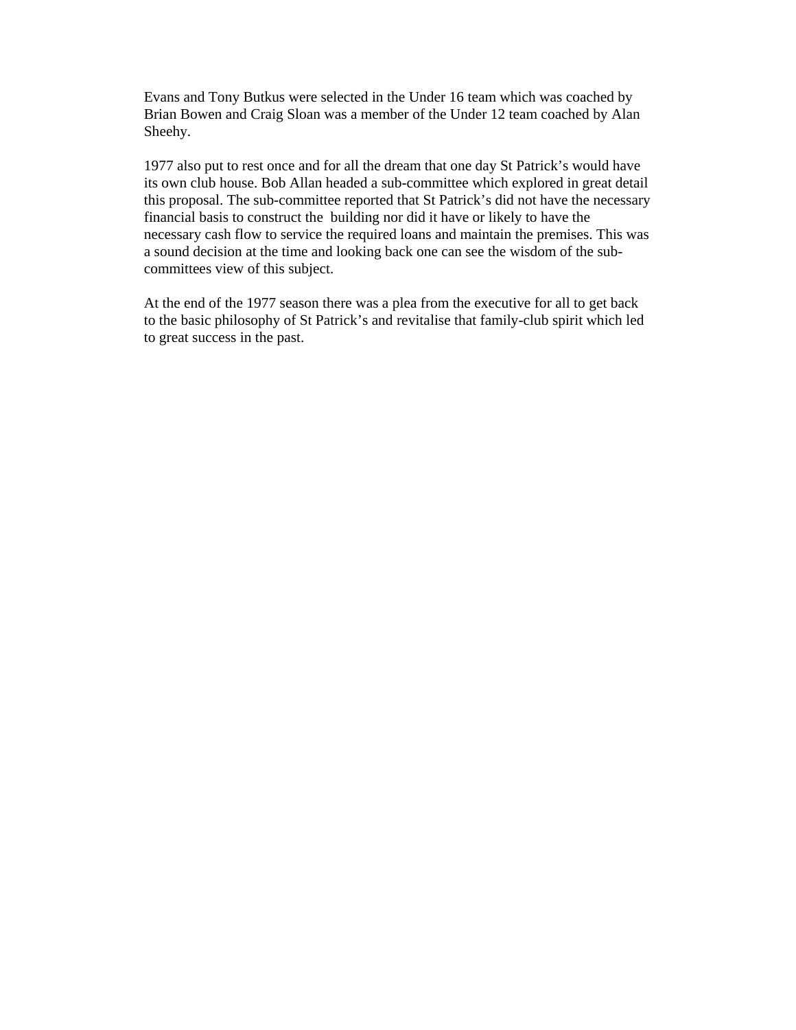Evans and Tony Butkus were selected in the Under 16 team which was coached by Brian Bowen and Craig Sloan was a member of the Under 12 team coached by Alan Sheehy.

1977 also put to rest once and for all the dream that one day St Patrick's would have its own club house. Bob Allan headed a sub-committee which explored in great detail this proposal. The sub-committee reported that St Patrick's did not have the necessary financial basis to construct the building nor did it have or likely to have the necessary cash flow to service the required loans and maintain the premises. This was a sound decision at the time and looking back one can see the wisdom of the sub-committees view of this subject.

At the end of the 1977 season there was a plea from the executive for all to get back to the basic philosophy of St Patrick's and revitalise that family-club spirit which led to great success in the past.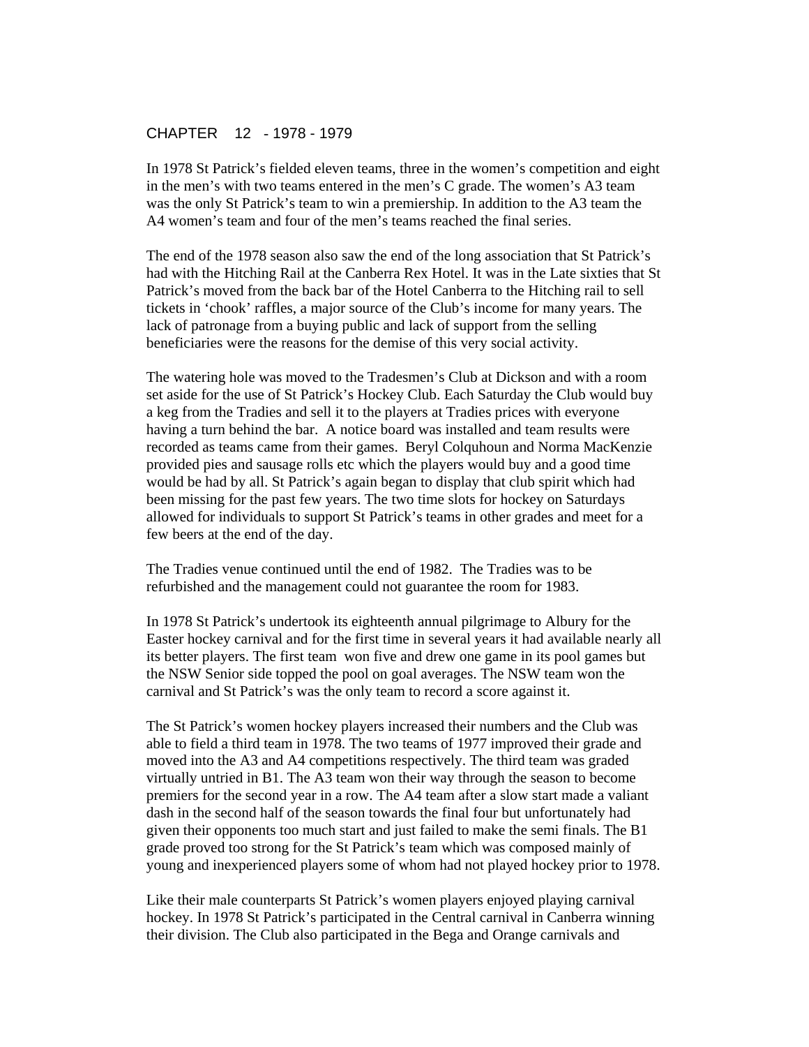# CHAPTER 12 - 1978 - 1979

In 1978 St Patrick's fielded eleven teams, three in the women's competition and eight in the men's with two teams entered in the men's C grade. The women's A3 team was the only St Patrick's team to win a premiership. In addition to the A3 team the A4 women's team and four of the men's teams reached the final series.

The end of the 1978 season also saw the end of the long association that St Patrick's had with the Hitching Rail at the Canberra Rex Hotel. It was in the Late sixties that St Patrick's moved from the back bar of the Hotel Canberra to the Hitching rail to sell tickets in 'chook' raffles, a major source of the Club's income for many years. The lack of patronage from a buying public and lack of support from the selling beneficiaries were the reasons for the demise of this very social activity.

The watering hole was moved to the Tradesmen's Club at Dickson and with a room set aside for the use of St Patrick's Hockey Club. Each Saturday the Club would buy a keg from the Tradies and sell it to the players at Tradies prices with everyone having a turn behind the bar. A notice board was installed and team results were recorded as teams came from their games. Beryl Colquhoun and Norma MacKenzie provided pies and sausage rolls etc which the players would buy and a good time would be had by all. St Patrick's again began to display that club spirit which had been missing for the past few years. The two time slots for hockey on Saturdays allowed for individuals to support St Patrick's teams in other grades and meet for a few beers at the end of the day.

The Tradies venue continued until the end of 1982. The Tradies was to be refurbished and the management could not guarantee the room for 1983.

In 1978 St Patrick's undertook its eighteenth annual pilgrimage to Albury for the Easter hockey carnival and for the first time in several years it had available nearly all its better players. The first team won five and drew one game in its pool games but the NSW Senior side topped the pool on goal averages. The NSW team won the carnival and St Patrick's was the only team to record a score against it.

The St Patrick's women hockey players increased their numbers and the Club was able to field a third team in 1978. The two teams of 1977 improved their grade and moved into the A3 and A4 competitions respectively. The third team was graded virtually untried in B1. The A3 team won their way through the season to become premiers for the second year in a row. The A4 team after a slow start made a valiant dash in the second half of the season towards the final four but unfortunately had given their opponents too much start and just failed to make the semi finals. The B1 grade proved too strong for the St Patrick's team which was composed mainly of young and inexperienced players some of whom had not played hockey prior to 1978.

Like their male counterparts St Patrick's women players enjoyed playing carnival hockey. In 1978 St Patrick's participated in the Central carnival in Canberra winning their division. The Club also participated in the Bega and Orange carnivals and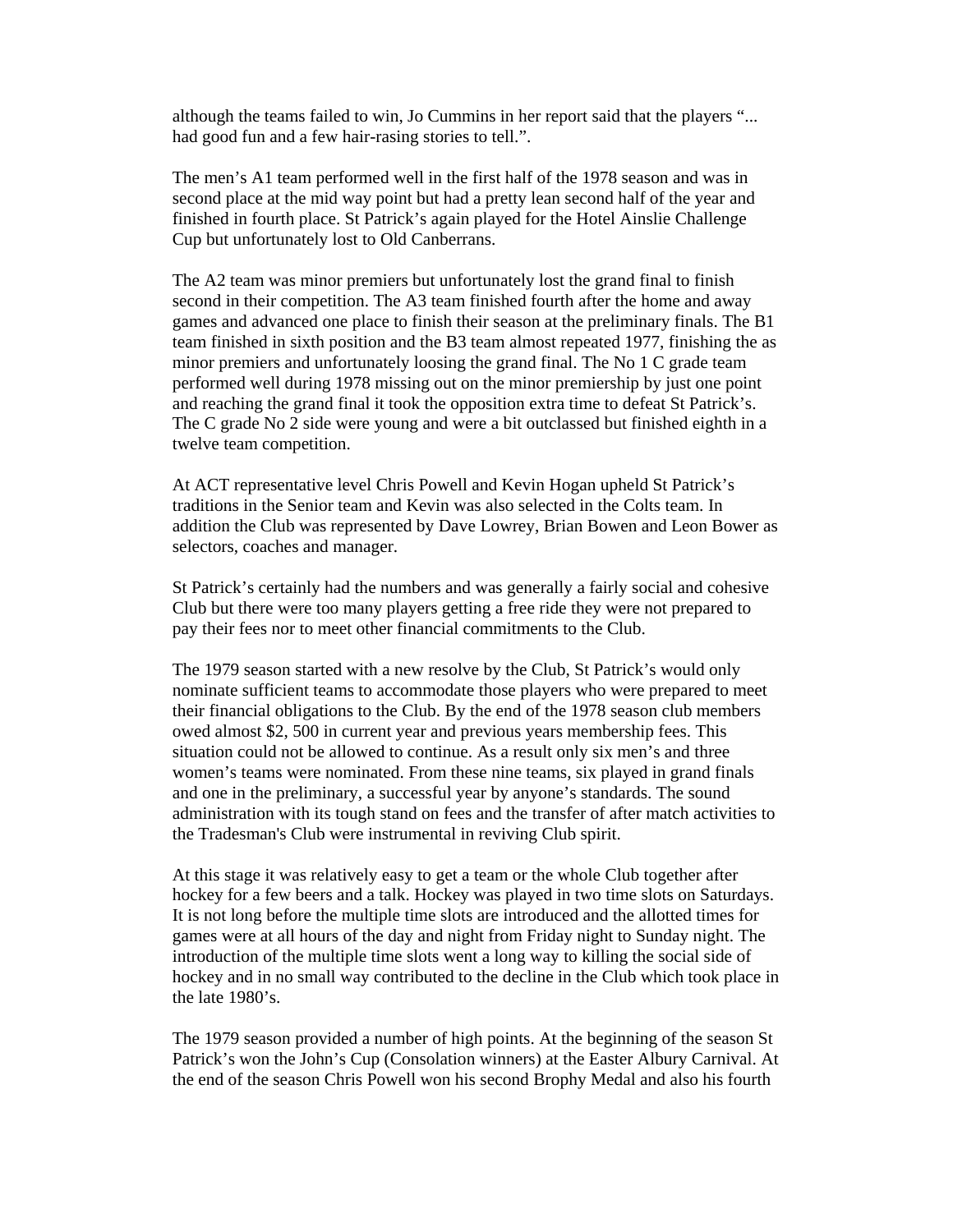although the teams failed to win, Jo Cummins in her report said that the players "... had good fun and a few hair-rasing stories to tell.".

The men's A1 team performed well in the first half of the 1978 season and was in second place at the mid way point but had a pretty lean second half of the year and finished in fourth place. St Patrick's again played for the Hotel Ainslie Challenge Cup but unfortunately lost to Old Canberrans.

The A2 team was minor premiers but unfortunately lost the grand final to finish second in their competition. The A3 team finished fourth after the home and away games and advanced one place to finish their season at the preliminary finals. The B1 team finished in sixth position and the B3 team almost repeated 1977, finishing the as minor premiers and unfortunately loosing the grand final. The No 1 C grade team performed well during 1978 missing out on the minor premiership by just one point and reaching the grand final it took the opposition extra time to defeat St Patrick's. The C grade No 2 side were young and were a bit outclassed but finished eighth in a twelve team competition.

At ACT representative level Chris Powell and Kevin Hogan upheld St Patrick's traditions in the Senior team and Kevin was also selected in the Colts team. In addition the Club was represented by Dave Lowrey, Brian Bowen and Leon Bower as selectors, coaches and manager.

St Patrick's certainly had the numbers and was generally a fairly social and cohesive Club but there were too many players getting a free ride they were not prepared to pay their fees nor to meet other financial commitments to the Club.

The 1979 season started with a new resolve by the Club, St Patrick's would only nominate sufficient teams to accommodate those players who were prepared to meet their financial obligations to the Club. By the end of the 1978 season club members owed almost $2, 500 in current year and previous years membership fees. This situation could not be allowed to continue. As a result only six men's and three women's teams were nominated. From these nine teams, six played in grand finals and one in the preliminary, a successful year by anyone's standards. The sound administration with its tough stand on fees and the transfer of after match activities to the Tradesman's Club were instrumental in reviving Club spirit.

At this stage it was relatively easy to get a team or the whole Club together after hockey for a few beers and a talk. Hockey was played in two time slots on Saturdays. It is not long before the multiple time slots are introduced and the allotted times for games were at all hours of the day and night from Friday night to Sunday night. The introduction of the multiple time slots went a long way to killing the social side of hockey and in no small way contributed to the decline in the Club which took place in the late 1980's.

The 1979 season provided a number of high points. At the beginning of the season St Patrick's won the John's Cup (Consolation winners) at the Easter Albury Carnival. At the end of the season Chris Powell won his second Brophy Medal and also his fourth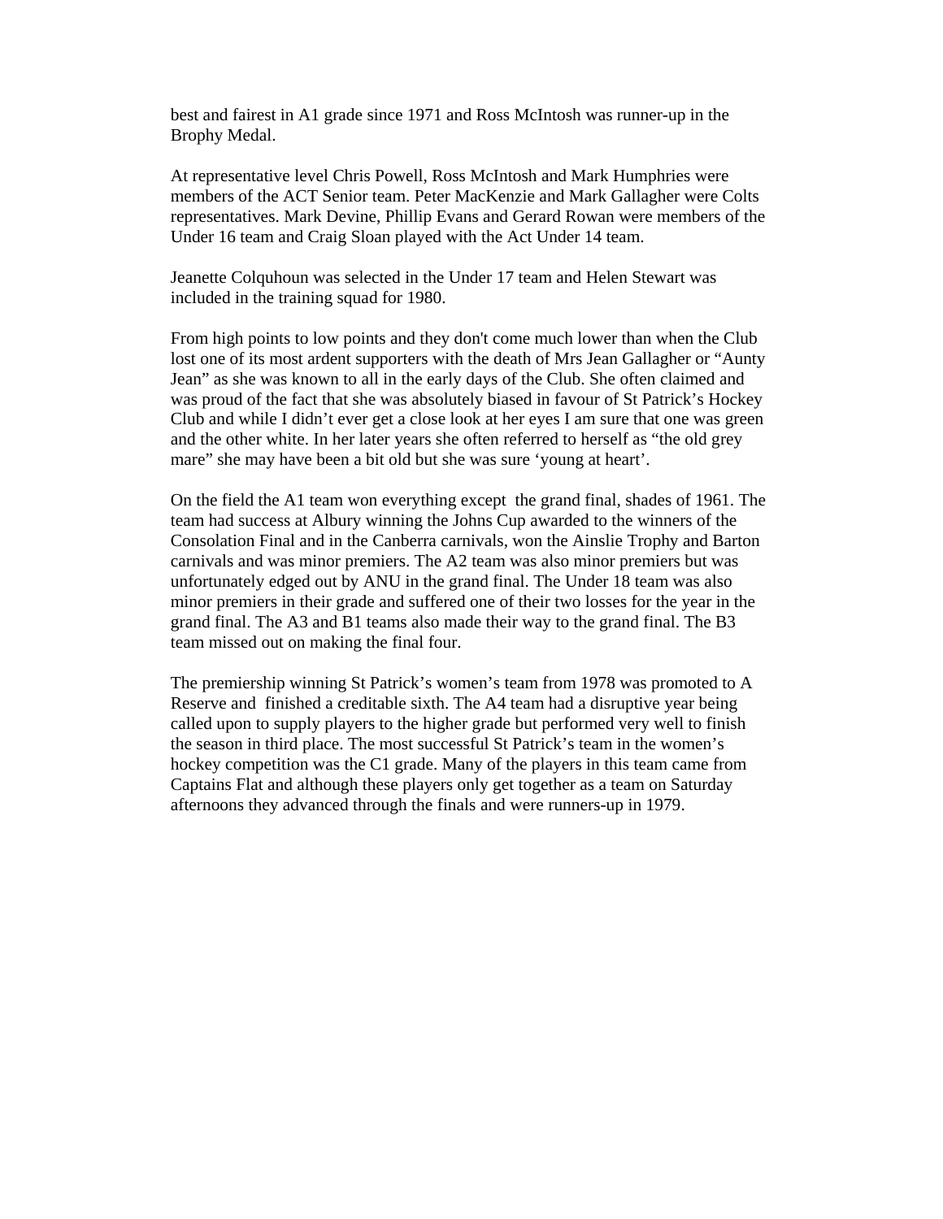best and fairest in A1 grade since 1971 and Ross McIntosh was runner-up in the Brophy Medal.

At representative level Chris Powell, Ross McIntosh and Mark Humphries were members of the ACT Senior team. Peter MacKenzie and Mark Gallagher were Colts representatives. Mark Devine, Phillip Evans and Gerard Rowan were members of the Under 16 team and Craig Sloan played with the Act Under 14 team.

Jeanette Colquhoun was selected in the Under 17 team and Helen Stewart was included in the training squad for 1980.

From high points to low points and they don't come much lower than when the Club lost one of its most ardent supporters with the death of Mrs Jean Gallagher or "Aunty Jean" as she was known to all in the early days of the Club. She often claimed and was proud of the fact that she was absolutely biased in favour of St Patrick's Hockey Club and while I didn't ever get a close look at her eyes I am sure that one was green and the other white. In her later years she often referred to herself as "the old grey mare" she may have been a bit old but she was sure 'young at heart'.

On the field the A1 team won everything except the grand final, shades of 1961. The team had success at Albury winning the Johns Cup awarded to the winners of the Consolation Final and in the Canberra carnivals, won the Ainslie Trophy and Barton carnivals and was minor premiers. The A2 team was also minor premiers but was unfortunately edged out by ANU in the grand final. The Under 18 team was also minor premiers in their grade and suffered one of their two losses for the year in the grand final. The A3 and B1 teams also made their way to the grand final. The B3 team missed out on making the final four.

The premiership winning St Patrick's women's team from 1978 was promoted to A Reserve and finished a creditable sixth. The A4 team had a disruptive year being called upon to supply players to the higher grade but performed very well to finish the season in third place. The most successful St Patrick's team in the women's hockey competition was the C1 grade. Many of the players in this team came from Captains Flat and although these players only get together as a team on Saturday afternoons they advanced through the finals and were runners-up in 1979.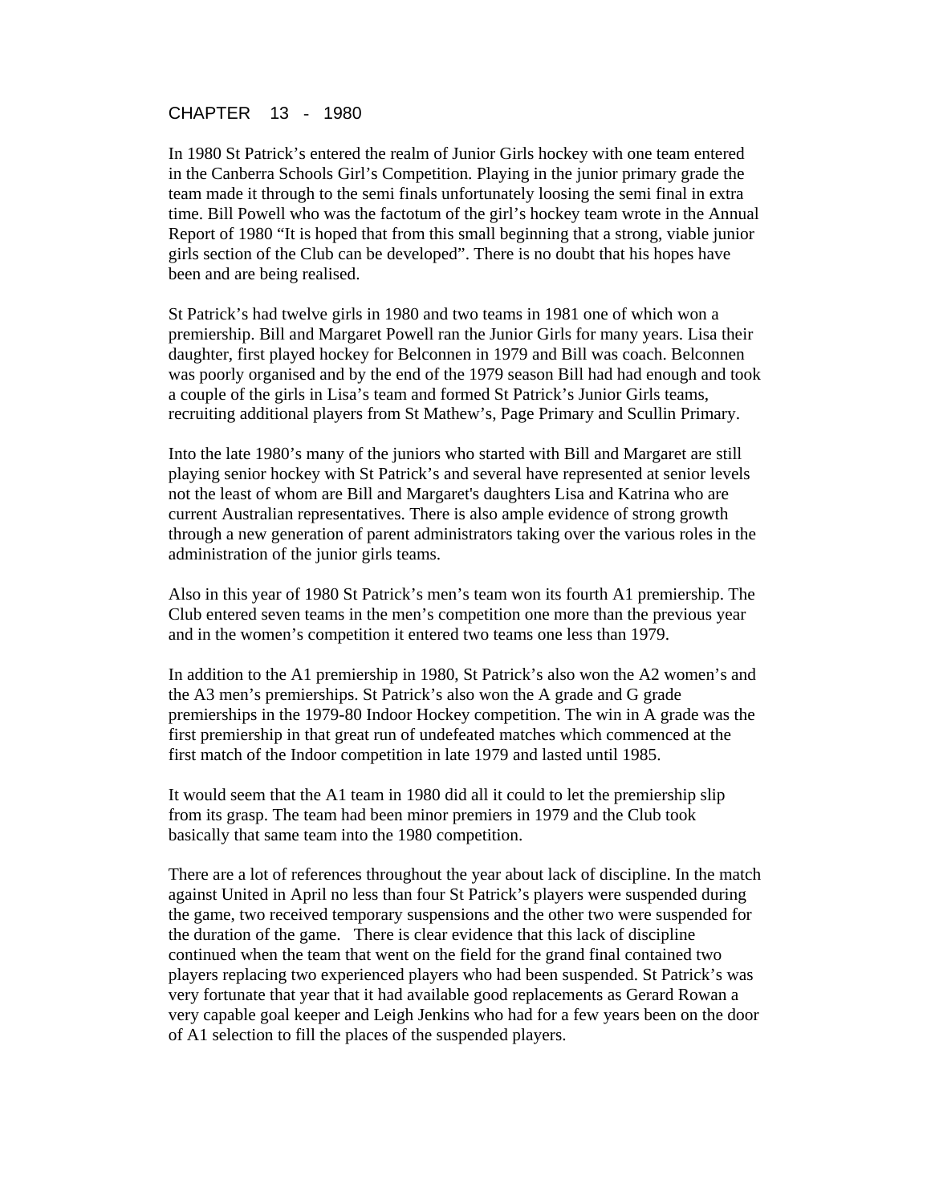# CHAPTER 13 - 1980

In 1980 St Patrick's entered the realm of Junior Girls hockey with one team entered in the Canberra Schools Girl's Competition. Playing in the junior primary grade the team made it through to the semi finals unfortunately loosing the semi final in extra time. Bill Powell who was the factotum of the girl's hockey team wrote in the Annual Report of 1980 "It is hoped that from this small beginning that a strong, viable junior girls section of the Club can be developed". There is no doubt that his hopes have been and are being realised.

St Patrick's had twelve girls in 1980 and two teams in 1981 one of which won a premiership. Bill and Margaret Powell ran the Junior Girls for many years. Lisa their daughter, first played hockey for Belconnen in 1979 and Bill was coach. Belconnen was poorly organised and by the end of the 1979 season Bill had had enough and took a couple of the girls in Lisa's team and formed St Patrick's Junior Girls teams, recruiting additional players from St Mathew's, Page Primary and Scullin Primary.

Into the late 1980's many of the juniors who started with Bill and Margaret are still playing senior hockey with St Patrick's and several have represented at senior levels not the least of whom are Bill and Margaret's daughters Lisa and Katrina who are current Australian representatives. There is also ample evidence of strong growth through a new generation of parent administrators taking over the various roles in the administration of the junior girls teams.

Also in this year of 1980 St Patrick's men's team won its fourth A1 premiership. The Club entered seven teams in the men's competition one more than the previous year and in the women's competition it entered two teams one less than 1979.

In addition to the A1 premiership in 1980, St Patrick's also won the A2 women's and the A3 men's premierships. St Patrick's also won the A grade and G grade premierships in the 1979-80 Indoor Hockey competition. The win in A grade was the first premiership in that great run of undefeated matches which commenced at the first match of the Indoor competition in late 1979 and lasted until 1985.

It would seem that the A1 team in 1980 did all it could to let the premiership slip from its grasp. The team had been minor premiers in 1979 and the Club took basically that same team into the 1980 competition.

There are a lot of references throughout the year about lack of discipline. In the match against United in April no less than four St Patrick's players were suspended during the game, two received temporary suspensions and the other two were suspended for the duration of the game. There is clear evidence that this lack of discipline continued when the team that went on the field for the grand final contained two players replacing two experienced players who had been suspended. St Patrick's was very fortunate that year that it had available good replacements as Gerard Rowan a very capable goal keeper and Leigh Jenkins who had for a few years been on the door of A1 selection to fill the places of the suspended players.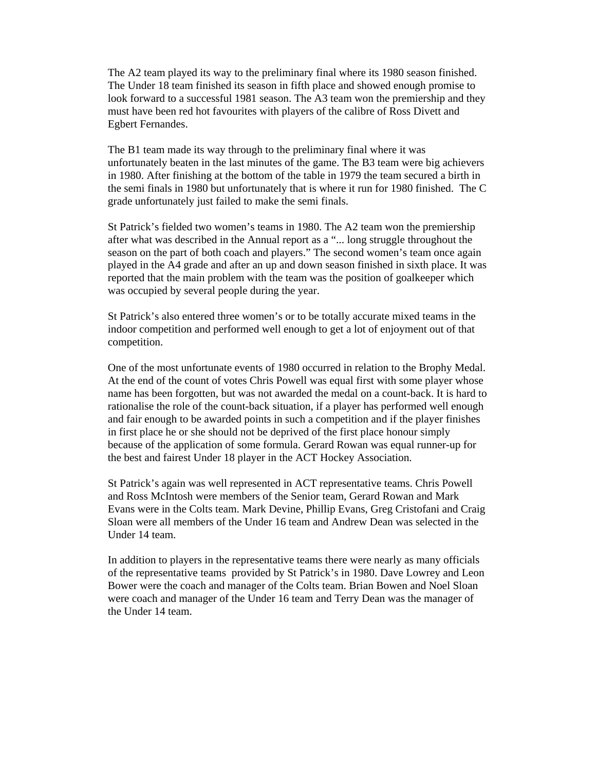The A2 team played its way to the preliminary final where its 1980 season finished. The Under 18 team finished its season in fifth place and showed enough promise to look forward to a successful 1981 season. The A3 team won the premiership and they must have been red hot favourites with players of the calibre of Ross Divett and Egbert Fernandes.

The B1 team made its way through to the preliminary final where it was unfortunately beaten in the last minutes of the game. The B3 team were big achievers in 1980. After finishing at the bottom of the table in 1979 the team secured a birth in the semi finals in 1980 but unfortunately that is where it run for 1980 finished. The C grade unfortunately just failed to make the semi finals.

St Patrick's fielded two women's teams in 1980. The A2 team won the premiership after what was described in the Annual report as a "... long struggle throughout the season on the part of both coach and players." The second women's team once again played in the A4 grade and after an up and down season finished in sixth place. It was reported that the main problem with the team was the position of goalkeeper which was occupied by several people during the year.

St Patrick's also entered three women's or to be totally accurate mixed teams in the indoor competition and performed well enough to get a lot of enjoyment out of that competition.

One of the most unfortunate events of 1980 occurred in relation to the Brophy Medal. At the end of the count of votes Chris Powell was equal first with some player whose name has been forgotten, but was not awarded the medal on a count-back. It is hard to rationalise the role of the count-back situation, if a player has performed well enough and fair enough to be awarded points in such a competition and if the player finishes in first place he or she should not be deprived of the first place honour simply because of the application of some formula. Gerard Rowan was equal runner-up for the best and fairest Under 18 player in the ACT Hockey Association.

St Patrick's again was well represented in ACT representative teams. Chris Powell and Ross McIntosh were members of the Senior team, Gerard Rowan and Mark Evans were in the Colts team. Mark Devine, Phillip Evans, Greg Cristofani and Craig Sloan were all members of the Under 16 team and Andrew Dean was selected in the Under 14 team.

In addition to players in the representative teams there were nearly as many officials of the representative teams provided by St Patrick's in 1980. Dave Lowrey and Leon Bower were the coach and manager of the Colts team. Brian Bowen and Noel Sloan were coach and manager of the Under 16 team and Terry Dean was the manager of the Under 14 team.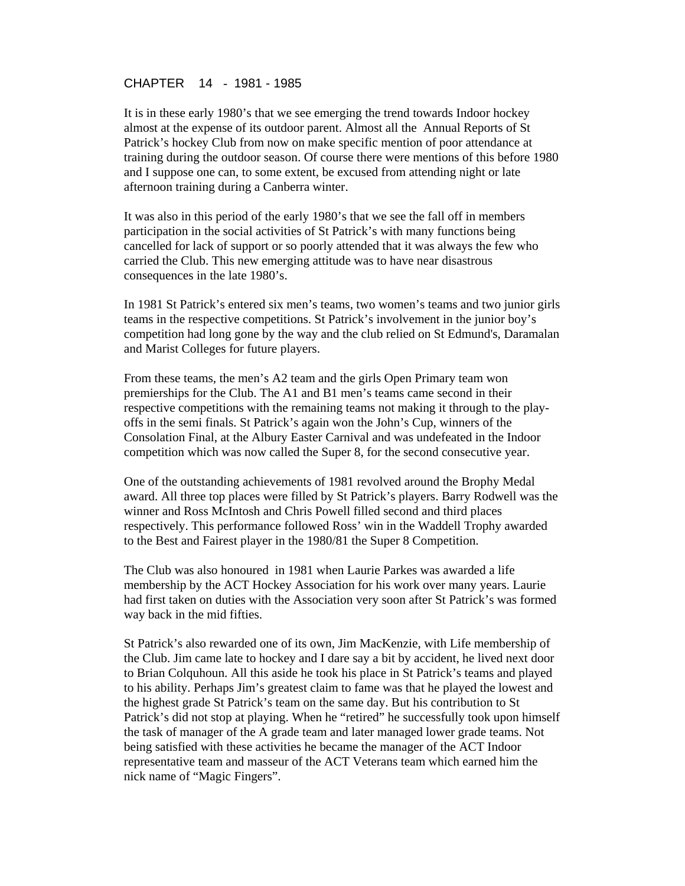# CHAPTER 14 - 1981 - 1985

It is in these early 1980's that we see emerging the trend towards Indoor hockey almost at the expense of its outdoor parent. Almost all the Annual Reports of St Patrick's hockey Club from now on make specific mention of poor attendance at training during the outdoor season. Of course there were mentions of this before 1980 and I suppose one can, to some extent, be excused from attending night or late afternoon training during a Canberra winter.

It was also in this period of the early 1980's that we see the fall off in members participation in the social activities of St Patrick's with many functions being cancelled for lack of support or so poorly attended that it was always the few who carried the Club. This new emerging attitude was to have near disastrous consequences in the late 1980's.

In 1981 St Patrick's entered six men's teams, two women's teams and two junior girls teams in the respective competitions. St Patrick's involvement in the junior boy's competition had long gone by the way and the club relied on St Edmund's, Daramalan and Marist Colleges for future players.

From these teams, the men's A2 team and the girls Open Primary team won premierships for the Club. The A1 and B1 men's teams came second in their respective competitions with the remaining teams not making it through to the play-offs in the semi finals. St Patrick's again won the John's Cup, winners of the Consolation Final, at the Albury Easter Carnival and was undefeated in the Indoor competition which was now called the Super 8, for the second consecutive year.

One of the outstanding achievements of 1981 revolved around the Brophy Medal award. All three top places were filled by St Patrick's players. Barry Rodwell was the winner and Ross McIntosh and Chris Powell filled second and third places respectively. This performance followed Ross' win in the Waddell Trophy awarded to the Best and Fairest player in the 1980/81 the Super 8 Competition.

The Club was also honoured in 1981 when Laurie Parkes was awarded a life membership by the ACT Hockey Association for his work over many years. Laurie had first taken on duties with the Association very soon after St Patrick's was formed way back in the mid fifties.

St Patrick's also rewarded one of its own, Jim MacKenzie, with Life membership of the Club. Jim came late to hockey and I dare say a bit by accident, he lived next door to Brian Colquhoun. All this aside he took his place in St Patrick's teams and played to his ability. Perhaps Jim's greatest claim to fame was that he played the lowest and the highest grade St Patrick's team on the same day. But his contribution to St Patrick's did not stop at playing. When he "retired" he successfully took upon himself the task of manager of the A grade team and later managed lower grade teams. Not being satisfied with these activities he became the manager of the ACT Indoor representative team and masseur of the ACT Veterans team which earned him the nick name of "Magic Fingers".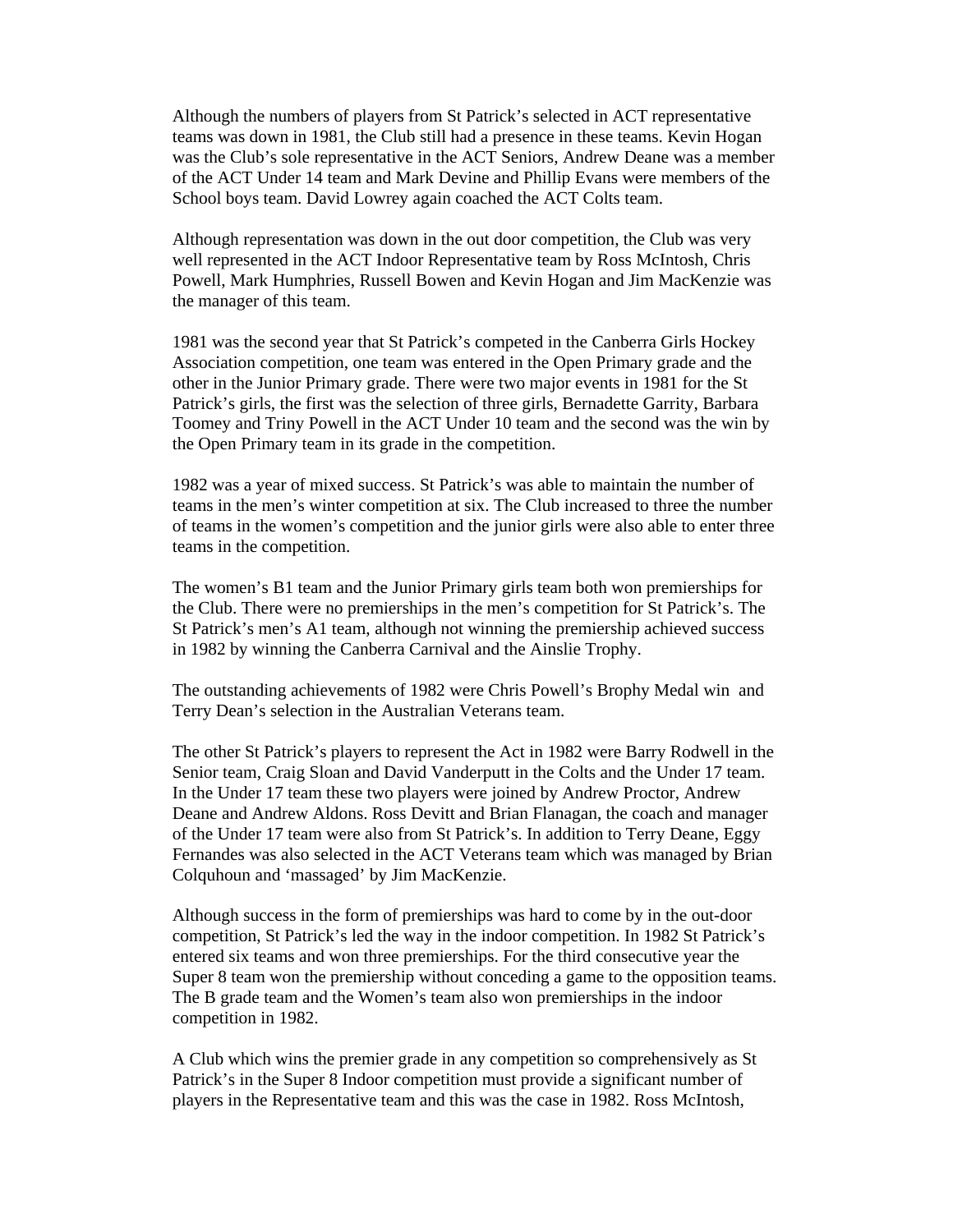Although the numbers of players from St Patrick's selected in ACT representative teams was down in 1981, the Club still had a presence in these teams. Kevin Hogan was the Club's sole representative in the ACT Seniors, Andrew Deane was a member of the ACT Under 14 team and Mark Devine and Phillip Evans were members of the School boys team. David Lowrey again coached the ACT Colts team.

Although representation was down in the out door competition, the Club was very well represented in the ACT Indoor Representative team by Ross McIntosh, Chris Powell, Mark Humphries, Russell Bowen and Kevin Hogan and Jim MacKenzie was the manager of this team.

1981 was the second year that St Patrick's competed in the Canberra Girls Hockey Association competition, one team was entered in the Open Primary grade and the other in the Junior Primary grade. There were two major events in 1981 for the St Patrick's girls, the first was the selection of three girls, Bernadette Garrity, Barbara Toomey and Triny Powell in the ACT Under 10 team and the second was the win by the Open Primary team in its grade in the competition.

1982 was a year of mixed success. St Patrick's was able to maintain the number of teams in the men's winter competition at six. The Club increased to three the number of teams in the women's competition and the junior girls were also able to enter three teams in the competition.

The women's B1 team and the Junior Primary girls team both won premierships for the Club. There were no premierships in the men's competition for St Patrick's. The St Patrick's men's A1 team, although not winning the premiership achieved success in 1982 by winning the Canberra Carnival and the Ainslie Trophy.

The outstanding achievements of 1982 were Chris Powell's Brophy Medal win and Terry Dean's selection in the Australian Veterans team.

The other St Patrick's players to represent the Act in 1982 were Barry Rodwell in the Senior team, Craig Sloan and David Vanderputt in the Colts and the Under 17 team. In the Under 17 team these two players were joined by Andrew Proctor, Andrew Deane and Andrew Aldons. Ross Devitt and Brian Flanagan, the coach and manager of the Under 17 team were also from St Patrick's. In addition to Terry Deane, Eggy Fernandes was also selected in the ACT Veterans team which was managed by Brian Colquhoun and 'massaged' by Jim MacKenzie.

Although success in the form of premierships was hard to come by in the out-door competition, St Patrick's led the way in the indoor competition. In 1982 St Patrick's entered six teams and won three premierships. For the third consecutive year the Super 8 team won the premiership without conceding a game to the opposition teams. The B grade team and the Women's team also won premierships in the indoor competition in 1982.

A Club which wins the premier grade in any competition so comprehensively as St Patrick's in the Super 8 Indoor competition must provide a significant number of players in the Representative team and this was the case in 1982. Ross McIntosh,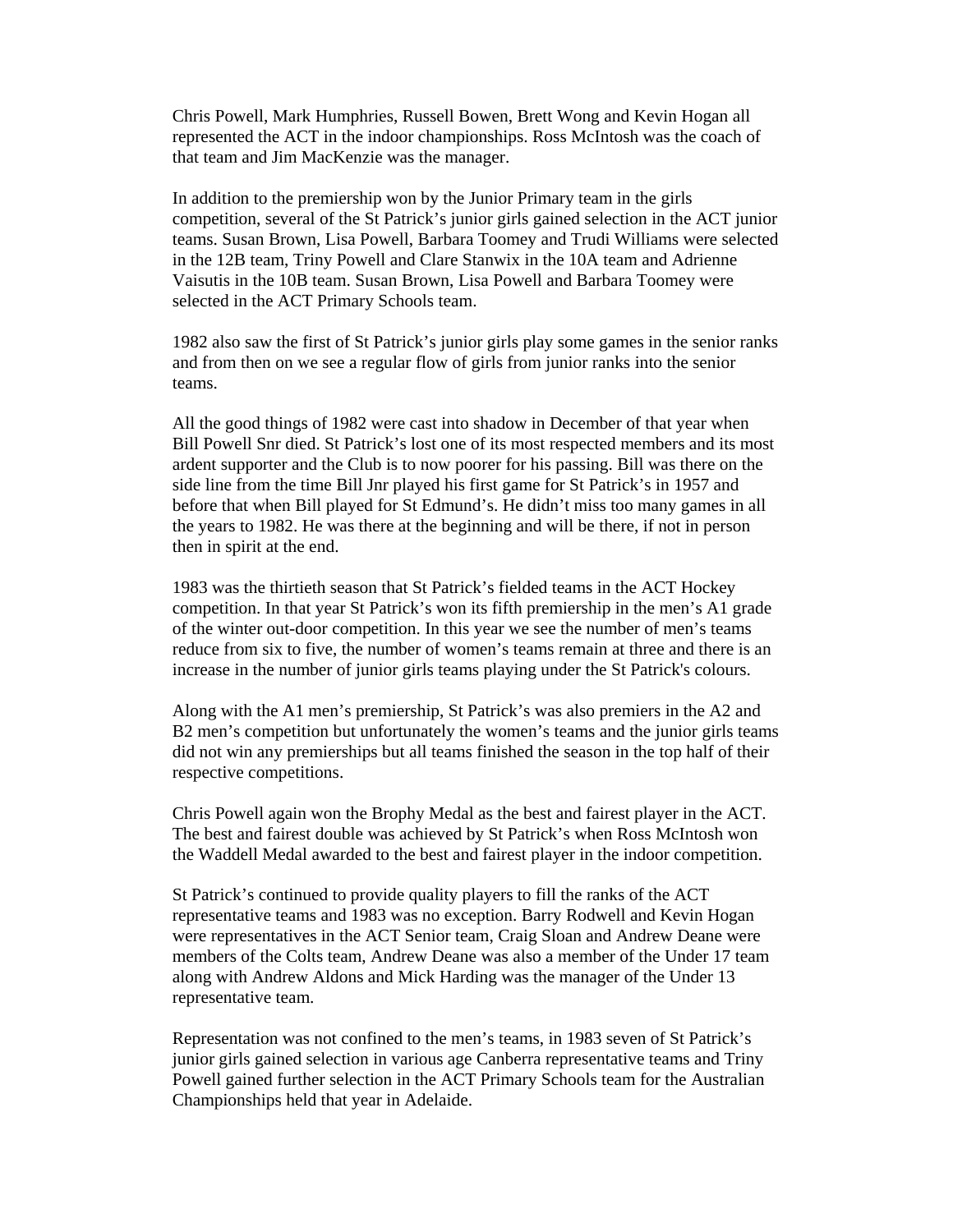Chris Powell, Mark Humphries, Russell Bowen, Brett Wong and Kevin Hogan all represented the ACT in the indoor championships. Ross McIntosh was the coach of that team and Jim MacKenzie was the manager.

In addition to the premiership won by the Junior Primary team in the girls competition, several of the St Patrick's junior girls gained selection in the ACT junior teams. Susan Brown, Lisa Powell, Barbara Toomey and Trudi Williams were selected in the 12B team, Triny Powell and Clare Stanwix in the 10A team and Adrienne Vaisutis in the 10B team. Susan Brown, Lisa Powell and Barbara Toomey were selected in the ACT Primary Schools team.

1982 also saw the first of St Patrick's junior girls play some games in the senior ranks and from then on we see a regular flow of girls from junior ranks into the senior teams.

All the good things of 1982 were cast into shadow in December of that year when Bill Powell Snr died. St Patrick's lost one of its most respected members and its most ardent supporter and the Club is to now poorer for his passing. Bill was there on the side line from the time Bill Jnr played his first game for St Patrick's in 1957 and before that when Bill played for St Edmund's. He didn't miss too many games in all the years to 1982. He was there at the beginning and will be there, if not in person then in spirit at the end.

1983 was the thirtieth season that St Patrick's fielded teams in the ACT Hockey competition. In that year St Patrick's won its fifth premiership in the men's A1 grade of the winter out-door competition. In this year we see the number of men's teams reduce from six to five, the number of women's teams remain at three and there is an increase in the number of junior girls teams playing under the St Patrick's colours.

Along with the A1 men's premiership, St Patrick's was also premiers in the A2 and B2 men's competition but unfortunately the women's teams and the junior girls teams did not win any premierships but all teams finished the season in the top half of their respective competitions.

Chris Powell again won the Brophy Medal as the best and fairest player in the ACT. The best and fairest double was achieved by St Patrick's when Ross McIntosh won the Waddell Medal awarded to the best and fairest player in the indoor competition.

St Patrick's continued to provide quality players to fill the ranks of the ACT representative teams and 1983 was no exception. Barry Rodwell and Kevin Hogan were representatives in the ACT Senior team, Craig Sloan and Andrew Deane were members of the Colts team, Andrew Deane was also a member of the Under 17 team along with Andrew Aldons and Mick Harding was the manager of the Under 13 representative team.

Representation was not confined to the men's teams, in 1983 seven of St Patrick's junior girls gained selection in various age Canberra representative teams and Triny Powell gained further selection in the ACT Primary Schools team for the Australian Championships held that year in Adelaide.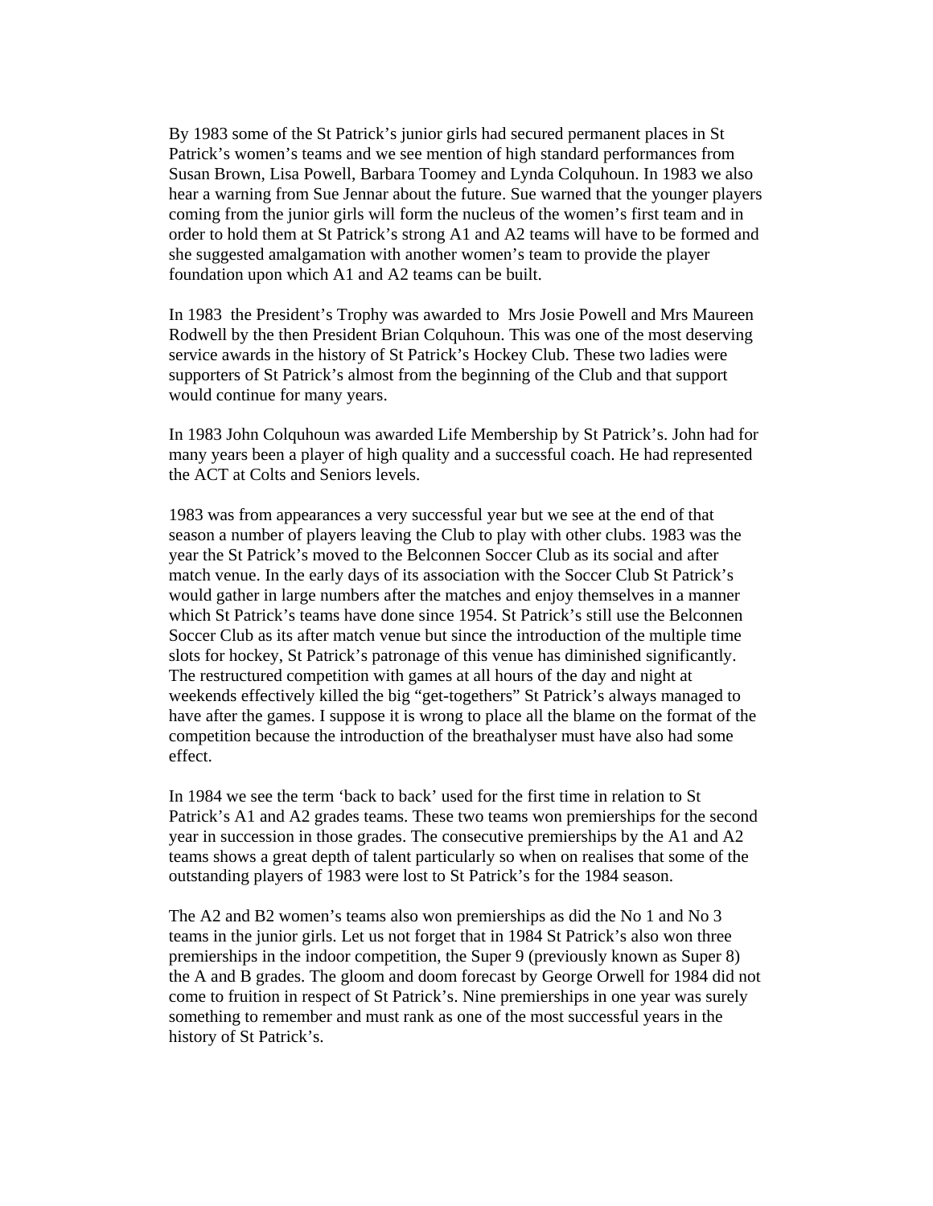By 1983 some of the St Patrick's junior girls had secured permanent places in St Patrick's women's teams and we see mention of high standard performances from Susan Brown, Lisa Powell, Barbara Toomey and Lynda Colquhoun. In 1983 we also hear a warning from Sue Jennar about the future. Sue warned that the younger players coming from the junior girls will form the nucleus of the women's first team and in order to hold them at St Patrick's strong A1 and A2 teams will have to be formed and she suggested amalgamation with another women's team to provide the player foundation upon which A1 and A2 teams can be built.

In 1983 the President's Trophy was awarded to Mrs Josie Powell and Mrs Maureen Rodwell by the then President Brian Colquhoun. This was one of the most deserving service awards in the history of St Patrick's Hockey Club. These two ladies were supporters of St Patrick's almost from the beginning of the Club and that support would continue for many years.

In 1983 John Colquhoun was awarded Life Membership by St Patrick's. John had for many years been a player of high quality and a successful coach. He had represented the ACT at Colts and Seniors levels.

1983 was from appearances a very successful year but we see at the end of that season a number of players leaving the Club to play with other clubs. 1983 was the year the St Patrick's moved to the Belconnen Soccer Club as its social and after match venue. In the early days of its association with the Soccer Club St Patrick's would gather in large numbers after the matches and enjoy themselves in a manner which St Patrick's teams have done since 1954. St Patrick's still use the Belconnen Soccer Club as its after match venue but since the introduction of the multiple time slots for hockey, St Patrick's patronage of this venue has diminished significantly. The restructured competition with games at all hours of the day and night at weekends effectively killed the big "get-togethers" St Patrick's always managed to have after the games. I suppose it is wrong to place all the blame on the format of the competition because the introduction of the breathalyser must have also had some effect.

In 1984 we see the term 'back to back' used for the first time in relation to St Patrick's A1 and A2 grades teams. These two teams won premierships for the second year in succession in those grades. The consecutive premierships by the A1 and A2 teams shows a great depth of talent particularly so when on realises that some of the outstanding players of 1983 were lost to St Patrick's for the 1984 season.

The A2 and B2 women's teams also won premierships as did the No 1 and No 3 teams in the junior girls. Let us not forget that in 1984 St Patrick's also won three premierships in the indoor competition, the Super 9 (previously known as Super 8) the A and B grades. The gloom and doom forecast by George Orwell for 1984 did not come to fruition in respect of St Patrick's. Nine premierships in one year was surely something to remember and must rank as one of the most successful years in the history of St Patrick's.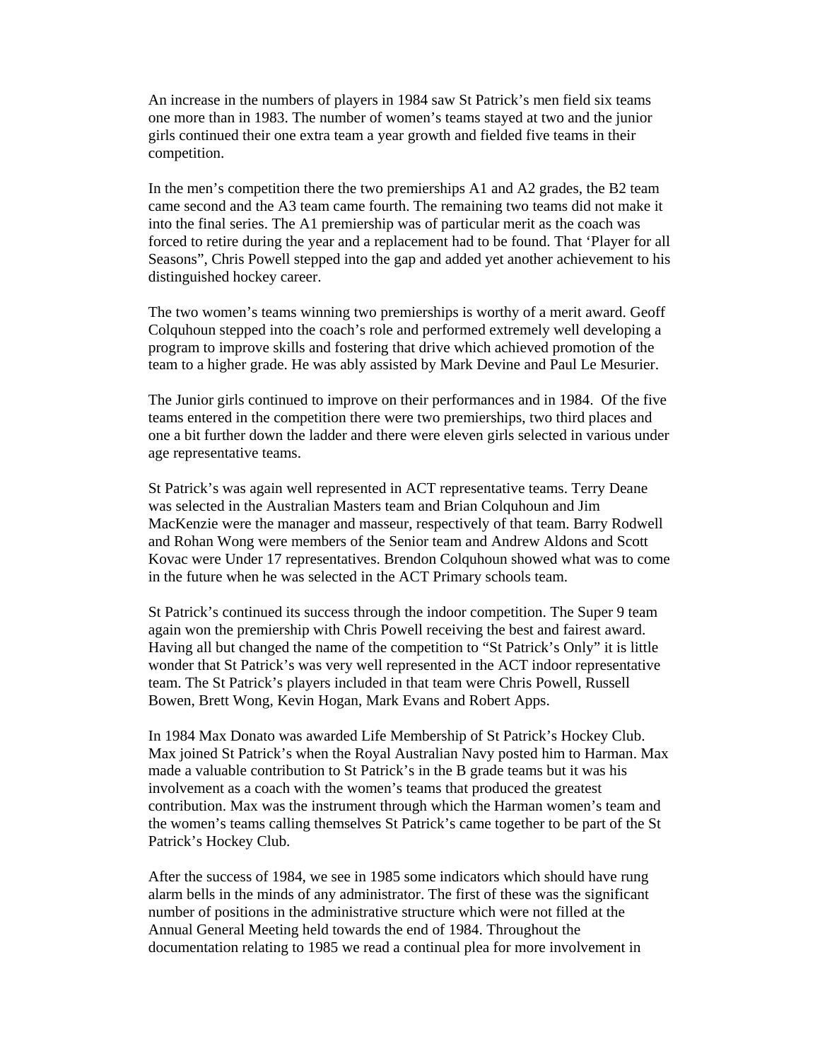An increase in the numbers of players in 1984 saw St Patrick's men field six teams one more than in 1983. The number of women's teams stayed at two and the junior girls continued their one extra team a year growth and fielded five teams in their competition.

In the men's competition there the two premierships A1 and A2 grades, the B2 team came second and the A3 team came fourth. The remaining two teams did not make it into the final series. The A1 premiership was of particular merit as the coach was forced to retire during the year and a replacement had to be found. That 'Player for all Seasons", Chris Powell stepped into the gap and added yet another achievement to his distinguished hockey career.

The two women's teams winning two premierships is worthy of a merit award. Geoff Colquhoun stepped into the coach's role and performed extremely well developing a program to improve skills and fostering that drive which achieved promotion of the team to a higher grade. He was ably assisted by Mark Devine and Paul Le Mesurier.

The Junior girls continued to improve on their performances and in 1984. Of the five teams entered in the competition there were two premierships, two third places and one a bit further down the ladder and there were eleven girls selected in various under age representative teams.

St Patrick's was again well represented in ACT representative teams. Terry Deane was selected in the Australian Masters team and Brian Colquhoun and Jim MacKenzie were the manager and masseur, respectively of that team. Barry Rodwell and Rohan Wong were members of the Senior team and Andrew Aldons and Scott Kovac were Under 17 representatives. Brendon Colquhoun showed what was to come in the future when he was selected in the ACT Primary schools team.

St Patrick's continued its success through the indoor competition. The Super 9 team again won the premiership with Chris Powell receiving the best and fairest award. Having all but changed the name of the competition to "St Patrick's Only" it is little wonder that St Patrick's was very well represented in the ACT indoor representative team. The St Patrick's players included in that team were Chris Powell, Russell Bowen, Brett Wong, Kevin Hogan, Mark Evans and Robert Apps.

In 1984 Max Donato was awarded Life Membership of St Patrick's Hockey Club. Max joined St Patrick's when the Royal Australian Navy posted him to Harman. Max made a valuable contribution to St Patrick's in the B grade teams but it was his involvement as a coach with the women's teams that produced the greatest contribution. Max was the instrument through which the Harman women's team and the women's teams calling themselves St Patrick's came together to be part of the St Patrick's Hockey Club.

After the success of 1984, we see in 1985 some indicators which should have rung alarm bells in the minds of any administrator. The first of these was the significant number of positions in the administrative structure which were not filled at the Annual General Meeting held towards the end of 1984. Throughout the documentation relating to 1985 we read a continual plea for more involvement in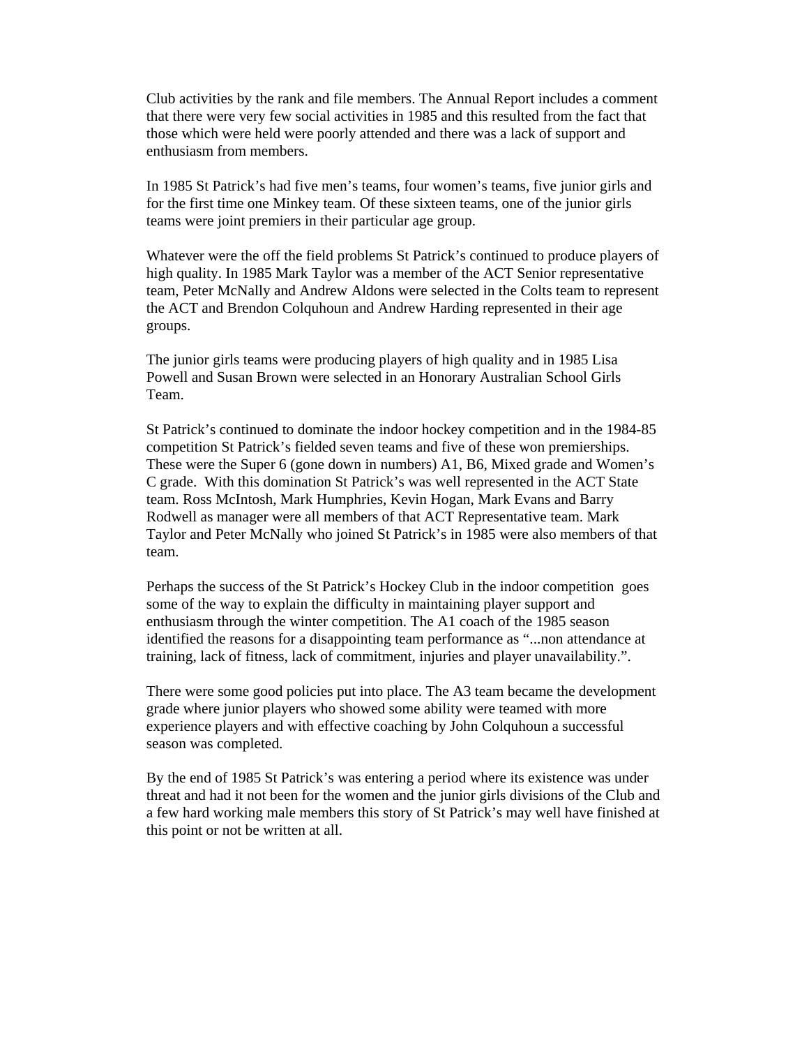Club activities by the rank and file members. The Annual Report includes a comment that there were very few social activities in 1985 and this resulted from the fact that those which were held were poorly attended and there was a lack of support and enthusiasm from members.

In 1985 St Patrick's had five men's teams, four women's teams, five junior girls and for the first time one Minkey team. Of these sixteen teams, one of the junior girls teams were joint premiers in their particular age group.

Whatever were the off the field problems St Patrick's continued to produce players of high quality. In 1985 Mark Taylor was a member of the ACT Senior representative team, Peter McNally and Andrew Aldons were selected in the Colts team to represent the ACT and Brendon Colquhoun and Andrew Harding represented in their age groups.

The junior girls teams were producing players of high quality and in 1985 Lisa Powell and Susan Brown were selected in an Honorary Australian School Girls Team.

St Patrick's continued to dominate the indoor hockey competition and in the 1984-85 competition St Patrick's fielded seven teams and five of these won premierships. These were the Super 6 (gone down in numbers) A1, B6, Mixed grade and Women's C grade. With this domination St Patrick's was well represented in the ACT State team. Ross McIntosh, Mark Humphries, Kevin Hogan, Mark Evans and Barry Rodwell as manager were all members of that ACT Representative team. Mark Taylor and Peter McNally who joined St Patrick's in 1985 were also members of that team.

Perhaps the success of the St Patrick's Hockey Club in the indoor competition goes some of the way to explain the difficulty in maintaining player support and enthusiasm through the winter competition. The A1 coach of the 1985 season identified the reasons for a disappointing team performance as "...non attendance at training, lack of fitness, lack of commitment, injuries and player unavailability.".

There were some good policies put into place. The A3 team became the development grade where junior players who showed some ability were teamed with more experience players and with effective coaching by John Colquhoun a successful season was completed.

By the end of 1985 St Patrick's was entering a period where its existence was under threat and had it not been for the women and the junior girls divisions of the Club and a few hard working male members this story of St Patrick's may well have finished at this point or not be written at all.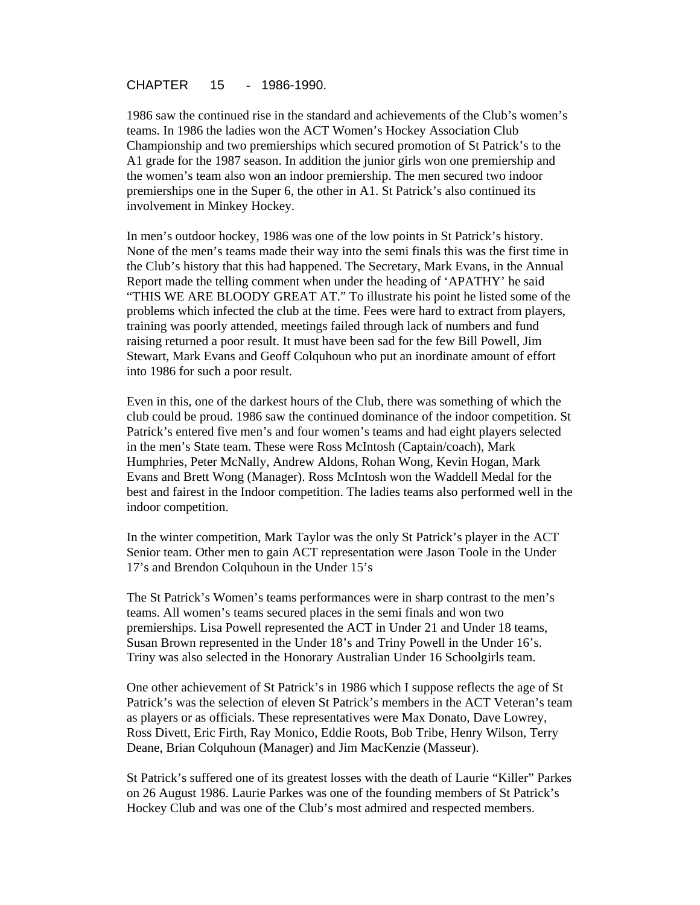# CHAPTER 15 - 1986-1990.

1986 saw the continued rise in the standard and achievements of the Club's women's teams. In 1986 the ladies won the ACT Women's Hockey Association Club Championship and two premierships which secured promotion of St Patrick's to the A1 grade for the 1987 season. In addition the junior girls won one premiership and the women's team also won an indoor premiership. The men secured two indoor premierships one in the Super 6, the other in A1. St Patrick's also continued its involvement in Minkey Hockey.

In men's outdoor hockey, 1986 was one of the low points in St Patrick's history. None of the men's teams made their way into the semi finals this was the first time in the Club's history that this had happened. The Secretary, Mark Evans, in the Annual Report made the telling comment when under the heading of 'APATHY' he said "THIS WE ARE BLOODY GREAT AT." To illustrate his point he listed some of the problems which infected the club at the time. Fees were hard to extract from players, training was poorly attended, meetings failed through lack of numbers and fund raising returned a poor result. It must have been sad for the few Bill Powell, Jim Stewart, Mark Evans and Geoff Colquhoun who put an inordinate amount of effort into 1986 for such a poor result.

Even in this, one of the darkest hours of the Club, there was something of which the club could be proud. 1986 saw the continued dominance of the indoor competition. St Patrick's entered five men's and four women's teams and had eight players selected in the men's State team. These were Ross McIntosh (Captain/coach), Mark Humphries, Peter McNally, Andrew Aldons, Rohan Wong, Kevin Hogan, Mark Evans and Brett Wong (Manager). Ross McIntosh won the Waddell Medal for the best and fairest in the Indoor competition. The ladies teams also performed well in the indoor competition.

In the winter competition, Mark Taylor was the only St Patrick's player in the ACT Senior team. Other men to gain ACT representation were Jason Toole in the Under 17's and Brendon Colquhoun in the Under 15's

The St Patrick's Women's teams performances were in sharp contrast to the men's teams. All women's teams secured places in the semi finals and won two premierships. Lisa Powell represented the ACT in Under 21 and Under 18 teams, Susan Brown represented in the Under 18's and Triny Powell in the Under 16's. Triny was also selected in the Honorary Australian Under 16 Schoolgirls team.

One other achievement of St Patrick's in 1986 which I suppose reflects the age of St Patrick's was the selection of eleven St Patrick's members in the ACT Veteran's team as players or as officials. These representatives were Max Donato, Dave Lowrey, Ross Divett, Eric Firth, Ray Monico, Eddie Roots, Bob Tribe, Henry Wilson, Terry Deane, Brian Colquhoun (Manager) and Jim MacKenzie (Masseur).

St Patrick's suffered one of its greatest losses with the death of Laurie "Killer" Parkes on 26 August 1986. Laurie Parkes was one of the founding members of St Patrick's Hockey Club and was one of the Club's most admired and respected members.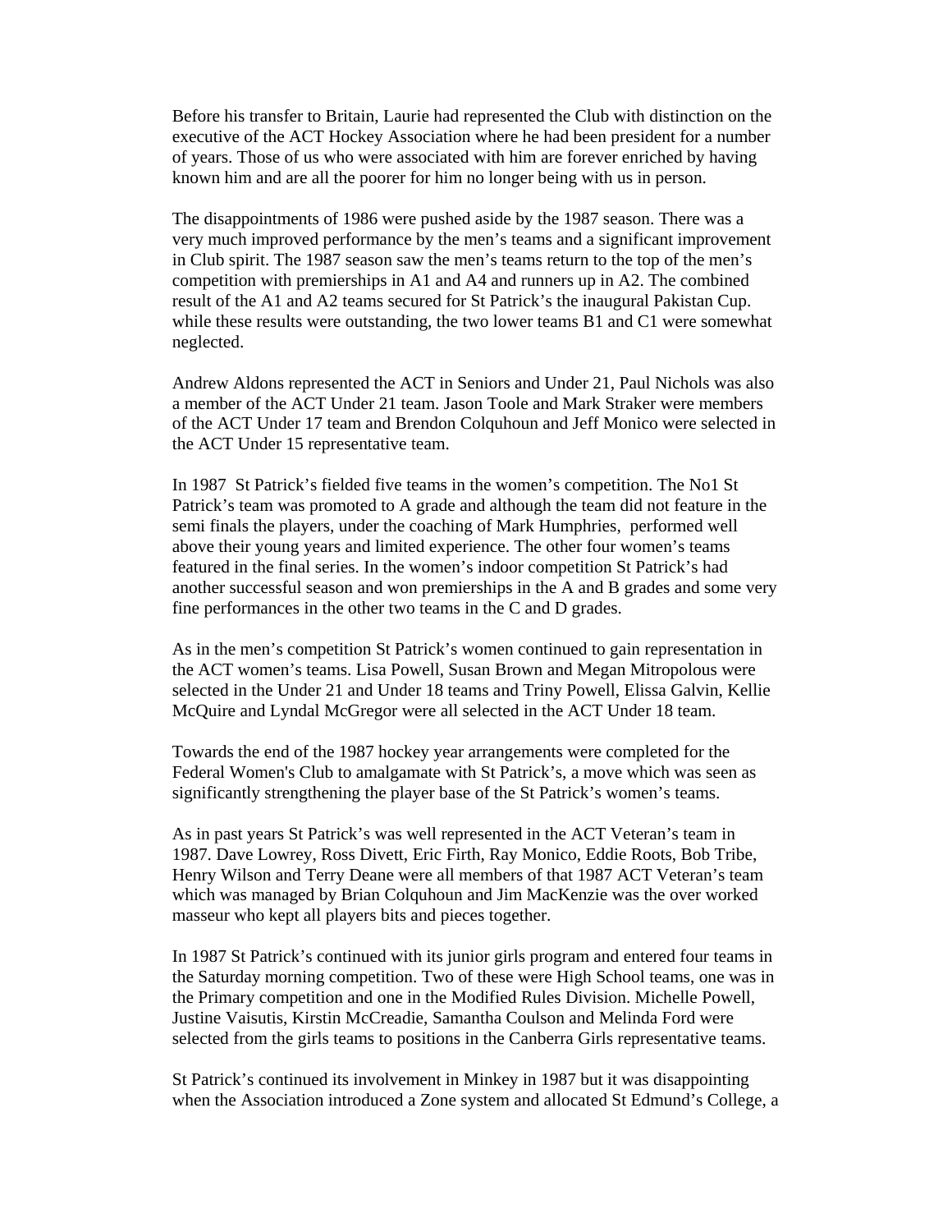Before his transfer to Britain, Laurie had represented the Club with distinction on the executive of the ACT Hockey Association where he had been president for a number of years. Those of us who were associated with him are forever enriched by having known him and are all the poorer for him no longer being with us in person.

The disappointments of 1986 were pushed aside by the 1987 season. There was a very much improved performance by the men's teams and a significant improvement in Club spirit. The 1987 season saw the men's teams return to the top of the men's competition with premierships in A1 and A4 and runners up in A2. The combined result of the A1 and A2 teams secured for St Patrick's the inaugural Pakistan Cup. while these results were outstanding, the two lower teams B1 and C1 were somewhat neglected.

Andrew Aldons represented the ACT in Seniors and Under 21, Paul Nichols was also a member of the ACT Under 21 team. Jason Toole and Mark Straker were members of the ACT Under 17 team and Brendon Colquhoun and Jeff Monico were selected in the ACT Under 15 representative team.

In 1987 St Patrick's fielded five teams in the women's competition. The No1 St Patrick's team was promoted to A grade and although the team did not feature in the semi finals the players, under the coaching of Mark Humphries, performed well above their young years and limited experience. The other four women's teams featured in the final series. In the women's indoor competition St Patrick's had another successful season and won premierships in the A and B grades and some very fine performances in the other two teams in the C and D grades.

As in the men's competition St Patrick's women continued to gain representation in the ACT women's teams. Lisa Powell, Susan Brown and Megan Mitropolous were selected in the Under 21 and Under 18 teams and Triny Powell, Elissa Galvin, Kellie McQuire and Lyndal McGregor were all selected in the ACT Under 18 team.

Towards the end of the 1987 hockey year arrangements were completed for the Federal Women's Club to amalgamate with St Patrick's, a move which was seen as significantly strengthening the player base of the St Patrick's women's teams.

As in past years St Patrick's was well represented in the ACT Veteran's team in 1987. Dave Lowrey, Ross Divett, Eric Firth, Ray Monico, Eddie Roots, Bob Tribe, Henry Wilson and Terry Deane were all members of that 1987 ACT Veteran's team which was managed by Brian Colquhoun and Jim MacKenzie was the over worked masseur who kept all players bits and pieces together.

In 1987 St Patrick's continued with its junior girls program and entered four teams in the Saturday morning competition. Two of these were High School teams, one was in the Primary competition and one in the Modified Rules Division. Michelle Powell, Justine Vaisutis, Kirstin McCreadie, Samantha Coulson and Melinda Ford were selected from the girls teams to positions in the Canberra Girls representative teams.

St Patrick's continued its involvement in Minkey in 1987 but it was disappointing when the Association introduced a Zone system and allocated St Edmund's College, a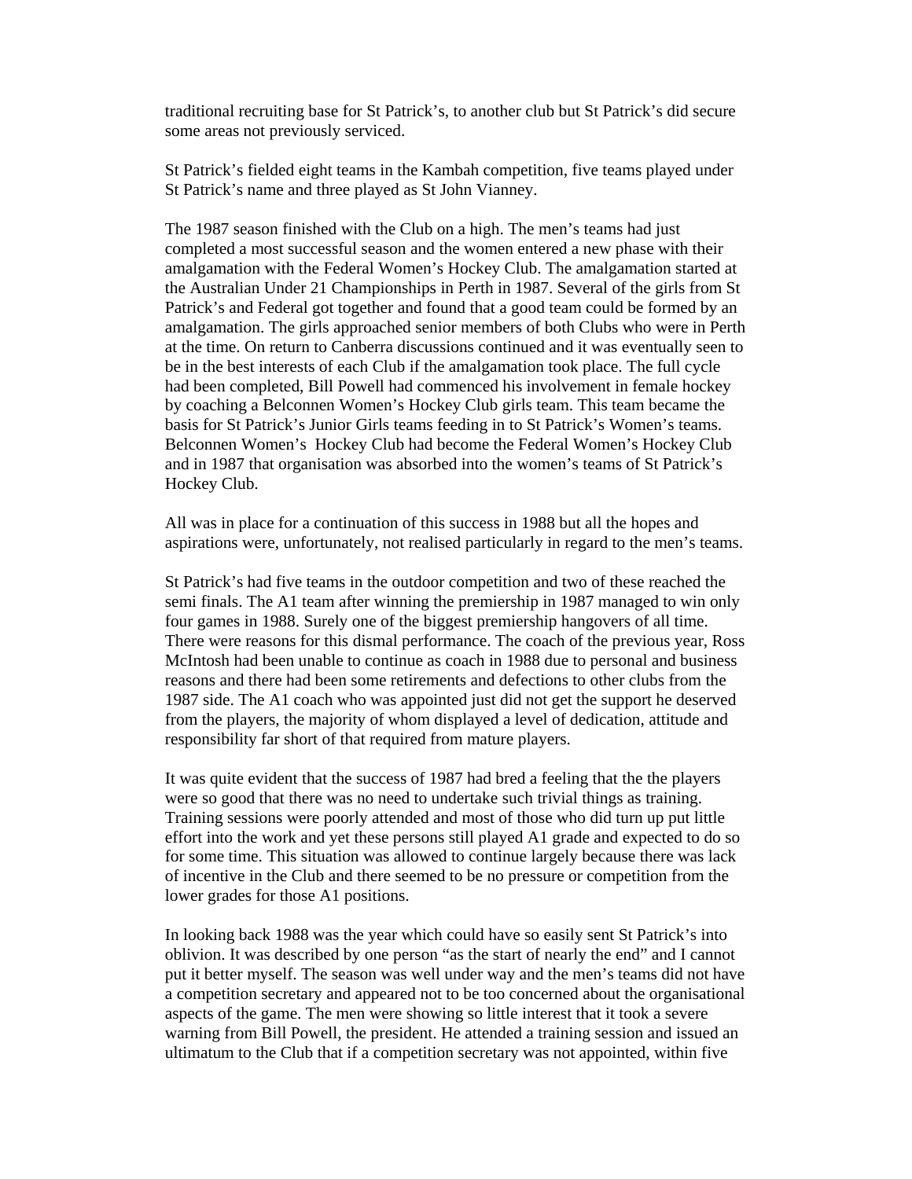traditional recruiting base for St Patrick's, to another club but St Patrick's did secure some areas not previously serviced.

St Patrick's fielded eight teams in the Kambah competition, five teams played under St Patrick's name and three played as St John Vianney.

The 1987 season finished with the Club on a high. The men's teams had just completed a most successful season and the women entered a new phase with their amalgamation with the Federal Women's Hockey Club. The amalgamation started at the Australian Under 21 Championships in Perth in 1987. Several of the girls from St Patrick's and Federal got together and found that a good team could be formed by an amalgamation. The girls approached senior members of both Clubs who were in Perth at the time. On return to Canberra discussions continued and it was eventually seen to be in the best interests of each Club if the amalgamation took place. The full cycle had been completed, Bill Powell had commenced his involvement in female hockey by coaching a Belconnen Women's Hockey Club girls team. This team became the basis for St Patrick's Junior Girls teams feeding in to St Patrick's Women's teams. Belconnen Women's Hockey Club had become the Federal Women's Hockey Club and in 1987 that organisation was absorbed into the women's teams of St Patrick's Hockey Club.

All was in place for a continuation of this success in 1988 but all the hopes and aspirations were, unfortunately, not realised particularly in regard to the men's teams.

St Patrick's had five teams in the outdoor competition and two of these reached the semi finals. The A1 team after winning the premiership in 1987 managed to win only four games in 1988. Surely one of the biggest premiership hangovers of all time. There were reasons for this dismal performance. The coach of the previous year, Ross McIntosh had been unable to continue as coach in 1988 due to personal and business reasons and there had been some retirements and defections to other clubs from the 1987 side. The A1 coach who was appointed just did not get the support he deserved from the players, the majority of whom displayed a level of dedication, attitude and responsibility far short of that required from mature players.

It was quite evident that the success of 1987 had bred a feeling that the the players were so good that there was no need to undertake such trivial things as training. Training sessions were poorly attended and most of those who did turn up put little effort into the work and yet these persons still played A1 grade and expected to do so for some time. This situation was allowed to continue largely because there was lack of incentive in the Club and there seemed to be no pressure or competition from the lower grades for those A1 positions.

In looking back 1988 was the year which could have so easily sent St Patrick's into oblivion. It was described by one person "as the start of nearly the end" and I cannot put it better myself. The season was well under way and the men's teams did not have a competition secretary and appeared not to be too concerned about the organisational aspects of the game. The men were showing so little interest that it took a severe warning from Bill Powell, the president. He attended a training session and issued an ultimatum to the Club that if a competition secretary was not appointed, within five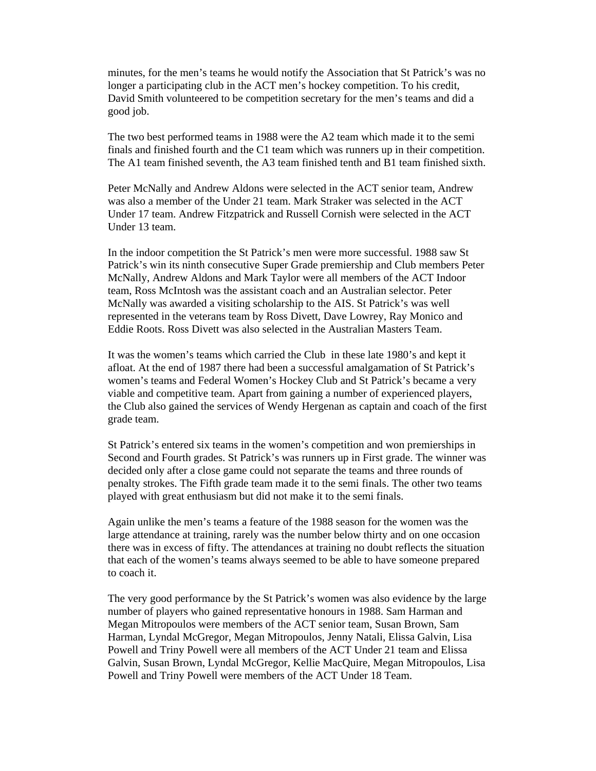minutes, for the men's teams he would notify the Association that St Patrick's was no longer a participating club in the ACT men's hockey competition. To his credit, David Smith volunteered to be competition secretary for the men's teams and did a good job.

The two best performed teams in 1988 were the A2 team which made it to the semi finals and finished fourth and the C1 team which was runners up in their competition. The A1 team finished seventh, the A3 team finished tenth and B1 team finished sixth.

Peter McNally and Andrew Aldons were selected in the ACT senior team, Andrew was also a member of the Under 21 team. Mark Straker was selected in the ACT Under 17 team. Andrew Fitzpatrick and Russell Cornish were selected in the ACT Under 13 team.

In the indoor competition the St Patrick's men were more successful. 1988 saw St Patrick's win its ninth consecutive Super Grade premiership and Club members Peter McNally, Andrew Aldons and Mark Taylor were all members of the ACT Indoor team, Ross McIntosh was the assistant coach and an Australian selector. Peter McNally was awarded a visiting scholarship to the AIS. St Patrick's was well represented in the veterans team by Ross Divett, Dave Lowrey, Ray Monico and Eddie Roots. Ross Divett was also selected in the Australian Masters Team.

It was the women's teams which carried the Club in these late 1980's and kept it afloat. At the end of 1987 there had been a successful amalgamation of St Patrick's women's teams and Federal Women's Hockey Club and St Patrick's became a very viable and competitive team. Apart from gaining a number of experienced players, the Club also gained the services of Wendy Hergenan as captain and coach of the first grade team.

St Patrick's entered six teams in the women's competition and won premierships in Second and Fourth grades. St Patrick's was runners up in First grade. The winner was decided only after a close game could not separate the teams and three rounds of penalty strokes. The Fifth grade team made it to the semi finals. The other two teams played with great enthusiasm but did not make it to the semi finals.

Again unlike the men's teams a feature of the 1988 season for the women was the large attendance at training, rarely was the number below thirty and on one occasion there was in excess of fifty. The attendances at training no doubt reflects the situation that each of the women's teams always seemed to be able to have someone prepared to coach it.

The very good performance by the St Patrick's women was also evidence by the large number of players who gained representative honours in 1988. Sam Harman and Megan Mitropoulos were members of the ACT senior team, Susan Brown, Sam Harman, Lyndal McGregor, Megan Mitropoulos, Jenny Natali, Elissa Galvin, Lisa Powell and Triny Powell were all members of the ACT Under 21 team and Elissa Galvin, Susan Brown, Lyndal McGregor, Kellie MacQuire, Megan Mitropoulos, Lisa Powell and Triny Powell were members of the ACT Under 18 Team.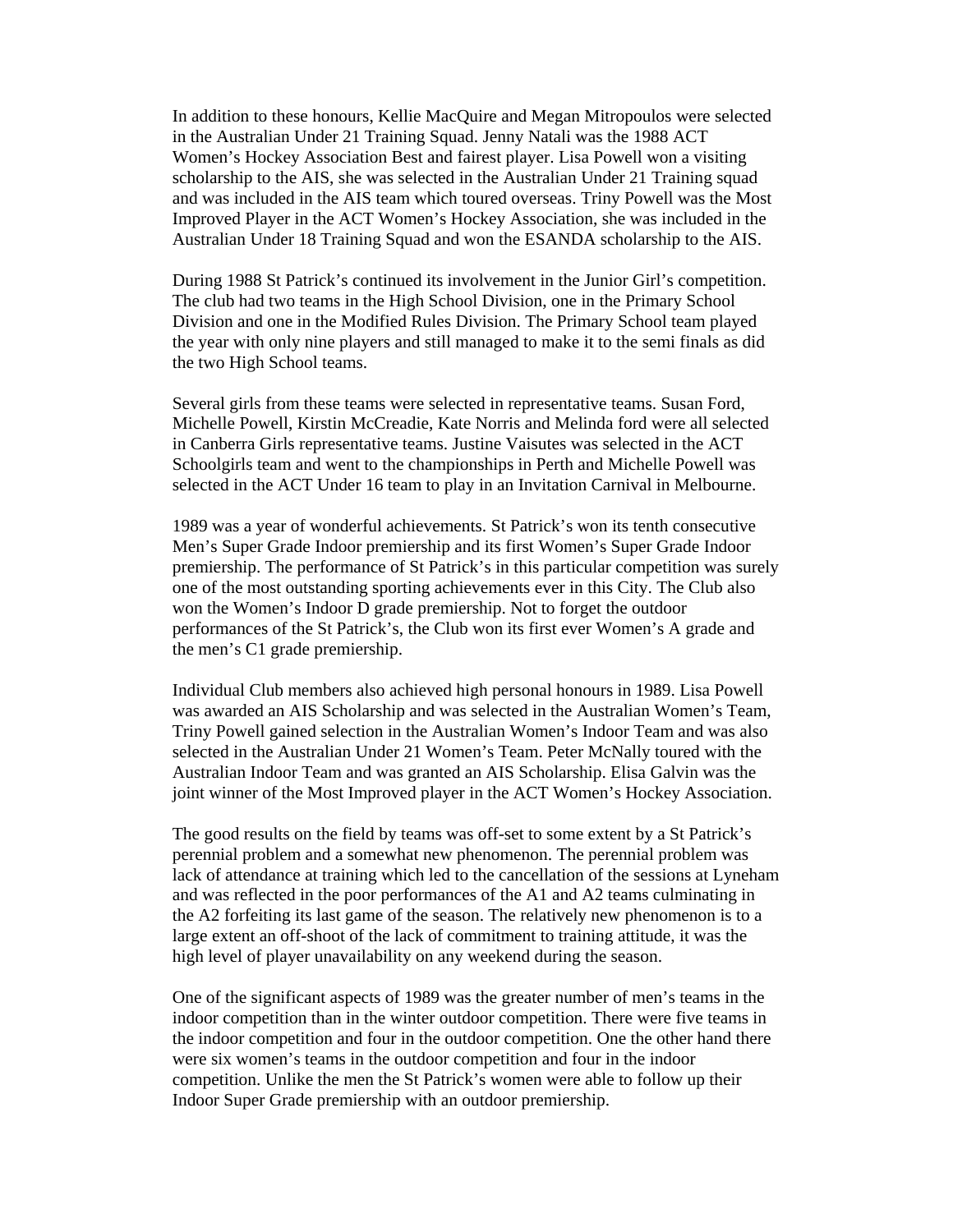In addition to these honours, Kellie MacQuire and Megan Mitropoulos were selected in the Australian Under 21 Training Squad. Jenny Natali was the 1988 ACT Women's Hockey Association Best and fairest player. Lisa Powell won a visiting scholarship to the AIS, she was selected in the Australian Under 21 Training squad and was included in the AIS team which toured overseas. Triny Powell was the Most Improved Player in the ACT Women's Hockey Association, she was included in the Australian Under 18 Training Squad and won the ESANDA scholarship to the AIS.

During 1988 St Patrick's continued its involvement in the Junior Girl's competition. The club had two teams in the High School Division, one in the Primary School Division and one in the Modified Rules Division. The Primary School team played the year with only nine players and still managed to make it to the semi finals as did the two High School teams.

Several girls from these teams were selected in representative teams. Susan Ford, Michelle Powell, Kirstin McCreadie, Kate Norris and Melinda ford were all selected in Canberra Girls representative teams. Justine Vaisutes was selected in the ACT Schoolgirls team and went to the championships in Perth and Michelle Powell was selected in the ACT Under 16 team to play in an Invitation Carnival in Melbourne.

1989 was a year of wonderful achievements. St Patrick's won its tenth consecutive Men's Super Grade Indoor premiership and its first Women's Super Grade Indoor premiership. The performance of St Patrick's in this particular competition was surely one of the most outstanding sporting achievements ever in this City. The Club also won the Women's Indoor D grade premiership. Not to forget the outdoor performances of the St Patrick's, the Club won its first ever Women's A grade and the men's C1 grade premiership.

Individual Club members also achieved high personal honours in 1989. Lisa Powell was awarded an AIS Scholarship and was selected in the Australian Women's Team, Triny Powell gained selection in the Australian Women's Indoor Team and was also selected in the Australian Under 21 Women's Team. Peter McNally toured with the Australian Indoor Team and was granted an AIS Scholarship. Elisa Galvin was the joint winner of the Most Improved player in the ACT Women's Hockey Association.

The good results on the field by teams was off-set to some extent by a St Patrick's perennial problem and a somewhat new phenomenon. The perennial problem was lack of attendance at training which led to the cancellation of the sessions at Lyneham and was reflected in the poor performances of the A1 and A2 teams culminating in the A2 forfeiting its last game of the season. The relatively new phenomenon is to a large extent an off-shoot of the lack of commitment to training attitude, it was the high level of player unavailability on any weekend during the season.

One of the significant aspects of 1989 was the greater number of men's teams in the indoor competition than in the winter outdoor competition. There were five teams in the indoor competition and four in the outdoor competition. One the other hand there were six women's teams in the outdoor competition and four in the indoor competition. Unlike the men the St Patrick's women were able to follow up their Indoor Super Grade premiership with an outdoor premiership.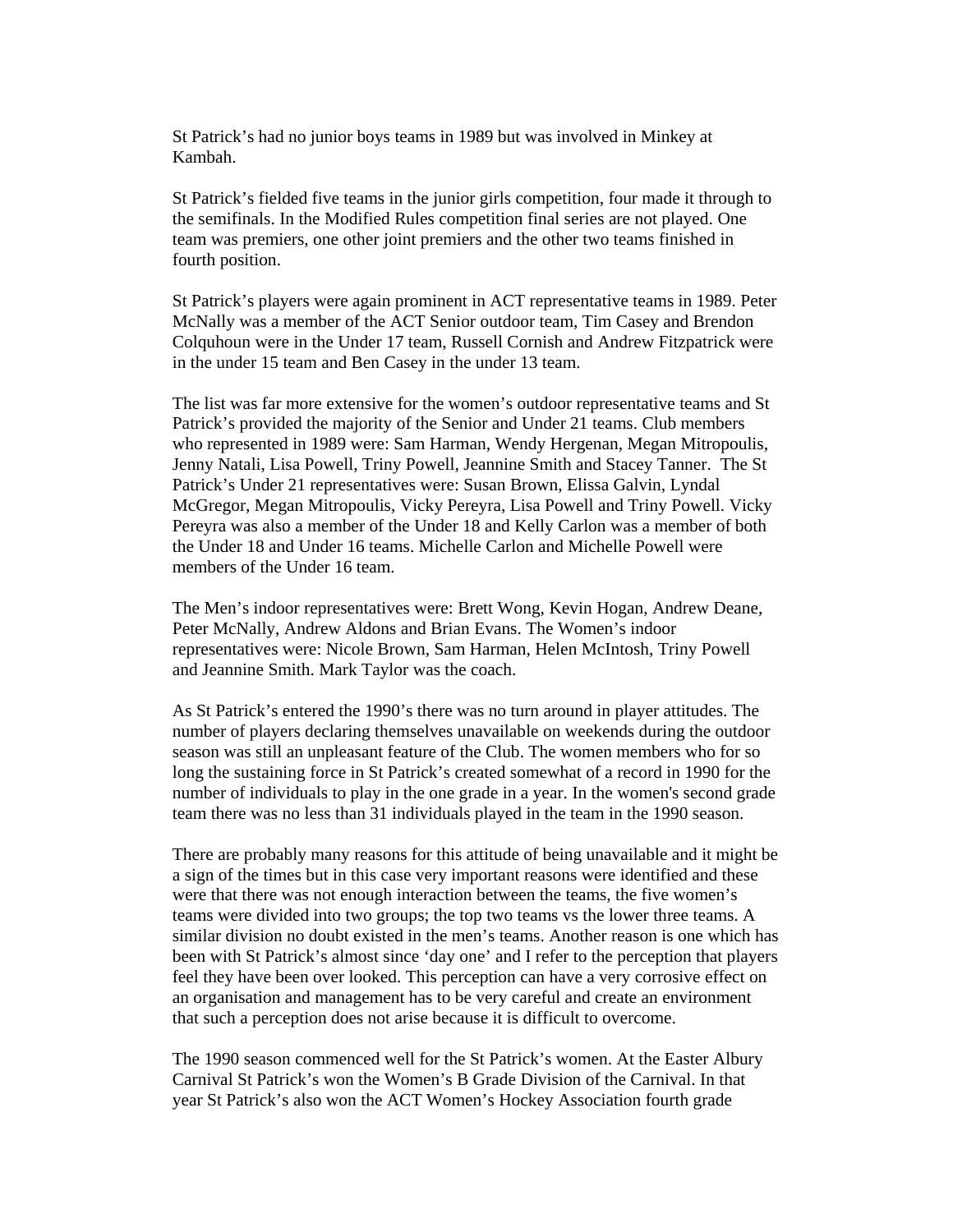St Patrick's had no junior boys teams in 1989 but was involved in Minkey at Kambah.

St Patrick's fielded five teams in the junior girls competition, four made it through to the semifinals. In the Modified Rules competition final series are not played. One team was premiers, one other joint premiers and the other two teams finished in fourth position.

St Patrick's players were again prominent in ACT representative teams in 1989. Peter McNally was a member of the ACT Senior outdoor team, Tim Casey and Brendon Colquhoun were in the Under 17 team, Russell Cornish and Andrew Fitzpatrick were in the under 15 team and Ben Casey in the under 13 team.

The list was far more extensive for the women's outdoor representative teams and St Patrick's provided the majority of the Senior and Under 21 teams. Club members who represented in 1989 were: Sam Harman, Wendy Hergenan, Megan Mitropoulis, Jenny Natali, Lisa Powell, Triny Powell, Jeannine Smith and Stacey Tanner. The St Patrick's Under 21 representatives were: Susan Brown, Elissa Galvin, Lyndal McGregor, Megan Mitropoulis, Vicky Pereyra, Lisa Powell and Triny Powell. Vicky Pereyra was also a member of the Under 18 and Kelly Carlon was a member of both the Under 18 and Under 16 teams. Michelle Carlon and Michelle Powell were members of the Under 16 team.

The Men's indoor representatives were: Brett Wong, Kevin Hogan, Andrew Deane, Peter McNally, Andrew Aldons and Brian Evans. The Women's indoor representatives were: Nicole Brown, Sam Harman, Helen McIntosh, Triny Powell and Jeannine Smith. Mark Taylor was the coach.

As St Patrick's entered the 1990's there was no turn around in player attitudes. The number of players declaring themselves unavailable on weekends during the outdoor season was still an unpleasant feature of the Club. The women members who for so long the sustaining force in St Patrick's created somewhat of a record in 1990 for the number of individuals to play in the one grade in a year. In the women's second grade team there was no less than 31 individuals played in the team in the 1990 season.

There are probably many reasons for this attitude of being unavailable and it might be a sign of the times but in this case very important reasons were identified and these were that there was not enough interaction between the teams, the five women's teams were divided into two groups; the top two teams vs the lower three teams. A similar division no doubt existed in the men's teams. Another reason is one which has been with St Patrick's almost since 'day one' and I refer to the perception that players feel they have been over looked. This perception can have a very corrosive effect on an organisation and management has to be very careful and create an environment that such a perception does not arise because it is difficult to overcome.

The 1990 season commenced well for the St Patrick's women. At the Easter Albury Carnival St Patrick's won the Women's B Grade Division of the Carnival. In that year St Patrick's also won the ACT Women's Hockey Association fourth grade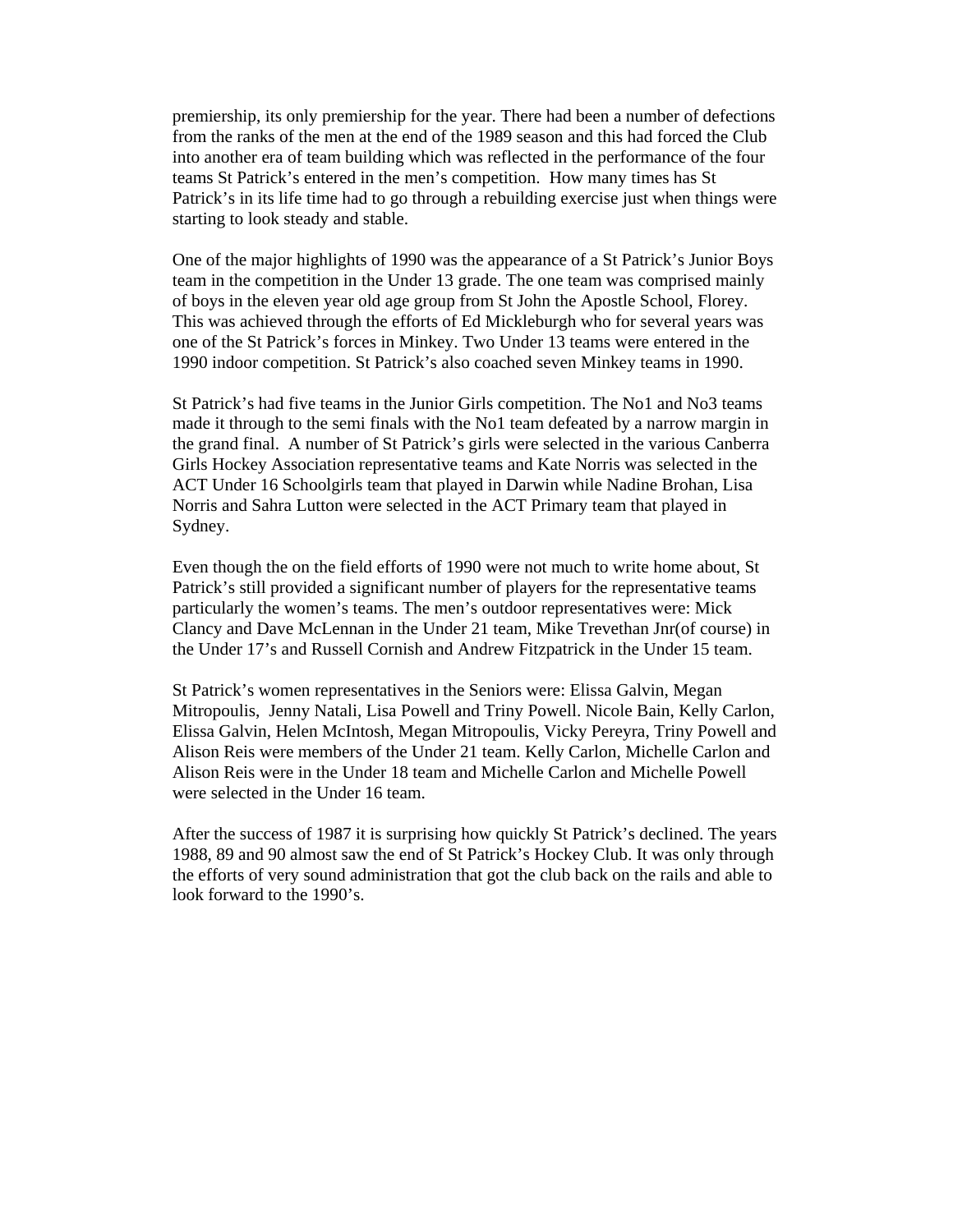premiership, its only premiership for the year. There had been a number of defections from the ranks of the men at the end of the 1989 season and this had forced the Club into another era of team building which was reflected in the performance of the four teams St Patrick's entered in the men's competition. How many times has St Patrick's in its life time had to go through a rebuilding exercise just when things were starting to look steady and stable.

One of the major highlights of 1990 was the appearance of a St Patrick's Junior Boys team in the competition in the Under 13 grade. The one team was comprised mainly of boys in the eleven year old age group from St John the Apostle School, Florey. This was achieved through the efforts of Ed Mickleburgh who for several years was one of the St Patrick's forces in Minkey. Two Under 13 teams were entered in the 1990 indoor competition. St Patrick's also coached seven Minkey teams in 1990.

St Patrick's had five teams in the Junior Girls competition. The No1 and No3 teams made it through to the semi finals with the No1 team defeated by a narrow margin in the grand final. A number of St Patrick's girls were selected in the various Canberra Girls Hockey Association representative teams and Kate Norris was selected in the ACT Under 16 Schoolgirls team that played in Darwin while Nadine Brohan, Lisa Norris and Sahra Lutton were selected in the ACT Primary team that played in Sydney.

Even though the on the field efforts of 1990 were not much to write home about, St Patrick's still provided a significant number of players for the representative teams particularly the women's teams. The men's outdoor representatives were: Mick Clancy and Dave McLennan in the Under 21 team, Mike Trevethan Jnr(of course) in the Under 17's and Russell Cornish and Andrew Fitzpatrick in the Under 15 team.

St Patrick's women representatives in the Seniors were: Elissa Galvin, Megan Mitropoulis, Jenny Natali, Lisa Powell and Triny Powell. Nicole Bain, Kelly Carlon, Elissa Galvin, Helen McIntosh, Megan Mitropoulis, Vicky Pereyra, Triny Powell and Alison Reis were members of the Under 21 team. Kelly Carlon, Michelle Carlon and Alison Reis were in the Under 18 team and Michelle Carlon and Michelle Powell were selected in the Under 16 team.

After the success of 1987 it is surprising how quickly St Patrick's declined. The years 1988, 89 and 90 almost saw the end of St Patrick's Hockey Club. It was only through the efforts of very sound administration that got the club back on the rails and able to look forward to the 1990's.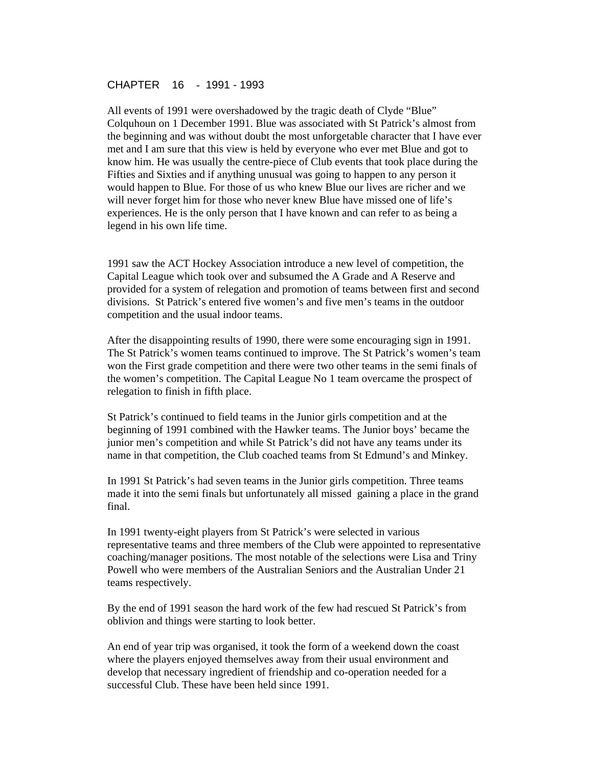# CHAPTER 16 - 1991 - 1993

All events of 1991 were overshadowed by the tragic death of Clyde "Blue" Colquhoun on 1 December 1991. Blue was associated with St Patrick's almost from the beginning and was without doubt the most unforgetable character that I have ever met and I am sure that this view is held by everyone who ever met Blue and got to know him. He was usually the centre-piece of Club events that took place during the Fifties and Sixties and if anything unusual was going to happen to any person it would happen to Blue. For those of us who knew Blue our lives are richer and we will never forget him for those who never knew Blue have missed one of life's experiences. He is the only person that I have known and can refer to as being a legend in his own life time.

1991 saw the ACT Hockey Association introduce a new level of competition, the Capital League which took over and subsumed the A Grade and A Reserve and provided for a system of relegation and promotion of teams between first and second divisions. St Patrick's entered five women's and five men's teams in the outdoor competition and the usual indoor teams.

After the disappointing results of 1990, there were some encouraging sign in 1991. The St Patrick's women teams continued to improve. The St Patrick's women's team won the First grade competition and there were two other teams in the semi finals of the women's competition. The Capital League No 1 team overcame the prospect of relegation to finish in fifth place.

St Patrick's continued to field teams in the Junior girls competition and at the beginning of 1991 combined with the Hawker teams. The Junior boys' became the junior men's competition and while St Patrick's did not have any teams under its name in that competition, the Club coached teams from St Edmund's and Minkey.

In 1991 St Patrick's had seven teams in the Junior girls competition. Three teams made it into the semi finals but unfortunately all missed gaining a place in the grand final.

In 1991 twenty-eight players from St Patrick's were selected in various representative teams and three members of the Club were appointed to representative coaching/manager positions. The most notable of the selections were Lisa and Triny Powell who were members of the Australian Seniors and the Australian Under 21 teams respectively.

By the end of 1991 season the hard work of the few had rescued St Patrick's from oblivion and things were starting to look better.

An end of year trip was organised, it took the form of a weekend down the coast where the players enjoyed themselves away from their usual environment and develop that necessary ingredient of friendship and co-operation needed for a successful Club. These have been held since 1991.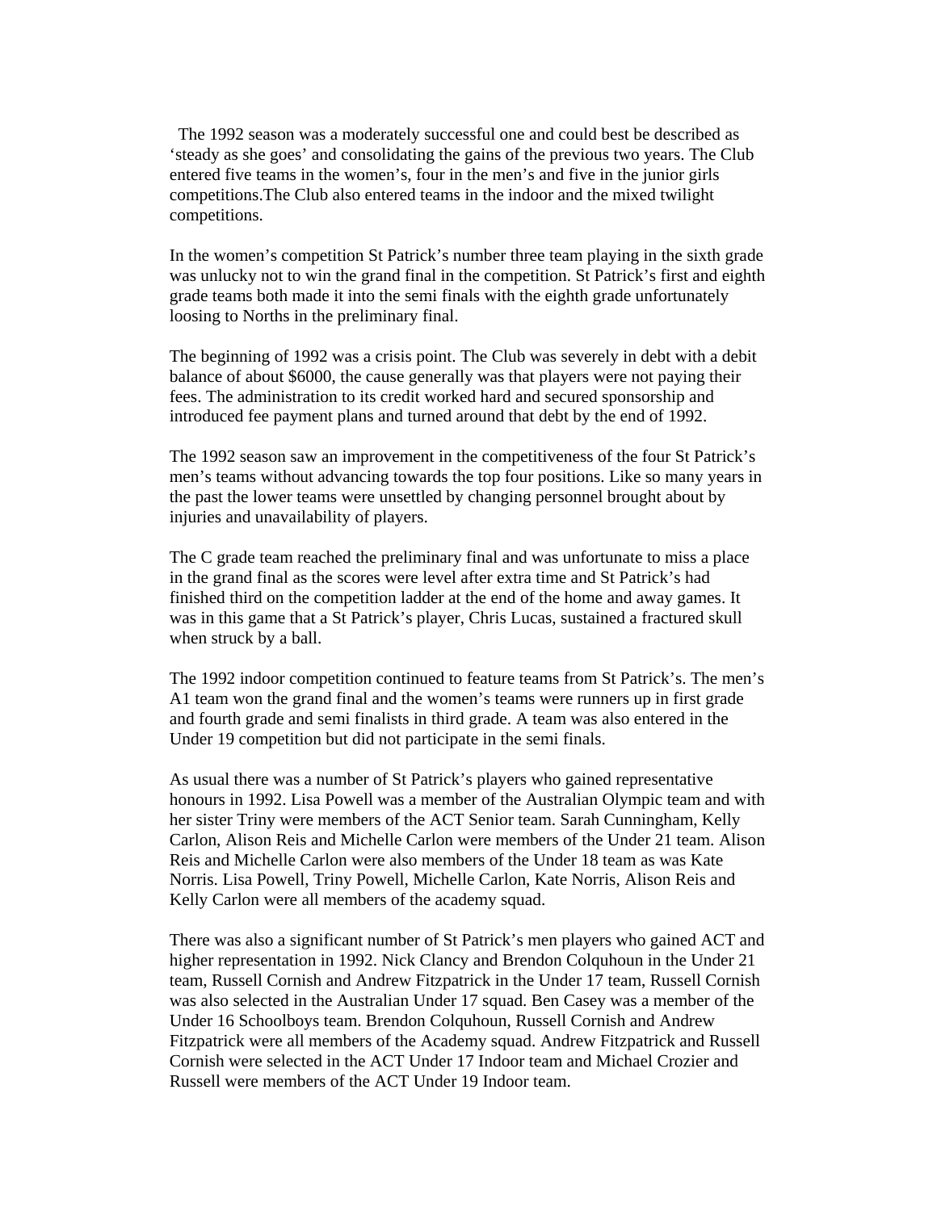The 1992 season was a moderately successful one and could best be described as 'steady as she goes' and consolidating the gains of the previous two years. The Club entered five teams in the women's, four in the men's and five in the junior girls competitions.The Club also entered teams in the indoor and the mixed twilight competitions.

In the women's competition St Patrick's number three team playing in the sixth grade was unlucky not to win the grand final in the competition. St Patrick's first and eighth grade teams both made it into the semi finals with the eighth grade unfortunately loosing to Norths in the preliminary final.

The beginning of 1992 was a crisis point. The Club was severely in debt with a debit balance of about $6000, the cause generally was that players were not paying their fees. The administration to its credit worked hard and secured sponsorship and introduced fee payment plans and turned around that debt by the end of 1992.

The 1992 season saw an improvement in the competitiveness of the four St Patrick's men's teams without advancing towards the top four positions. Like so many years in the past the lower teams were unsettled by changing personnel brought about by injuries and unavailability of players.

The C grade team reached the preliminary final and was unfortunate to miss a place in the grand final as the scores were level after extra time and St Patrick's had finished third on the competition ladder at the end of the home and away games. It was in this game that a St Patrick's player, Chris Lucas, sustained a fractured skull when struck by a ball.

The 1992 indoor competition continued to feature teams from St Patrick's. The men's A1 team won the grand final and the women's teams were runners up in first grade and fourth grade and semi finalists in third grade. A team was also entered in the Under 19 competition but did not participate in the semi finals.

As usual there was a number of St Patrick's players who gained representative honours in 1992. Lisa Powell was a member of the Australian Olympic team and with her sister Triny were members of the ACT Senior team. Sarah Cunningham, Kelly Carlon, Alison Reis and Michelle Carlon were members of the Under 21 team. Alison Reis and Michelle Carlon were also members of the Under 18 team as was Kate Norris. Lisa Powell, Triny Powell, Michelle Carlon, Kate Norris, Alison Reis and Kelly Carlon were all members of the academy squad.

There was also a significant number of St Patrick's men players who gained ACT and higher representation in 1992. Nick Clancy and Brendon Colquhoun in the Under 21 team, Russell Cornish and Andrew Fitzpatrick in the Under 17 team, Russell Cornish was also selected in the Australian Under 17 squad. Ben Casey was a member of the Under 16 Schoolboys team. Brendon Colquhoun, Russell Cornish and Andrew Fitzpatrick were all members of the Academy squad. Andrew Fitzpatrick and Russell Cornish were selected in the ACT Under 17 Indoor team and Michael Crozier and Russell were members of the ACT Under 19 Indoor team.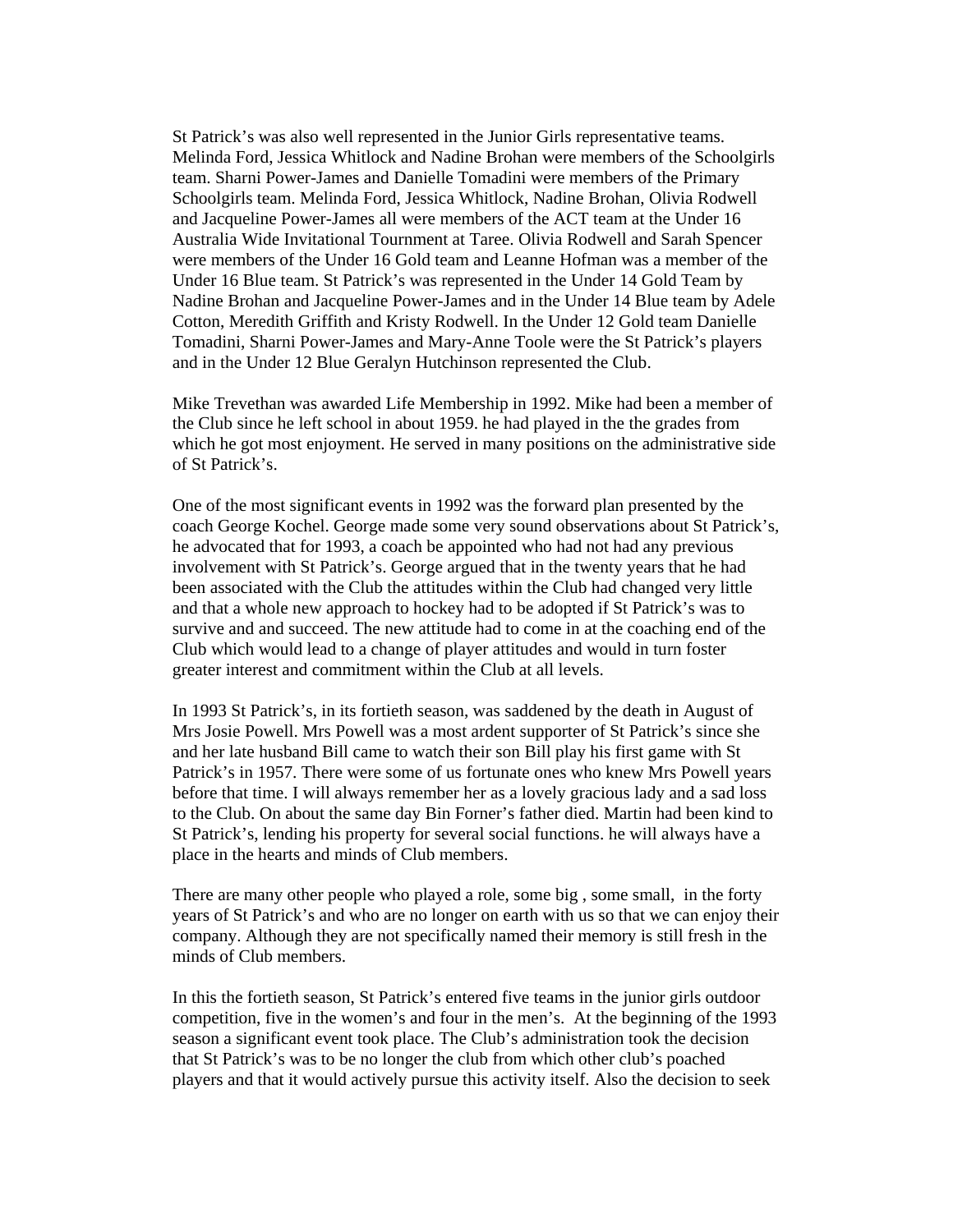St Patrick's was also well represented in the Junior Girls representative teams. Melinda Ford, Jessica Whitlock and Nadine Brohan were members of the Schoolgirls team. Sharni Power-James and Danielle Tomadini were members of the Primary Schoolgirls team. Melinda Ford, Jessica Whitlock, Nadine Brohan, Olivia Rodwell and Jacqueline Power-James all were members of the ACT team at the Under 16 Australia Wide Invitational Tournment at Taree. Olivia Rodwell and Sarah Spencer were members of the Under 16 Gold team and Leanne Hofman was a member of the Under 16 Blue team. St Patrick's was represented in the Under 14 Gold Team by Nadine Brohan and Jacqueline Power-James and in the Under 14 Blue team by Adele Cotton, Meredith Griffith and Kristy Rodwell. In the Under 12 Gold team Danielle Tomadini, Sharni Power-James and Mary-Anne Toole were the St Patrick's players and in the Under 12 Blue Geralyn Hutchinson represented the Club.

Mike Trevethan was awarded Life Membership in 1992. Mike had been a member of the Club since he left school in about 1959. he had played in the the grades from which he got most enjoyment. He served in many positions on the administrative side of St Patrick's.

One of the most significant events in 1992 was the forward plan presented by the coach George Kochel. George made some very sound observations about St Patrick's, he advocated that for 1993, a coach be appointed who had not had any previous involvement with St Patrick's. George argued that in the twenty years that he had been associated with the Club the attitudes within the Club had changed very little and that a whole new approach to hockey had to be adopted if St Patrick's was to survive and and succeed. The new attitude had to come in at the coaching end of the Club which would lead to a change of player attitudes and would in turn foster greater interest and commitment within the Club at all levels.

In 1993 St Patrick's, in its fortieth season, was saddened by the death in August of Mrs Josie Powell. Mrs Powell was a most ardent supporter of St Patrick's since she and her late husband Bill came to watch their son Bill play his first game with St Patrick's in 1957. There were some of us fortunate ones who knew Mrs Powell years before that time. I will always remember her as a lovely gracious lady and a sad loss to the Club. On about the same day Bin Forner's father died. Martin had been kind to St Patrick's, lending his property for several social functions. he will always have a place in the hearts and minds of Club members.

There are many other people who played a role, some big , some small, in the forty years of St Patrick's and who are no longer on earth with us so that we can enjoy their company. Although they are not specifically named their memory is still fresh in the minds of Club members.

In this the fortieth season, St Patrick's entered five teams in the junior girls outdoor competition, five in the women's and four in the men's. At the beginning of the 1993 season a significant event took place. The Club's administration took the decision that St Patrick's was to be no longer the club from which other club's poached players and that it would actively pursue this activity itself. Also the decision to seek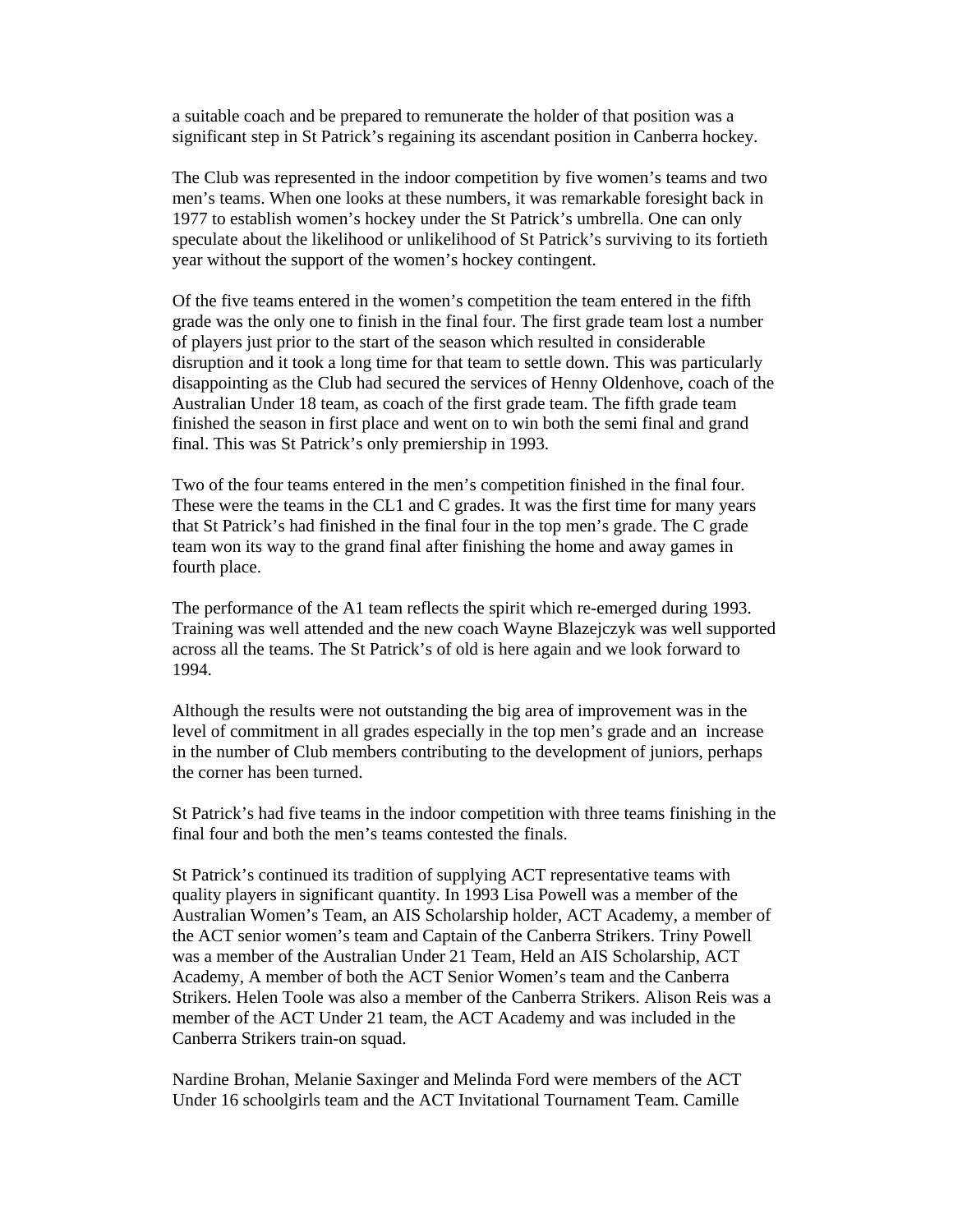a suitable coach and be prepared to remunerate the holder of that position was a significant step in St Patrick's regaining its ascendant position in Canberra hockey.

The Club was represented in the indoor competition by five women's teams and two men's teams. When one looks at these numbers, it was remarkable foresight back in 1977 to establish women's hockey under the St Patrick's umbrella. One can only speculate about the likelihood or unlikelihood of St Patrick's surviving to its fortieth year without the support of the women's hockey contingent.

Of the five teams entered in the women's competition the team entered in the fifth grade was the only one to finish in the final four. The first grade team lost a number of players just prior to the start of the season which resulted in considerable disruption and it took a long time for that team to settle down. This was particularly disappointing as the Club had secured the services of Henny Oldenhove, coach of the Australian Under 18 team, as coach of the first grade team. The fifth grade team finished the season in first place and went on to win both the semi final and grand final. This was St Patrick's only premiership in 1993.

Two of the four teams entered in the men's competition finished in the final four. These were the teams in the CL1 and C grades. It was the first time for many years that St Patrick's had finished in the final four in the top men's grade. The C grade team won its way to the grand final after finishing the home and away games in fourth place.

The performance of the A1 team reflects the spirit which re-emerged during 1993. Training was well attended and the new coach Wayne Blazejczyk was well supported across all the teams. The St Patrick's of old is here again and we look forward to 1994.

Although the results were not outstanding the big area of improvement was in the level of commitment in all grades especially in the top men's grade and an increase in the number of Club members contributing to the development of juniors, perhaps the corner has been turned.

St Patrick's had five teams in the indoor competition with three teams finishing in the final four and both the men's teams contested the finals.

St Patrick's continued its tradition of supplying ACT representative teams with quality players in significant quantity. In 1993 Lisa Powell was a member of the Australian Women's Team, an AIS Scholarship holder, ACT Academy, a member of the ACT senior women's team and Captain of the Canberra Strikers. Triny Powell was a member of the Australian Under 21 Team, Held an AIS Scholarship, ACT Academy, A member of both the ACT Senior Women's team and the Canberra Strikers. Helen Toole was also a member of the Canberra Strikers. Alison Reis was a member of the ACT Under 21 team, the ACT Academy and was included in the Canberra Strikers train-on squad.

Nardine Brohan, Melanie Saxinger and Melinda Ford were members of the ACT Under 16 schoolgirls team and the ACT Invitational Tournament Team. Camille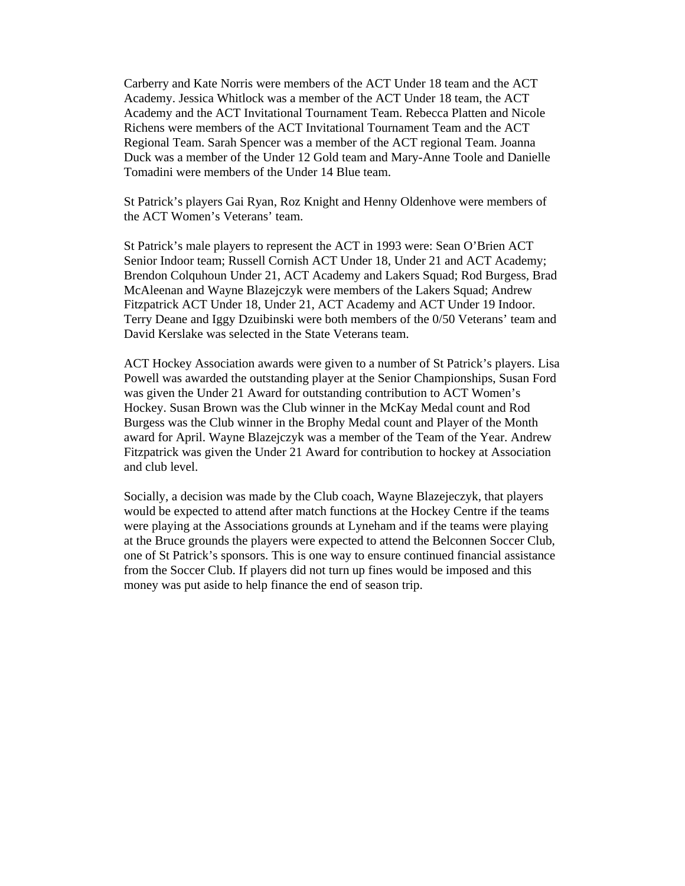Carberry and Kate Norris were members of the ACT Under 18 team and the ACT Academy. Jessica Whitlock was a member of the ACT Under 18 team, the ACT Academy and the ACT Invitational Tournament Team. Rebecca Platten and Nicole Richens were members of the ACT Invitational Tournament Team and the ACT Regional Team. Sarah Spencer was a member of the ACT regional Team. Joanna Duck was a member of the Under 12 Gold team and Mary-Anne Toole and Danielle Tomadini were members of the Under 14 Blue team.

St Patrick's players Gai Ryan, Roz Knight and Henny Oldenhove were members of the ACT Women's Veterans' team.

St Patrick's male players to represent the ACT in 1993 were: Sean O'Brien ACT Senior Indoor team; Russell Cornish ACT Under 18, Under 21 and ACT Academy; Brendon Colquhoun Under 21, ACT Academy and Lakers Squad; Rod Burgess, Brad McAleenan and Wayne Blazejczyk were members of the Lakers Squad; Andrew Fitzpatrick ACT Under 18, Under 21, ACT Academy and ACT Under 19 Indoor. Terry Deane and Iggy Dzuibinski were both members of the 0/50 Veterans' team and David Kerslake was selected in the State Veterans team.

ACT Hockey Association awards were given to a number of St Patrick's players. Lisa Powell was awarded the outstanding player at the Senior Championships, Susan Ford was given the Under 21 Award for outstanding contribution to ACT Women's Hockey. Susan Brown was the Club winner in the McKay Medal count and Rod Burgess was the Club winner in the Brophy Medal count and Player of the Month award for April. Wayne Blazejczyk was a member of the Team of the Year. Andrew Fitzpatrick was given the Under 21 Award for contribution to hockey at Association and club level.

Socially, a decision was made by the Club coach, Wayne Blazejeczyk, that players would be expected to attend after match functions at the Hockey Centre if the teams were playing at the Associations grounds at Lyneham and if the teams were playing at the Bruce grounds the players were expected to attend the Belconnen Soccer Club, one of St Patrick's sponsors. This is one way to ensure continued financial assistance from the Soccer Club. If players did not turn up fines would be imposed and this money was put aside to help finance the end of season trip.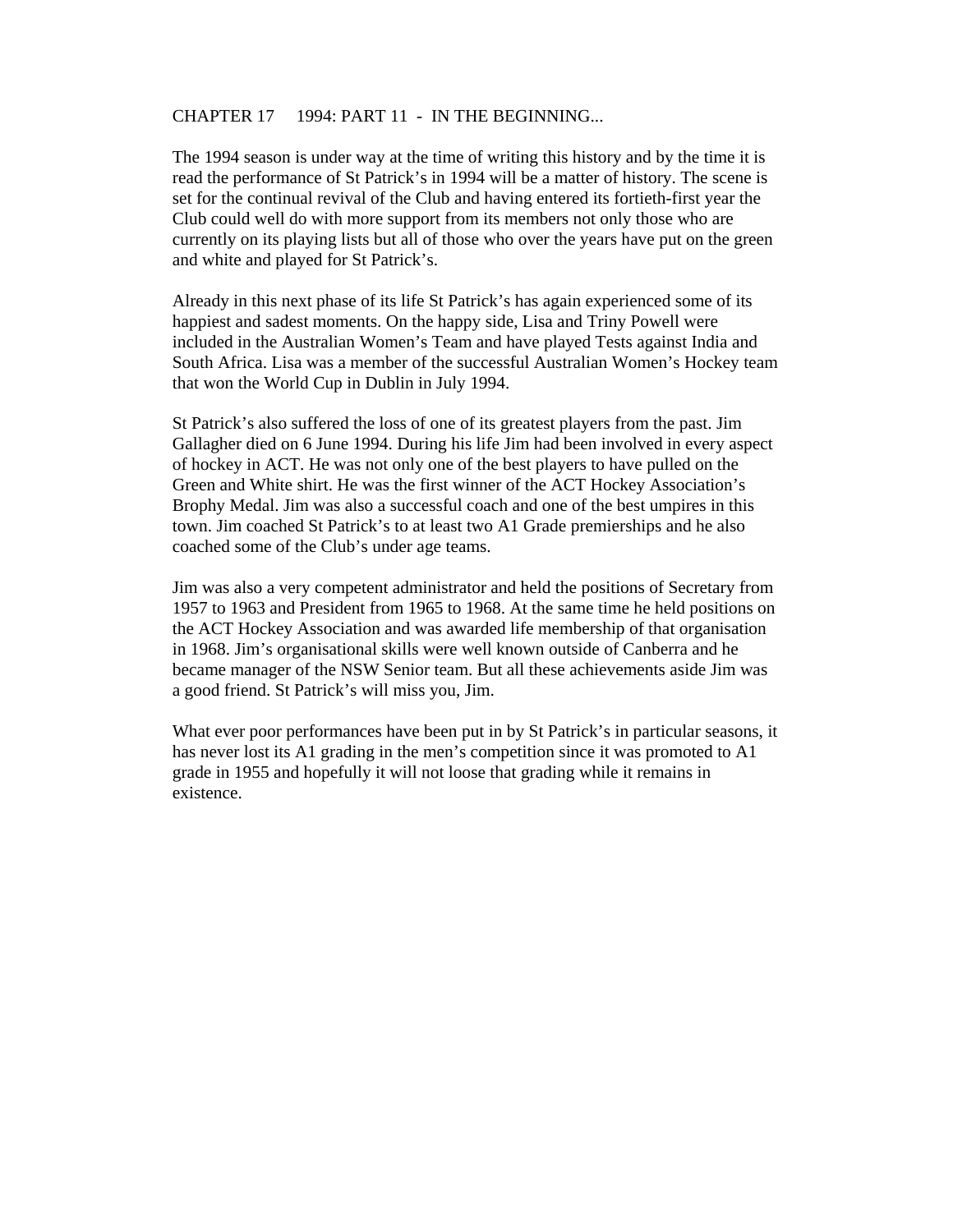# CHAPTER 17 1994: PART 11 - IN THE BEGINNING...

The 1994 season is under way at the time of writing this history and by the time it is read the performance of St Patrick's in 1994 will be a matter of history. The scene is set for the continual revival of the Club and having entered its fortieth-first year the Club could well do with more support from its members not only those who are currently on its playing lists but all of those who over the years have put on the green and white and played for St Patrick's.

Already in this next phase of its life St Patrick's has again experienced some of its happiest and sadest moments. On the happy side, Lisa and Triny Powell were included in the Australian Women's Team and have played Tests against India and South Africa. Lisa was a member of the successful Australian Women's Hockey team that won the World Cup in Dublin in July 1994.

St Patrick's also suffered the loss of one of its greatest players from the past. Jim Gallagher died on 6 June 1994. During his life Jim had been involved in every aspect of hockey in ACT. He was not only one of the best players to have pulled on the Green and White shirt. He was the first winner of the ACT Hockey Association's Brophy Medal. Jim was also a successful coach and one of the best umpires in this town. Jim coached St Patrick's to at least two A1 Grade premierships and he also coached some of the Club's under age teams.

Jim was also a very competent administrator and held the positions of Secretary from 1957 to 1963 and President from 1965 to 1968. At the same time he held positions on the ACT Hockey Association and was awarded life membership of that organisation in 1968. Jim's organisational skills were well known outside of Canberra and he became manager of the NSW Senior team. But all these achievements aside Jim was a good friend. St Patrick's will miss you, Jim.

What ever poor performances have been put in by St Patrick's in particular seasons, it has never lost its A1 grading in the men's competition since it was promoted to A1 grade in 1955 and hopefully it will not loose that grading while it remains in existence.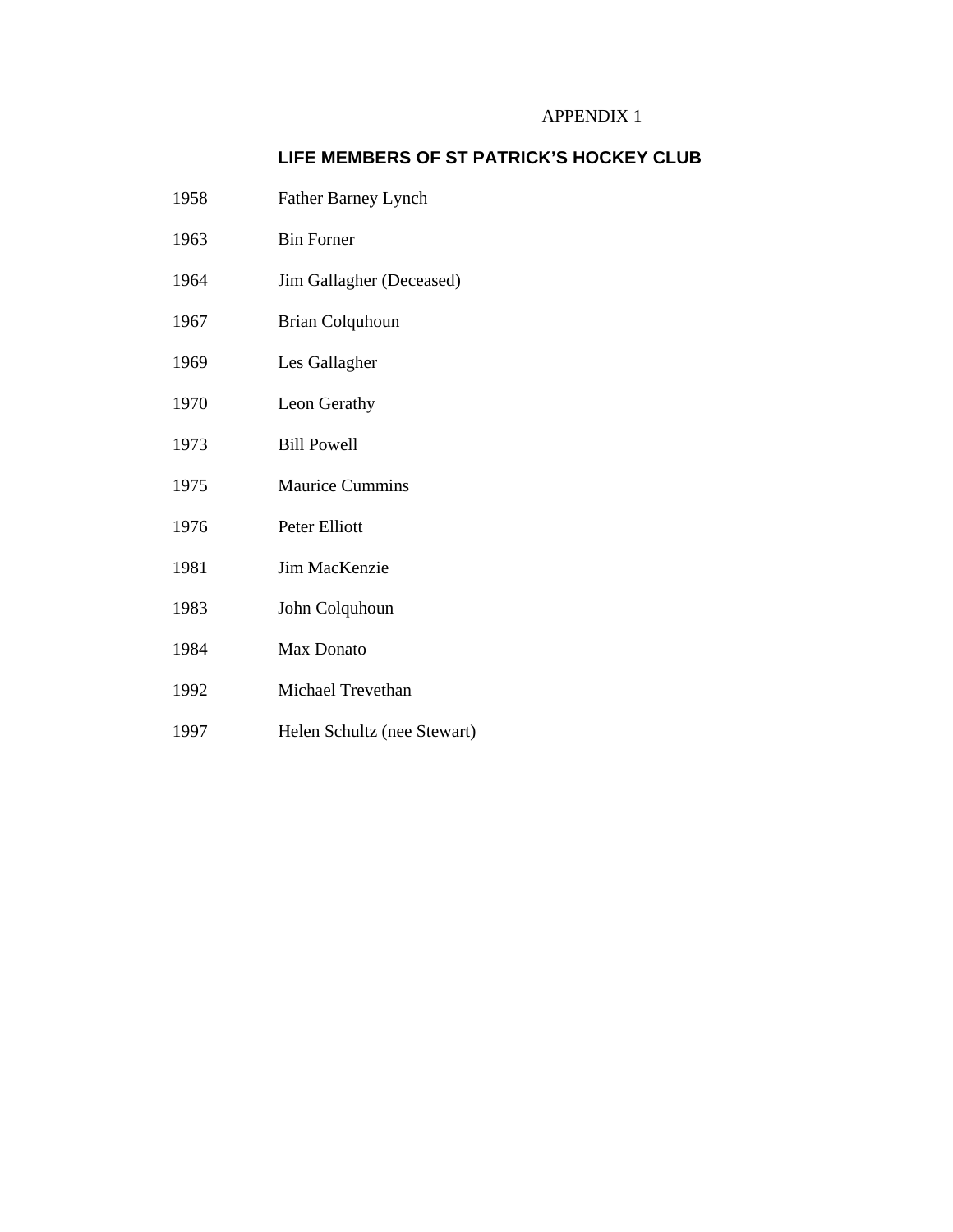APPENDIX 1

## LIFE MEMBERS OF ST PATRICK'S HOCKEY CLUB

| | |
|---|---|
| 1958 | Father Barney Lynch |
| 1963 | Bin Forner |
| 1964 | Jim Gallagher (Deceased) |
| 1967 | Brian Colquhoun |
| 1969 | Les Gallagher |
| 1970 | Leon Gerathy |
| 1973 | Bill Powell |
| 1975 | Maurice Cummins |
| 1976 | Peter Elliott |
| 1981 | Jim MacKenzie |
| 1983 | John Colquhoun |
| 1984 | Max Donato |
| 1992 | Michael Trevethan |
| 1997 | Helen Schultz (nee Stewart) |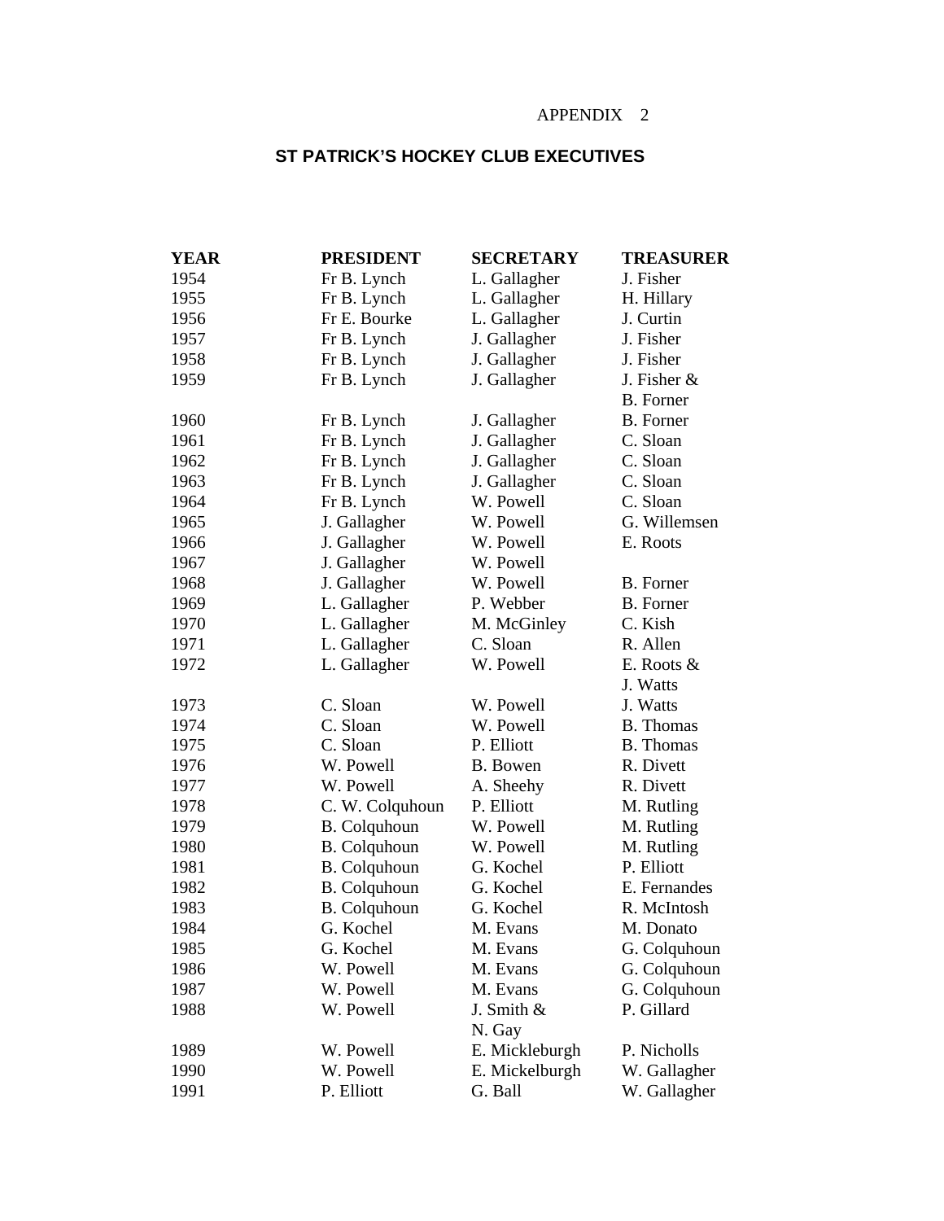APPENDIX 2

## ST PATRICK'S HOCKEY CLUB EXECUTIVES

| YEAR | PRESIDENT | SECRETARY | TREASURER |
|---|---|---|---|
| 1954 | Fr B. Lynch | L. Gallagher | J. Fisher |
| 1955 | Fr B. Lynch | L. Gallagher | H. Hillary |
| 1956 | Fr E. Bourke | L. Gallagher | J. Curtin |
| 1957 | Fr B. Lynch | J. Gallagher | J. Fisher |
| 1958 | Fr B. Lynch | J. Gallagher | J. Fisher |
| 1959 | Fr B. Lynch | J. Gallagher | J. Fisher & B. Forner |
| 1960 | Fr B. Lynch | J. Gallagher | B. Forner |
| 1961 | Fr B. Lynch | J. Gallagher | C. Sloan |
| 1962 | Fr B. Lynch | J. Gallagher | C. Sloan |
| 1963 | Fr B. Lynch | J. Gallagher | C. Sloan |
| 1964 | Fr B. Lynch | W. Powell | C. Sloan |
| 1965 | J. Gallagher | W. Powell | G. Willemsen |
| 1966 | J. Gallagher | W. Powell | E. Roots |
| 1967 | J. Gallagher | W. Powell | |
| 1968 | J. Gallagher | W. Powell | B. Forner |
| 1969 | L. Gallagher | P. Webber | B. Forner |
| 1970 | L. Gallagher | M. McGinley | C. Kish |
| 1971 | L. Gallagher | C. Sloan | R. Allen |
| 1972 | L. Gallagher | W. Powell | E. Roots & J. Watts |
| 1973 | C. Sloan | W. Powell | J. Watts |
| 1974 | C. Sloan | W. Powell | B. Thomas |
| 1975 | C. Sloan | P. Elliott | B. Thomas |
| 1976 | W. Powell | B. Bowen | R. Divett |
| 1977 | W. Powell | A. Sheehy | R. Divett |
| 1978 | C. W. Colquhoun | P. Elliott | M. Rutling |
| 1979 | B. Colquhoun | W. Powell | M. Rutling |
| 1980 | B. Colquhoun | W. Powell | M. Rutling |
| 1981 | B. Colquhoun | G. Kochel | P. Elliott |
| 1982 | B. Colquhoun | G. Kochel | E. Fernandes |
| 1983 | B. Colquhoun | G. Kochel | R. McIntosh |
| 1984 | G. Kochel | M. Evans | M. Donato |
| 1985 | G. Kochel | M. Evans | G. Colquhoun |
| 1986 | W. Powell | M. Evans | G. Colquhoun |
| 1987 | W. Powell | M. Evans | G. Colquhoun |
| 1988 | W. Powell | J. Smith & N. Gay | P. Gillard |
| 1989 | W. Powell | E. Mickleburgh | P. Nicholls |
| 1990 | W. Powell | E. Mickelburgh | W. Gallagher |
| 1991 | P. Elliott | G. Ball | W. Gallagher |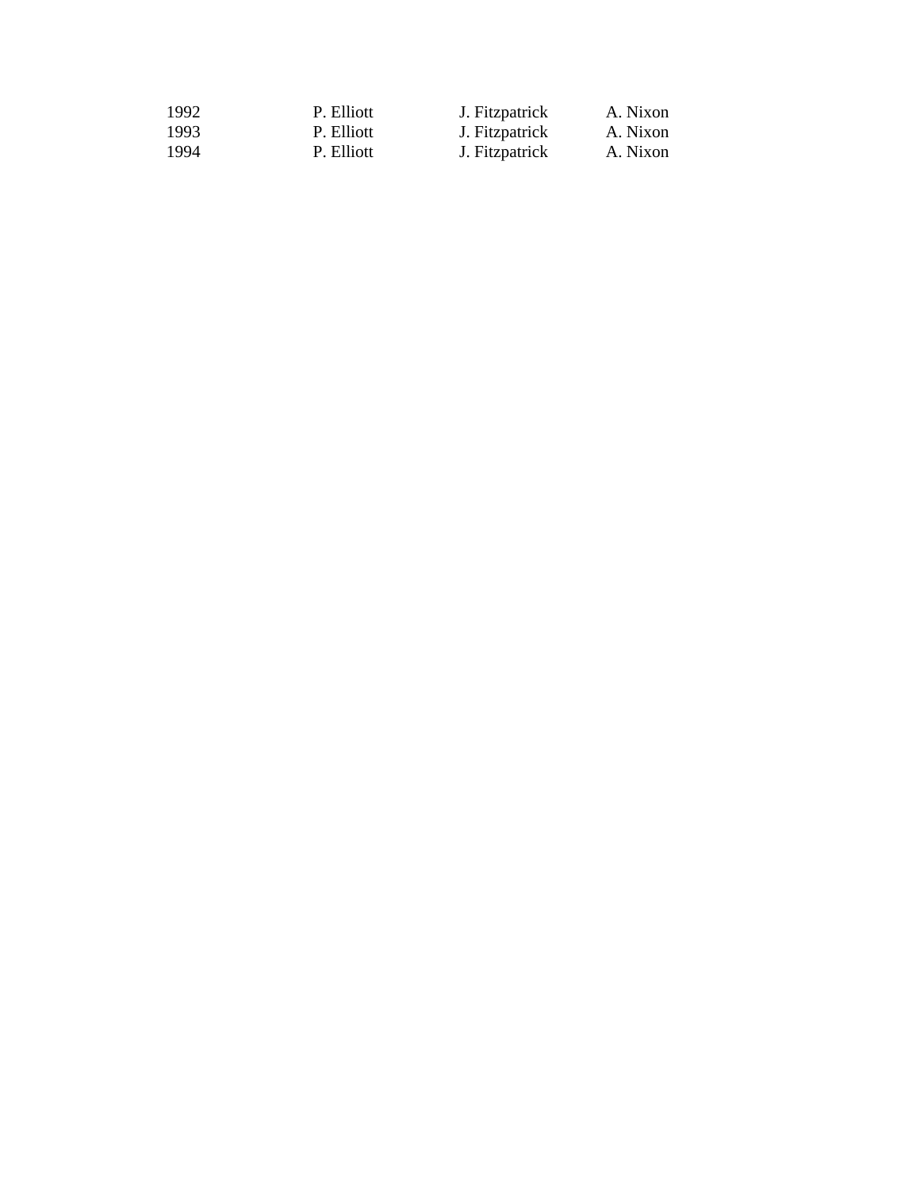| | | | |
|---|---|---|---|
| 1992 | P. Elliott | J. Fitzpatrick | A. Nixon |
| 1993 | P. Elliott | J. Fitzpatrick | A. Nixon |
| 1994 | P. Elliott | J. Fitzpatrick | A. Nixon |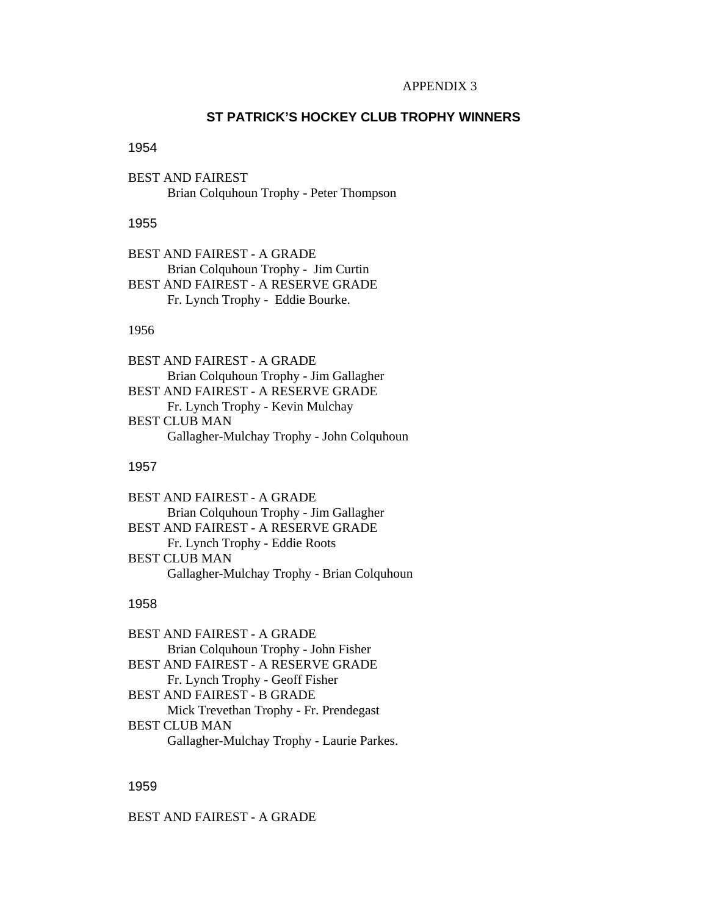APPENDIX 3

## ST PATRICK'S HOCKEY CLUB TROPHY WINNERS

### 1954

BEST AND FAIREST
Brian Colquhoun Trophy - Peter Thompson

### 1955

BEST AND FAIREST - A GRADE
Brian Colquhoun Trophy - Jim Curtin
BEST AND FAIREST - A RESERVE GRADE
Fr. Lynch Trophy - Eddie Bourke.

### 1956

BEST AND FAIREST - A GRADE
Brian Colquhoun Trophy - Jim Gallagher
BEST AND FAIREST - A RESERVE GRADE
Fr. Lynch Trophy - Kevin Mulchay
BEST CLUB MAN
Gallagher-Mulchay Trophy - John Colquhoun

### 1957

BEST AND FAIREST - A GRADE
Brian Colquhoun Trophy - Jim Gallagher
BEST AND FAIREST - A RESERVE GRADE
Fr. Lynch Trophy - Eddie Roots
BEST CLUB MAN
Gallagher-Mulchay Trophy - Brian Colquhoun

### 1958

BEST AND FAIREST - A GRADE
Brian Colquhoun Trophy - John Fisher
BEST AND FAIREST - A RESERVE GRADE
Fr. Lynch Trophy - Geoff Fisher
BEST AND FAIREST - B GRADE
Mick Trevethan Trophy - Fr. Prendegast
BEST CLUB MAN
Gallagher-Mulchay Trophy - Laurie Parkes.

### 1959

BEST AND FAIREST - A GRADE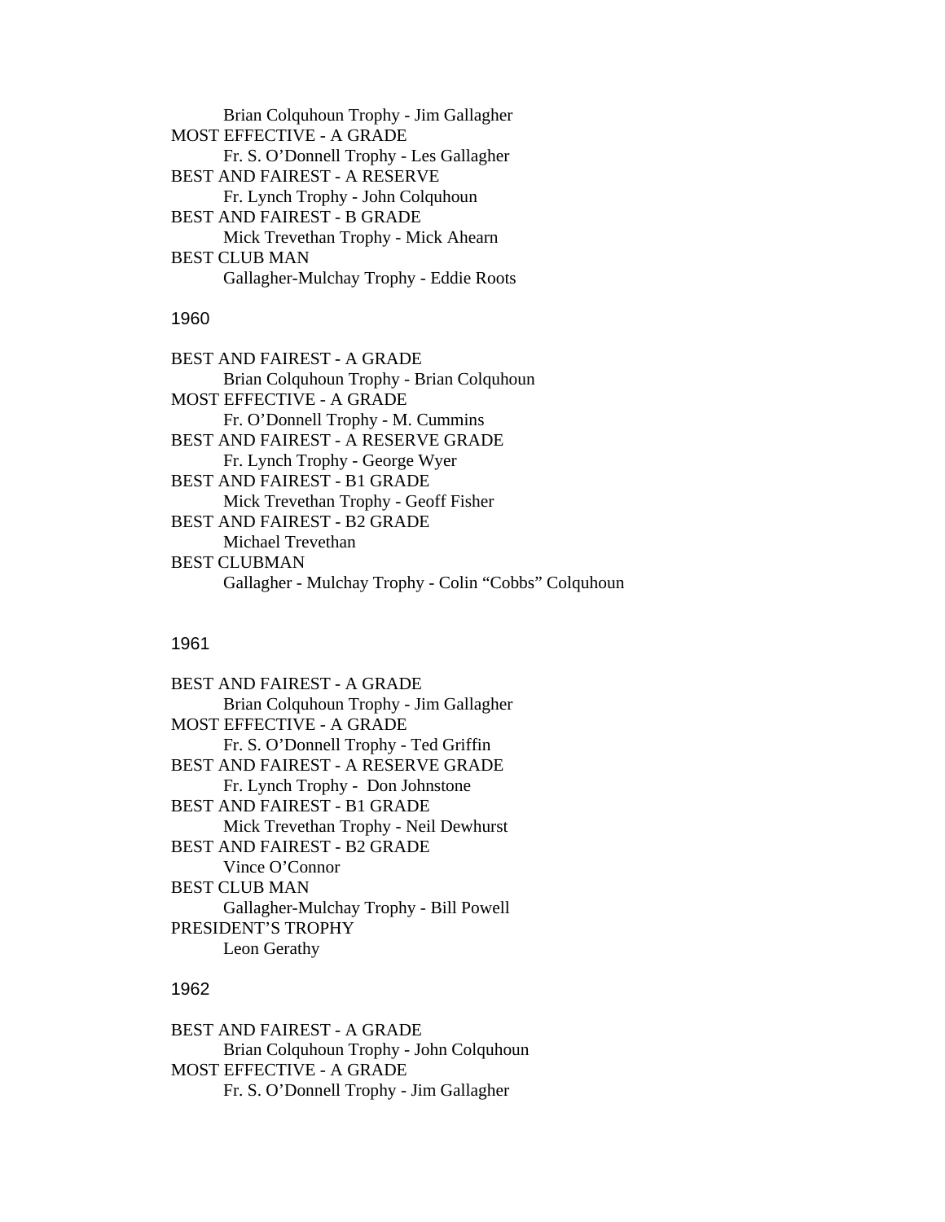Brian Colquhoun Trophy - Jim Gallagher

MOST EFFECTIVE - A GRADE

Fr. S. O'Donnell Trophy - Les Gallagher

BEST AND FAIREST - A RESERVE

Fr. Lynch Trophy - John Colquhoun

BEST AND FAIREST - B GRADE

Mick Trevethan Trophy - Mick Ahearn

BEST CLUB MAN

Gallagher-Mulchay Trophy - Eddie Roots

## 1960

BEST AND FAIREST - A GRADE

Brian Colquhoun Trophy - Brian Colquhoun

MOST EFFECTIVE - A GRADE

Fr. O'Donnell Trophy - M. Cummins

BEST AND FAIREST - A RESERVE GRADE

Fr. Lynch Trophy - George Wyer

BEST AND FAIREST - B1 GRADE

Mick Trevethan Trophy - Geoff Fisher

BEST AND FAIREST - B2 GRADE

Michael Trevethan

BEST CLUBMAN

Gallagher - Mulchay Trophy - Colin "Cobbs" Colquhoun

## 1961

BEST AND FAIREST - A GRADE

Brian Colquhoun Trophy - Jim Gallagher

MOST EFFECTIVE - A GRADE

Fr. S. O'Donnell Trophy - Ted Griffin

BEST AND FAIREST - A RESERVE GRADE

Fr. Lynch Trophy - Don Johnstone

BEST AND FAIREST - B1 GRADE

Mick Trevethan Trophy - Neil Dewhurst

BEST AND FAIREST - B2 GRADE

Vince O'Connor

BEST CLUB MAN

Gallagher-Mulchay Trophy - Bill Powell

PRESIDENT'S TROPHY

Leon Gerathy

## 1962

BEST AND FAIREST - A GRADE

Brian Colquhoun Trophy - John Colquhoun

MOST EFFECTIVE - A GRADE

Fr. S. O'Donnell Trophy - Jim Gallagher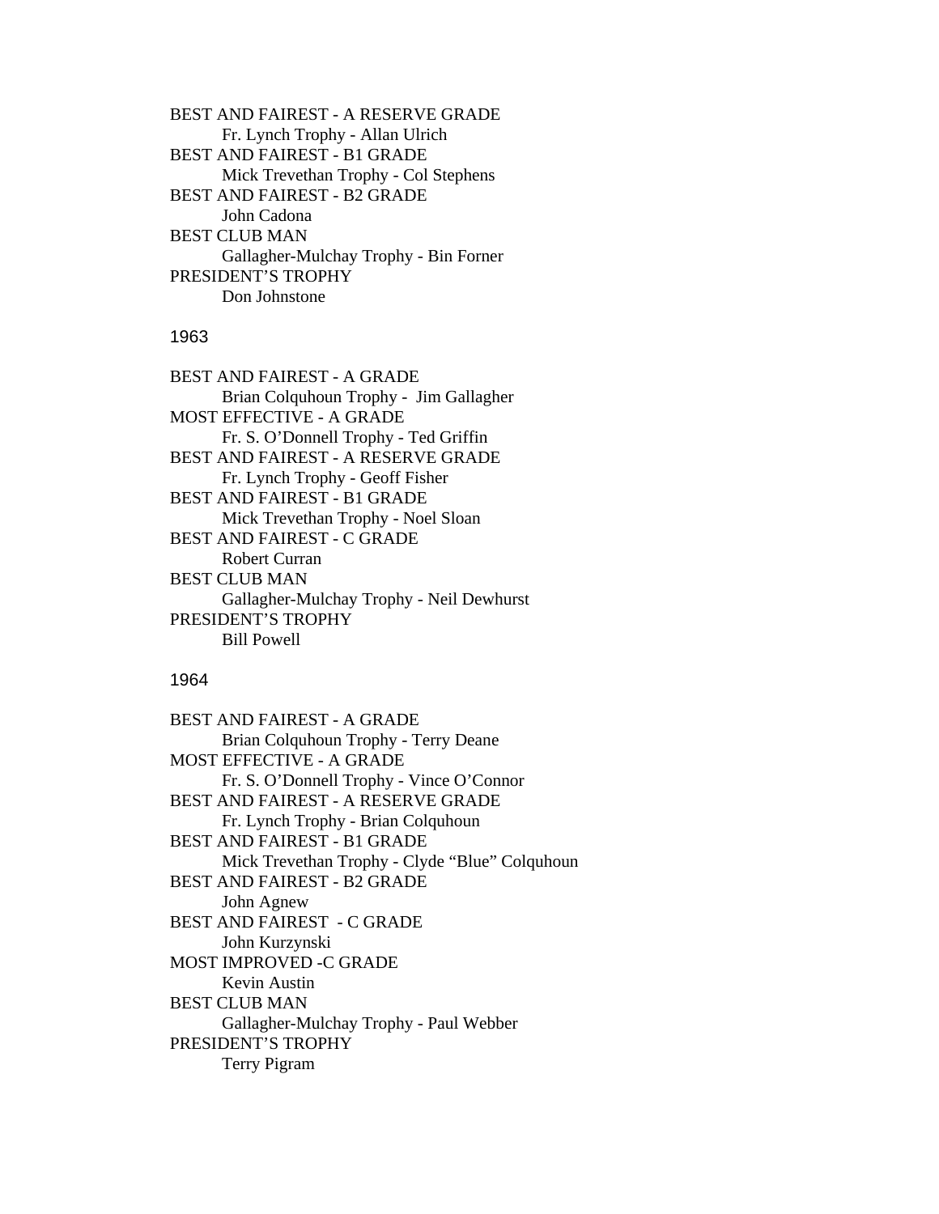BEST AND FAIREST - A RESERVE GRADE
Fr. Lynch Trophy - Allan Ulrich
BEST AND FAIREST - B1 GRADE
Mick Trevethan Trophy - Col Stephens
BEST AND FAIREST - B2 GRADE
John Cadona
BEST CLUB MAN
Gallagher-Mulchay Trophy - Bin Forner
PRESIDENT'S TROPHY
Don Johnstone

## 1963

BEST AND FAIREST - A GRADE
Brian Colquhoun Trophy - Jim Gallagher
MOST EFFECTIVE - A GRADE
Fr. S. O'Donnell Trophy - Ted Griffin
BEST AND FAIREST - A RESERVE GRADE
Fr. Lynch Trophy - Geoff Fisher
BEST AND FAIREST - B1 GRADE
Mick Trevethan Trophy - Noel Sloan
BEST AND FAIREST - C GRADE
Robert Curran
BEST CLUB MAN
Gallagher-Mulchay Trophy - Neil Dewhurst
PRESIDENT'S TROPHY
Bill Powell

## 1964

BEST AND FAIREST - A GRADE
Brian Colquhoun Trophy - Terry Deane
MOST EFFECTIVE - A GRADE
Fr. S. O'Donnell Trophy - Vince O'Connor
BEST AND FAIREST - A RESERVE GRADE
Fr. Lynch Trophy - Brian Colquhoun
BEST AND FAIREST - B1 GRADE
Mick Trevethan Trophy - Clyde "Blue" Colquhoun
BEST AND FAIREST - B2 GRADE
John Agnew
BEST AND FAIREST - C GRADE
John Kurzynski
MOST IMPROVED -C GRADE
Kevin Austin
BEST CLUB MAN
Gallagher-Mulchay Trophy - Paul Webber
PRESIDENT'S TROPHY
Terry Pigram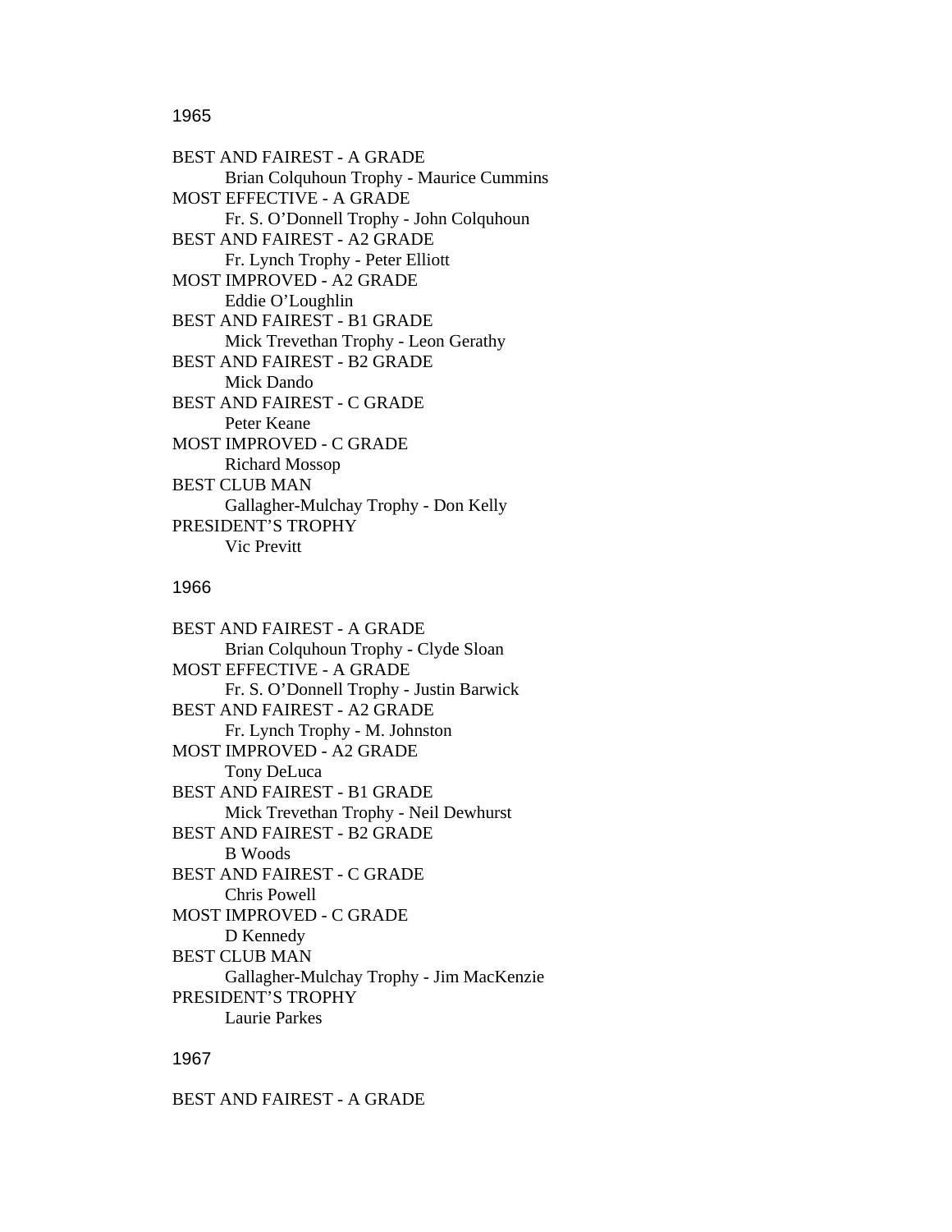1965

BEST AND FAIREST - A GRADE
    Brian Colquhoun Trophy - Maurice Cummins
MOST EFFECTIVE - A GRADE
    Fr. S. O’Donnell Trophy - John Colquhoun
BEST AND FAIREST - A2 GRADE
    Fr. Lynch Trophy - Peter Elliott
MOST IMPROVED - A2 GRADE
    Eddie O’Loughlin
BEST AND FAIREST - B1 GRADE
    Mick Trevethan Trophy - Leon Gerathy
BEST AND FAIREST - B2 GRADE
    Mick Dando
BEST AND FAIREST - C GRADE
    Peter Keane
MOST IMPROVED - C GRADE
    Richard Mossop
BEST CLUB MAN
    Gallagher-Mulchay Trophy - Don Kelly
PRESIDENT’S TROPHY
    Vic Previtt

1966

BEST AND FAIREST - A GRADE
    Brian Colquhoun Trophy - Clyde Sloan
MOST EFFECTIVE - A GRADE
    Fr. S. O’Donnell Trophy - Justin Barwick
BEST AND FAIREST - A2 GRADE
    Fr. Lynch Trophy - M. Johnston
MOST IMPROVED - A2 GRADE
    Tony DeLuca
BEST AND FAIREST - B1 GRADE
    Mick Trevethan Trophy - Neil Dewhurst
BEST AND FAIREST - B2 GRADE
    B Woods
BEST AND FAIREST - C GRADE
    Chris Powell
MOST IMPROVED - C GRADE
    D Kennedy
BEST CLUB MAN
    Gallagher-Mulchay Trophy - Jim MacKenzie
PRESIDENT’S TROPHY
    Laurie Parkes

1967

BEST AND FAIREST - A GRADE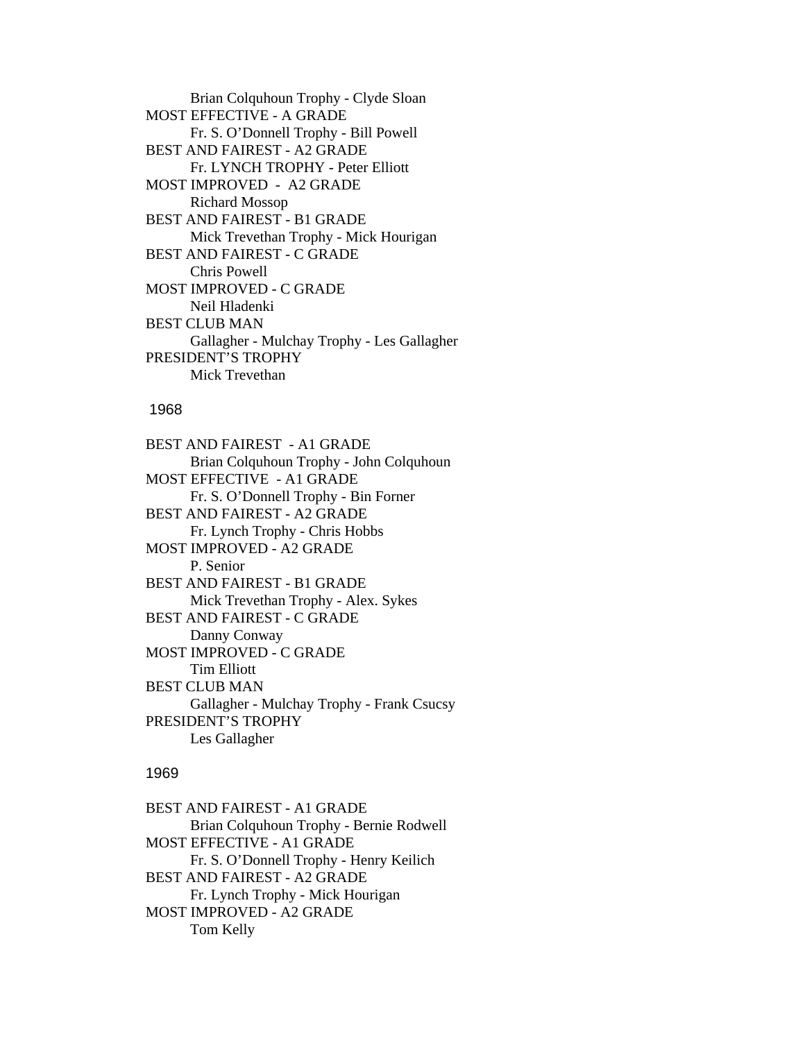Brian Colquhoun Trophy - Clyde Sloan

MOST EFFECTIVE - A GRADE

Fr. S. O'Donnell Trophy - Bill Powell

BEST AND FAIREST - A2 GRADE

Fr. LYNCH TROPHY - Peter Elliott

MOST IMPROVED - A2 GRADE

Richard Mossop

BEST AND FAIREST - B1 GRADE

Mick Trevethan Trophy - Mick Hourigan

BEST AND FAIREST - C GRADE

Chris Powell

MOST IMPROVED - C GRADE

Neil Hladenki

BEST CLUB MAN

Gallagher - Mulchay Trophy - Les Gallagher

PRESIDENT'S TROPHY

Mick Trevethan

## 1968

BEST AND FAIREST - A1 GRADE

Brian Colquhoun Trophy - John Colquhoun

MOST EFFECTIVE - A1 GRADE

Fr. S. O'Donnell Trophy - Bin Forner

BEST AND FAIREST - A2 GRADE

Fr. Lynch Trophy - Chris Hobbs

MOST IMPROVED - A2 GRADE

P. Senior

BEST AND FAIREST - B1 GRADE

Mick Trevethan Trophy - Alex. Sykes

BEST AND FAIREST - C GRADE

Danny Conway

MOST IMPROVED - C GRADE

Tim Elliott

BEST CLUB MAN

Gallagher - Mulchay Trophy - Frank Csucsy

PRESIDENT'S TROPHY

Les Gallagher

## 1969

BEST AND FAIREST - A1 GRADE

Brian Colquhoun Trophy - Bernie Rodwell

MOST EFFECTIVE - A1 GRADE

Fr. S. O'Donnell Trophy - Henry Keilich

BEST AND FAIREST - A2 GRADE

Fr. Lynch Trophy - Mick Hourigan

MOST IMPROVED - A2 GRADE

Tom Kelly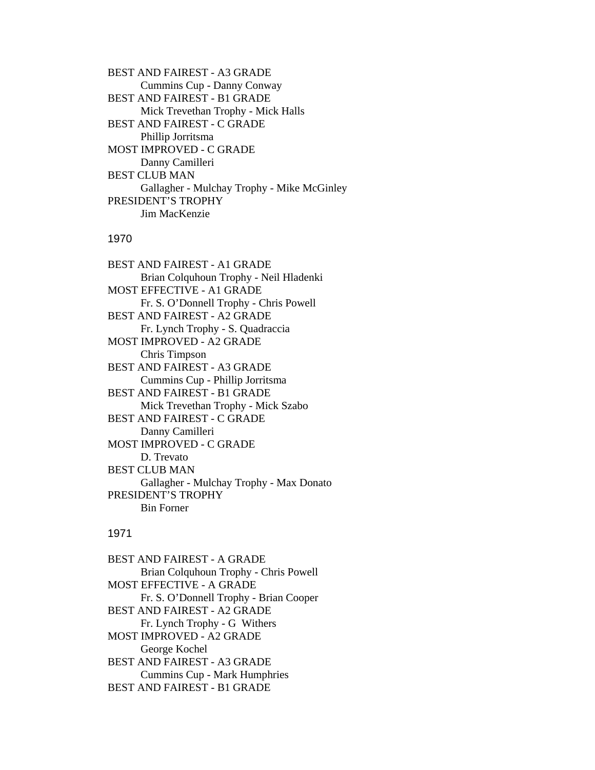BEST AND FAIREST - A3 GRADE
Cummins Cup - Danny Conway
BEST AND FAIREST - B1 GRADE
Mick Trevethan Trophy - Mick Halls
BEST AND FAIREST - C GRADE
Phillip Jorritsma
MOST IMPROVED - C GRADE
Danny Camilleri
BEST CLUB MAN
Gallagher - Mulchay Trophy - Mike McGinley
PRESIDENT'S TROPHY
Jim MacKenzie

1970

BEST AND FAIREST - A1 GRADE
Brian Colquhoun Trophy - Neil Hladenki
MOST EFFECTIVE - A1 GRADE
Fr. S. O'Donnell Trophy - Chris Powell
BEST AND FAIREST - A2 GRADE
Fr. Lynch Trophy - S. Quadraccia
MOST IMPROVED - A2 GRADE
Chris Timpson
BEST AND FAIREST - A3 GRADE
Cummins Cup - Phillip Jorritsma
BEST AND FAIREST - B1 GRADE
Mick Trevethan Trophy - Mick Szabo
BEST AND FAIREST - C GRADE
Danny Camilleri
MOST IMPROVED - C GRADE
D. Trevato
BEST CLUB MAN
Gallagher - Mulchay Trophy - Max Donato
PRESIDENT'S TROPHY
Bin Forner

1971

BEST AND FAIREST - A GRADE
Brian Colquhoun Trophy - Chris Powell
MOST EFFECTIVE - A GRADE
Fr. S. O'Donnell Trophy - Brian Cooper
BEST AND FAIREST - A2 GRADE
Fr. Lynch Trophy - G Withers
MOST IMPROVED - A2 GRADE
George Kochel
BEST AND FAIREST - A3 GRADE
Cummins Cup - Mark Humphries
BEST AND FAIREST - B1 GRADE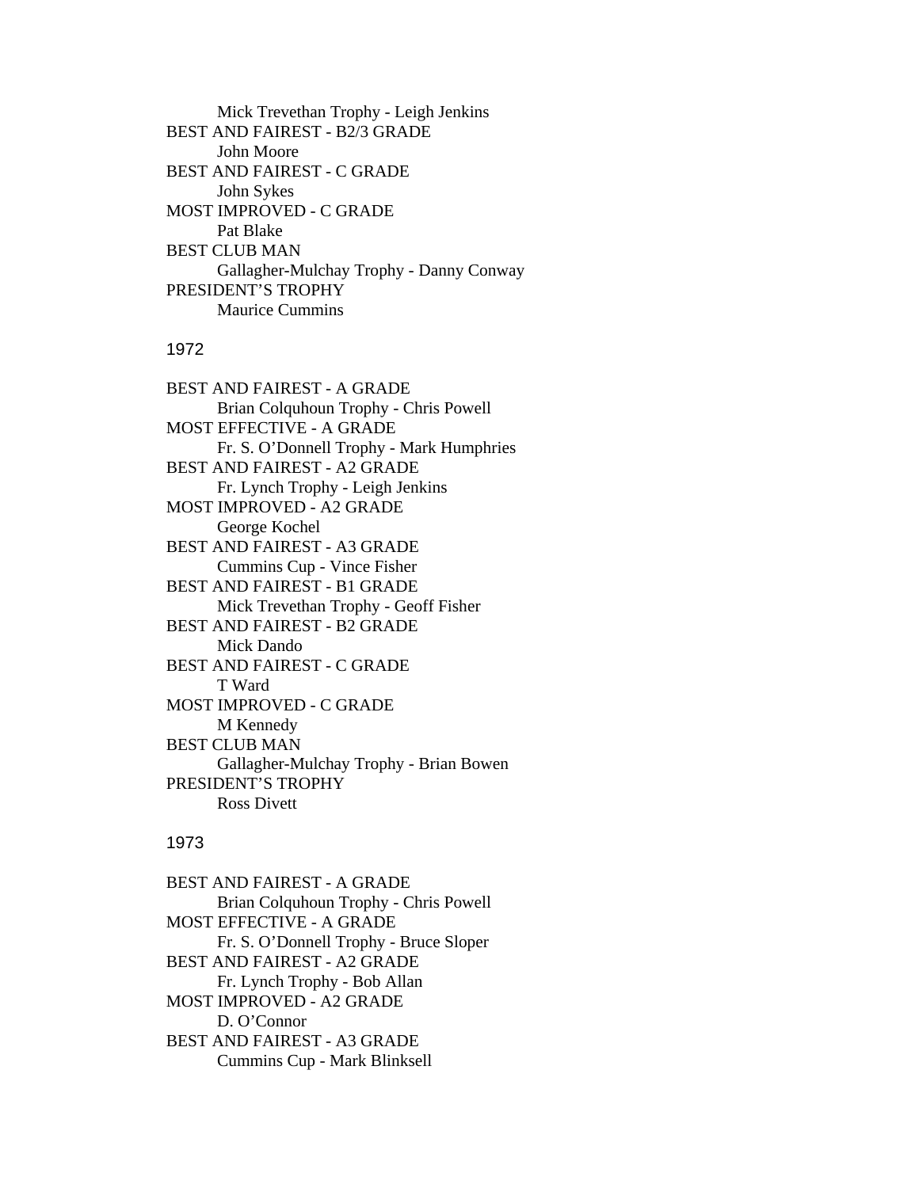Mick Trevethan Trophy - Leigh Jenkins

BEST AND FAIREST - B2/3 GRADE

John Moore

BEST AND FAIREST - C GRADE

John Sykes

MOST IMPROVED - C GRADE

Pat Blake

BEST CLUB MAN

Gallagher-Mulchay Trophy - Danny Conway

PRESIDENT'S TROPHY

Maurice Cummins

1972

BEST AND FAIREST - A GRADE

Brian Colquhoun Trophy - Chris Powell

MOST EFFECTIVE - A GRADE

Fr. S. O'Donnell Trophy - Mark Humphries

BEST AND FAIREST - A2 GRADE

Fr. Lynch Trophy - Leigh Jenkins

MOST IMPROVED - A2 GRADE

George Kochel

BEST AND FAIREST - A3 GRADE

Cummins Cup - Vince Fisher

BEST AND FAIREST - B1 GRADE

Mick Trevethan Trophy - Geoff Fisher

BEST AND FAIREST - B2 GRADE

Mick Dando

BEST AND FAIREST - C GRADE

T Ward

MOST IMPROVED - C GRADE

M Kennedy

BEST CLUB MAN

Gallagher-Mulchay Trophy - Brian Bowen

PRESIDENT'S TROPHY

Ross Divett

1973

BEST AND FAIREST - A GRADE

Brian Colquhoun Trophy - Chris Powell

MOST EFFECTIVE - A GRADE

Fr. S. O'Donnell Trophy - Bruce Sloper

BEST AND FAIREST - A2 GRADE

Fr. Lynch Trophy - Bob Allan

MOST IMPROVED - A2 GRADE

D. O'Connor

BEST AND FAIREST - A3 GRADE

Cummins Cup - Mark Blinksell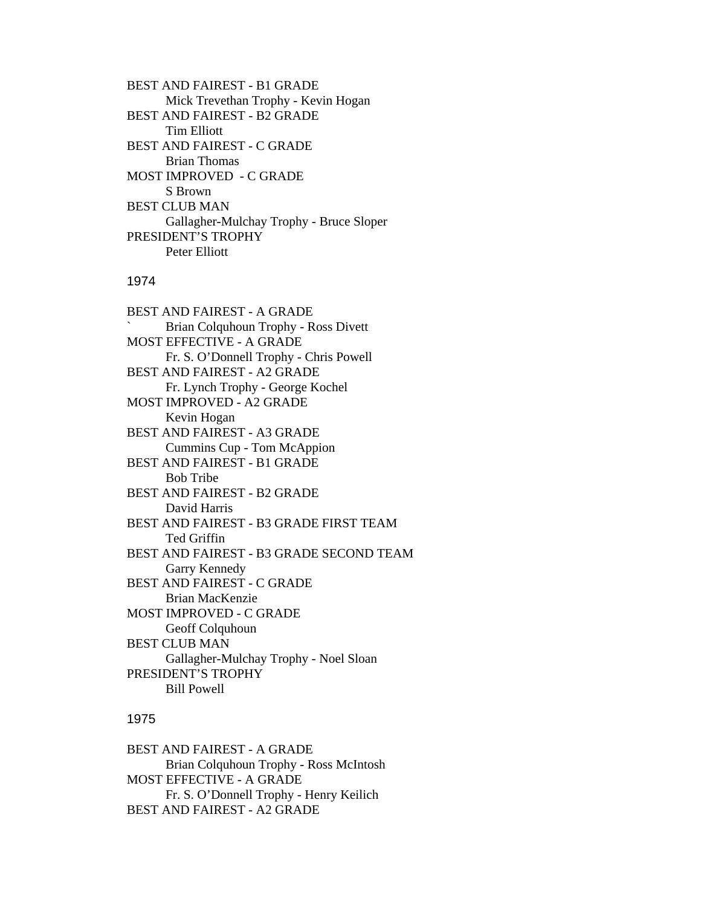BEST AND FAIREST - B1 GRADE
Mick Trevethan Trophy - Kevin Hogan
BEST AND FAIREST - B2 GRADE
Tim Elliott
BEST AND FAIREST - C GRADE
Brian Thomas
MOST IMPROVED - C GRADE
S Brown
BEST CLUB MAN
Gallagher-Mulchay Trophy - Bruce Sloper
PRESIDENT'S TROPHY
Peter Elliott

## 1974

BEST AND FAIREST - A GRADE
` Brian Colquhoun Trophy - Ross Divett
MOST EFFECTIVE - A GRADE
Fr. S. O'Donnell Trophy - Chris Powell
BEST AND FAIREST - A2 GRADE
Fr. Lynch Trophy - George Kochel
MOST IMPROVED - A2 GRADE
Kevin Hogan
BEST AND FAIREST - A3 GRADE
Cummins Cup - Tom McAppion
BEST AND FAIREST - B1 GRADE
Bob Tribe
BEST AND FAIREST - B2 GRADE
David Harris
BEST AND FAIREST - B3 GRADE FIRST TEAM
Ted Griffin
BEST AND FAIREST - B3 GRADE SECOND TEAM
Garry Kennedy
BEST AND FAIREST - C GRADE
Brian MacKenzie
MOST IMPROVED - C GRADE
Geoff Colquhoun
BEST CLUB MAN
Gallagher-Mulchay Trophy - Noel Sloan
PRESIDENT'S TROPHY
Bill Powell

## 1975

BEST AND FAIREST - A GRADE
Brian Colquhoun Trophy - Ross McIntosh
MOST EFFECTIVE - A GRADE
Fr. S. O'Donnell Trophy - Henry Keilich
BEST AND FAIREST - A2 GRADE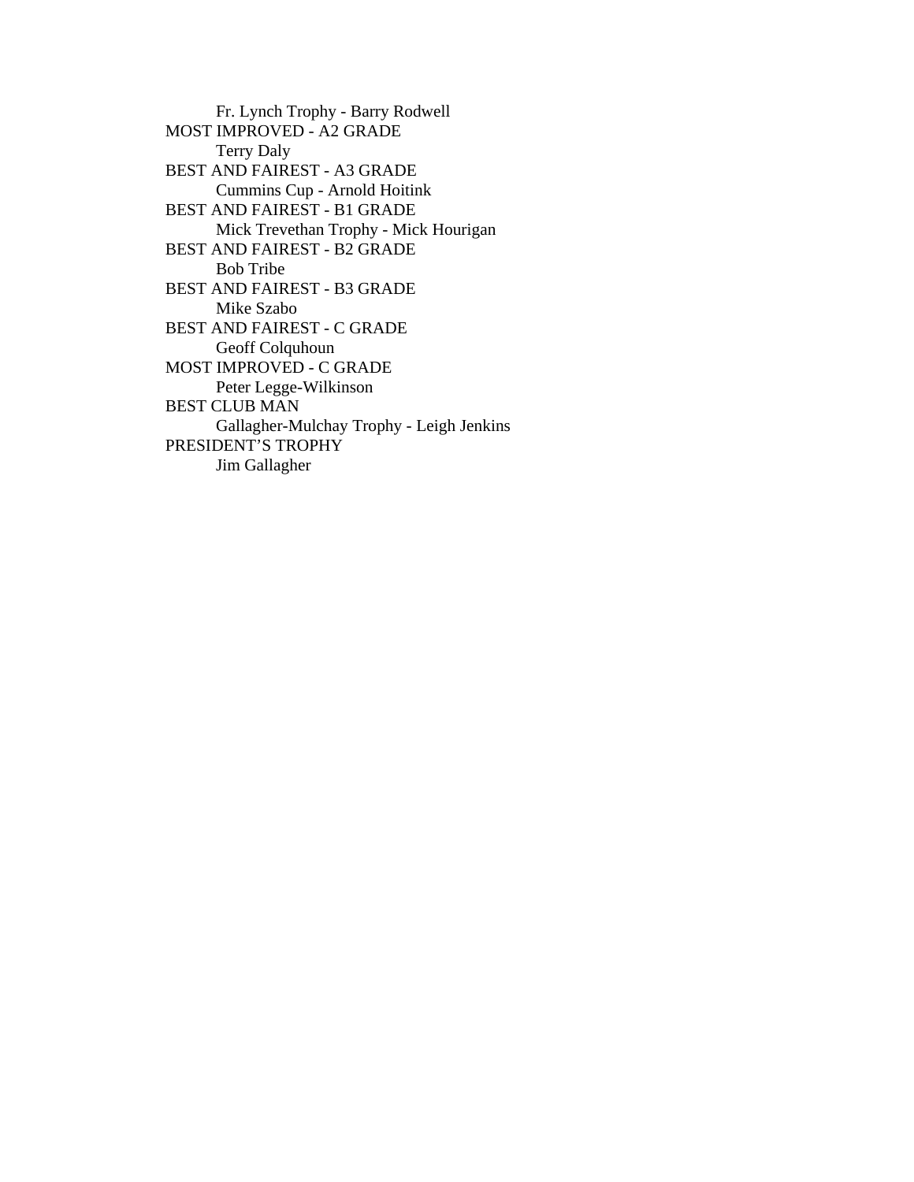Fr. Lynch Trophy - Barry Rodwell

MOST IMPROVED - A2 GRADE

Terry Daly

BEST AND FAIREST - A3 GRADE

Cummins Cup - Arnold Hoitink

BEST AND FAIREST - B1 GRADE

Mick Trevethan Trophy - Mick Hourigan

BEST AND FAIREST - B2 GRADE

Bob Tribe

BEST AND FAIREST - B3 GRADE

Mike Szabo

BEST AND FAIREST - C GRADE

Geoff Colquhoun

MOST IMPROVED - C GRADE

Peter Legge-Wilkinson

BEST CLUB MAN

Gallagher-Mulchay Trophy - Leigh Jenkins

PRESIDENT'S TROPHY

Jim Gallagher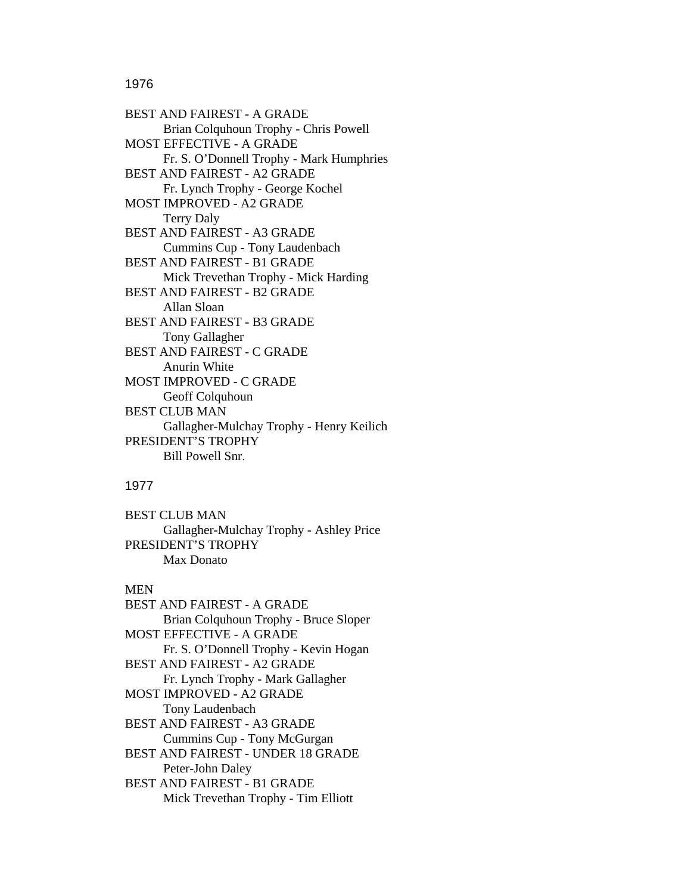## 1976

BEST AND FAIREST - A GRADE
 Brian Colquhoun Trophy - Chris Powell
MOST EFFECTIVE - A GRADE
 Fr. S. O'Donnell Trophy - Mark Humphries
BEST AND FAIREST - A2 GRADE
 Fr. Lynch Trophy - George Kochel
MOST IMPROVED - A2 GRADE
 Terry Daly
BEST AND FAIREST - A3 GRADE
 Cummins Cup - Tony Laudenbach
BEST AND FAIREST - B1 GRADE
 Mick Trevethan Trophy - Mick Harding
BEST AND FAIREST - B2 GRADE
 Allan Sloan
BEST AND FAIREST - B3 GRADE
 Tony Gallagher
BEST AND FAIREST - C GRADE
 Anurin White
MOST IMPROVED - C GRADE
 Geoff Colquhoun
BEST CLUB MAN
 Gallagher-Mulchay Trophy - Henry Keilich
PRESIDENT'S TROPHY
 Bill Powell Snr.

## 1977

BEST CLUB MAN
 Gallagher-Mulchay Trophy - Ashley Price
PRESIDENT'S TROPHY
 Max Donato

MEN
BEST AND FAIREST - A GRADE
 Brian Colquhoun Trophy - Bruce Sloper
MOST EFFECTIVE - A GRADE
 Fr. S. O'Donnell Trophy - Kevin Hogan
BEST AND FAIREST - A2 GRADE
 Fr. Lynch Trophy - Mark Gallagher
MOST IMPROVED - A2 GRADE
 Tony Laudenbach
BEST AND FAIREST - A3 GRADE
 Cummins Cup - Tony McGurgan
BEST AND FAIREST - UNDER 18 GRADE
 Peter-John Daley
BEST AND FAIREST - B1 GRADE
 Mick Trevethan Trophy - Tim Elliott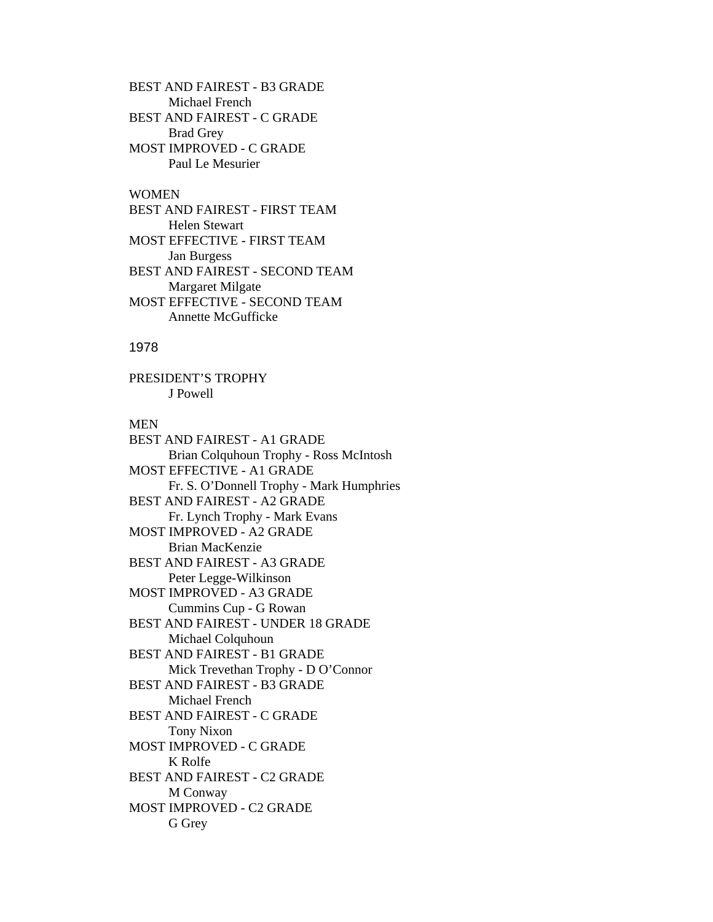BEST AND FAIREST - B3 GRADE
Michael French
BEST AND FAIREST - C GRADE
Brad Grey
MOST IMPROVED - C GRADE
Paul Le Mesurier

WOMEN
BEST AND FAIREST - FIRST TEAM
Helen Stewart
MOST EFFECTIVE - FIRST TEAM
Jan Burgess
BEST AND FAIREST - SECOND TEAM
Margaret Milgate
MOST EFFECTIVE - SECOND TEAM
Annette McGufficke

## 1978

PRESIDENT'S TROPHY
J Powell

MEN
BEST AND FAIREST - A1 GRADE
Brian Colquhoun Trophy - Ross McIntosh
MOST EFFECTIVE - A1 GRADE
Fr. S. O'Donnell Trophy - Mark Humphries
BEST AND FAIREST - A2 GRADE
Fr. Lynch Trophy - Mark Evans
MOST IMPROVED - A2 GRADE
Brian MacKenzie
BEST AND FAIREST - A3 GRADE
Peter Legge-Wilkinson
MOST IMPROVED - A3 GRADE
Cummins Cup - G Rowan
BEST AND FAIREST - UNDER 18 GRADE
Michael Colquhoun
BEST AND FAIREST - B1 GRADE
Mick Trevethan Trophy - D O'Connor
BEST AND FAIREST - B3 GRADE
Michael French
BEST AND FAIREST - C GRADE
Tony Nixon
MOST IMPROVED - C GRADE
K Rolfe
BEST AND FAIREST - C2 GRADE
M Conway
MOST IMPROVED - C2 GRADE
G Grey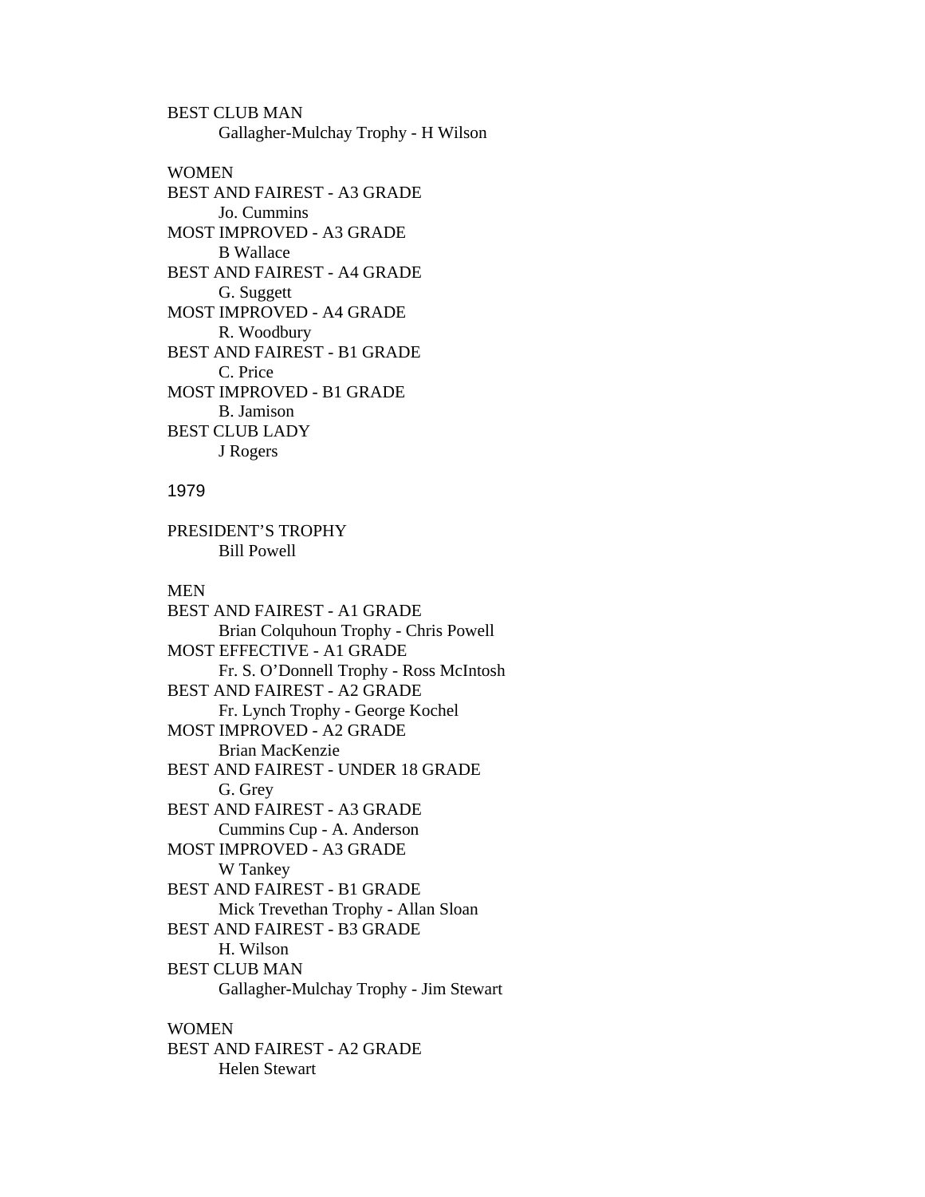BEST CLUB MAN

Gallagher-Mulchay Trophy - H Wilson

WOMEN

BEST AND FAIREST - A3 GRADE

Jo. Cummins

MOST IMPROVED - A3 GRADE

B Wallace

BEST AND FAIREST - A4 GRADE

G. Suggett

MOST IMPROVED - A4 GRADE

R. Woodbury

BEST AND FAIREST - B1 GRADE

C. Price

MOST IMPROVED - B1 GRADE

B. Jamison

BEST CLUB LADY

J Rogers

## 1979

PRESIDENT'S TROPHY

Bill Powell

MEN

BEST AND FAIREST - A1 GRADE

Brian Colquhoun Trophy - Chris Powell

MOST EFFECTIVE - A1 GRADE

Fr. S. O'Donnell Trophy - Ross McIntosh

BEST AND FAIREST - A2 GRADE

Fr. Lynch Trophy - George Kochel

MOST IMPROVED - A2 GRADE

Brian MacKenzie

BEST AND FAIREST - UNDER 18 GRADE

G. Grey

BEST AND FAIREST - A3 GRADE

Cummins Cup - A. Anderson

MOST IMPROVED - A3 GRADE

W Tankey

BEST AND FAIREST - B1 GRADE

Mick Trevethan Trophy - Allan Sloan

BEST AND FAIREST - B3 GRADE

H. Wilson

BEST CLUB MAN

Gallagher-Mulchay Trophy - Jim Stewart

WOMEN

BEST AND FAIREST - A2 GRADE

Helen Stewart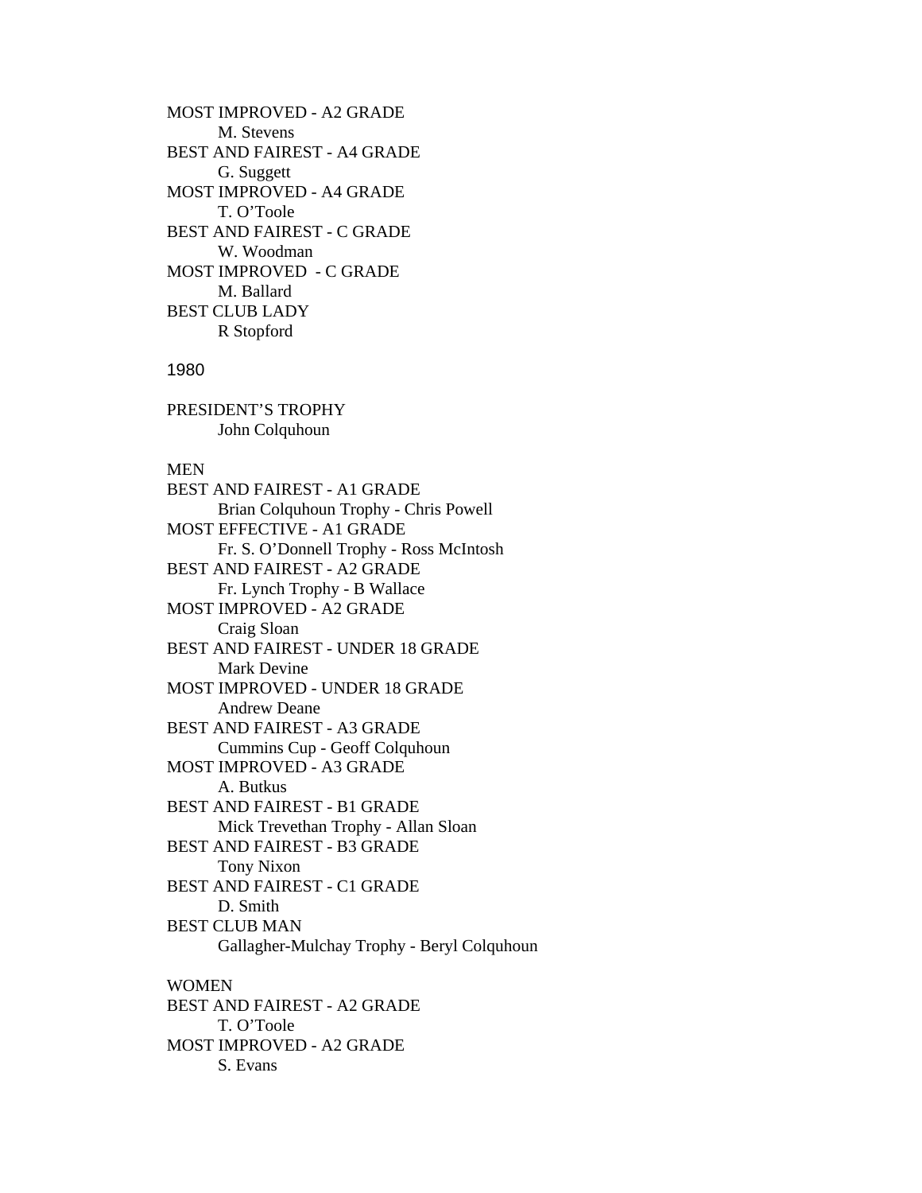MOST IMPROVED - A2 GRADE

M. Stevens

BEST AND FAIREST - A4 GRADE

G. Suggett

MOST IMPROVED - A4 GRADE

T. O'Toole

BEST AND FAIREST - C GRADE

W. Woodman

MOST IMPROVED - C GRADE

M. Ballard

BEST CLUB LADY

R Stopford

## 1980

PRESIDENT'S TROPHY

John Colquhoun

MEN

BEST AND FAIREST - A1 GRADE

Brian Colquhoun Trophy - Chris Powell

MOST EFFECTIVE - A1 GRADE

Fr. S. O'Donnell Trophy - Ross McIntosh

BEST AND FAIREST - A2 GRADE

Fr. Lynch Trophy - B Wallace

MOST IMPROVED - A2 GRADE

Craig Sloan

BEST AND FAIREST - UNDER 18 GRADE

Mark Devine

MOST IMPROVED - UNDER 18 GRADE

Andrew Deane

BEST AND FAIREST - A3 GRADE

Cummins Cup - Geoff Colquhoun

MOST IMPROVED - A3 GRADE

A. Butkus

BEST AND FAIREST - B1 GRADE

Mick Trevethan Trophy - Allan Sloan

BEST AND FAIREST - B3 GRADE

Tony Nixon

BEST AND FAIREST - C1 GRADE

D. Smith

BEST CLUB MAN

Gallagher-Mulchay Trophy - Beryl Colquhoun

WOMEN

BEST AND FAIREST - A2 GRADE

T. O'Toole

MOST IMPROVED - A2 GRADE

S. Evans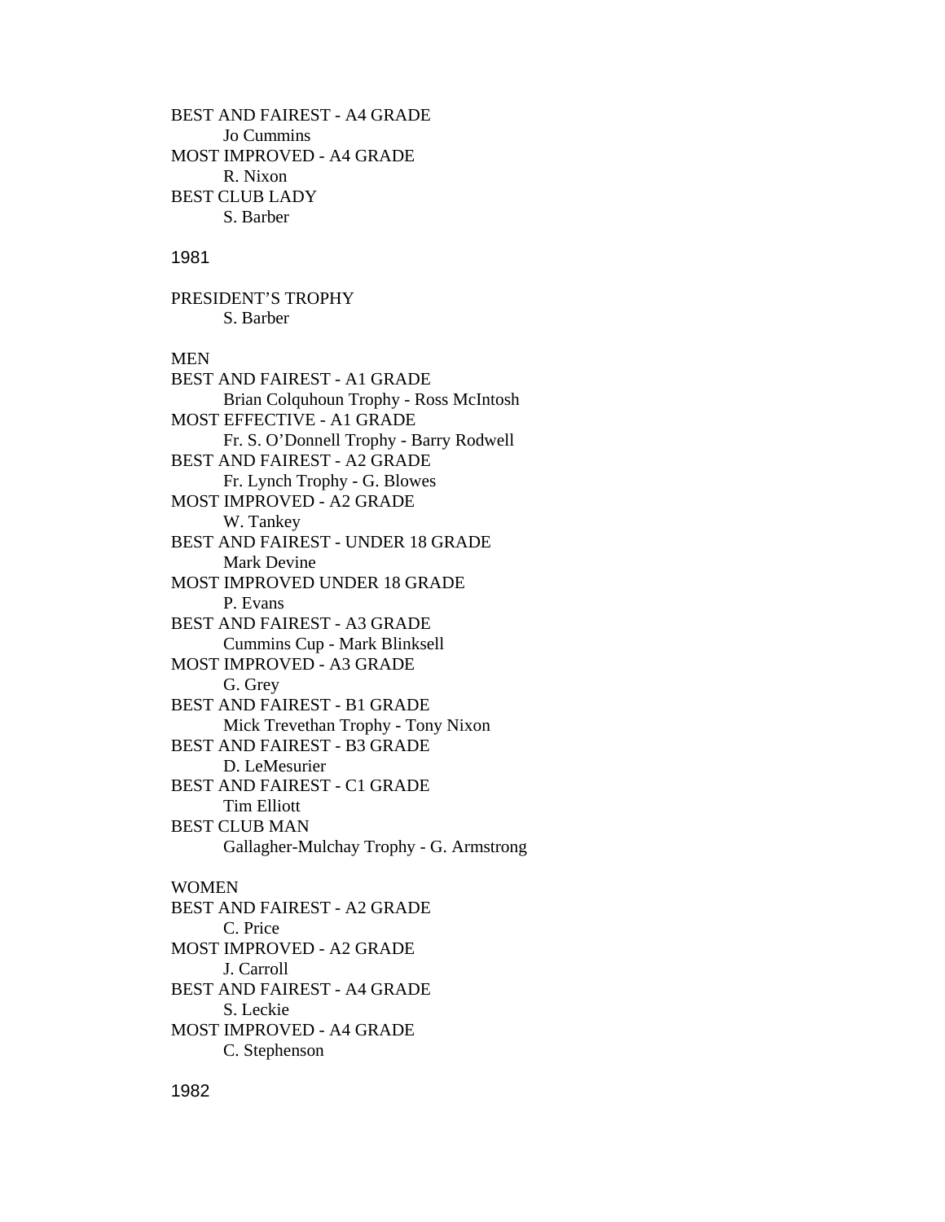BEST AND FAIREST - A4 GRADE
Jo Cummins
MOST IMPROVED - A4 GRADE
R. Nixon
BEST CLUB LADY
S. Barber

## 1981

PRESIDENT'S TROPHY
S. Barber

MEN
BEST AND FAIREST - A1 GRADE
Brian Colquhoun Trophy - Ross McIntosh
MOST EFFECTIVE - A1 GRADE
Fr. S. O'Donnell Trophy - Barry Rodwell
BEST AND FAIREST - A2 GRADE
Fr. Lynch Trophy - G. Blowes
MOST IMPROVED - A2 GRADE
W. Tankey
BEST AND FAIREST - UNDER 18 GRADE
Mark Devine
MOST IMPROVED UNDER 18 GRADE
P. Evans
BEST AND FAIREST - A3 GRADE
Cummins Cup - Mark Blinksell
MOST IMPROVED - A3 GRADE
G. Grey
BEST AND FAIREST - B1 GRADE
Mick Trevethan Trophy - Tony Nixon
BEST AND FAIREST - B3 GRADE
D. LeMesurier
BEST AND FAIREST - C1 GRADE
Tim Elliott
BEST CLUB MAN
Gallagher-Mulchay Trophy - G. Armstrong

WOMEN
BEST AND FAIREST - A2 GRADE
C. Price
MOST IMPROVED - A2 GRADE
J. Carroll
BEST AND FAIREST - A4 GRADE
S. Leckie
MOST IMPROVED - A4 GRADE
C. Stephenson

## 1982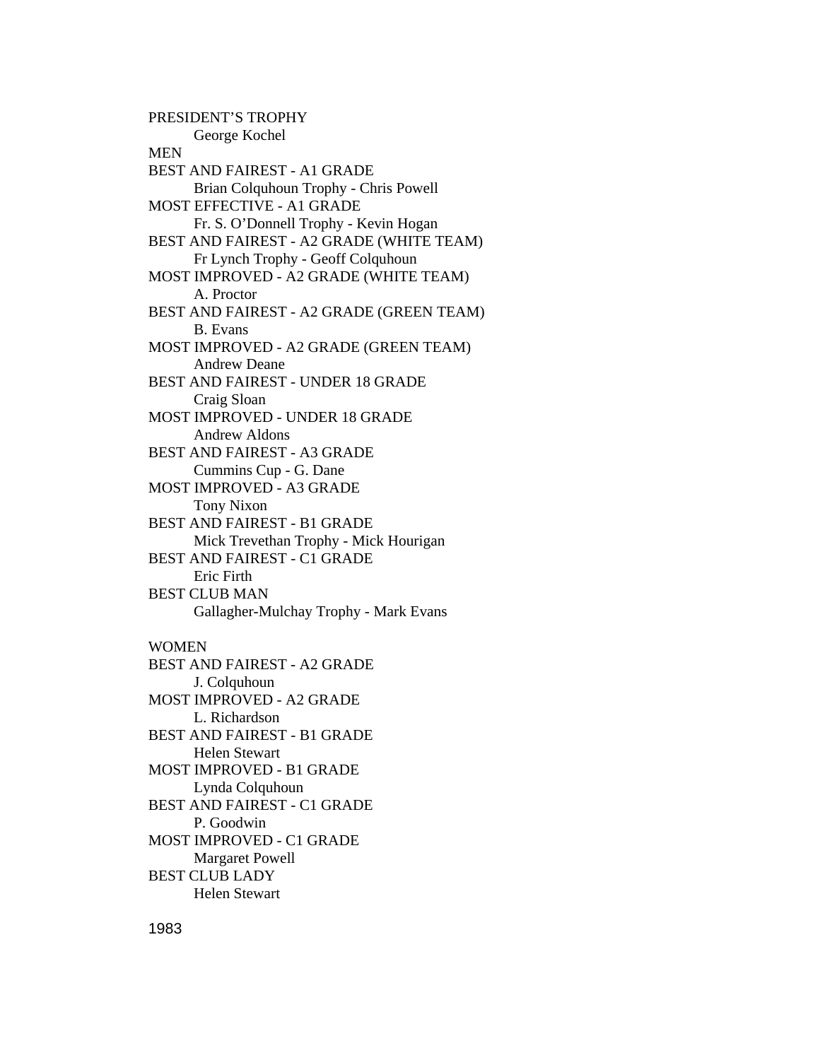PRESIDENT'S TROPHY

George Kochel

MEN

BEST AND FAIREST - A1 GRADE

Brian Colquhoun Trophy - Chris Powell

MOST EFFECTIVE - A1 GRADE

Fr. S. O'Donnell Trophy - Kevin Hogan

BEST AND FAIREST - A2 GRADE (WHITE TEAM)

Fr Lynch Trophy - Geoff Colquhoun

MOST IMPROVED - A2 GRADE (WHITE TEAM)

A. Proctor

BEST AND FAIREST - A2 GRADE (GREEN TEAM)

B. Evans

MOST IMPROVED - A2 GRADE (GREEN TEAM)

Andrew Deane

BEST AND FAIREST - UNDER 18 GRADE

Craig Sloan

MOST IMPROVED - UNDER 18 GRADE

Andrew Aldons

BEST AND FAIREST - A3 GRADE

Cummins Cup - G. Dane

MOST IMPROVED - A3 GRADE

Tony Nixon

BEST AND FAIREST - B1 GRADE

Mick Trevethan Trophy - Mick Hourigan

BEST AND FAIREST - C1 GRADE

Eric Firth

BEST CLUB MAN

Gallagher-Mulchay Trophy - Mark Evans

WOMEN

BEST AND FAIREST - A2 GRADE

J. Colquhoun

MOST IMPROVED - A2 GRADE

L. Richardson

BEST AND FAIREST - B1 GRADE

Helen Stewart

MOST IMPROVED - B1 GRADE

Lynda Colquhoun

BEST AND FAIREST - C1 GRADE

P. Goodwin

MOST IMPROVED - C1 GRADE

Margaret Powell

BEST CLUB LADY

Helen Stewart

1983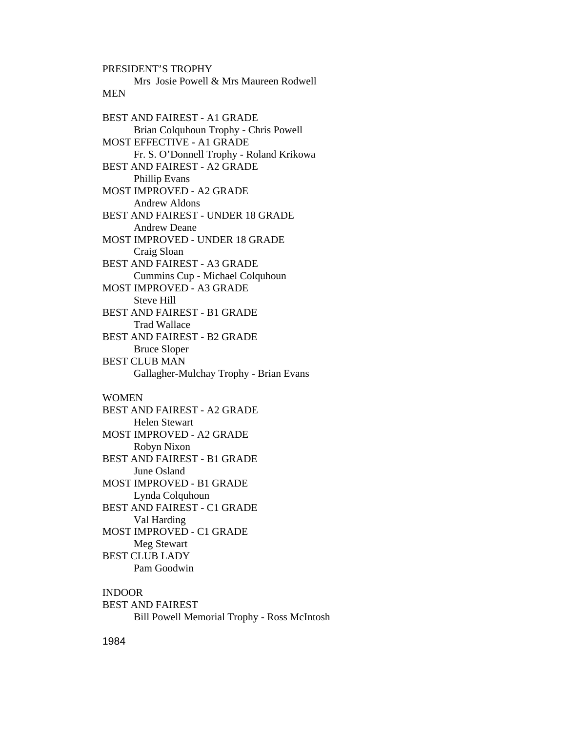PRESIDENT'S TROPHY

Mrs Josie Powell & Mrs Maureen Rodwell

MEN

BEST AND FAIREST - A1 GRADE

Brian Colquhoun Trophy - Chris Powell

MOST EFFECTIVE - A1 GRADE

Fr. S. O'Donnell Trophy - Roland Krikowa

BEST AND FAIREST - A2 GRADE

Phillip Evans

MOST IMPROVED - A2 GRADE

Andrew Aldons

BEST AND FAIREST - UNDER 18 GRADE

Andrew Deane

MOST IMPROVED - UNDER 18 GRADE

Craig Sloan

BEST AND FAIREST - A3 GRADE

Cummins Cup - Michael Colquhoun

MOST IMPROVED - A3 GRADE

Steve Hill

BEST AND FAIREST - B1 GRADE

Trad Wallace

BEST AND FAIREST - B2 GRADE

Bruce Sloper

BEST CLUB MAN

Gallagher-Mulchay Trophy - Brian Evans

WOMEN

BEST AND FAIREST - A2 GRADE

Helen Stewart

MOST IMPROVED - A2 GRADE

Robyn Nixon

BEST AND FAIREST - B1 GRADE

June Osland

MOST IMPROVED - B1 GRADE

Lynda Colquhoun

BEST AND FAIREST - C1 GRADE

Val Harding

MOST IMPROVED - C1 GRADE

Meg Stewart

BEST CLUB LADY

Pam Goodwin

INDOOR

BEST AND FAIREST

Bill Powell Memorial Trophy - Ross McIntosh

1984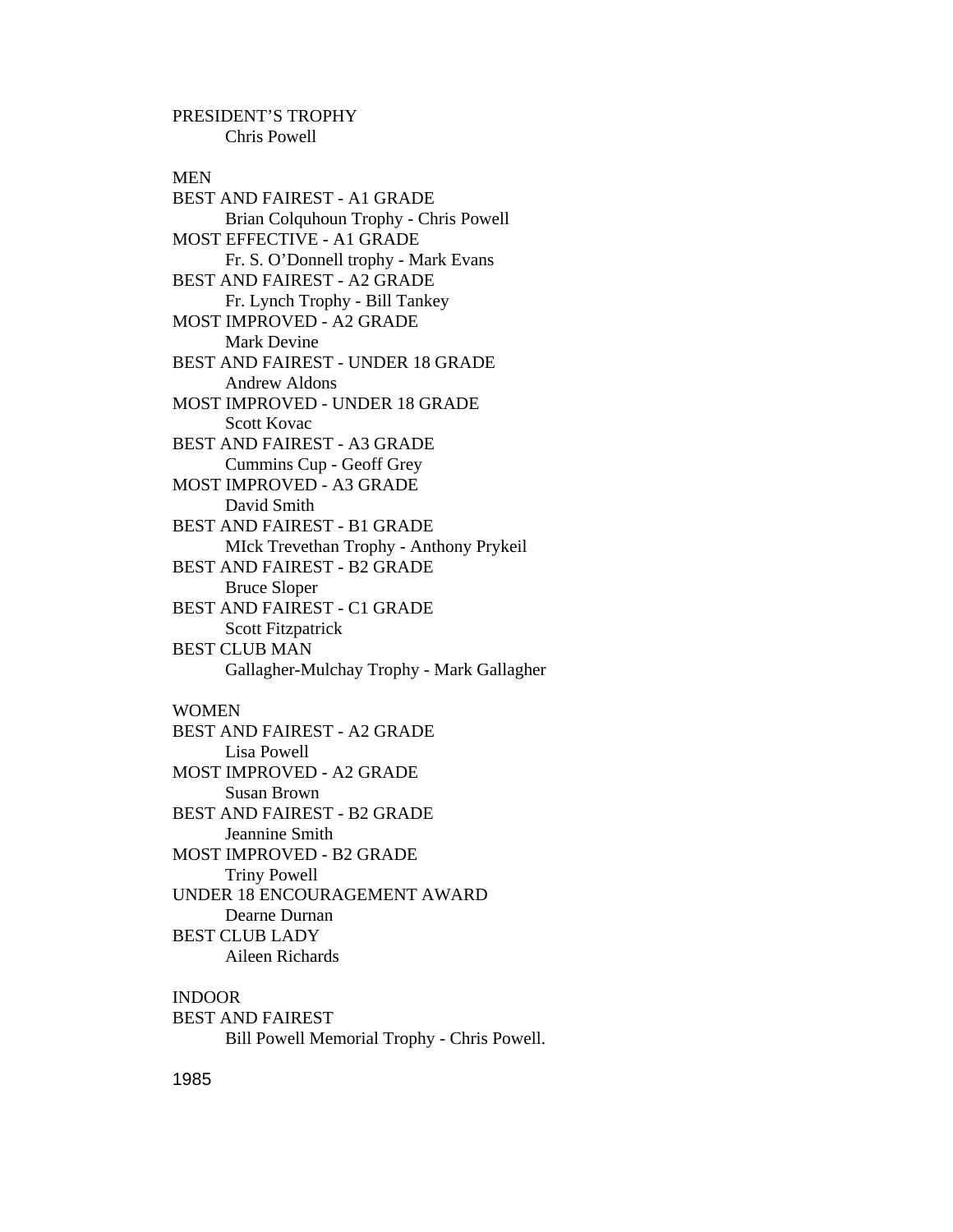PRESIDENT'S TROPHY

Chris Powell

MEN

BEST AND FAIREST - A1 GRADE

Brian Colquhoun Trophy - Chris Powell

MOST EFFECTIVE - A1 GRADE

Fr. S. O'Donnell trophy - Mark Evans

BEST AND FAIREST - A2 GRADE

Fr. Lynch Trophy - Bill Tankey

MOST IMPROVED - A2 GRADE

Mark Devine

BEST AND FAIREST - UNDER 18 GRADE

Andrew Aldons

MOST IMPROVED - UNDER 18 GRADE

Scott Kovac

BEST AND FAIREST - A3 GRADE

Cummins Cup - Geoff Grey

MOST IMPROVED - A3 GRADE

David Smith

BEST AND FAIREST - B1 GRADE

MIck Trevethan Trophy - Anthony Prykeil

BEST AND FAIREST - B2 GRADE

Bruce Sloper

BEST AND FAIREST - C1 GRADE

Scott Fitzpatrick

BEST CLUB MAN

Gallagher-Mulchay Trophy - Mark Gallagher

WOMEN

BEST AND FAIREST - A2 GRADE

Lisa Powell

MOST IMPROVED - A2 GRADE

Susan Brown

BEST AND FAIREST - B2 GRADE

Jeannine Smith

MOST IMPROVED - B2 GRADE

Triny Powell

UNDER 18 ENCOURAGEMENT AWARD

Dearne Durnan

BEST CLUB LADY

Aileen Richards

INDOOR

BEST AND FAIREST

Bill Powell Memorial Trophy - Chris Powell.

1985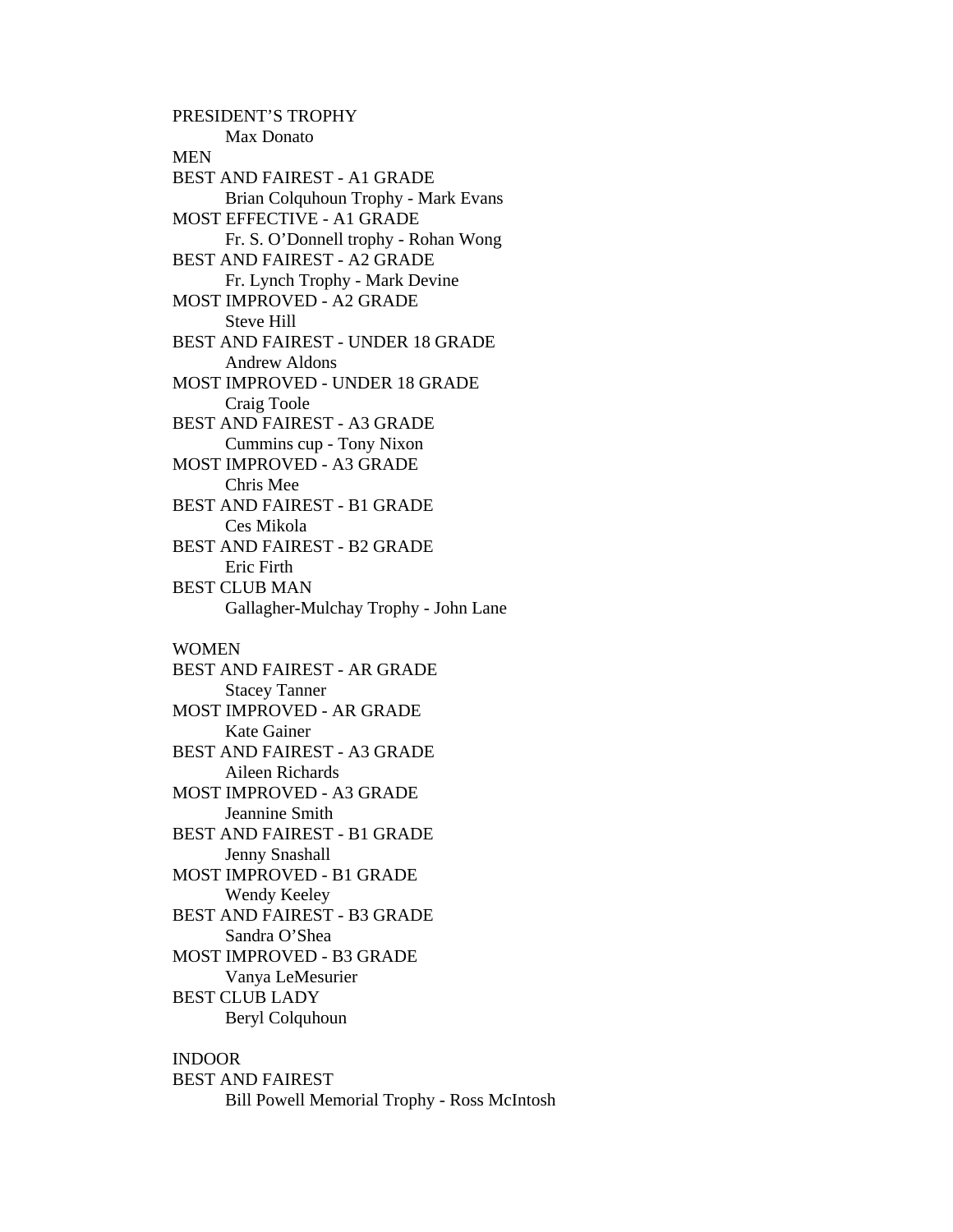PRESIDENT’S TROPHY

Max Donato

MEN

BEST AND FAIREST - A1 GRADE

Brian Colquhoun Trophy - Mark Evans

MOST EFFECTIVE - A1 GRADE

Fr. S. O’Donnell trophy - Rohan Wong

BEST AND FAIREST - A2 GRADE

Fr. Lynch Trophy - Mark Devine

MOST IMPROVED - A2 GRADE

Steve Hill

BEST AND FAIREST - UNDER 18 GRADE

Andrew Aldons

MOST IMPROVED - UNDER 18 GRADE

Craig Toole

BEST AND FAIREST - A3 GRADE

Cummins cup - Tony Nixon

MOST IMPROVED - A3 GRADE

Chris Mee

BEST AND FAIREST - B1 GRADE

Ces Mikola

BEST AND FAIREST - B2 GRADE

Eric Firth

BEST CLUB MAN

Gallagher-Mulchay Trophy - John Lane

WOMEN

BEST AND FAIREST - AR GRADE

Stacey Tanner

MOST IMPROVED - AR GRADE

Kate Gainer

BEST AND FAIREST - A3 GRADE

Aileen Richards

MOST IMPROVED - A3 GRADE

Jeannine Smith

BEST AND FAIREST - B1 GRADE

Jenny Snashall

MOST IMPROVED - B1 GRADE

Wendy Keeley

BEST AND FAIREST - B3 GRADE

Sandra O’Shea

MOST IMPROVED - B3 GRADE

Vanya LeMesurier

BEST CLUB LADY

Beryl Colquhoun

INDOOR

BEST AND FAIREST

Bill Powell Memorial Trophy - Ross McIntosh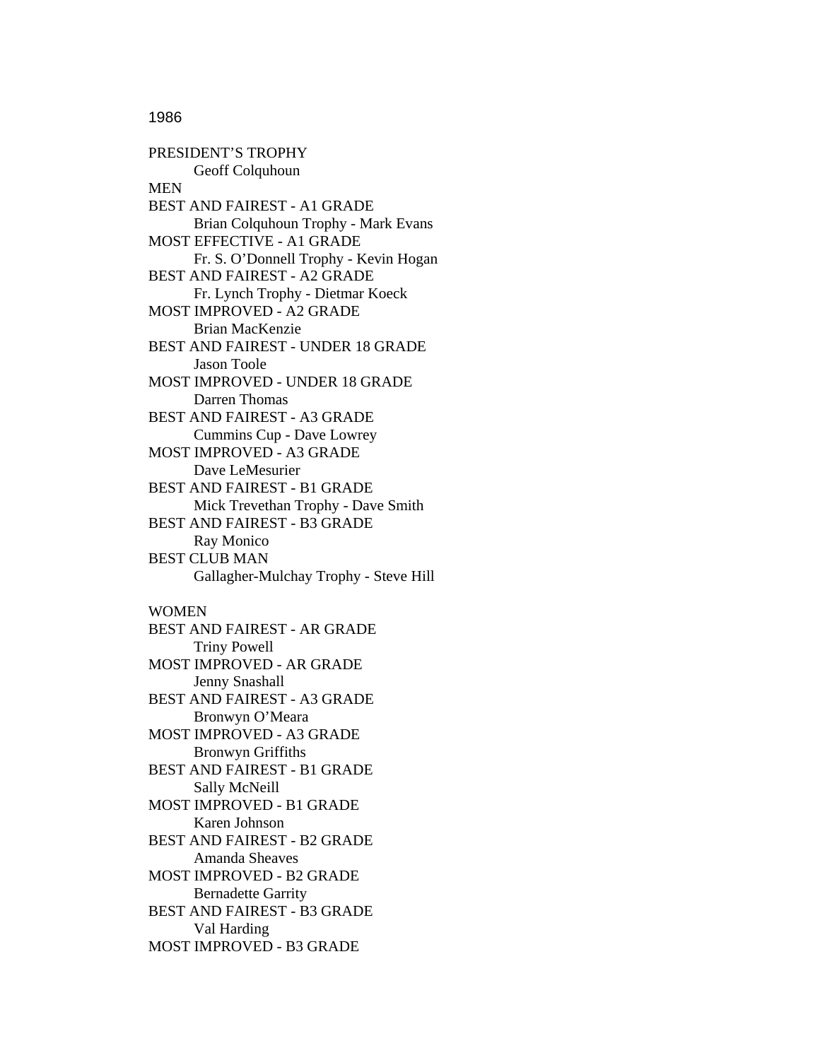1986

PRESIDENT’S TROPHY
    Geoff Colquhoun

MEN

BEST AND FAIREST - A1 GRADE
    Brian Colquhoun Trophy - Mark Evans

MOST EFFECTIVE - A1 GRADE
    Fr. S. O’Donnell Trophy - Kevin Hogan

BEST AND FAIREST - A2 GRADE
    Fr. Lynch Trophy - Dietmar Koeck

MOST IMPROVED - A2 GRADE
    Brian MacKenzie

BEST AND FAIREST - UNDER 18 GRADE
    Jason Toole

MOST IMPROVED - UNDER 18 GRADE
    Darren Thomas

BEST AND FAIREST - A3 GRADE
    Cummins Cup - Dave Lowrey

MOST IMPROVED - A3 GRADE
    Dave LeMesurier

BEST AND FAIREST - B1 GRADE
    Mick Trevethan Trophy - Dave Smith

BEST AND FAIREST - B3 GRADE
    Ray Monico

BEST CLUB MAN
    Gallagher-Mulchay Trophy - Steve Hill

WOMEN

BEST AND FAIREST - AR GRADE
    Triny Powell

MOST IMPROVED - AR GRADE
    Jenny Snashall

BEST AND FAIREST - A3 GRADE
    Bronwyn O’Meara

MOST IMPROVED - A3 GRADE
    Bronwyn Griffiths

BEST AND FAIREST - B1 GRADE
    Sally McNeill

MOST IMPROVED - B1 GRADE
    Karen Johnson

BEST AND FAIREST - B2 GRADE
    Amanda Sheaves

MOST IMPROVED - B2 GRADE
    Bernadette Garrity

BEST AND FAIREST - B3 GRADE
    Val Harding

MOST IMPROVED - B3 GRADE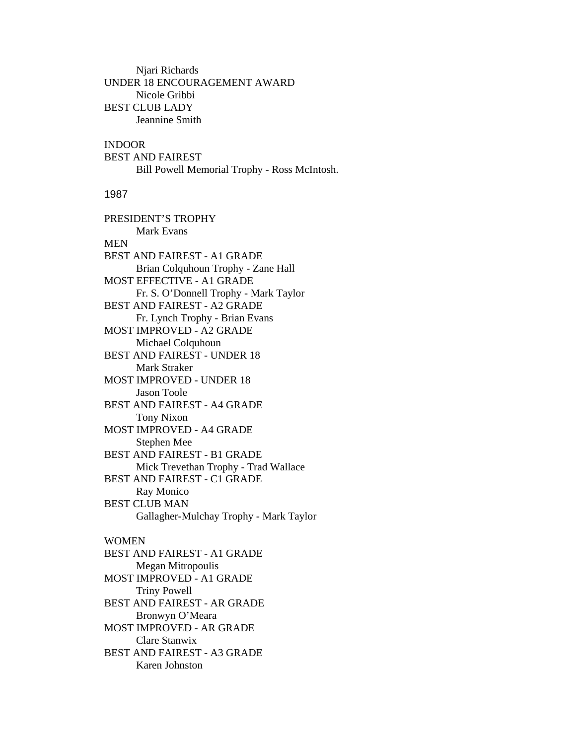Njari Richards

UNDER 18 ENCOURAGEMENT AWARD

Nicole Gribbi

BEST CLUB LADY

Jeannine Smith

INDOOR

BEST AND FAIREST

Bill Powell Memorial Trophy - Ross McIntosh.

## 1987

PRESIDENT'S TROPHY

Mark Evans

MEN

BEST AND FAIREST - A1 GRADE

Brian Colquhoun Trophy - Zane Hall

MOST EFFECTIVE - A1 GRADE

Fr. S. O'Donnell Trophy - Mark Taylor

BEST AND FAIREST - A2 GRADE

Fr. Lynch Trophy - Brian Evans

MOST IMPROVED - A2 GRADE

Michael Colquhoun

BEST AND FAIREST - UNDER 18

Mark Straker

MOST IMPROVED - UNDER 18

Jason Toole

BEST AND FAIREST - A4 GRADE

Tony Nixon

MOST IMPROVED - A4 GRADE

Stephen Mee

BEST AND FAIREST - B1 GRADE

Mick Trevethan Trophy - Trad Wallace

BEST AND FAIREST - C1 GRADE

Ray Monico

BEST CLUB MAN

Gallagher-Mulchay Trophy - Mark Taylor

WOMEN

BEST AND FAIREST - A1 GRADE

Megan Mitropoulis

MOST IMPROVED - A1 GRADE

Triny Powell

BEST AND FAIREST - AR GRADE

Bronwyn O'Meara

MOST IMPROVED - AR GRADE

Clare Stanwix

BEST AND FAIREST - A3 GRADE

Karen Johnston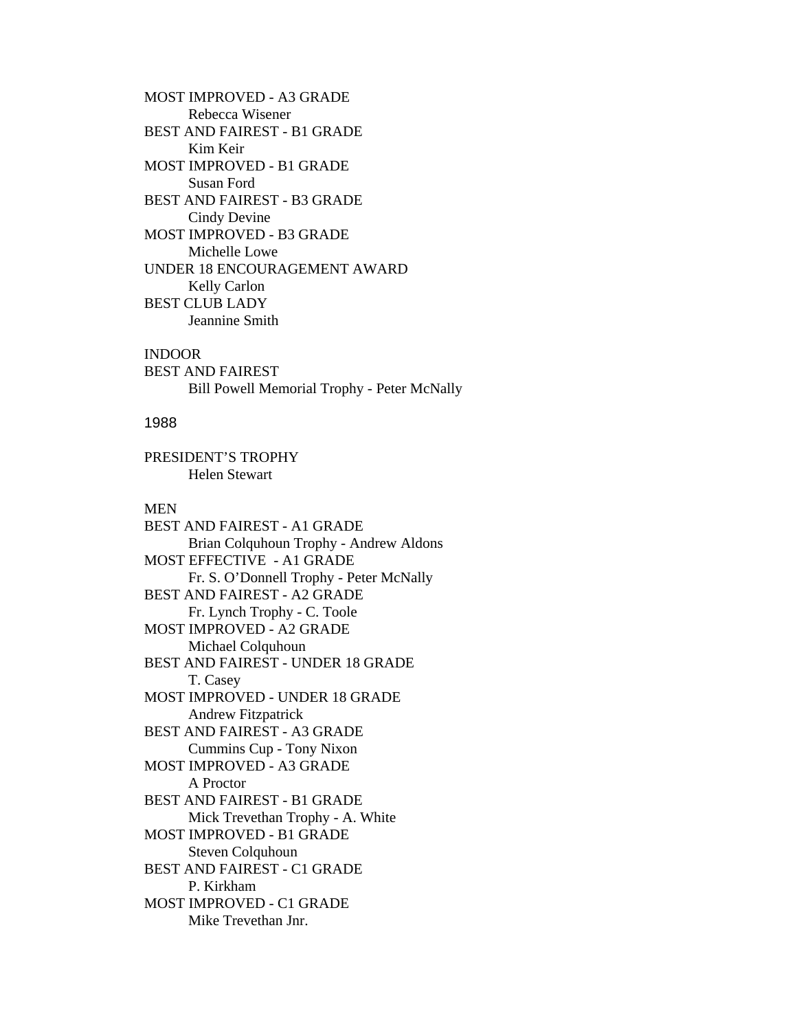MOST IMPROVED - A3 GRADE
    Rebecca Wisener
BEST AND FAIREST - B1 GRADE
    Kim Keir
MOST IMPROVED - B1 GRADE
    Susan Ford
BEST AND FAIREST - B3 GRADE
    Cindy Devine
MOST IMPROVED - B3 GRADE
    Michelle Lowe
UNDER 18 ENCOURAGEMENT AWARD
    Kelly Carlon
BEST CLUB LADY
    Jeannine Smith

INDOOR
BEST AND FAIREST
    Bill Powell Memorial Trophy - Peter McNally

## 1988

PRESIDENT'S TROPHY
    Helen Stewart

MEN
BEST AND FAIREST - A1 GRADE
    Brian Colquhoun Trophy - Andrew Aldons
MOST EFFECTIVE - A1 GRADE
    Fr. S. O'Donnell Trophy - Peter McNally
BEST AND FAIREST - A2 GRADE
    Fr. Lynch Trophy - C. Toole
MOST IMPROVED - A2 GRADE
    Michael Colquhoun
BEST AND FAIREST - UNDER 18 GRADE
    T. Casey
MOST IMPROVED - UNDER 18 GRADE
    Andrew Fitzpatrick
BEST AND FAIREST - A3 GRADE
    Cummins Cup - Tony Nixon
MOST IMPROVED - A3 GRADE
    A Proctor
BEST AND FAIREST - B1 GRADE
    Mick Trevethan Trophy - A. White
MOST IMPROVED - B1 GRADE
    Steven Colquhoun
BEST AND FAIREST - C1 GRADE
    P. Kirkham
MOST IMPROVED - C1 GRADE
    Mike Trevethan Jnr.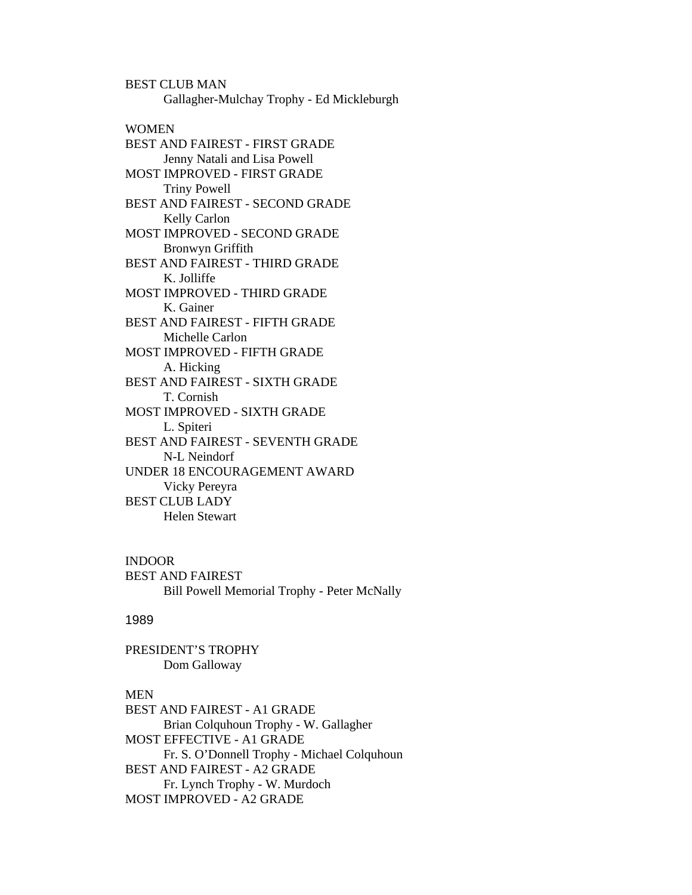BEST CLUB MAN

Gallagher-Mulchay Trophy - Ed Mickleburgh

WOMEN

BEST AND FAIREST - FIRST GRADE

Jenny Natali and Lisa Powell

MOST IMPROVED - FIRST GRADE

Triny Powell

BEST AND FAIREST - SECOND GRADE

Kelly Carlon

MOST IMPROVED - SECOND GRADE

Bronwyn Griffith

BEST AND FAIREST - THIRD GRADE

K. Jolliffe

MOST IMPROVED - THIRD GRADE

K. Gainer

BEST AND FAIREST - FIFTH GRADE

Michelle Carlon

MOST IMPROVED - FIFTH GRADE

A. Hicking

BEST AND FAIREST - SIXTH GRADE

T. Cornish

MOST IMPROVED - SIXTH GRADE

L. Spiteri

BEST AND FAIREST - SEVENTH GRADE

N-L Neindorf

UNDER 18 ENCOURAGEMENT AWARD

Vicky Pereyra

BEST CLUB LADY

Helen Stewart

INDOOR

BEST AND FAIREST

Bill Powell Memorial Trophy - Peter McNally

## 1989

PRESIDENT'S TROPHY

Dom Galloway

MEN

BEST AND FAIREST - A1 GRADE

Brian Colquhoun Trophy - W. Gallagher

MOST EFFECTIVE - A1 GRADE

Fr. S. O'Donnell Trophy - Michael Colquhoun

BEST AND FAIREST - A2 GRADE

Fr. Lynch Trophy - W. Murdoch

MOST IMPROVED - A2 GRADE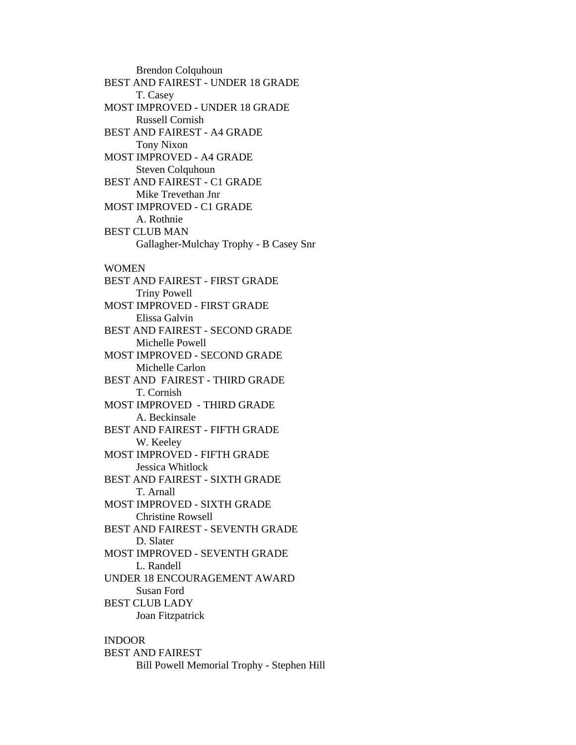Brendon Colquhoun

BEST AND FAIREST - UNDER 18 GRADE

T. Casey

MOST IMPROVED - UNDER 18 GRADE

Russell Cornish

BEST AND FAIREST - A4 GRADE

Tony Nixon

MOST IMPROVED - A4 GRADE

Steven Colquhoun

BEST AND FAIREST - C1 GRADE

Mike Trevethan Jnr

MOST IMPROVED - C1 GRADE

A. Rothnie

BEST CLUB MAN

Gallagher-Mulchay Trophy - B Casey Snr

WOMEN

BEST AND FAIREST - FIRST GRADE

Triny Powell

MOST IMPROVED - FIRST GRADE

Elissa Galvin

BEST AND FAIREST - SECOND GRADE

Michelle Powell

MOST IMPROVED - SECOND GRADE

Michelle Carlon

BEST AND FAIREST - THIRD GRADE

T. Cornish

MOST IMPROVED - THIRD GRADE

A. Beckinsale

BEST AND FAIREST - FIFTH GRADE

W. Keeley

MOST IMPROVED - FIFTH GRADE

Jessica Whitlock

BEST AND FAIREST - SIXTH GRADE

T. Arnall

MOST IMPROVED - SIXTH GRADE

Christine Rowsell

BEST AND FAIREST - SEVENTH GRADE

D. Slater

MOST IMPROVED - SEVENTH GRADE

L. Randell

UNDER 18 ENCOURAGEMENT AWARD

Susan Ford

BEST CLUB LADY

Joan Fitzpatrick

INDOOR

BEST AND FAIREST

Bill Powell Memorial Trophy - Stephen Hill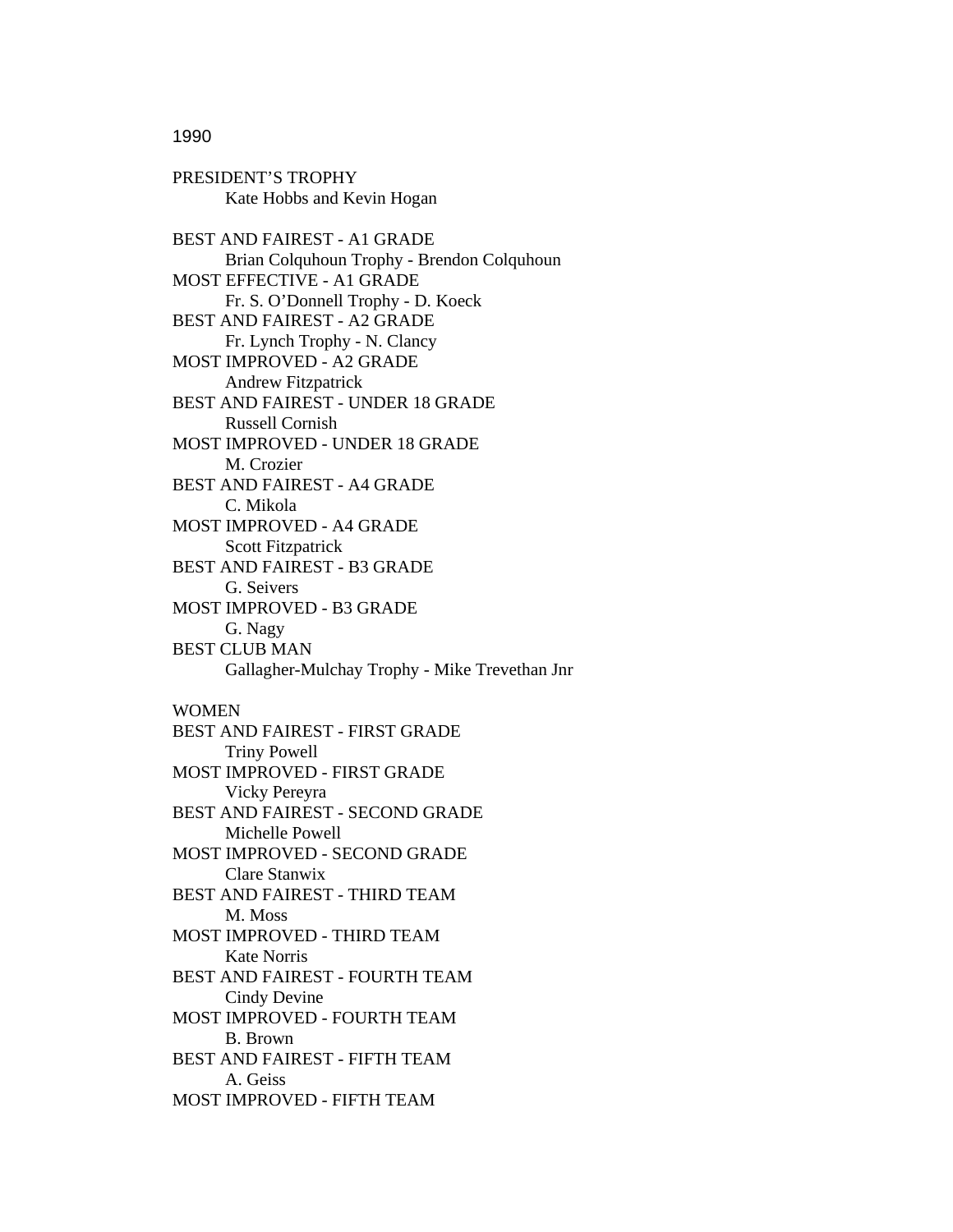1990

PRESIDENT'S TROPHY
    Kate Hobbs and Kevin Hogan

BEST AND FAIREST - A1 GRADE
    Brian Colquhoun Trophy - Brendon Colquhoun
MOST EFFECTIVE - A1 GRADE
    Fr. S. O'Donnell Trophy - D. Koeck
BEST AND FAIREST - A2 GRADE
    Fr. Lynch Trophy - N. Clancy
MOST IMPROVED - A2 GRADE
    Andrew Fitzpatrick
BEST AND FAIREST - UNDER 18 GRADE
    Russell Cornish
MOST IMPROVED - UNDER 18 GRADE
    M. Crozier
BEST AND FAIREST - A4 GRADE
    C. Mikola
MOST IMPROVED - A4 GRADE
    Scott Fitzpatrick
BEST AND FAIREST - B3 GRADE
    G. Seivers
MOST IMPROVED - B3 GRADE
    G. Nagy
BEST CLUB MAN
    Gallagher-Mulchay Trophy - Mike Trevethan Jnr

WOMEN
BEST AND FAIREST - FIRST GRADE
    Triny Powell
MOST IMPROVED - FIRST GRADE
    Vicky Pereyra
BEST AND FAIREST - SECOND GRADE
    Michelle Powell
MOST IMPROVED - SECOND GRADE
    Clare Stanwix
BEST AND FAIREST - THIRD TEAM
    M. Moss
MOST IMPROVED - THIRD TEAM
    Kate Norris
BEST AND FAIREST - FOURTH TEAM
    Cindy Devine
MOST IMPROVED - FOURTH TEAM
    B. Brown
BEST AND FAIREST - FIFTH TEAM
    A. Geiss
MOST IMPROVED - FIFTH TEAM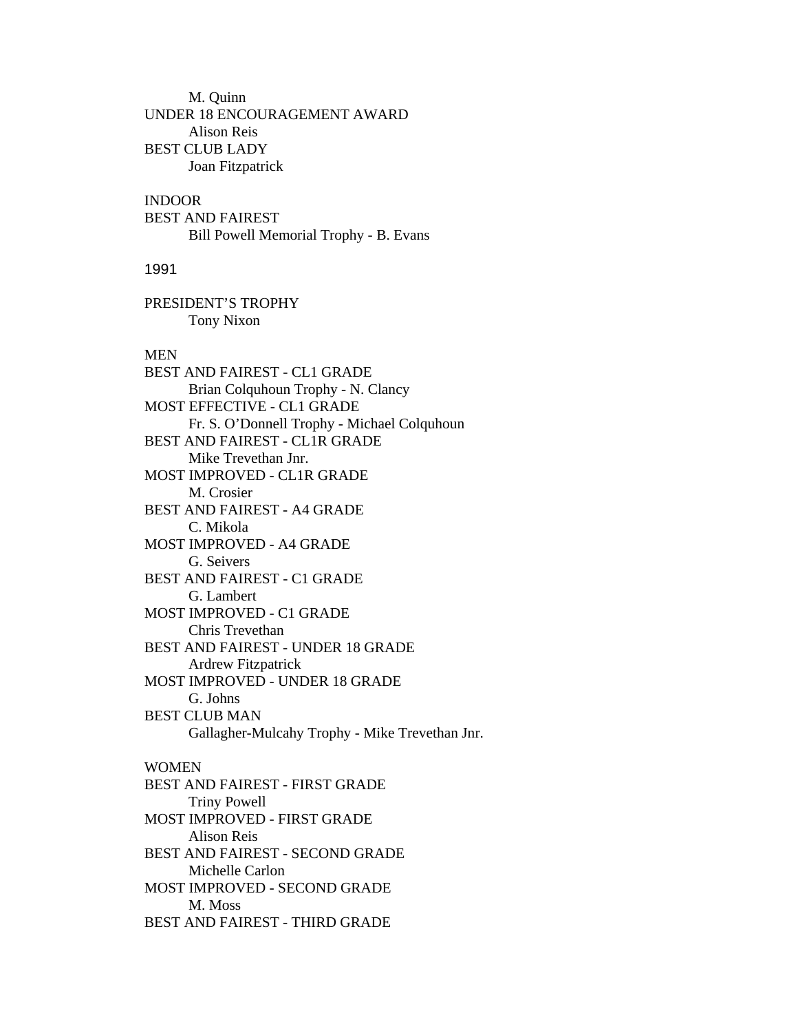M. Quinn

UNDER 18 ENCOURAGEMENT AWARD

Alison Reis

BEST CLUB LADY

Joan Fitzpatrick

INDOOR

BEST AND FAIREST

Bill Powell Memorial Trophy - B. Evans

## 1991

PRESIDENT’S TROPHY

Tony Nixon

MEN

BEST AND FAIREST - CL1 GRADE

Brian Colquhoun Trophy - N. Clancy

MOST EFFECTIVE - CL1 GRADE

Fr. S. O’Donnell Trophy - Michael Colquhoun

BEST AND FAIREST - CL1R GRADE

Mike Trevethan Jnr.

MOST IMPROVED - CL1R GRADE

M. Crosier

BEST AND FAIREST - A4 GRADE

C. Mikola

MOST IMPROVED - A4 GRADE

G. Seivers

BEST AND FAIREST - C1 GRADE

G. Lambert

MOST IMPROVED - C1 GRADE

Chris Trevethan

BEST AND FAIREST - UNDER 18 GRADE

Ardrew Fitzpatrick

MOST IMPROVED - UNDER 18 GRADE

G. Johns

BEST CLUB MAN

Gallagher-Mulcahy Trophy - Mike Trevethan Jnr.

WOMEN

BEST AND FAIREST - FIRST GRADE

Triny Powell

MOST IMPROVED - FIRST GRADE

Alison Reis

BEST AND FAIREST - SECOND GRADE

Michelle Carlon

MOST IMPROVED - SECOND GRADE

M. Moss

BEST AND FAIREST - THIRD GRADE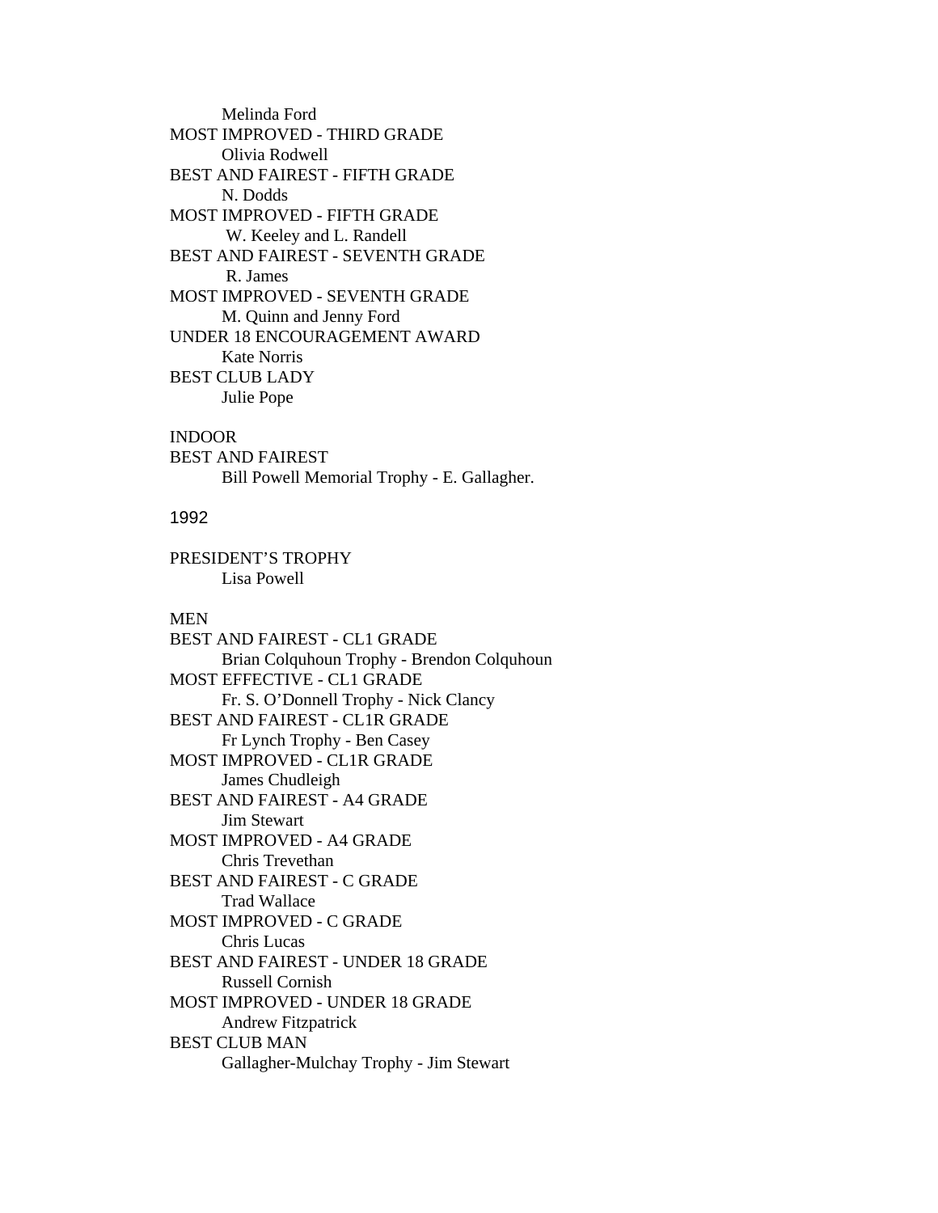Melinda Ford

MOST IMPROVED - THIRD GRADE

Olivia Rodwell

BEST AND FAIREST - FIFTH GRADE

N. Dodds

MOST IMPROVED - FIFTH GRADE

W. Keeley and L. Randell

BEST AND FAIREST - SEVENTH GRADE

R. James

MOST IMPROVED - SEVENTH GRADE

M. Quinn and Jenny Ford

UNDER 18 ENCOURAGEMENT AWARD

Kate Norris

BEST CLUB LADY

Julie Pope

INDOOR

BEST AND FAIREST

Bill Powell Memorial Trophy - E. Gallagher.

1992

PRESIDENT'S TROPHY

Lisa Powell

MEN

BEST AND FAIREST - CL1 GRADE

Brian Colquhoun Trophy - Brendon Colquhoun

MOST EFFECTIVE - CL1 GRADE

Fr. S. O'Donnell Trophy - Nick Clancy

BEST AND FAIREST - CL1R GRADE

Fr Lynch Trophy - Ben Casey

MOST IMPROVED - CL1R GRADE

James Chudleigh

BEST AND FAIREST - A4 GRADE

Jim Stewart

MOST IMPROVED - A4 GRADE

Chris Trevethan

BEST AND FAIREST - C GRADE

Trad Wallace

MOST IMPROVED - C GRADE

Chris Lucas

BEST AND FAIREST - UNDER 18 GRADE

Russell Cornish

MOST IMPROVED - UNDER 18 GRADE

Andrew Fitzpatrick

BEST CLUB MAN

Gallagher-Mulchay Trophy - Jim Stewart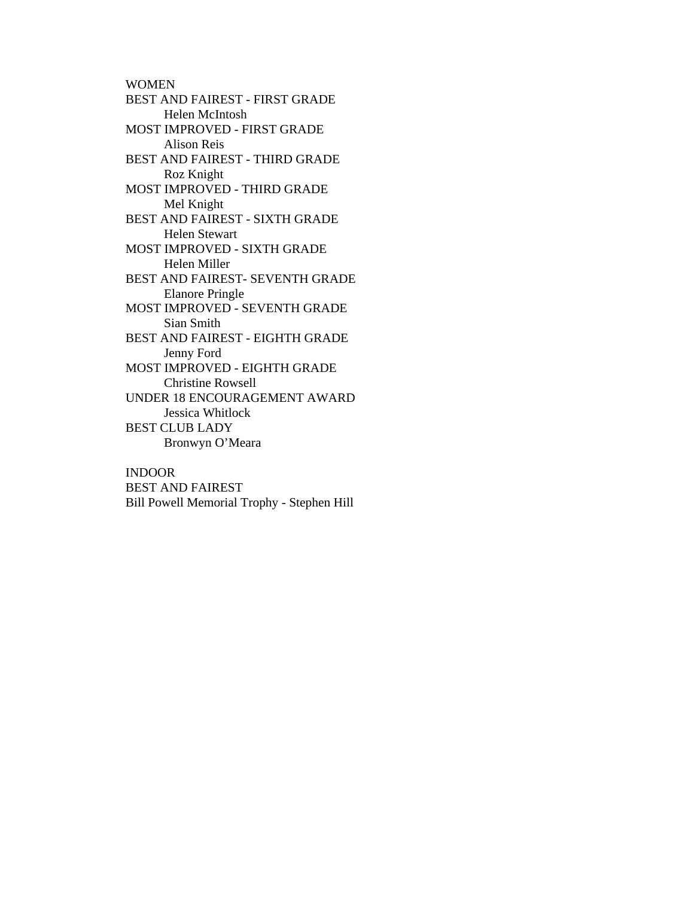WOMEN

BEST AND FAIREST - FIRST GRADE
    Helen McIntosh

MOST IMPROVED - FIRST GRADE
    Alison Reis

BEST AND FAIREST - THIRD GRADE
    Roz Knight

MOST IMPROVED - THIRD GRADE
    Mel Knight

BEST AND FAIREST - SIXTH GRADE
    Helen Stewart

MOST IMPROVED - SIXTH GRADE
    Helen Miller

BEST AND FAIREST- SEVENTH GRADE
    Elanore Pringle

MOST IMPROVED - SEVENTH GRADE
    Sian Smith

BEST AND FAIREST - EIGHTH GRADE
    Jenny Ford

MOST IMPROVED - EIGHTH GRADE
    Christine Rowsell

UNDER 18 ENCOURAGEMENT AWARD
    Jessica Whitlock

BEST CLUB LADY
    Bronwyn O'Meara

INDOOR

BEST AND FAIREST

Bill Powell Memorial Trophy - Stephen Hill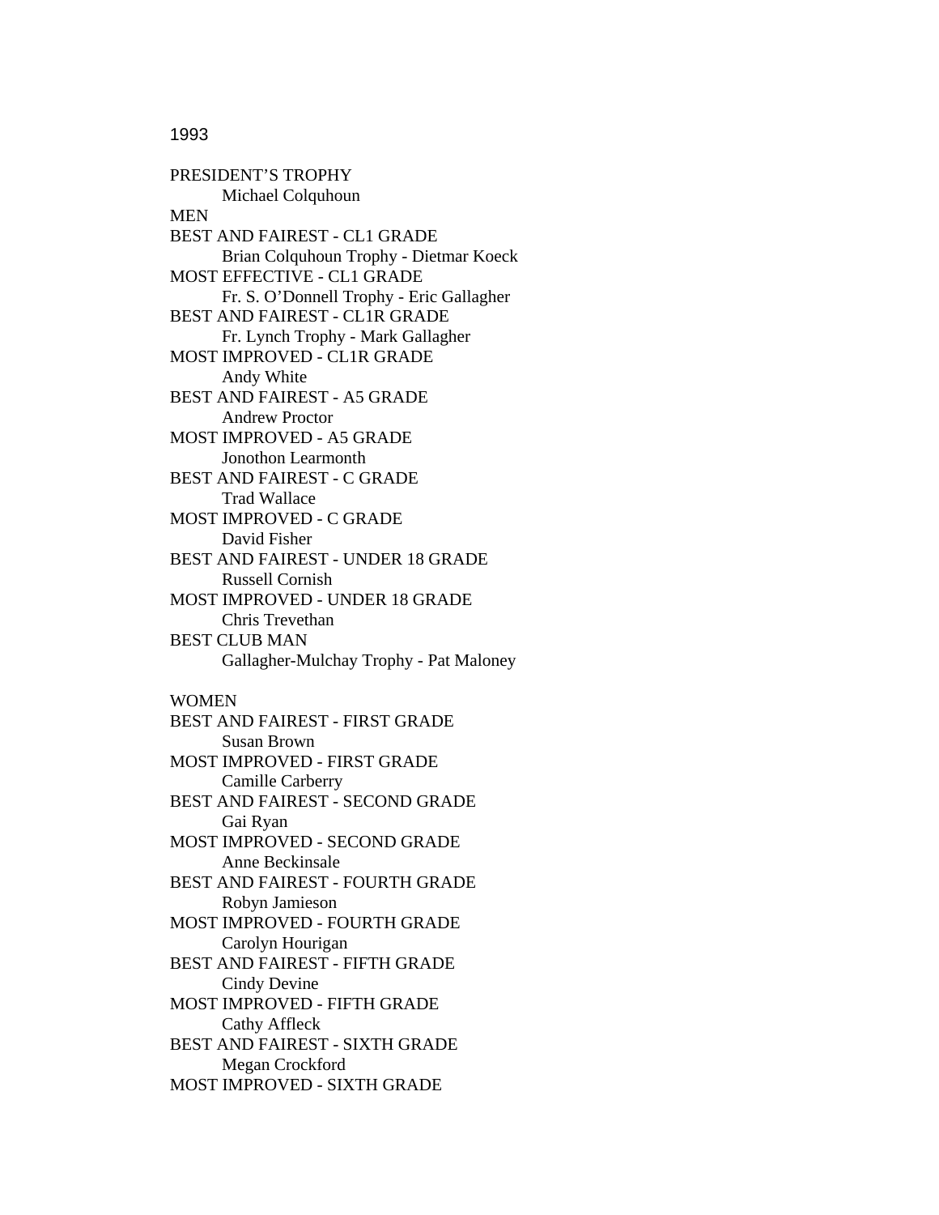1993

PRESIDENT’S TROPHY
    Michael Colquhoun

MEN

BEST AND FAIREST - CL1 GRADE
    Brian Colquhoun Trophy - Dietmar Koeck

MOST EFFECTIVE - CL1 GRADE
    Fr. S. O’Donnell Trophy - Eric Gallagher

BEST AND FAIREST - CL1R GRADE
    Fr. Lynch Trophy - Mark Gallagher

MOST IMPROVED - CL1R GRADE
    Andy White

BEST AND FAIREST - A5 GRADE
    Andrew Proctor

MOST IMPROVED - A5 GRADE
    Jonothon Learmonth

BEST AND FAIREST - C GRADE
    Trad Wallace

MOST IMPROVED - C GRADE
    David Fisher

BEST AND FAIREST - UNDER 18 GRADE
    Russell Cornish

MOST IMPROVED - UNDER 18 GRADE
    Chris Trevethan

BEST CLUB MAN
    Gallagher-Mulchay Trophy - Pat Maloney

WOMEN

BEST AND FAIREST - FIRST GRADE
    Susan Brown

MOST IMPROVED - FIRST GRADE
    Camille Carberry

BEST AND FAIREST - SECOND GRADE
    Gai Ryan

MOST IMPROVED - SECOND GRADE
    Anne Beckinsale

BEST AND FAIREST - FOURTH GRADE
    Robyn Jamieson

MOST IMPROVED - FOURTH GRADE
    Carolyn Hourigan

BEST AND FAIREST - FIFTH GRADE
    Cindy Devine

MOST IMPROVED - FIFTH GRADE
    Cathy Affleck

BEST AND FAIREST - SIXTH GRADE
    Megan Crockford

MOST IMPROVED - SIXTH GRADE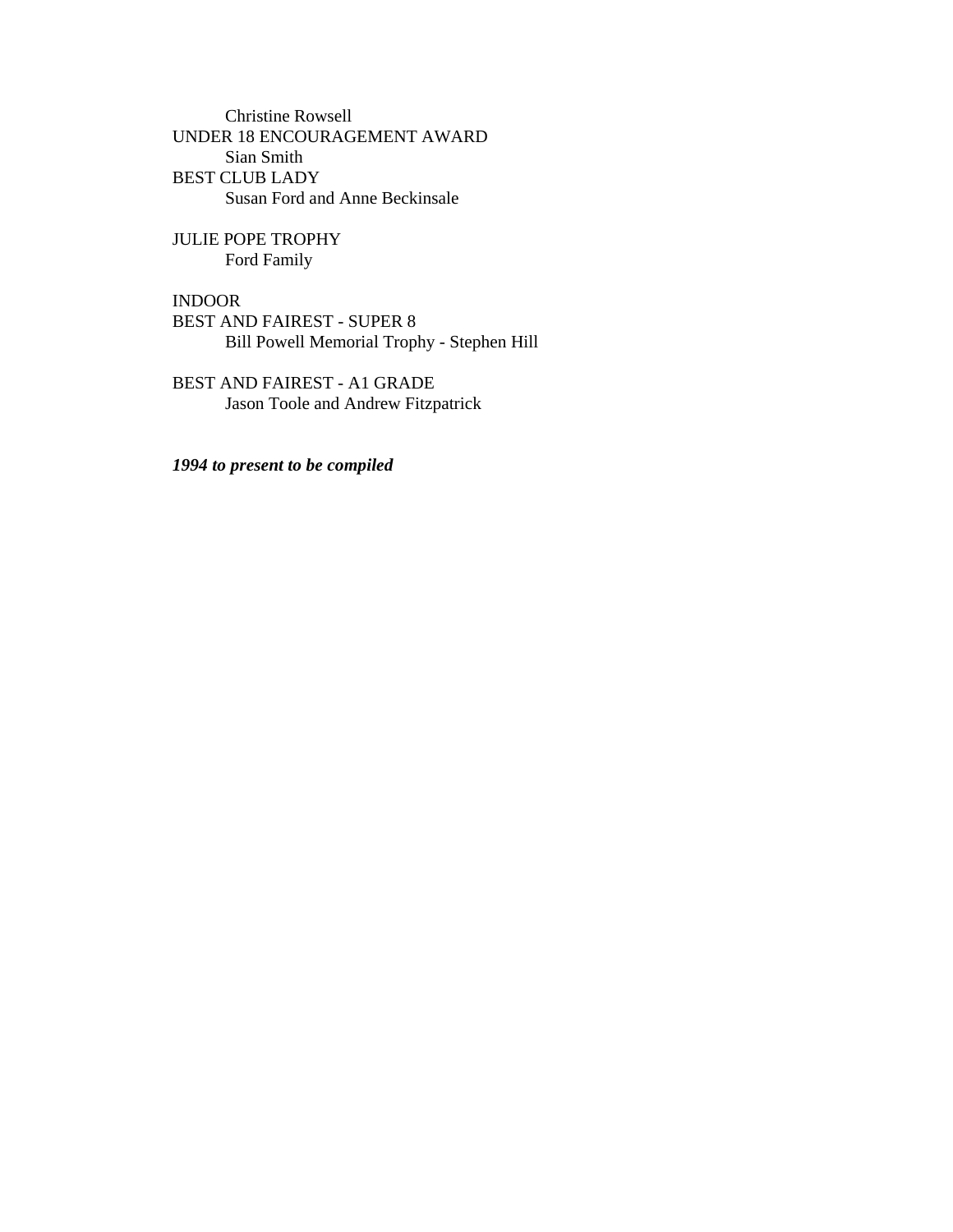Christine Rowsell

UNDER 18 ENCOURAGEMENT AWARD

Sian Smith

BEST CLUB LADY

Susan Ford and Anne Beckinsale

JULIE POPE TROPHY

Ford Family

INDOOR

BEST AND FAIREST - SUPER 8

Bill Powell Memorial Trophy - Stephen Hill

BEST AND FAIREST - A1 GRADE

Jason Toole and Andrew Fitzpatrick

***1994 to present to be compiled***